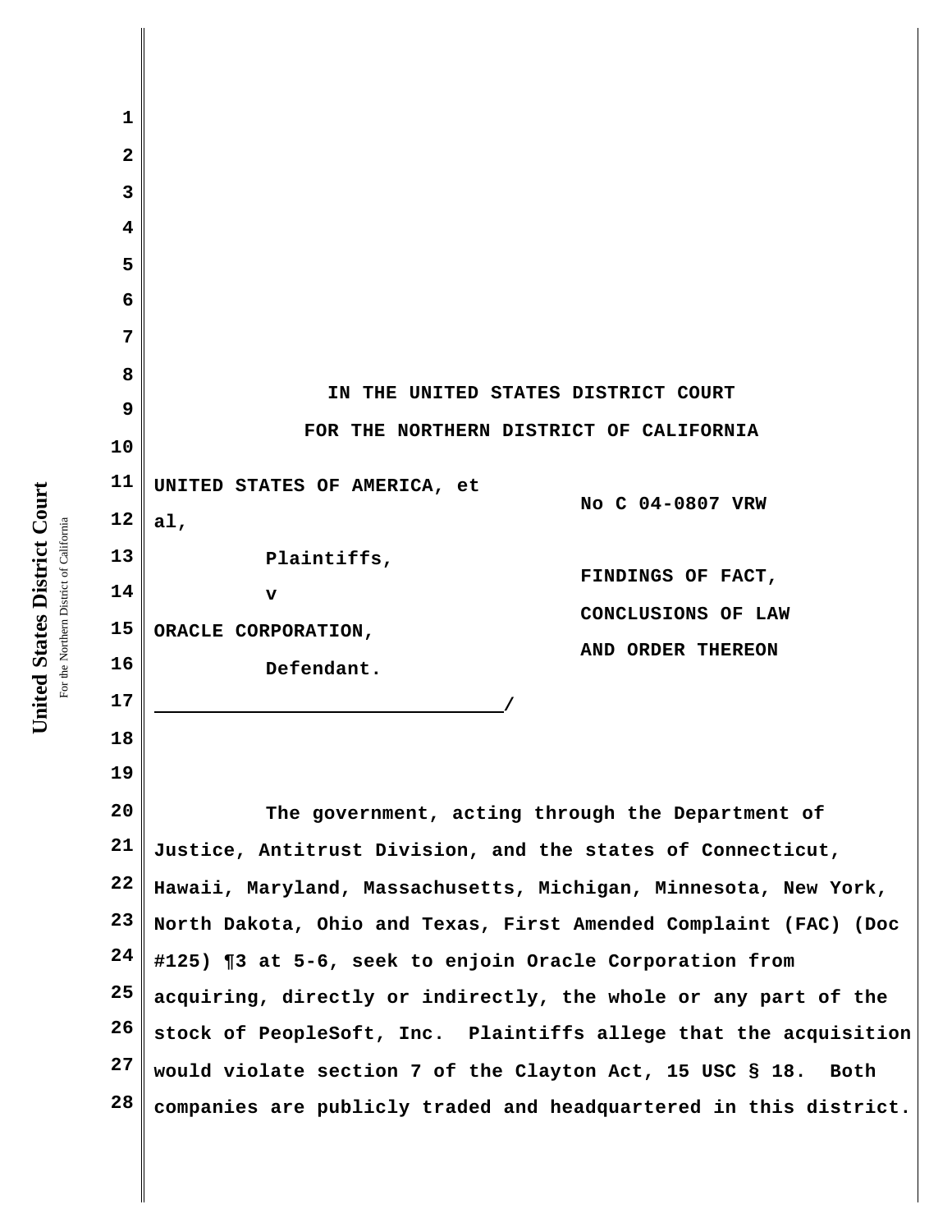IN THE UNITED STATES DISTRICT COURT

FOR THE NORTHERN DISTRICT OF CALIFORNIA

UNITED STATES OF AMERICA, et al,

Plaintiffs,

v

ORACLE CORPORATION,

Defendant.

No C 04-0807 VRW

FINDINGS OF FACT, CONCLUSIONS OF LAW AND ORDER THEREON

The government, acting through the Department of Justice, Antitrust Division, and the states of Connecticut, Hawaii, Maryland, Massachusetts, Michigan, Minnesota, New York, North Dakota, Ohio and Texas, First Amended Complaint (FAC) (Doc #125) ¶3 at 5-6, seek to enjoin Oracle Corporation from acquiring, directly or indirectly, the whole or any part of the stock of PeopleSoft, Inc. Plaintiffs allege that the acquisition would violate section 7 of the Clayton Act, 15 USC § 18. Both companies are publicly traded and headquartered in this district.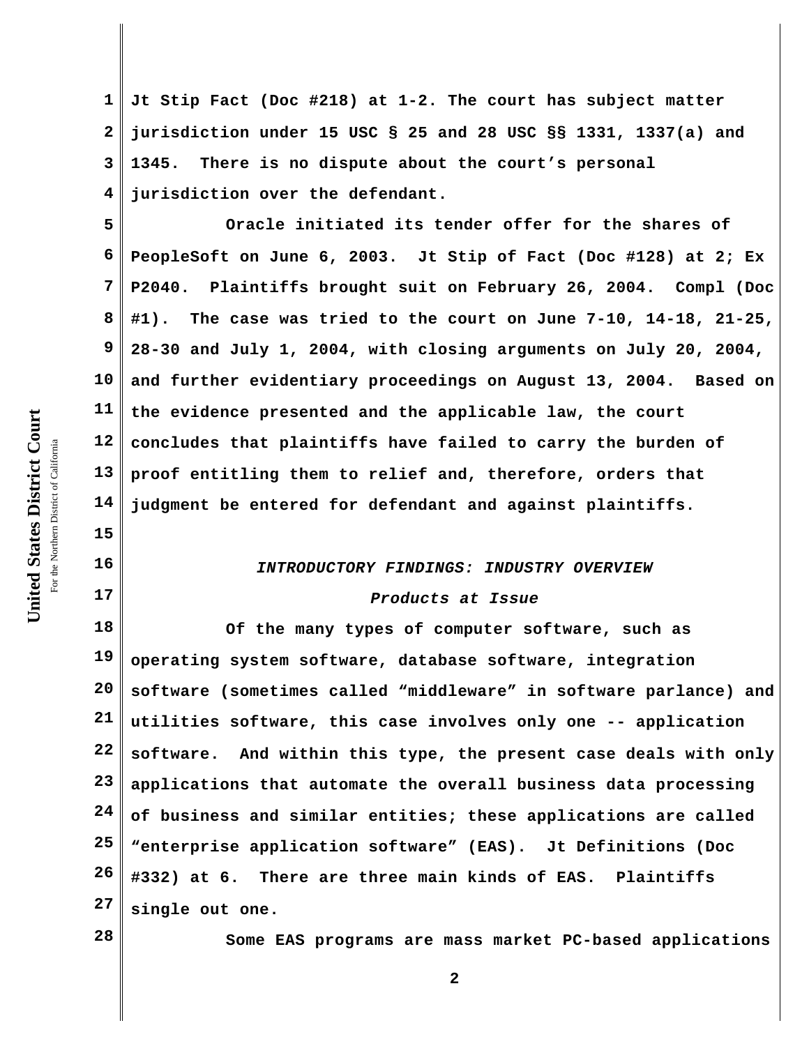Jt Stip Fact (Doc #218) at 1-2. The court has subject matter jurisdiction under 15 USC § 25 and 28 USC §§ 1331, 1337(a) and 1345. There is no dispute about the court's personal jurisdiction over the defendant.

Oracle initiated its tender offer for the shares of PeopleSoft on June 6, 2003. Jt Stip of Fact (Doc #128) at 2; Ex P2040. Plaintiffs brought suit on February 26, 2004. Compl (Doc #1). The case was tried to the court on June 7-10, 14-18, 21-25, 28-30 and July 1, 2004, with closing arguments on July 20, 2004, and further evidentiary proceedings on August 13, 2004. Based on the evidence presented and the applicable law, the court concludes that plaintiffs have failed to carry the burden of proof entitling them to relief and, therefore, orders that judgment be entered for defendant and against plaintiffs.

## *INTRODUCTORY FINDINGS: INDUSTRY OVERVIEW*

### *Products at Issue*

Of the many types of computer software, such as operating system software, database software, integration software (sometimes called "middleware" in software parlance) and utilities software, this case involves only one -- application software. And within this type, the present case deals with only applications that automate the overall business data processing of business and similar entities; these applications are called "enterprise application software" (EAS). Jt Definitions (Doc #332) at 6. There are three main kinds of EAS. Plaintiffs single out one.

Some EAS programs are mass market PC-based applications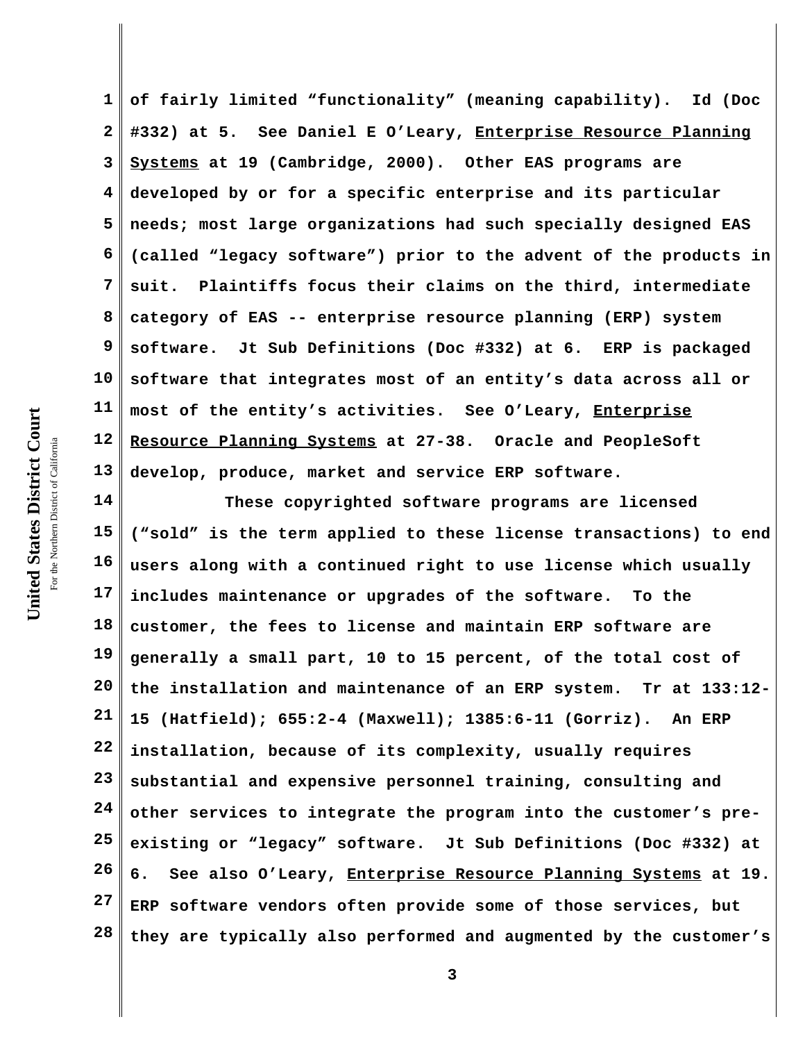of fairly limited "functionality" (meaning capability). Id (Doc #332) at 5. See Daniel E O'Leary, <u>Enterprise Resource Planning Systems</u> at 19 (Cambridge, 2000). Other EAS programs are developed by or for a specific enterprise and its particular needs; most large organizations had such specially designed EAS (called "legacy software") prior to the advent of the products in suit. Plaintiffs focus their claims on the third, intermediate category of EAS -- enterprise resource planning (ERP) system software. Jt Sub Definitions (Doc #332) at 6. ERP is packaged software that integrates most of an entity's data across all or most of the entity's activities. See O'Leary, <u>Enterprise Resource Planning Systems</u> at 27-38. Oracle and PeopleSoft develop, produce, market and service ERP software.

These copyrighted software programs are licensed ("sold" is the term applied to these license transactions) to end users along with a continued right to use license which usually includes maintenance or upgrades of the software. To the customer, the fees to license and maintain ERP software are generally a small part, 10 to 15 percent, of the total cost of the installation and maintenance of an ERP system. Tr at 133:12-15 (Hatfield); 655:2-4 (Maxwell); 1385:6-11 (Gorriz). An ERP installation, because of its complexity, usually requires substantial and expensive personnel training, consulting and other services to integrate the program into the customer's pre-existing or "legacy" software. Jt Sub Definitions (Doc #332) at 6. See also O'Leary, <u>Enterprise Resource Planning Systems</u> at 19. ERP software vendors often provide some of those services, but they are typically also performed and augmented by the customer's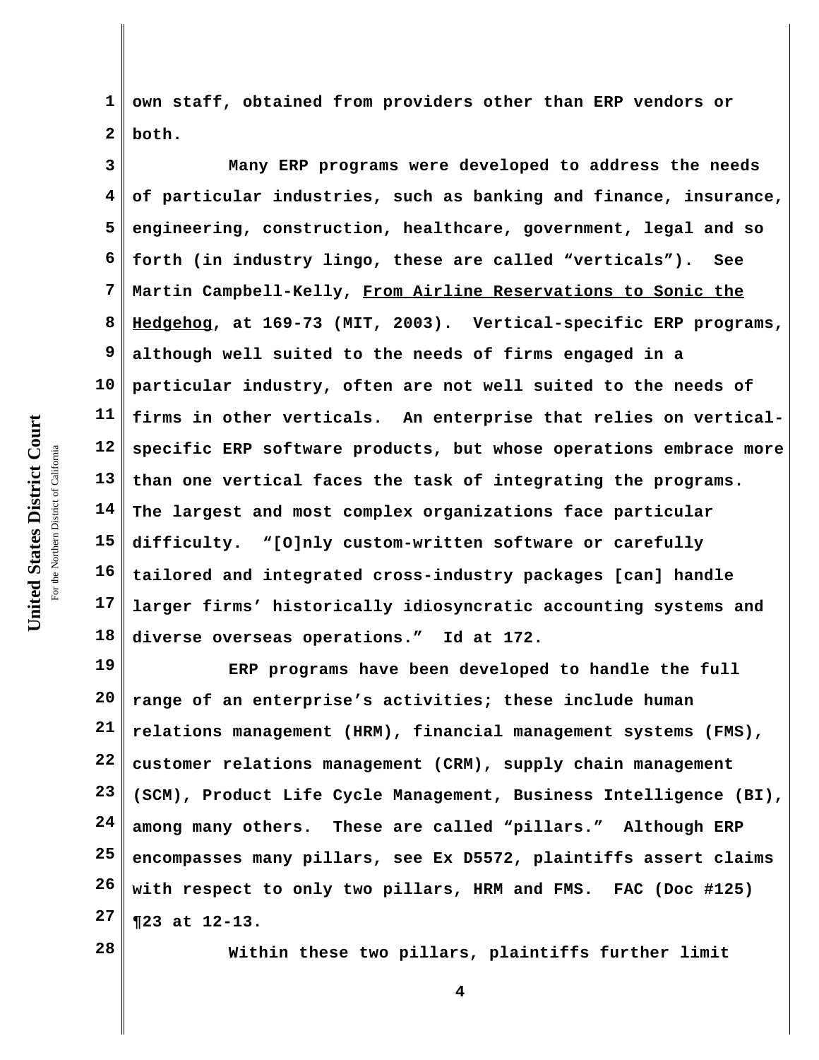own staff, obtained from providers other than ERP vendors or both.

Many ERP programs were developed to address the needs of particular industries, such as banking and finance, insurance, engineering, construction, healthcare, government, legal and so forth (in industry lingo, these are called "verticals"). See Martin Campbell-Kelly, From Airline Reservations to Sonic the Hedgehog, at 169-73 (MIT, 2003). Vertical-specific ERP programs, although well suited to the needs of firms engaged in a particular industry, often are not well suited to the needs of firms in other verticals. An enterprise that relies on vertical-specific ERP software products, but whose operations embrace more than one vertical faces the task of integrating the programs. The largest and most complex organizations face particular difficulty. "[O]nly custom-written software or carefully tailored and integrated cross-industry packages [can] handle larger firms' historically idiosyncratic accounting systems and diverse overseas operations." Id at 172.

ERP programs have been developed to handle the full range of an enterprise's activities; these include human relations management (HRM), financial management systems (FMS), customer relations management (CRM), supply chain management (SCM), Product Life Cycle Management, Business Intelligence (BI), among many others. These are called "pillars." Although ERP encompasses many pillars, see Ex D5572, plaintiffs assert claims with respect to only two pillars, HRM and FMS. FAC (Doc #125) ¶23 at 12-13.

Within these two pillars, plaintiffs further limit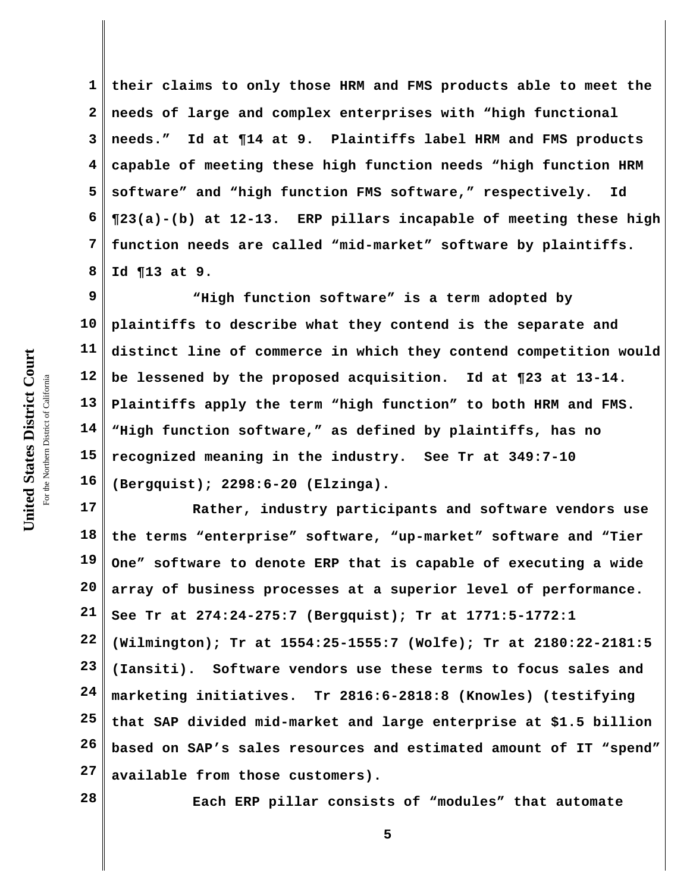their claims to only those HRM and FMS products able to meet the needs of large and complex enterprises with "high functional needs." Id at ¶14 at 9. Plaintiffs label HRM and FMS products capable of meeting these high function needs "high function HRM software" and "high function FMS software," respectively. Id ¶23(a)-(b) at 12-13. ERP pillars incapable of meeting these high function needs are called "mid-market" software by plaintiffs. Id ¶13 at 9.

"High function software" is a term adopted by plaintiffs to describe what they contend is the separate and distinct line of commerce in which they contend competition would be lessened by the proposed acquisition. Id at ¶23 at 13-14. Plaintiffs apply the term "high function" to both HRM and FMS. "High function software," as defined by plaintiffs, has no recognized meaning in the industry. See Tr at 349:7-10 (Bergquist); 2298:6-20 (Elzinga).

Rather, industry participants and software vendors use the terms "enterprise" software, "up-market" software and "Tier One" software to denote ERP that is capable of executing a wide array of business processes at a superior level of performance. See Tr at 274:24-275:7 (Bergquist); Tr at 1771:5-1772:1 (Wilmington); Tr at 1554:25-1555:7 (Wolfe); Tr at 2180:22-2181:5 (Iansiti). Software vendors use these terms to focus sales and marketing initiatives. Tr 2816:6-2818:8 (Knowles) (testifying that SAP divided mid-market and large enterprise at $1.5 billion based on SAP's sales resources and estimated amount of IT "spend" available from those customers).

Each ERP pillar consists of "modules" that automate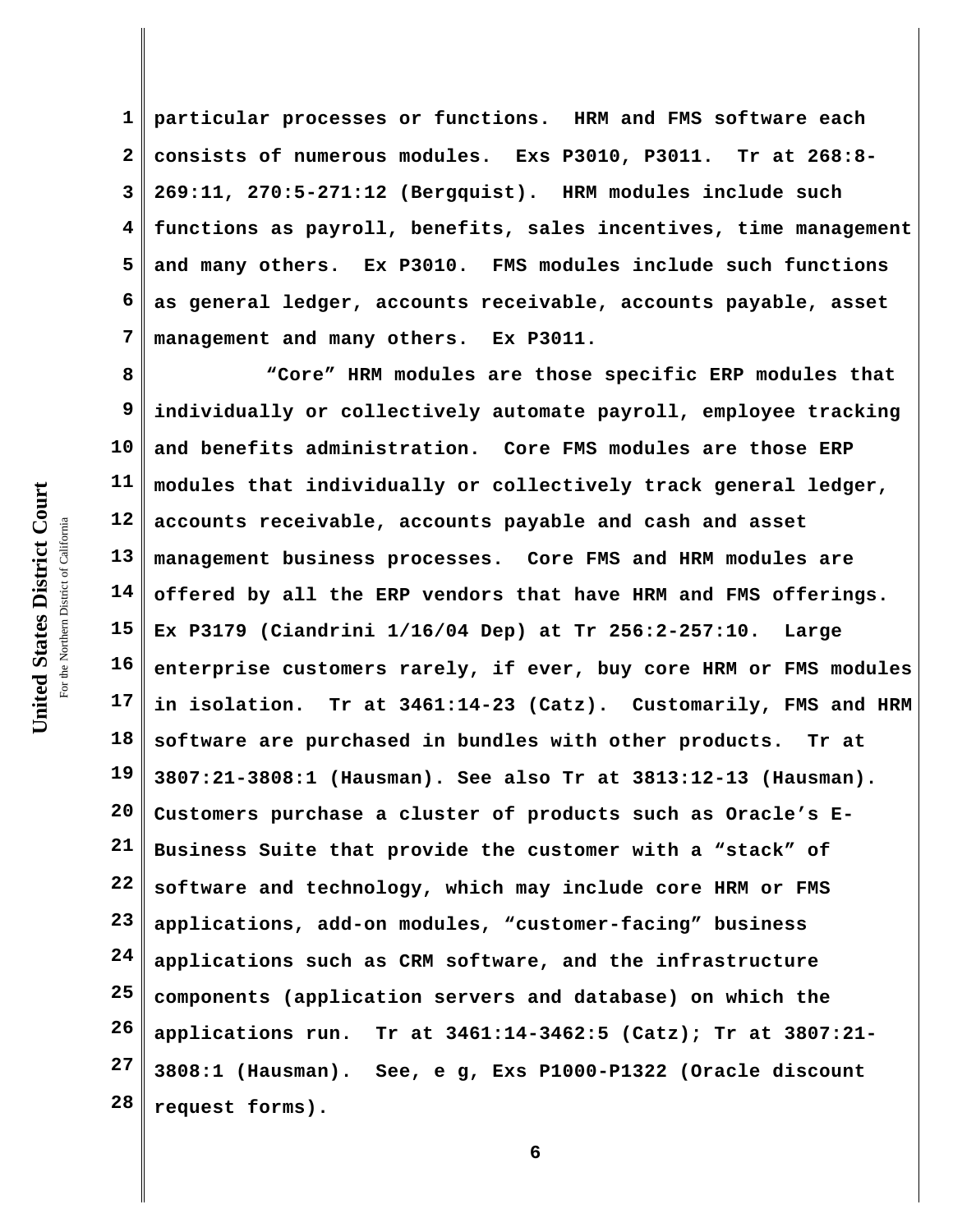particular processes or functions. HRM and FMS software each consists of numerous modules. Exs P3010, P3011. Tr at 268:8-269:11, 270:5-271:12 (Bergquist). HRM modules include such functions as payroll, benefits, sales incentives, time management and many others. Ex P3010. FMS modules include such functions as general ledger, accounts receivable, accounts payable, asset management and many others. Ex P3011.

"Core" HRM modules are those specific ERP modules that individually or collectively automate payroll, employee tracking and benefits administration. Core FMS modules are those ERP modules that individually or collectively track general ledger, accounts receivable, accounts payable and cash and asset management business processes. Core FMS and HRM modules are offered by all the ERP vendors that have HRM and FMS offerings. Ex P3179 (Ciandrini 1/16/04 Dep) at Tr 256:2-257:10. Large enterprise customers rarely, if ever, buy core HRM or FMS modules in isolation. Tr at 3461:14-23 (Catz). Customarily, FMS and HRM software are purchased in bundles with other products. Tr at 3807:21-3808:1 (Hausman). See also Tr at 3813:12-13 (Hausman). Customers purchase a cluster of products such as Oracle's E-Business Suite that provide the customer with a "stack" of software and technology, which may include core HRM or FMS applications, add-on modules, "customer-facing" business applications such as CRM software, and the infrastructure components (application servers and database) on which the applications run. Tr at 3461:14-3462:5 (Catz); Tr at 3807:21-3808:1 (Hausman). See, e g, Exs P1000-P1322 (Oracle discount request forms).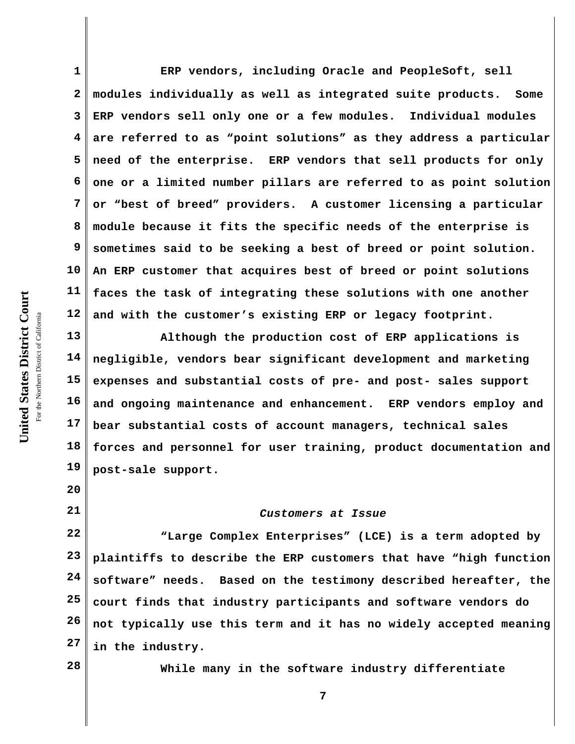ERP vendors, including Oracle and PeopleSoft, sell modules individually as well as integrated suite products. Some ERP vendors sell only one or a few modules. Individual modules are referred to as "point solutions" as they address a particular need of the enterprise. ERP vendors that sell products for only one or a limited number pillars are referred to as point solution or "best of breed" providers. A customer licensing a particular module because it fits the specific needs of the enterprise is sometimes said to be seeking a best of breed or point solution. An ERP customer that acquires best of breed or point solutions faces the task of integrating these solutions with one another and with the customer's existing ERP or legacy footprint.

Although the production cost of ERP applications is negligible, vendors bear significant development and marketing expenses and substantial costs of pre- and post- sales support and ongoing maintenance and enhancement. ERP vendors employ and bear substantial costs of account managers, technical sales forces and personnel for user training, product documentation and post-sale support.

*Customers at Issue*

"Large Complex Enterprises" (LCE) is a term adopted by plaintiffs to describe the ERP customers that have "high function software" needs. Based on the testimony described hereafter, the court finds that industry participants and software vendors do not typically use this term and it has no widely accepted meaning in the industry.

While many in the software industry differentiate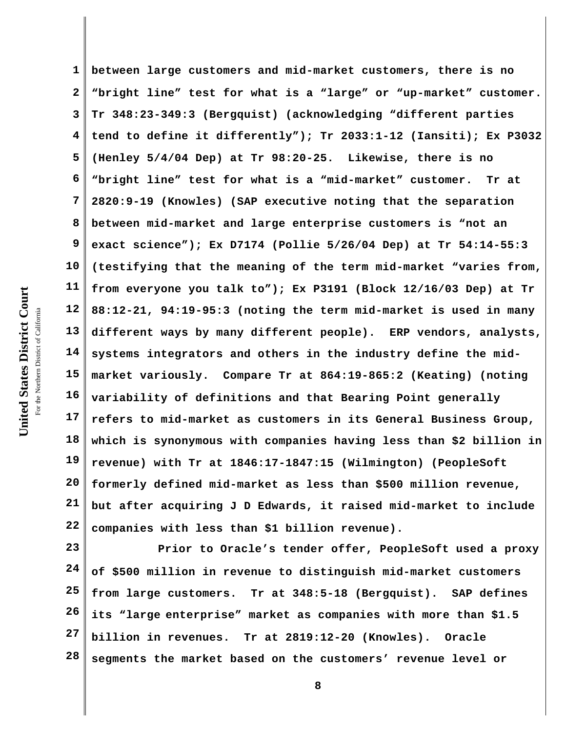between large customers and mid-market customers, there is no "bright line" test for what is a "large" or "up-market" customer. Tr 348:23-349:3 (Bergquist) (acknowledging "different parties tend to define it differently"); Tr 2033:1-12 (Iansiti); Ex P3032 (Henley 5/4/04 Dep) at Tr 98:20-25. Likewise, there is no "bright line" test for what is a "mid-market" customer. Tr at 2820:9-19 (Knowles) (SAP executive noting that the separation between mid-market and large enterprise customers is "not an exact science"); Ex D7174 (Pollie 5/26/04 Dep) at Tr 54:14-55:3 (testifying that the meaning of the term mid-market "varies from, from everyone you talk to"); Ex P3191 (Block 12/16/03 Dep) at Tr 88:12-21, 94:19-95:3 (noting the term mid-market is used in many different ways by many different people). ERP vendors, analysts, systems integrators and others in the industry define the mid-market variously. Compare Tr at 864:19-865:2 (Keating) (noting variability of definitions and that Bearing Point generally refers to mid-market as customers in its General Business Group, which is synonymous with companies having less than $2 billion in revenue) with Tr at 1846:17-1847:15 (Wilmington) (PeopleSoft formerly defined mid-market as less than $500 million revenue, but after acquiring J D Edwards, it raised mid-market to include companies with less than $1 billion revenue).

Prior to Oracle's tender offer, PeopleSoft used a proxy of $500 million in revenue to distinguish mid-market customers from large customers. Tr at 348:5-18 (Bergquist). SAP defines its "large enterprise" market as companies with more than $1.5 billion in revenues. Tr at 2819:12-20 (Knowles). Oracle segments the market based on the customers' revenue level or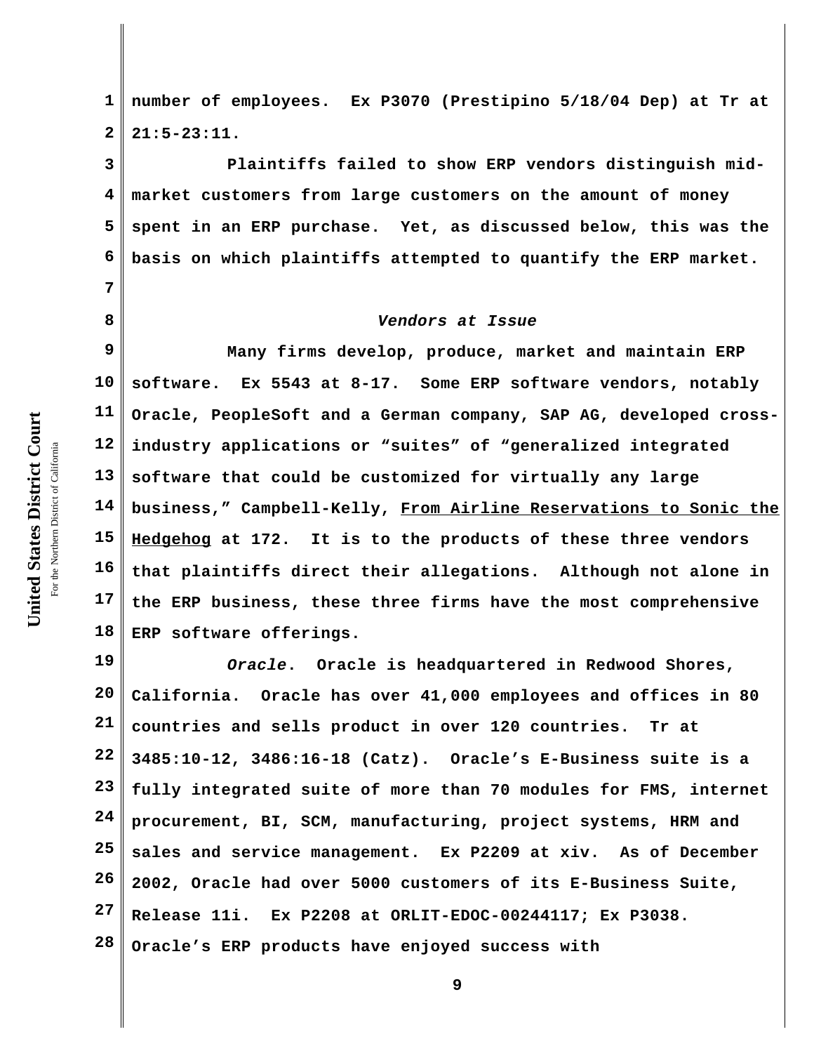number of employees. Ex P3070 (Prestipino 5/18/04 Dep) at Tr at 21:5-23:11.

Plaintiffs failed to show ERP vendors distinguish mid-market customers from large customers on the amount of money spent in an ERP purchase. Yet, as discussed below, this was the basis on which plaintiffs attempted to quantify the ERP market.

*Vendors at Issue*

Many firms develop, produce, market and maintain ERP software. Ex 5543 at 8-17. Some ERP software vendors, notably Oracle, PeopleSoft and a German company, SAP AG, developed cross-industry applications or "suites" of "generalized integrated software that could be customized for virtually any large business," Campbell-Kelly, From Airline Reservations to Sonic the Hedgehog at 172. It is to the products of these three vendors that plaintiffs direct their allegations. Although not alone in the ERP business, these three firms have the most comprehensive ERP software offerings.

*Oracle*. Oracle is headquartered in Redwood Shores, California. Oracle has over 41,000 employees and offices in 80 countries and sells product in over 120 countries. Tr at 3485:10-12, 3486:16-18 (Catz). Oracle's E-Business suite is a fully integrated suite of more than 70 modules for FMS, internet procurement, BI, SCM, manufacturing, project systems, HRM and sales and service management. Ex P2209 at xiv. As of December 2002, Oracle had over 5000 customers of its E-Business Suite, Release 11i. Ex P2208 at ORLIT-EDOC-00244117; Ex P3038. Oracle's ERP products have enjoyed success with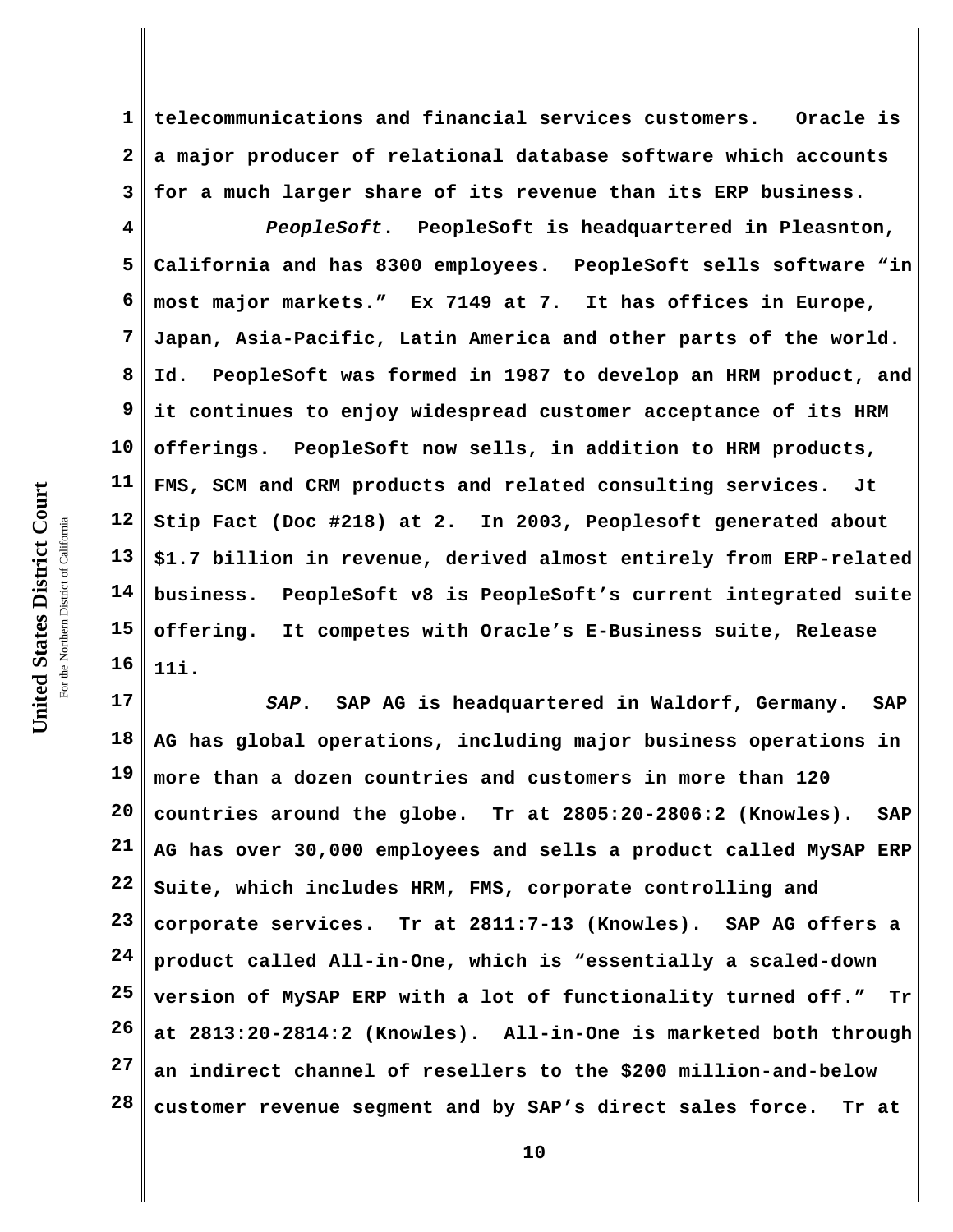telecommunications and financial services customers. Oracle is a major producer of relational database software which accounts for a much larger share of its revenue than its ERP business.

*PeopleSoft*. PeopleSoft is headquartered in Pleasnton, California and has 8300 employees. PeopleSoft sells software "in most major markets." Ex 7149 at 7. It has offices in Europe, Japan, Asia-Pacific, Latin America and other parts of the world. Id. PeopleSoft was formed in 1987 to develop an HRM product, and it continues to enjoy widespread customer acceptance of its HRM offerings. PeopleSoft now sells, in addition to HRM products, FMS, SCM and CRM products and related consulting services. Jt Stip Fact (Doc #218) at 2. In 2003, Peoplesoft generated about $1.7 billion in revenue, derived almost entirely from ERP-related business. PeopleSoft v8 is PeopleSoft's current integrated suite offering. It competes with Oracle's E-Business suite, Release 11i.

*SAP*. SAP AG is headquartered in Waldorf, Germany. SAP AG has global operations, including major business operations in more than a dozen countries and customers in more than 120 countries around the globe. Tr at 2805:20-2806:2 (Knowles). SAP AG has over 30,000 employees and sells a product called MySAP ERP Suite, which includes HRM, FMS, corporate controlling and corporate services. Tr at 2811:7-13 (Knowles). SAP AG offers a product called All-in-One, which is "essentially a scaled-down version of MySAP ERP with a lot of functionality turned off." Tr at 2813:20-2814:2 (Knowles). All-in-One is marketed both through an indirect channel of resellers to the $200 million-and-below customer revenue segment and by SAP's direct sales force. Tr at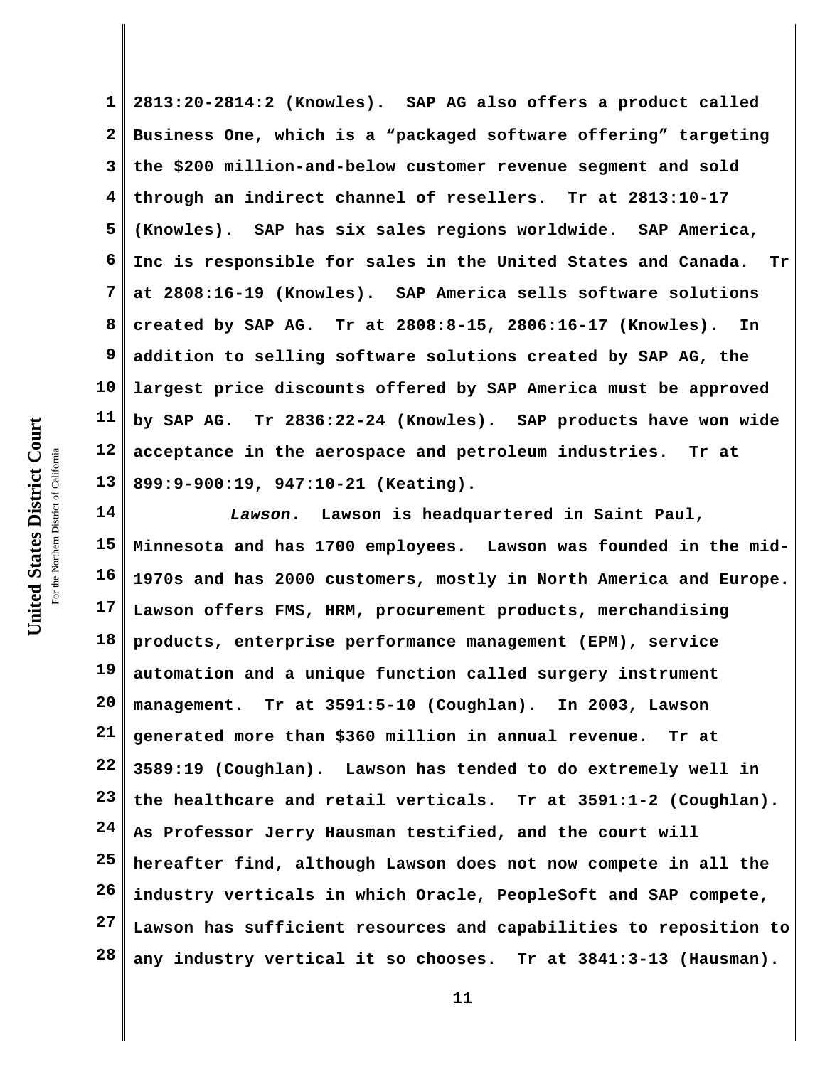2813:20-2814:2 (Knowles). SAP AG also offers a product called Business One, which is a "packaged software offering" targeting the $200 million-and-below customer revenue segment and sold through an indirect channel of resellers. Tr at 2813:10-17 (Knowles). SAP has six sales regions worldwide. SAP America, Inc is responsible for sales in the United States and Canada. Tr at 2808:16-19 (Knowles). SAP America sells software solutions created by SAP AG. Tr at 2808:8-15, 2806:16-17 (Knowles). In addition to selling software solutions created by SAP AG, the largest price discounts offered by SAP America must be approved by SAP AG. Tr 2836:22-24 (Knowles). SAP products have won wide acceptance in the aerospace and petroleum industries. Tr at 899:9-900:19, 947:10-21 (Keating).

*Lawson*. Lawson is headquartered in Saint Paul, Minnesota and has 1700 employees. Lawson was founded in the mid-1970s and has 2000 customers, mostly in North America and Europe. Lawson offers FMS, HRM, procurement products, merchandising products, enterprise performance management (EPM), service automation and a unique function called surgery instrument management. Tr at 3591:5-10 (Coughlan). In 2003, Lawson generated more than $360 million in annual revenue. Tr at 3589:19 (Coughlan). Lawson has tended to do extremely well in the healthcare and retail verticals. Tr at 3591:1-2 (Coughlan). As Professor Jerry Hausman testified, and the court will hereafter find, although Lawson does not now compete in all the industry verticals in which Oracle, PeopleSoft and SAP compete, Lawson has sufficient resources and capabilities to reposition to any industry vertical it so chooses. Tr at 3841:3-13 (Hausman).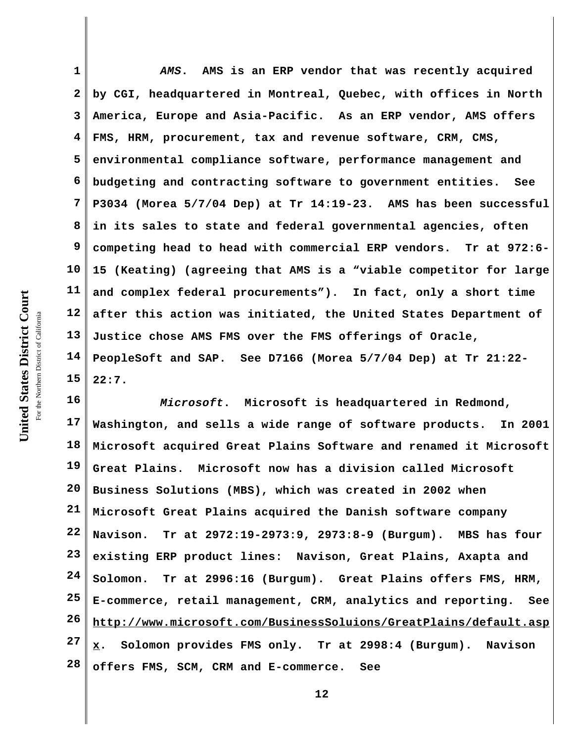*AMS*. AMS is an ERP vendor that was recently acquired by CGI, headquartered in Montreal, Quebec, with offices in North America, Europe and Asia-Pacific. As an ERP vendor, AMS offers FMS, HRM, procurement, tax and revenue software, CRM, CMS, environmental compliance software, performance management and budgeting and contracting software to government entities. See P3034 (Morea 5/7/04 Dep) at Tr 14:19-23. AMS has been successful in its sales to state and federal governmental agencies, often competing head to head with commercial ERP vendors. Tr at 972:6-15 (Keating) (agreeing that AMS is a "viable competitor for large and complex federal procurements"). In fact, only a short time after this action was initiated, the United States Department of Justice chose AMS FMS over the FMS offerings of Oracle, PeopleSoft and SAP. See D7166 (Morea 5/7/04 Dep) at Tr 21:22-22:7.

*Microsoft*. Microsoft is headquartered in Redmond, Washington, and sells a wide range of software products. In 2001 Microsoft acquired Great Plains Software and renamed it Microsoft Great Plains. Microsoft now has a division called Microsoft Business Solutions (MBS), which was created in 2002 when Microsoft Great Plains acquired the Danish software company Navison. Tr at 2972:19-2973:9, 2973:8-9 (Burgum). MBS has four existing ERP product lines: Navison, Great Plains, Axapta and Solomon. Tr at 2996:16 (Burgum). Great Plains offers FMS, HRM, E-commerce, retail management, CRM, analytics and reporting. See http://www.microsoft.com/BusinessSoluions/GreatPlains/default.aspx. Solomon provides FMS only. Tr at 2998:4 (Burgum). Navison offers FMS, SCM, CRM and E-commerce. See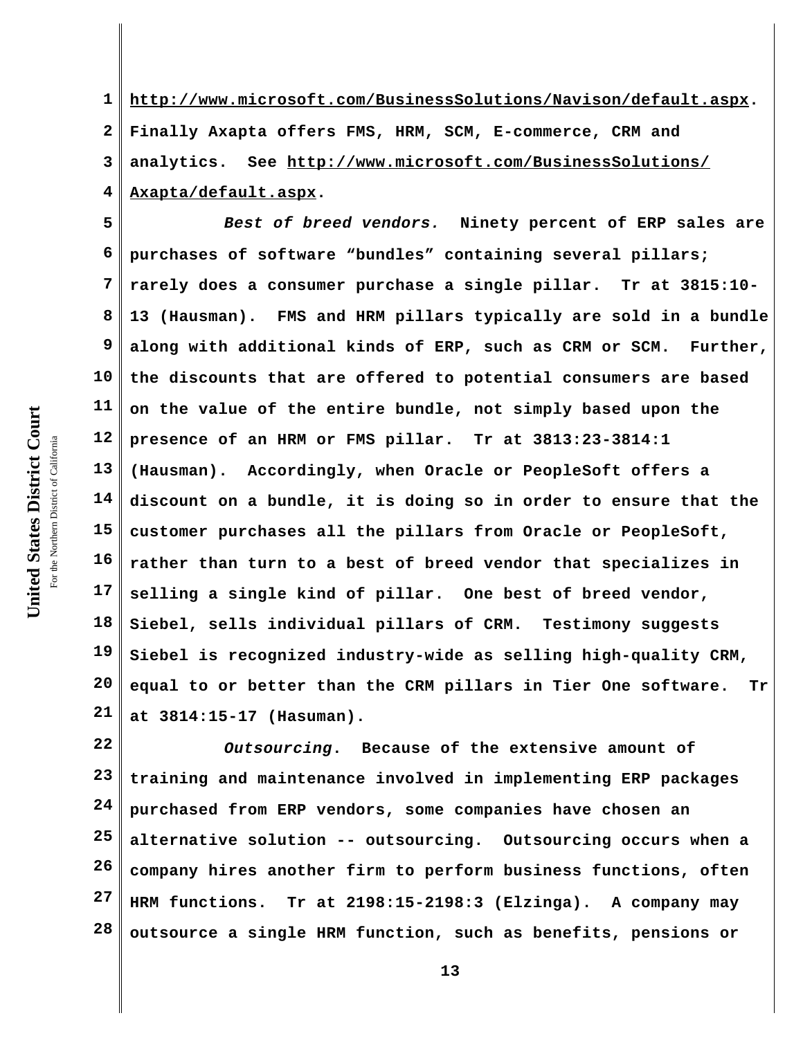http://www.microsoft.com/BusinessSolutions/Navison/default.aspx. Finally Axapta offers FMS, HRM, SCM, E-commerce, CRM and analytics. See http://www.microsoft.com/BusinessSolutions/Axapta/default.aspx.

*Best of breed vendors.* Ninety percent of ERP sales are purchases of software "bundles" containing several pillars; rarely does a consumer purchase a single pillar. Tr at 3815:10-13 (Hausman). FMS and HRM pillars typically are sold in a bundle along with additional kinds of ERP, such as CRM or SCM. Further, the discounts that are offered to potential consumers are based on the value of the entire bundle, not simply based upon the presence of an HRM or FMS pillar. Tr at 3813:23-3814:1 (Hausman). Accordingly, when Oracle or PeopleSoft offers a discount on a bundle, it is doing so in order to ensure that the customer purchases all the pillars from Oracle or PeopleSoft, rather than turn to a best of breed vendor that specializes in selling a single kind of pillar. One best of breed vendor, Siebel, sells individual pillars of CRM. Testimony suggests Siebel is recognized industry-wide as selling high-quality CRM, equal to or better than the CRM pillars in Tier One software. Tr at 3814:15-17 (Hasuman).

*Outsourcing*. Because of the extensive amount of training and maintenance involved in implementing ERP packages purchased from ERP vendors, some companies have chosen an alternative solution -- outsourcing. Outsourcing occurs when a company hires another firm to perform business functions, often HRM functions. Tr at 2198:15-2198:3 (Elzinga). A company may outsource a single HRM function, such as benefits, pensions or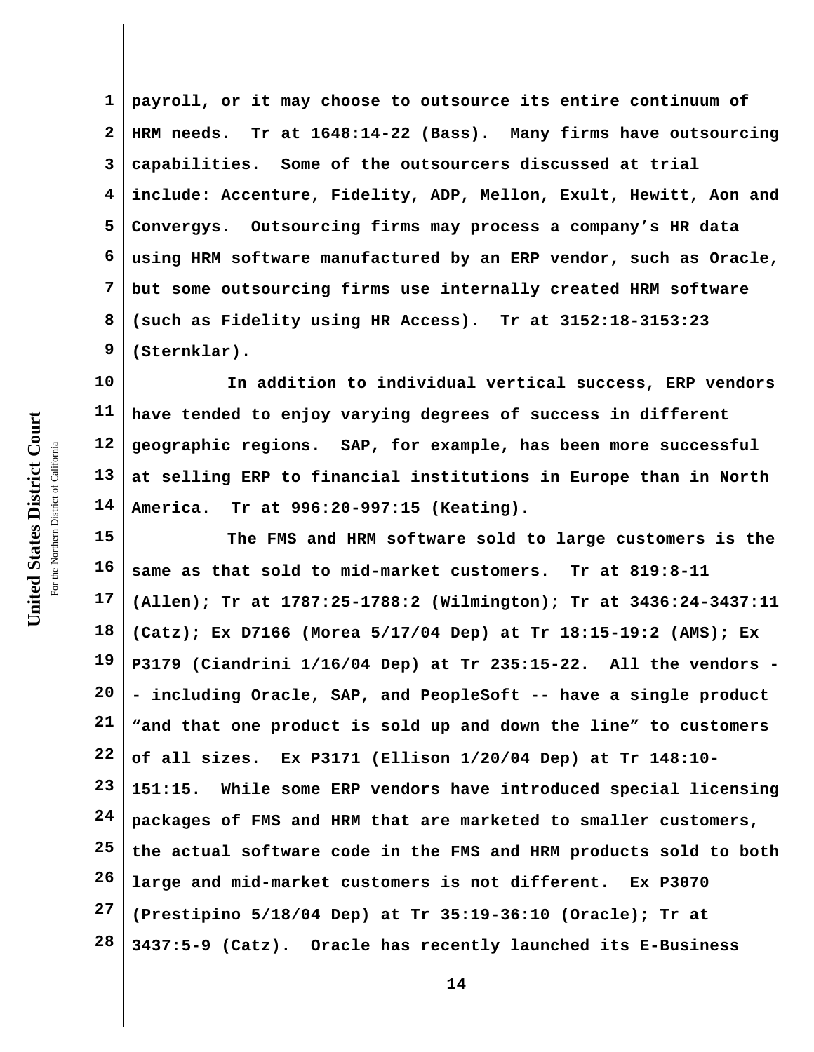payroll, or it may choose to outsource its entire continuum of HRM needs. Tr at 1648:14-22 (Bass). Many firms have outsourcing capabilities. Some of the outsourcers discussed at trial include: Accenture, Fidelity, ADP, Mellon, Exult, Hewitt, Aon and Convergys. Outsourcing firms may process a company's HR data using HRM software manufactured by an ERP vendor, such as Oracle, but some outsourcing firms use internally created HRM software (such as Fidelity using HR Access). Tr at 3152:18-3153:23 (Sternklar).

In addition to individual vertical success, ERP vendors have tended to enjoy varying degrees of success in different geographic regions. SAP, for example, has been more successful at selling ERP to financial institutions in Europe than in North America. Tr at 996:20-997:15 (Keating).

The FMS and HRM software sold to large customers is the same as that sold to mid-market customers. Tr at 819:8-11 (Allen); Tr at 1787:25-1788:2 (Wilmington); Tr at 3436:24-3437:11 (Catz); Ex D7166 (Morea 5/17/04 Dep) at Tr 18:15-19:2 (AMS); Ex P3179 (Ciandrini 1/16/04 Dep) at Tr 235:15-22. All the vendors -- including Oracle, SAP, and PeopleSoft -- have a single product "and that one product is sold up and down the line" to customers of all sizes. Ex P3171 (Ellison 1/20/04 Dep) at Tr 148:10-151:15. While some ERP vendors have introduced special licensing packages of FMS and HRM that are marketed to smaller customers, the actual software code in the FMS and HRM products sold to both large and mid-market customers is not different. Ex P3070 (Prestipino 5/18/04 Dep) at Tr 35:19-36:10 (Oracle); Tr at 3437:5-9 (Catz). Oracle has recently launched its E-Business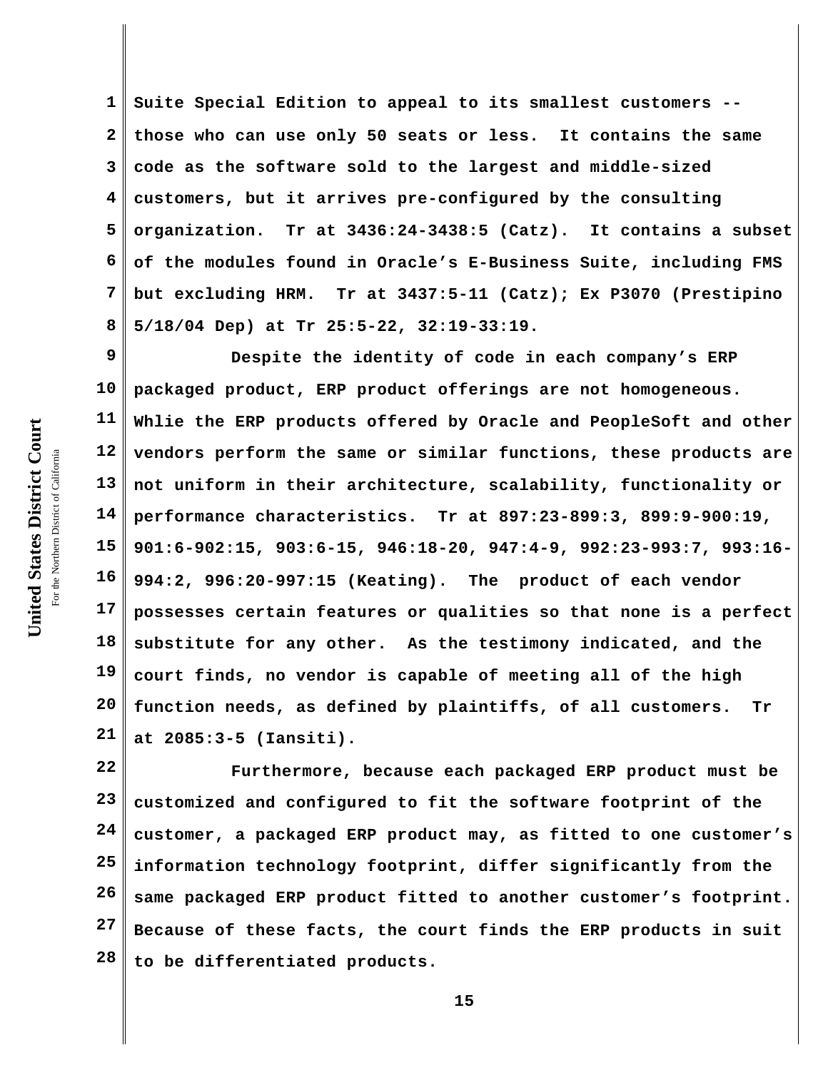Suite Special Edition to appeal to its smallest customers -- those who can use only 50 seats or less. It contains the same code as the software sold to the largest and middle-sized customers, but it arrives pre-configured by the consulting organization. Tr at 3436:24-3438:5 (Catz). It contains a subset of the modules found in Oracle's E-Business Suite, including FMS but excluding HRM. Tr at 3437:5-11 (Catz); Ex P3070 (Prestipino 5/18/04 Dep) at Tr 25:5-22, 32:19-33:19.

Despite the identity of code in each company's ERP packaged product, ERP product offerings are not homogeneous. Whlie the ERP products offered by Oracle and PeopleSoft and other vendors perform the same or similar functions, these products are not uniform in their architecture, scalability, functionality or performance characteristics. Tr at 897:23-899:3, 899:9-900:19, 901:6-902:15, 903:6-15, 946:18-20, 947:4-9, 992:23-993:7, 993:16-994:2, 996:20-997:15 (Keating). The product of each vendor possesses certain features or qualities so that none is a perfect substitute for any other. As the testimony indicated, and the court finds, no vendor is capable of meeting all of the high function needs, as defined by plaintiffs, of all customers. Tr at 2085:3-5 (Iansiti).

Furthermore, because each packaged ERP product must be customized and configured to fit the software footprint of the customer, a packaged ERP product may, as fitted to one customer's information technology footprint, differ significantly from the same packaged ERP product fitted to another customer's footprint. Because of these facts, the court finds the ERP products in suit to be differentiated products.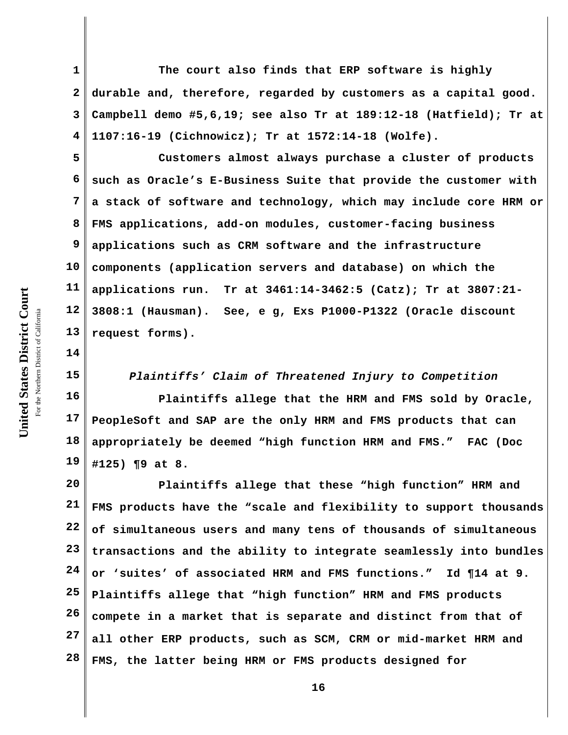The court also finds that ERP software is highly durable and, therefore, regarded by customers as a capital good. Campbell demo #5,6,19; see also Tr at 189:12-18 (Hatfield); Tr at 1107:16-19 (Cichnowicz); Tr at 1572:14-18 (Wolfe).

Customers almost always purchase a cluster of products such as Oracle's E-Business Suite that provide the customer with a stack of software and technology, which may include core HRM or FMS applications, add-on modules, customer-facing business applications such as CRM software and the infrastructure components (application servers and database) on which the applications run. Tr at 3461:14-3462:5 (Catz); Tr at 3807:21-3808:1 (Hausman). See, e g, Exs P1000-P1322 (Oracle discount request forms).

*Plaintiffs' Claim of Threatened Injury to Competition*

Plaintiffs allege that the HRM and FMS sold by Oracle, PeopleSoft and SAP are the only HRM and FMS products that can appropriately be deemed "high function HRM and FMS." FAC (Doc #125) ¶9 at 8.

Plaintiffs allege that these "high function" HRM and FMS products have the "scale and flexibility to support thousands of simultaneous users and many tens of thousands of simultaneous transactions and the ability to integrate seamlessly into bundles or 'suites' of associated HRM and FMS functions." Id ¶14 at 9. Plaintiffs allege that "high function" HRM and FMS products compete in a market that is separate and distinct from that of all other ERP products, such as SCM, CRM or mid-market HRM and FMS, the latter being HRM or FMS products designed for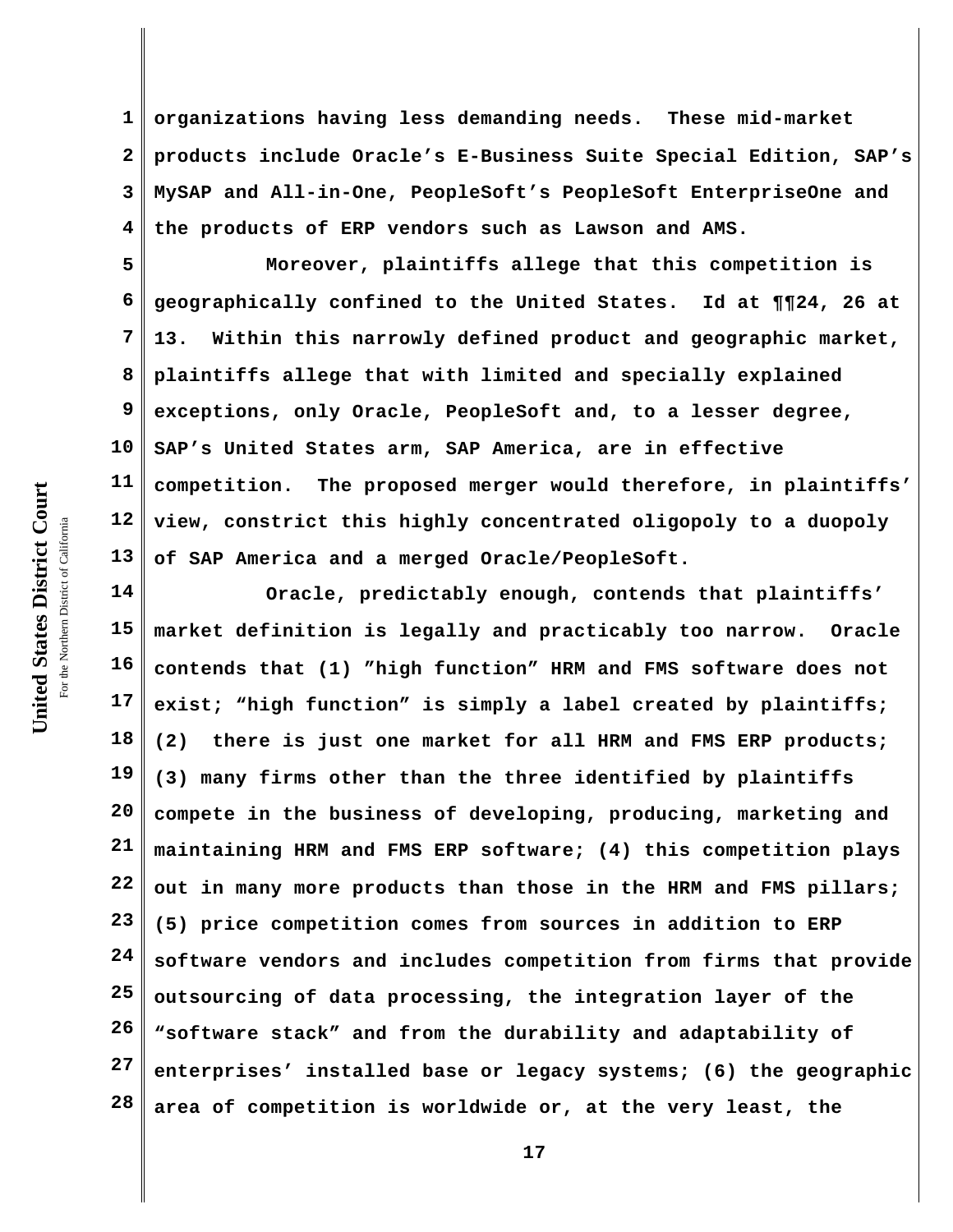organizations having less demanding needs. These mid-market products include Oracle's E-Business Suite Special Edition, SAP's MySAP and All-in-One, PeopleSoft's PeopleSoft EnterpriseOne and the products of ERP vendors such as Lawson and AMS.

Moreover, plaintiffs allege that this competition is geographically confined to the United States. Id at ¶¶24, 26 at 13. Within this narrowly defined product and geographic market, plaintiffs allege that with limited and specially explained exceptions, only Oracle, PeopleSoft and, to a lesser degree, SAP's United States arm, SAP America, are in effective competition. The proposed merger would therefore, in plaintiffs' view, constrict this highly concentrated oligopoly to a duopoly of SAP America and a merged Oracle/PeopleSoft.

Oracle, predictably enough, contends that plaintiffs' market definition is legally and practicably too narrow. Oracle contends that (1) "high function" HRM and FMS software does not exist; "high function" is simply a label created by plaintiffs; (2) there is just one market for all HRM and FMS ERP products; (3) many firms other than the three identified by plaintiffs compete in the business of developing, producing, marketing and maintaining HRM and FMS ERP software; (4) this competition plays out in many more products than those in the HRM and FMS pillars; (5) price competition comes from sources in addition to ERP software vendors and includes competition from firms that provide outsourcing of data processing, the integration layer of the "software stack" and from the durability and adaptability of enterprises' installed base or legacy systems; (6) the geographic area of competition is worldwide or, at the very least, the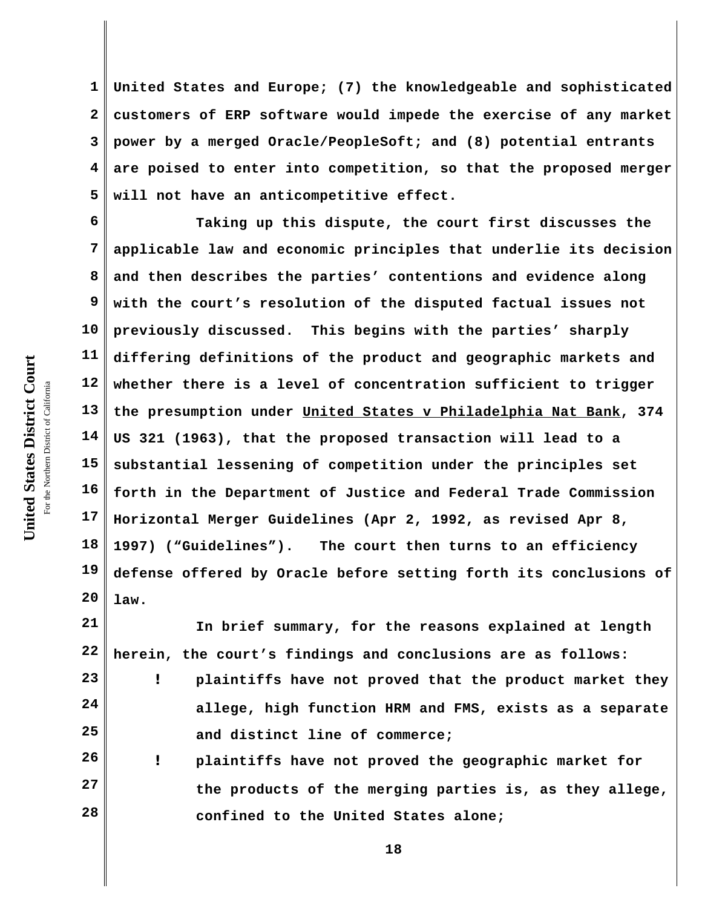United States and Europe; (7) the knowledgeable and sophisticated customers of ERP software would impede the exercise of any market power by a merged Oracle/PeopleSoft; and (8) potential entrants are poised to enter into competition, so that the proposed merger will not have an anticompetitive effect.

Taking up this dispute, the court first discusses the applicable law and economic principles that underlie its decision and then describes the parties' contentions and evidence along with the court's resolution of the disputed factual issues not previously discussed. This begins with the parties' sharply differing definitions of the product and geographic markets and whether there is a level of concentration sufficient to trigger the presumption under United States v Philadelphia Nat Bank, 374 US 321 (1963), that the proposed transaction will lead to a substantial lessening of competition under the principles set forth in the Department of Justice and Federal Trade Commission Horizontal Merger Guidelines (Apr 2, 1992, as revised Apr 8, 1997) ("Guidelines"). The court then turns to an efficiency defense offered by Oracle before setting forth its conclusions of law.

In brief summary, for the reasons explained at length herein, the court's findings and conclusions are as follows:

- plaintiffs have not proved that the product market they allege, high function HRM and FMS, exists as a separate and distinct line of commerce;
- plaintiffs have not proved the geographic market for the products of the merging parties is, as they allege, confined to the United States alone;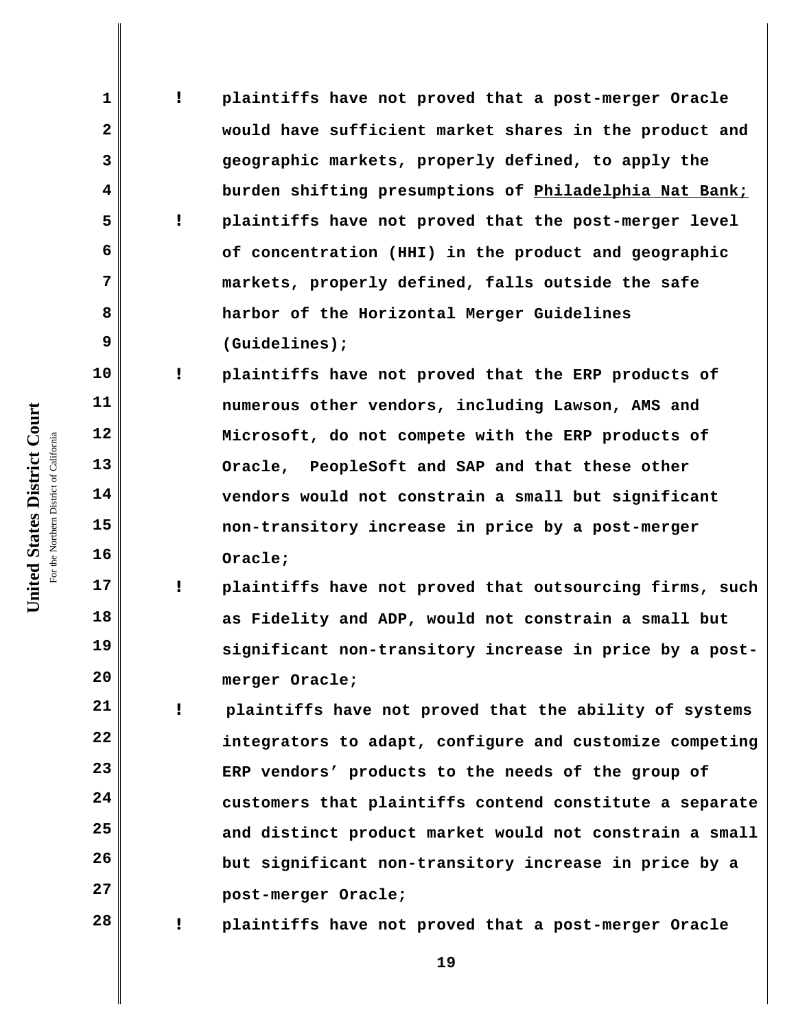- plaintiffs have not proved that a post-merger Oracle would have sufficient market shares in the product and geographic markets, properly defined, to apply the burden shifting presumptions of Philadelphia Nat Bank;
- plaintiffs have not proved that the post-merger level of concentration (HHI) in the product and geographic markets, properly defined, falls outside the safe harbor of the Horizontal Merger Guidelines (Guidelines);
- plaintiffs have not proved that the ERP products of numerous other vendors, including Lawson, AMS and Microsoft, do not compete with the ERP products of Oracle, PeopleSoft and SAP and that these other vendors would not constrain a small but significant non-transitory increase in price by a post-merger Oracle;
- plaintiffs have not proved that outsourcing firms, such as Fidelity and ADP, would not constrain a small but significant non-transitory increase in price by a post-merger Oracle;
- plaintiffs have not proved that the ability of systems integrators to adapt, configure and customize competing ERP vendors' products to the needs of the group of customers that plaintiffs contend constitute a separate and distinct product market would not constrain a small but significant non-transitory increase in price by a post-merger Oracle;
- plaintiffs have not proved that a post-merger Oracle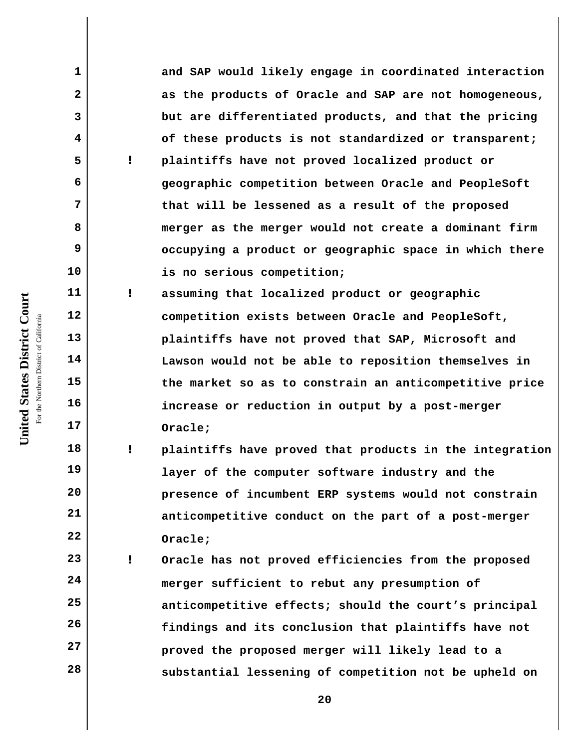and SAP would likely engage in coordinated interaction as the products of Oracle and SAP are not homogeneous, but are differentiated products, and that the pricing of these products is not standardized or transparent;

- plaintiffs have not proved localized product or geographic competition between Oracle and PeopleSoft that will be lessened as a result of the proposed merger as the merger would not create a dominant firm occupying a product or geographic space in which there is no serious competition;
- assuming that localized product or geographic competition exists between Oracle and PeopleSoft, plaintiffs have not proved that SAP, Microsoft and Lawson would not be able to reposition themselves in the market so as to constrain an anticompetitive price increase or reduction in output by a post-merger Oracle;
- plaintiffs have proved that products in the integration layer of the computer software industry and the presence of incumbent ERP systems would not constrain anticompetitive conduct on the part of a post-merger Oracle;
- Oracle has not proved efficiencies from the proposed merger sufficient to rebut any presumption of anticompetitive effects; should the court's principal findings and its conclusion that plaintiffs have not proved the proposed merger will likely lead to a substantial lessening of competition not be upheld on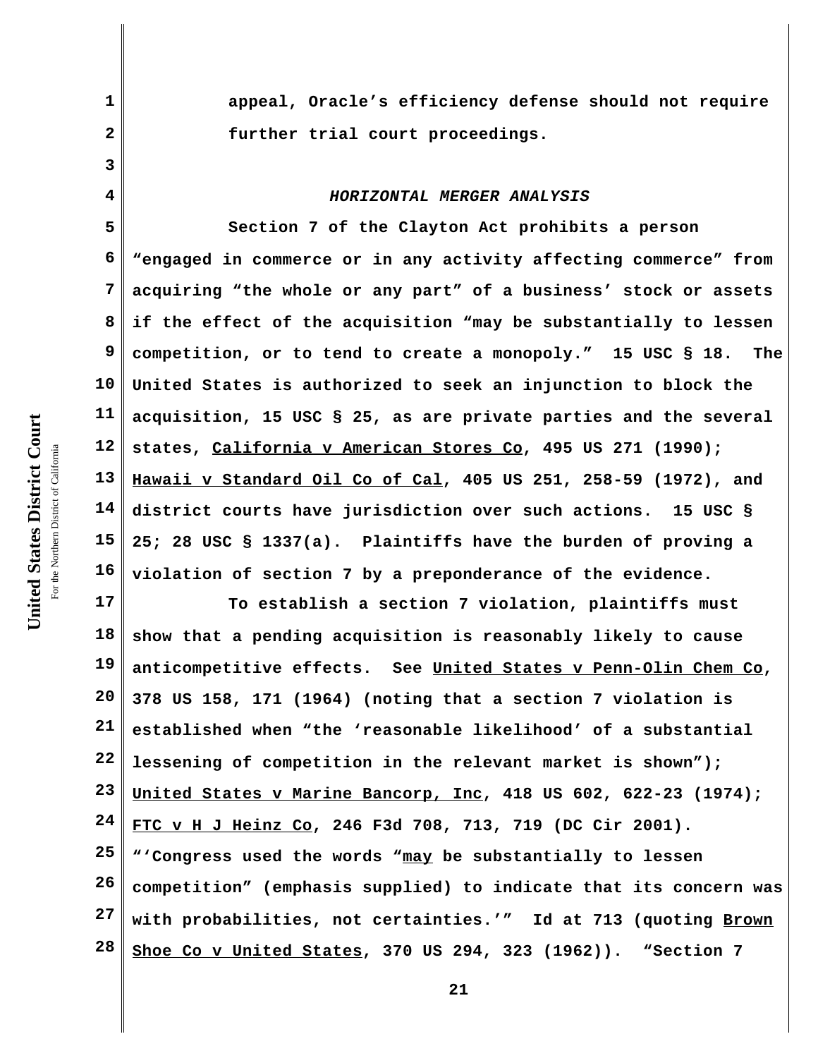appeal, Oracle's efficiency defense should not require further trial court proceedings.

*HORIZONTAL MERGER ANALYSIS*

Section 7 of the Clayton Act prohibits a person "engaged in commerce or in any activity affecting commerce" from acquiring "the whole or any part" of a business' stock or assets if the effect of the acquisition "may be substantially to lessen competition, or to tend to create a monopoly." 15 USC § 18. The United States is authorized to seek an injunction to block the acquisition, 15 USC § 25, as are private parties and the several states, California v American Stores Co, 495 US 271 (1990); Hawaii v Standard Oil Co of Cal, 405 US 251, 258-59 (1972), and district courts have jurisdiction over such actions. 15 USC § 25; 28 USC § 1337(a). Plaintiffs have the burden of proving a violation of section 7 by a preponderance of the evidence.

To establish a section 7 violation, plaintiffs must show that a pending acquisition is reasonably likely to cause anticompetitive effects. See United States v Penn-Olin Chem Co, 378 US 158, 171 (1964) (noting that a section 7 violation is established when "the 'reasonable likelihood' of a substantial lessening of competition in the relevant market is shown"); United States v Marine Bancorp, Inc, 418 US 602, 622-23 (1974); FTC v H J Heinz Co, 246 F3d 708, 713, 719 (DC Cir 2001). "'Congress used the words "may be substantially to lessen competition" (emphasis supplied) to indicate that its concern was with probabilities, not certainties.'" Id at 713 (quoting Brown Shoe Co v United States, 370 US 294, 323 (1962)). "Section 7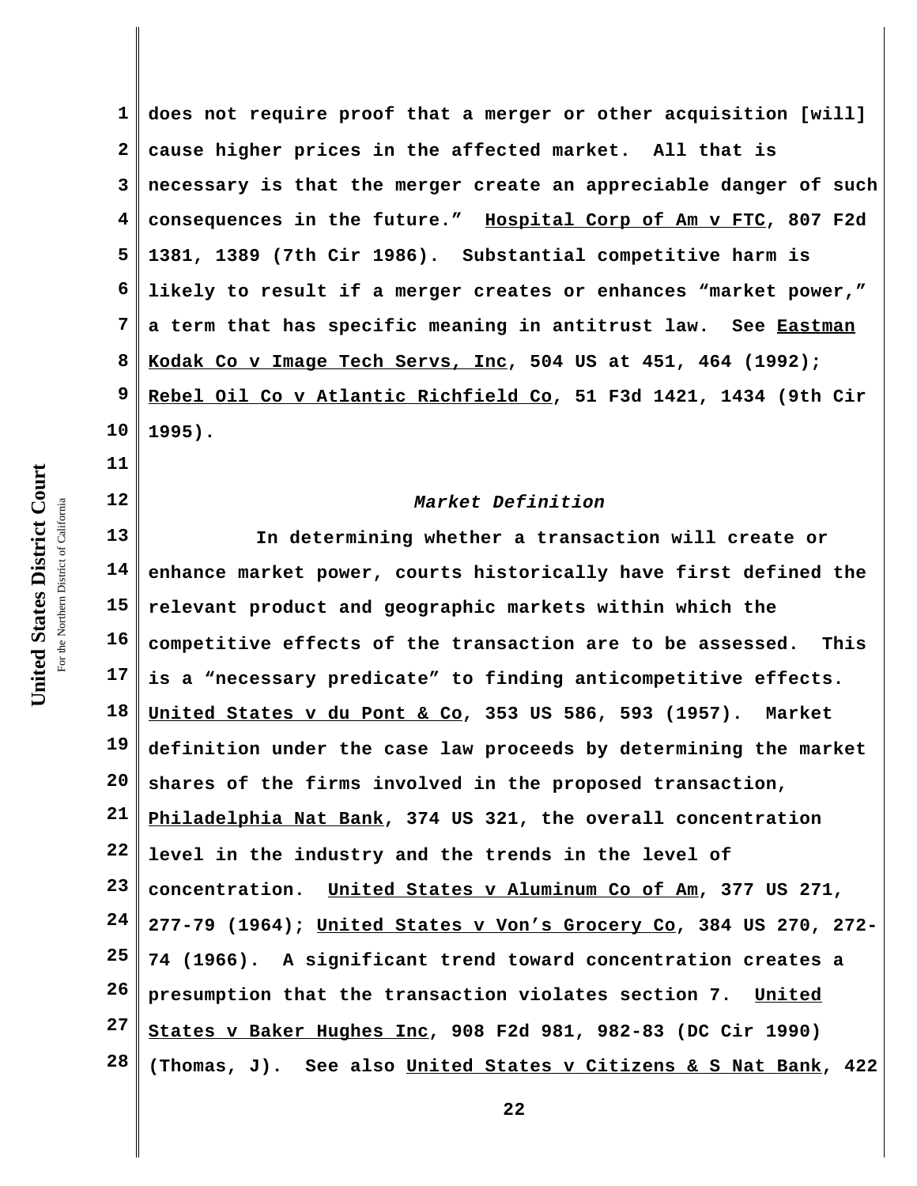does not require proof that a merger or other acquisition [will] cause higher prices in the affected market. All that is necessary is that the merger create an appreciable danger of such consequences in the future." Hospital Corp of Am v FTC, 807 F2d 1381, 1389 (7th Cir 1986). Substantial competitive harm is likely to result if a merger creates or enhances "market power," a term that has specific meaning in antitrust law. See Eastman Kodak Co v Image Tech Servs, Inc, 504 US at 451, 464 (1992); Rebel Oil Co v Atlantic Richfield Co, 51 F3d 1421, 1434 (9th Cir 1995).

*Market Definition*

In determining whether a transaction will create or enhance market power, courts historically have first defined the relevant product and geographic markets within which the competitive effects of the transaction are to be assessed. This is a "necessary predicate" to finding anticompetitive effects. United States v du Pont & Co, 353 US 586, 593 (1957). Market definition under the case law proceeds by determining the market shares of the firms involved in the proposed transaction, Philadelphia Nat Bank, 374 US 321, the overall concentration level in the industry and the trends in the level of concentration. United States v Aluminum Co of Am, 377 US 271, 277-79 (1964); United States v Von's Grocery Co, 384 US 270, 272-74 (1966). A significant trend toward concentration creates a presumption that the transaction violates section 7. United States v Baker Hughes Inc, 908 F2d 981, 982-83 (DC Cir 1990) (Thomas, J). See also United States v Citizens & S Nat Bank, 422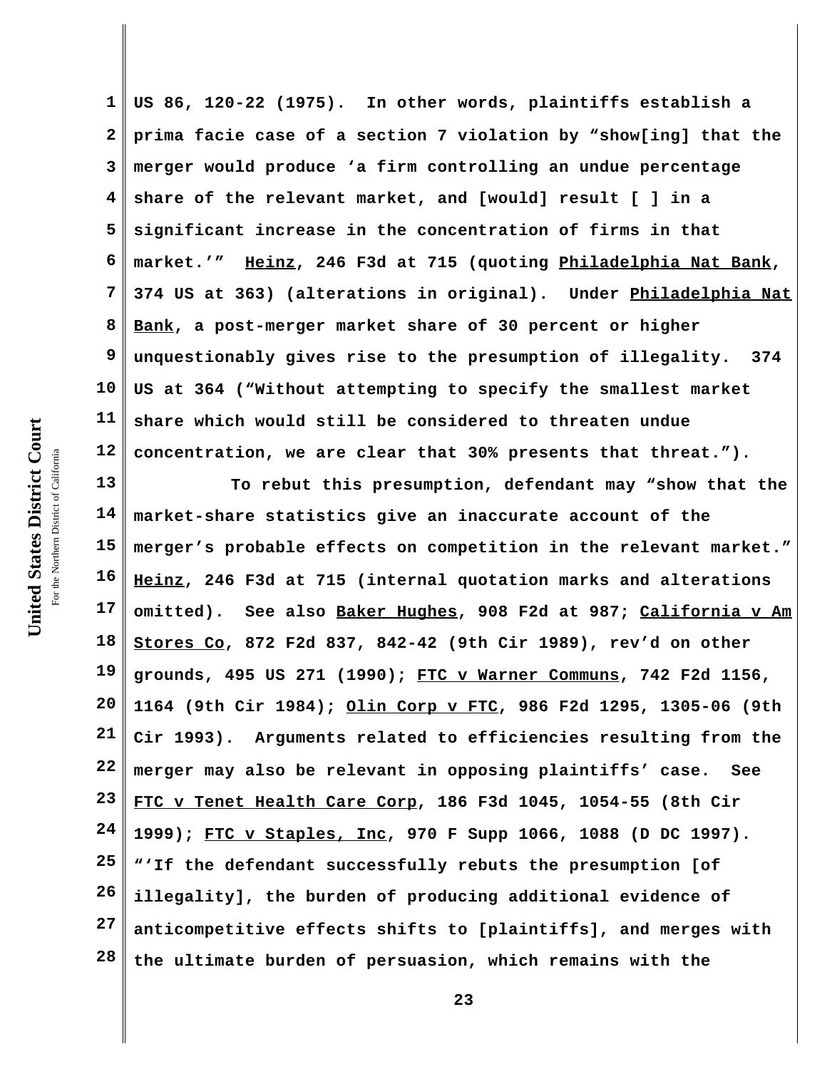US 86, 120-22 (1975). In other words, plaintiffs establish a prima facie case of a section 7 violation by "show[ing] that the merger would produce 'a firm controlling an undue percentage share of the relevant market, and [would] result [ ] in a significant increase in the concentration of firms in that market.'" Heinz, 246 F3d at 715 (quoting Philadelphia Nat Bank, 374 US at 363) (alterations in original). Under Philadelphia Nat Bank, a post-merger market share of 30 percent or higher unquestionably gives rise to the presumption of illegality. 374 US at 364 ("Without attempting to specify the smallest market share which would still be considered to threaten undue concentration, we are clear that 30% presents that threat.").

To rebut this presumption, defendant may "show that the market-share statistics give an inaccurate account of the merger's probable effects on competition in the relevant market." Heinz, 246 F3d at 715 (internal quotation marks and alterations omitted). See also Baker Hughes, 908 F2d at 987; California v Am Stores Co, 872 F2d 837, 842-42 (9th Cir 1989), rev'd on other grounds, 495 US 271 (1990); FTC v Warner Communs, 742 F2d 1156, 1164 (9th Cir 1984); Olin Corp v FTC, 986 F2d 1295, 1305-06 (9th Cir 1993). Arguments related to efficiencies resulting from the merger may also be relevant in opposing plaintiffs' case. See FTC v Tenet Health Care Corp, 186 F3d 1045, 1054-55 (8th Cir 1999); FTC v Staples, Inc, 970 F Supp 1066, 1088 (D DC 1997). "'If the defendant successfully rebuts the presumption [of illegality], the burden of producing additional evidence of anticompetitive effects shifts to [plaintiffs], and merges with the ultimate burden of persuasion, which remains with the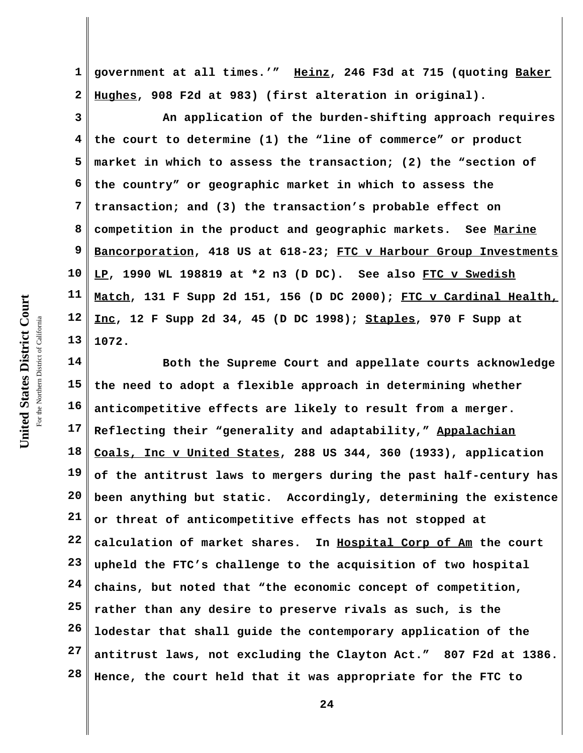government at all times.'" Heinz, 246 F3d at 715 (quoting Baker Hughes, 908 F2d at 983) (first alteration in original).

An application of the burden-shifting approach requires the court to determine (1) the "line of commerce" or product market in which to assess the transaction; (2) the "section of the country" or geographic market in which to assess the transaction; and (3) the transaction's probable effect on competition in the product and geographic markets. See Marine Bancorporation, 418 US at 618-23; FTC v Harbour Group Investments LP, 1990 WL 198819 at *2 n3 (D DC). See also FTC v Swedish Match, 131 F Supp 2d 151, 156 (D DC 2000); FTC v Cardinal Health, Inc, 12 F Supp 2d 34, 45 (D DC 1998); Staples, 970 F Supp at 1072.

Both the Supreme Court and appellate courts acknowledge the need to adopt a flexible approach in determining whether anticompetitive effects are likely to result from a merger. Reflecting their "generality and adaptability," Appalachian Coals, Inc v United States, 288 US 344, 360 (1933), application of the antitrust laws to mergers during the past half-century has been anything but static. Accordingly, determining the existence or threat of anticompetitive effects has not stopped at calculation of market shares. In Hospital Corp of Am the court upheld the FTC's challenge to the acquisition of two hospital chains, but noted that "the economic concept of competition, rather than any desire to preserve rivals as such, is the lodestar that shall guide the contemporary application of the antitrust laws, not excluding the Clayton Act." 807 F2d at 1386. Hence, the court held that it was appropriate for the FTC to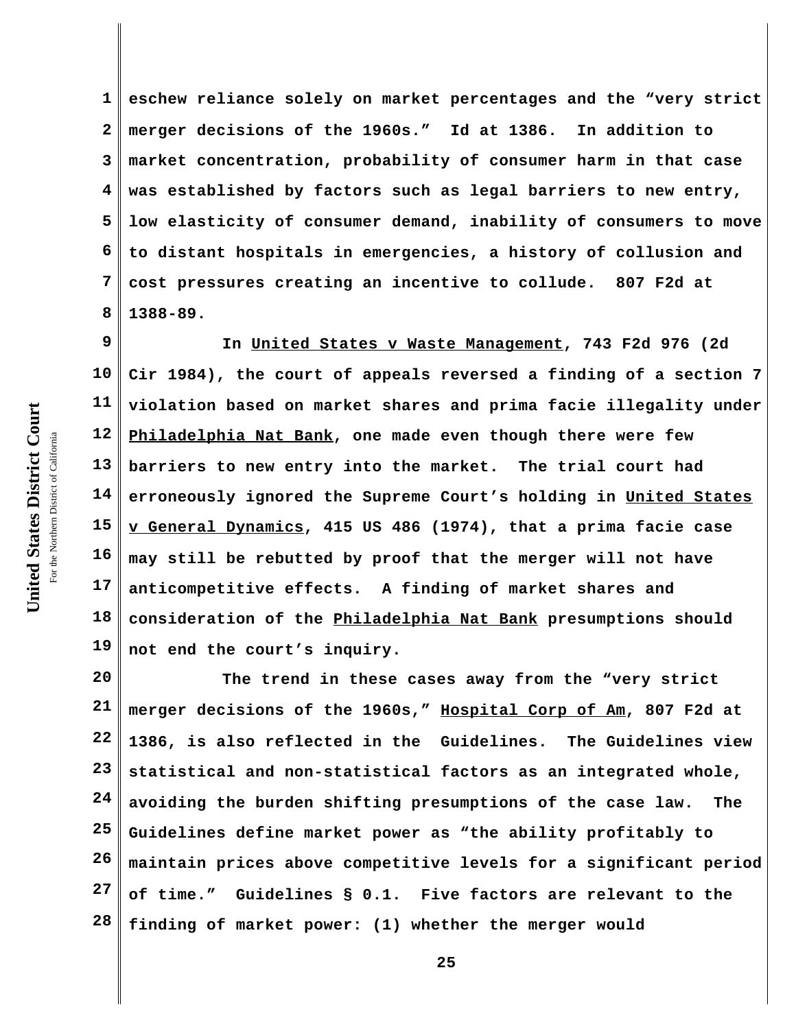eschew reliance solely on market percentages and the "very strict merger decisions of the 1960s." Id at 1386. In addition to market concentration, probability of consumer harm in that case was established by factors such as legal barriers to new entry, low elasticity of consumer demand, inability of consumers to move to distant hospitals in emergencies, a history of collusion and cost pressures creating an incentive to collude. 807 F2d at 1388-89.

In United States v Waste Management, 743 F2d 976 (2d Cir 1984), the court of appeals reversed a finding of a section 7 violation based on market shares and prima facie illegality under Philadelphia Nat Bank, one made even though there were few barriers to new entry into the market. The trial court had erroneously ignored the Supreme Court's holding in United States v General Dynamics, 415 US 486 (1974), that a prima facie case may still be rebutted by proof that the merger will not have anticompetitive effects. A finding of market shares and consideration of the Philadelphia Nat Bank presumptions should not end the court's inquiry.

The trend in these cases away from the "very strict merger decisions of the 1960s," Hospital Corp of Am, 807 F2d at 1386, is also reflected in the Guidelines. The Guidelines view statistical and non-statistical factors as an integrated whole, avoiding the burden shifting presumptions of the case law. The Guidelines define market power as "the ability profitably to maintain prices above competitive levels for a significant period of time." Guidelines § 0.1. Five factors are relevant to the finding of market power: (1) whether the merger would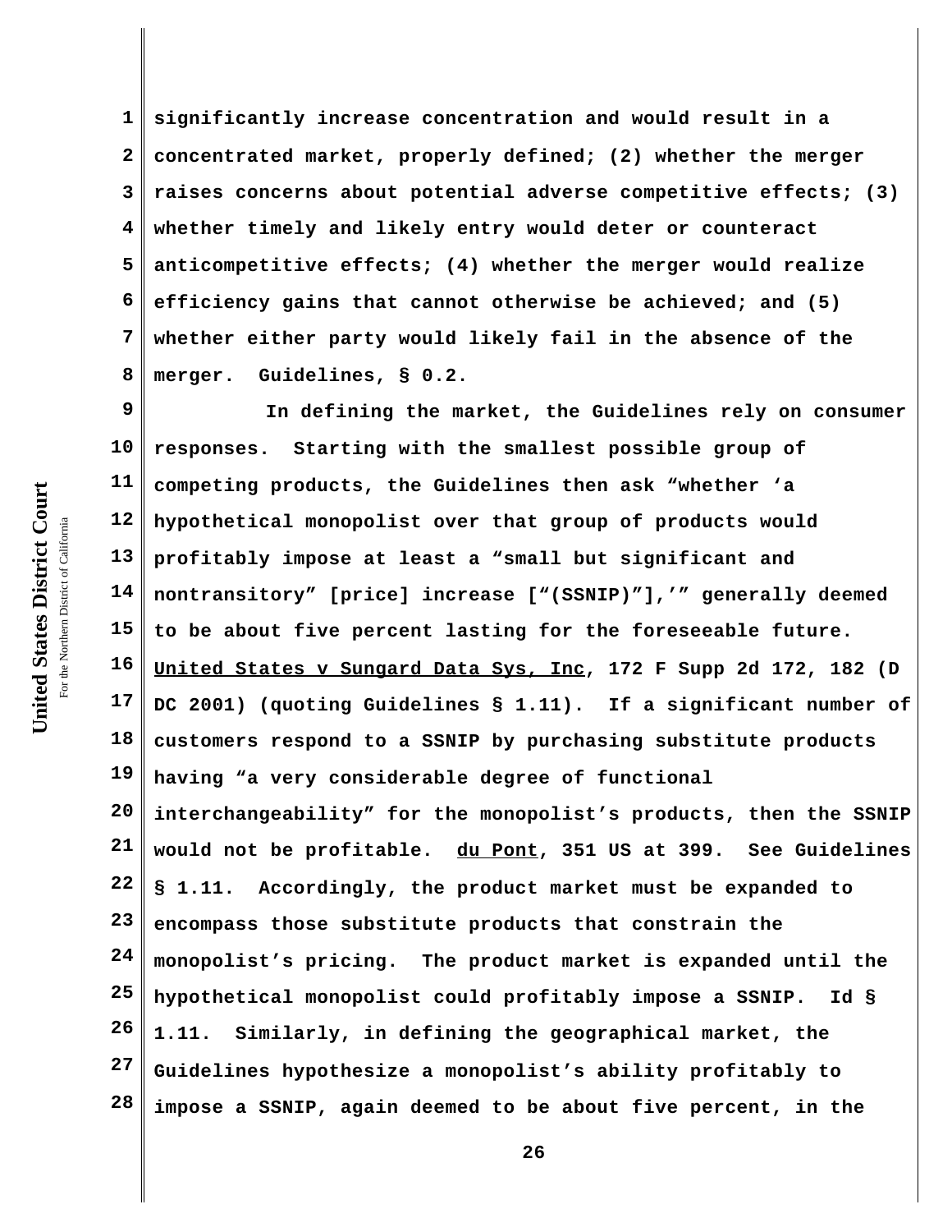significantly increase concentration and would result in a concentrated market, properly defined; (2) whether the merger raises concerns about potential adverse competitive effects; (3) whether timely and likely entry would deter or counteract anticompetitive effects; (4) whether the merger would realize efficiency gains that cannot otherwise be achieved; and (5) whether either party would likely fail in the absence of the merger. Guidelines, § 0.2.

In defining the market, the Guidelines rely on consumer responses. Starting with the smallest possible group of competing products, the Guidelines then ask "whether 'a hypothetical monopolist over that group of products would profitably impose at least a "small but significant and nontransitory" [price] increase ["(SSNIP)"],'" generally deemed to be about five percent lasting for the foreseeable future. United States v Sungard Data Sys, Inc, 172 F Supp 2d 172, 182 (D DC 2001) (quoting Guidelines § 1.11). If a significant number of customers respond to a SSNIP by purchasing substitute products having "a very considerable degree of functional interchangeability" for the monopolist's products, then the SSNIP would not be profitable. du Pont, 351 US at 399. See Guidelines § 1.11. Accordingly, the product market must be expanded to encompass those substitute products that constrain the monopolist's pricing. The product market is expanded until the hypothetical monopolist could profitably impose a SSNIP. Id § 1.11. Similarly, in defining the geographical market, the Guidelines hypothesize a monopolist's ability profitably to impose a SSNIP, again deemed to be about five percent, in the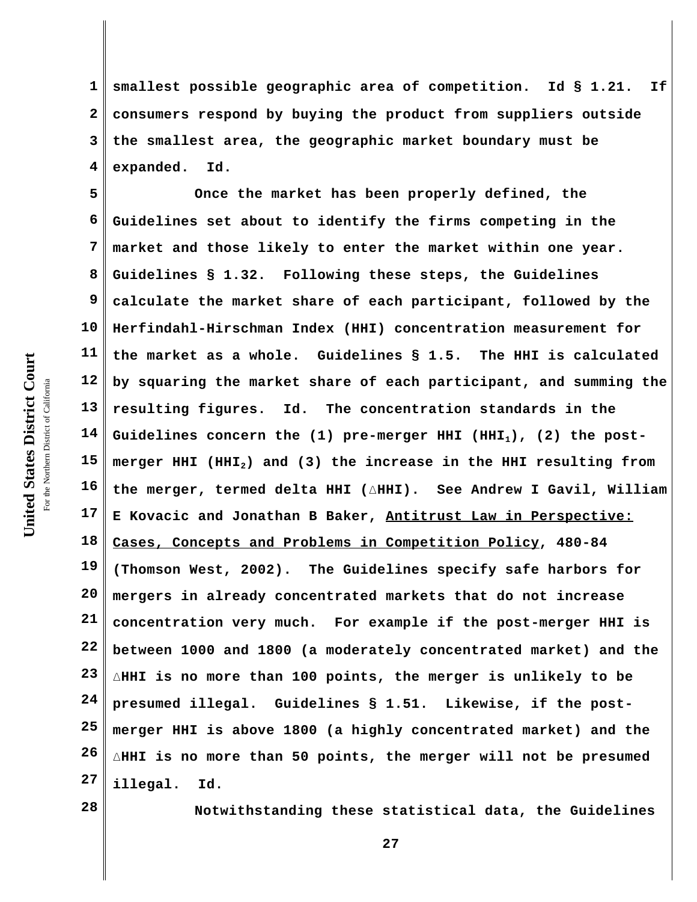smallest possible geographic area of competition. Id § 1.21. If consumers respond by buying the product from suppliers outside the smallest area, the geographic market boundary must be expanded. Id.

Once the market has been properly defined, the Guidelines set about to identify the firms competing in the market and those likely to enter the market within one year. Guidelines § 1.32. Following these steps, the Guidelines calculate the market share of each participant, followed by the Herfindahl-Hirschman Index (HHI) concentration measurement for the market as a whole. Guidelines § 1.5. The HHI is calculated by squaring the market share of each participant, and summing the resulting figures. Id. The concentration standards in the Guidelines concern the (1) pre-merger HHI ($HHI_1$), (2) the post-merger HHI ($HHI_2$) and (3) the increase in the HHI resulting from the merger, termed delta HHI (△HHI). See Andrew I Gavil, William E Kovacic and Jonathan B Baker, Antitrust Law in Perspective: Cases, Concepts and Problems in Competition Policy, 480-84 (Thomson West, 2002). The Guidelines specify safe harbors for mergers in already concentrated markets that do not increase concentration very much. For example if the post-merger HHI is between 1000 and 1800 (a moderately concentrated market) and the △HHI is no more than 100 points, the merger is unlikely to be presumed illegal. Guidelines § 1.51. Likewise, if the post-merger HHI is above 1800 (a highly concentrated market) and the △HHI is no more than 50 points, the merger will not be presumed illegal. Id.

Notwithstanding these statistical data, the Guidelines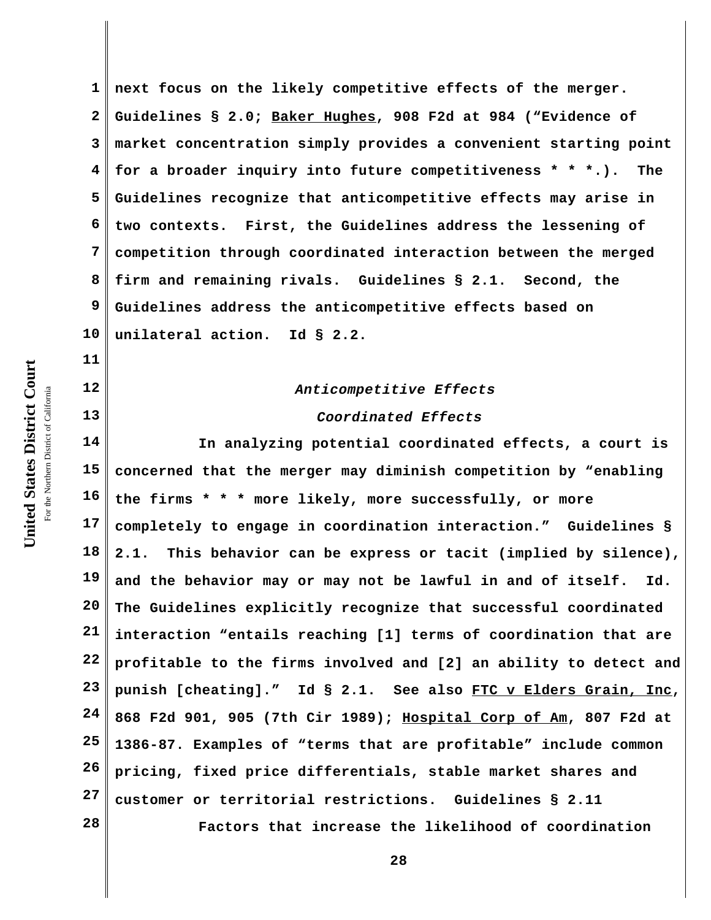next focus on the likely competitive effects of the merger. Guidelines § 2.0; Baker Hughes, 908 F2d at 984 ("Evidence of market concentration simply provides a convenient starting point for a broader inquiry into future competitiveness * * *.). The Guidelines recognize that anticompetitive effects may arise in two contexts. First, the Guidelines address the lessening of competition through coordinated interaction between the merged firm and remaining rivals. Guidelines § 2.1. Second, the Guidelines address the anticompetitive effects based on unilateral action. Id § 2.2.

*Anticompetitive Effects*

*Coordinated Effects*

In analyzing potential coordinated effects, a court is concerned that the merger may diminish competition by "enabling the firms * * * more likely, more successfully, or more completely to engage in coordination interaction." Guidelines § 2.1. This behavior can be express or tacit (implied by silence), and the behavior may or may not be lawful in and of itself. Id. The Guidelines explicitly recognize that successful coordinated interaction "entails reaching [1] terms of coordination that are profitable to the firms involved and [2] an ability to detect and punish [cheating]." Id § 2.1. See also FTC v Elders Grain, Inc, 868 F2d 901, 905 (7th Cir 1989); Hospital Corp of Am, 807 F2d at 1386-87. Examples of "terms that are profitable" include common pricing, fixed price differentials, stable market shares and customer or territorial restrictions. Guidelines § 2.11

Factors that increase the likelihood of coordination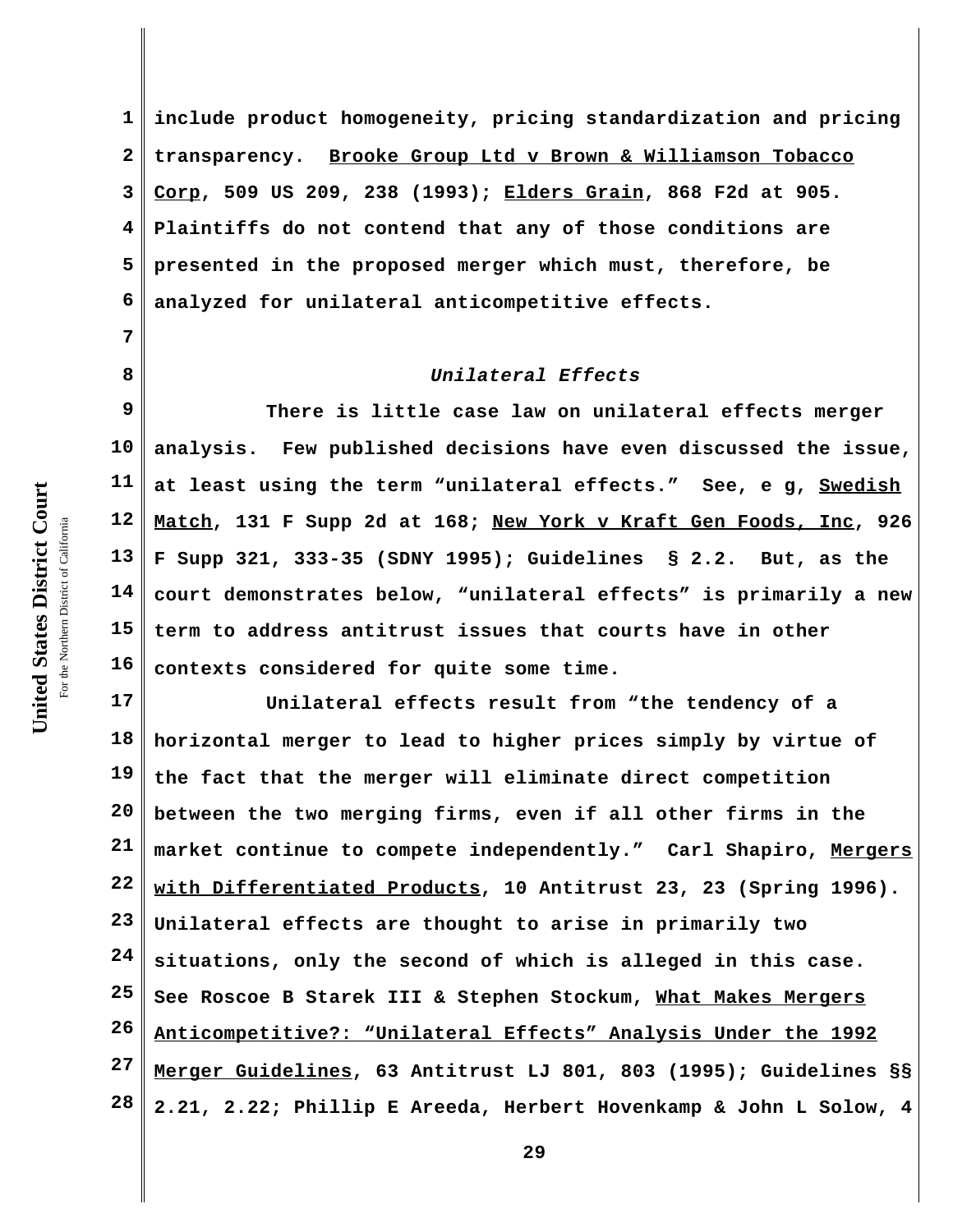include product homogeneity, pricing standardization and pricing transparency. Brooke Group Ltd v Brown & Williamson Tobacco Corp, 509 US 209, 238 (1993); Elders Grain, 868 F2d at 905. Plaintiffs do not contend that any of those conditions are presented in the proposed merger which must, therefore, be analyzed for unilateral anticompetitive effects.

*Unilateral Effects*

There is little case law on unilateral effects merger analysis. Few published decisions have even discussed the issue, at least using the term "unilateral effects." See, e g, Swedish Match, 131 F Supp 2d at 168; New York v Kraft Gen Foods, Inc, 926 F Supp 321, 333-35 (SDNY 1995); Guidelines § 2.2. But, as the court demonstrates below, "unilateral effects" is primarily a new term to address antitrust issues that courts have in other contexts considered for quite some time.

Unilateral effects result from "the tendency of a horizontal merger to lead to higher prices simply by virtue of the fact that the merger will eliminate direct competition between the two merging firms, even if all other firms in the market continue to compete independently." Carl Shapiro, Mergers with Differentiated Products, 10 Antitrust 23, 23 (Spring 1996). Unilateral effects are thought to arise in primarily two situations, only the second of which is alleged in this case. See Roscoe B Starek III & Stephen Stockum, What Makes Mergers Anticompetitive?: "Unilateral Effects" Analysis Under the 1992 Merger Guidelines, 63 Antitrust LJ 801, 803 (1995); Guidelines §§ 2.21, 2.22; Phillip E Areeda, Herbert Hovenkamp & John L Solow, 4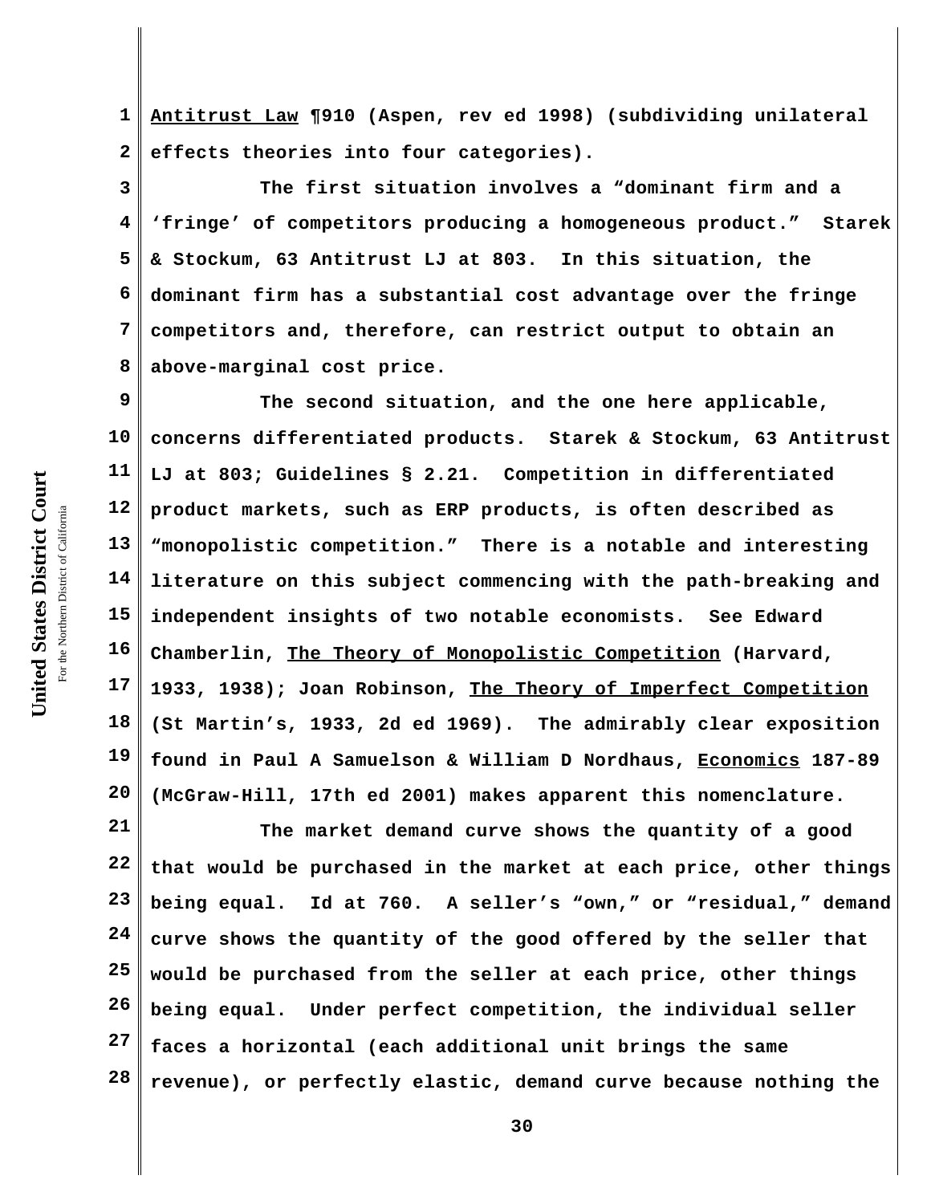Antitrust Law ¶910 (Aspen, rev ed 1998) (subdividing unilateral effects theories into four categories).

The first situation involves a "dominant firm and a 'fringe' of competitors producing a homogeneous product." Starek & Stockum, 63 Antitrust LJ at 803. In this situation, the dominant firm has a substantial cost advantage over the fringe competitors and, therefore, can restrict output to obtain an above-marginal cost price.

The second situation, and the one here applicable, concerns differentiated products. Starek & Stockum, 63 Antitrust LJ at 803; Guidelines § 2.21. Competition in differentiated product markets, such as ERP products, is often described as "monopolistic competition." There is a notable and interesting literature on this subject commencing with the path-breaking and independent insights of two notable economists. See Edward Chamberlin, The Theory of Monopolistic Competition (Harvard, 1933, 1938); Joan Robinson, The Theory of Imperfect Competition (St Martin's, 1933, 2d ed 1969). The admirably clear exposition found in Paul A Samuelson & William D Nordhaus, Economics 187-89 (McGraw-Hill, 17th ed 2001) makes apparent this nomenclature.

The market demand curve shows the quantity of a good that would be purchased in the market at each price, other things being equal. Id at 760. A seller's "own," or "residual," demand curve shows the quantity of the good offered by the seller that would be purchased from the seller at each price, other things being equal. Under perfect competition, the individual seller faces a horizontal (each additional unit brings the same revenue), or perfectly elastic, demand curve because nothing the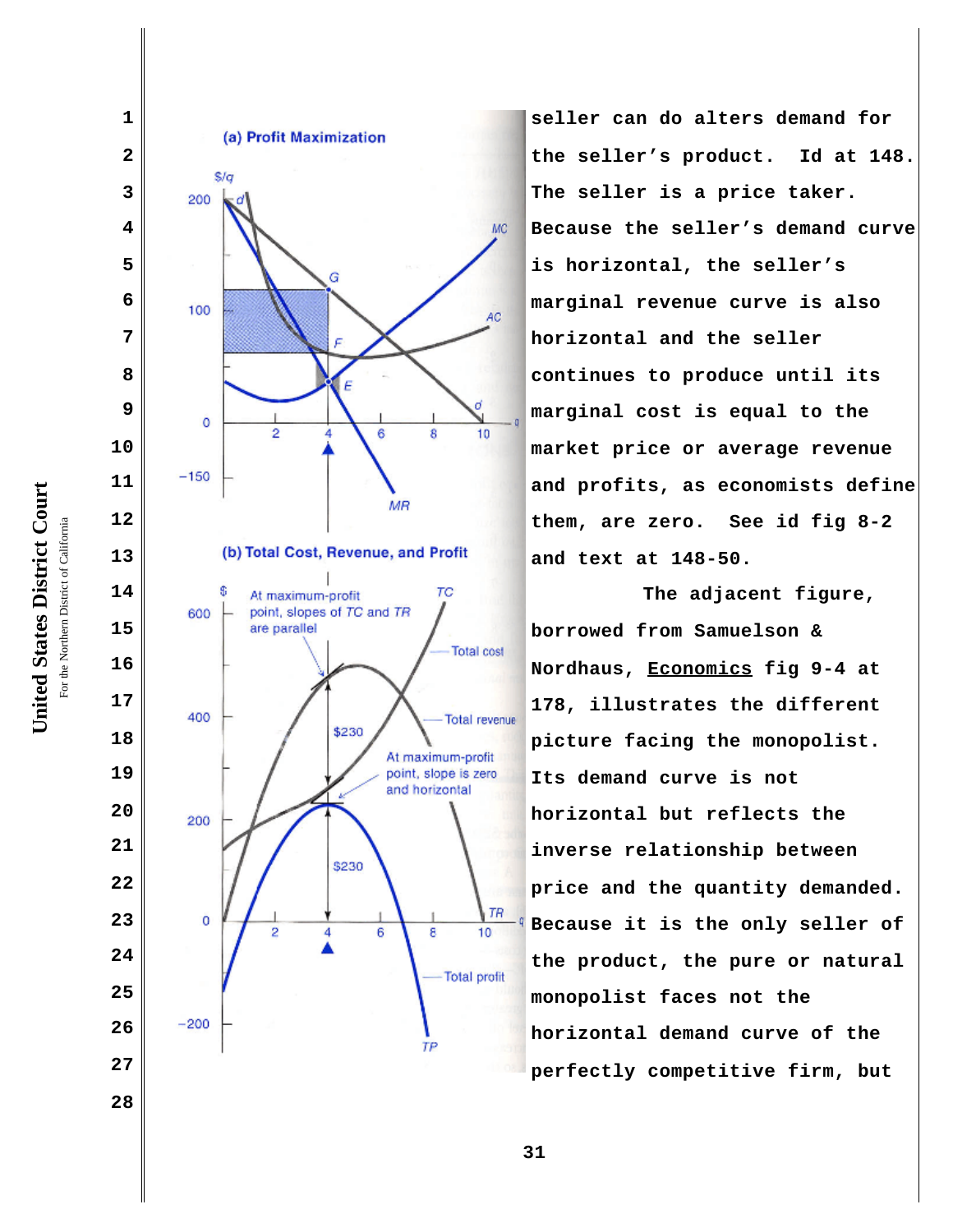seller can do alters demand for the seller's product. Id at 148. The seller is a price taker. Because the seller's demand curve is horizontal, the seller's marginal revenue curve is also horizontal and the seller continues to produce until its marginal cost is equal to the market price or average revenue and profits, as economists define them, are zero. See id fig 8-2 and text at 148-50.

The adjacent figure, borrowed from Samuelson & Nordhaus, Economics fig 9-4 at 178, illustrates the different picture facing the monopolist. Its demand curve is not horizontal but reflects the inverse relationship between price and the quantity demanded. Because it is the only seller of the product, the pure or natural monopolist faces not the horizontal demand curve of the perfectly competitive firm, but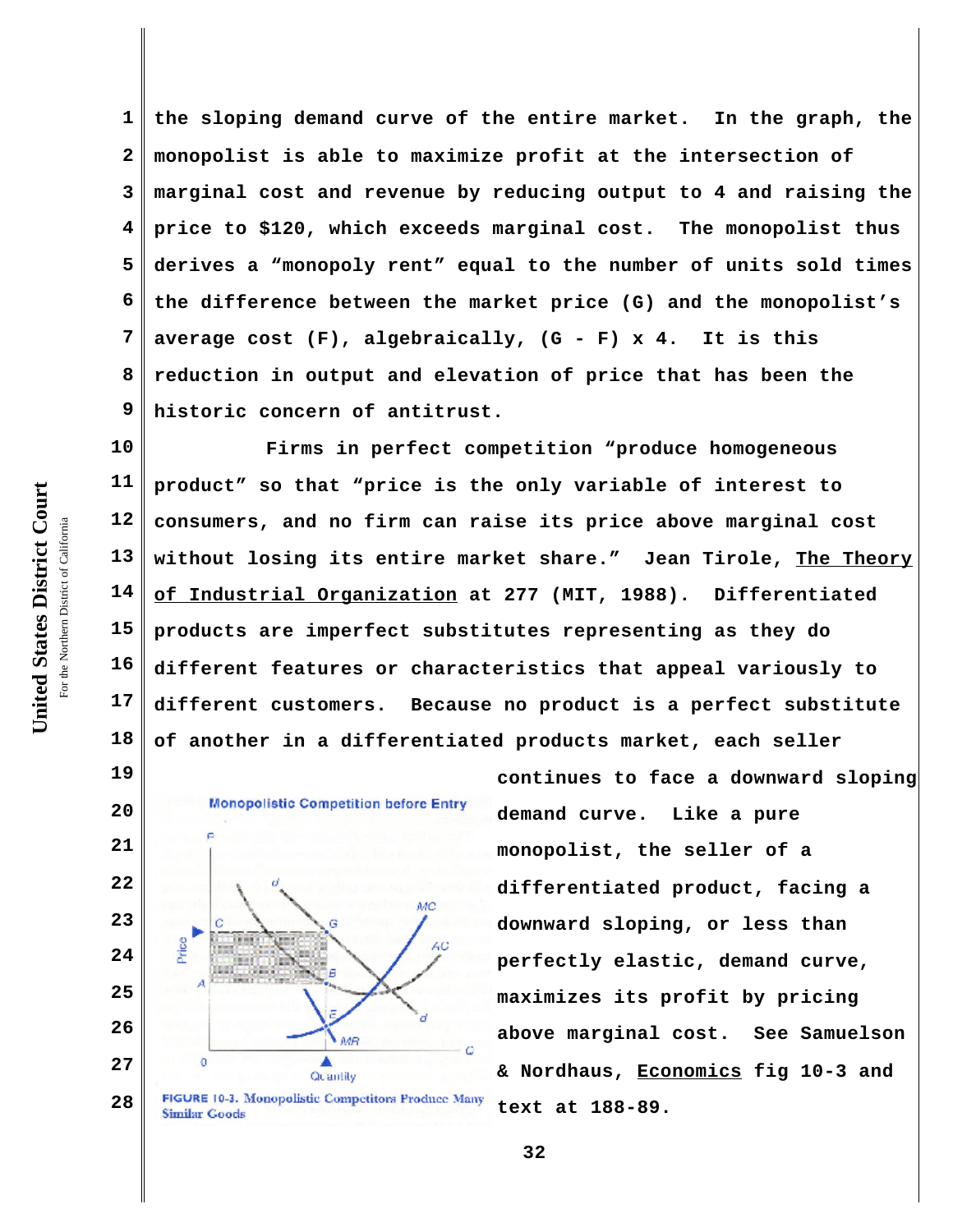the sloping demand curve of the entire market. In the graph, the monopolist is able to maximize profit at the intersection of marginal cost and revenue by reducing output to 4 and raising the price to $120, which exceeds marginal cost. The monopolist thus derives a "monopoly rent" equal to the number of units sold times the difference between the market price (G) and the monopolist's average cost (F), algebraically, (G - F) x 4. It is this reduction in output and elevation of price that has been the historic concern of antitrust.

Firms in perfect competition "produce homogeneous product" so that "price is the only variable of interest to consumers, and no firm can raise its price above marginal cost without losing its entire market share." Jean Tirole, The Theory of Industrial Organization at 277 (MIT, 1988). Differentiated products are imperfect substitutes representing as they do different features or characteristics that appeal variously to different customers. Because no product is a perfect substitute of another in a differentiated products market, each seller continues to face a downward sloping demand curve. Like a pure monopolist, the seller of a differentiated product, facing a downward sloping, or less than perfectly elastic, demand curve, maximizes its profit by pricing above marginal cost. See Samuelson & Nordhaus, Economics fig 10-3 and text at 188-89.

Monopolistic Competition before Entry

FIGURE 10-3. Monopolistic Competitors Produce Many Similar Goods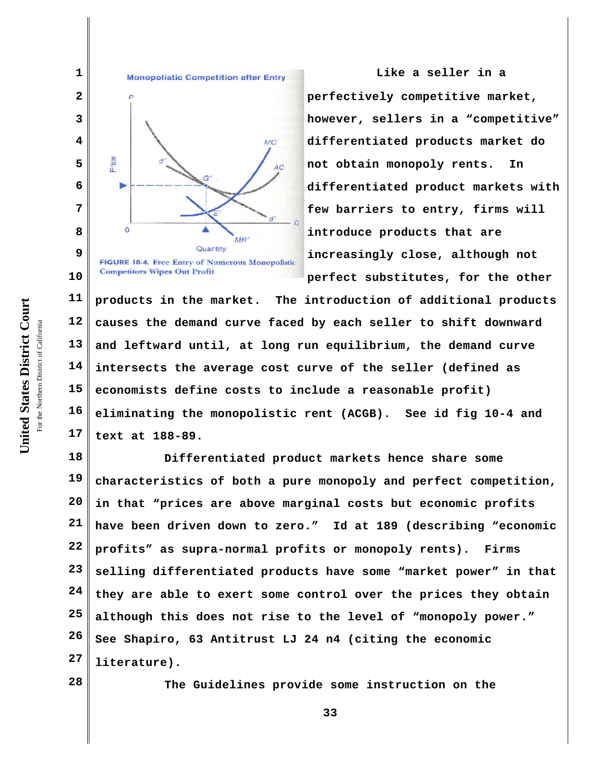Monopolistic Competition after Entry

FIGURE 10-4. Free Entry of Numerous Monopolistic Competitors Wipes Out Profit

Like a seller in a perfectively competitive market, however, sellers in a "competitive" differentiated products market do not obtain monopoly rents. In differentiated product markets with few barriers to entry, firms will introduce products that are increasingly close, although not perfect substitutes, for the other products in the market. The introduction of additional products causes the demand curve faced by each seller to shift downward and leftward until, at long run equilibrium, the demand curve intersects the average cost curve of the seller (defined as economists define costs to include a reasonable profit) eliminating the monopolistic rent (ACGB). See id fig 10-4 and text at 188-89.

Differentiated product markets hence share some characteristics of both a pure monopoly and perfect competition, in that "prices are above marginal costs but economic profits have been driven down to zero." Id at 189 (describing "economic profits" as supra-normal profits or monopoly rents). Firms selling differentiated products have some "market power" in that they are able to exert some control over the prices they obtain although this does not rise to the level of "monopoly power." See Shapiro, 63 Antitrust LJ 24 n4 (citing the economic literature).

The Guidelines provide some instruction on the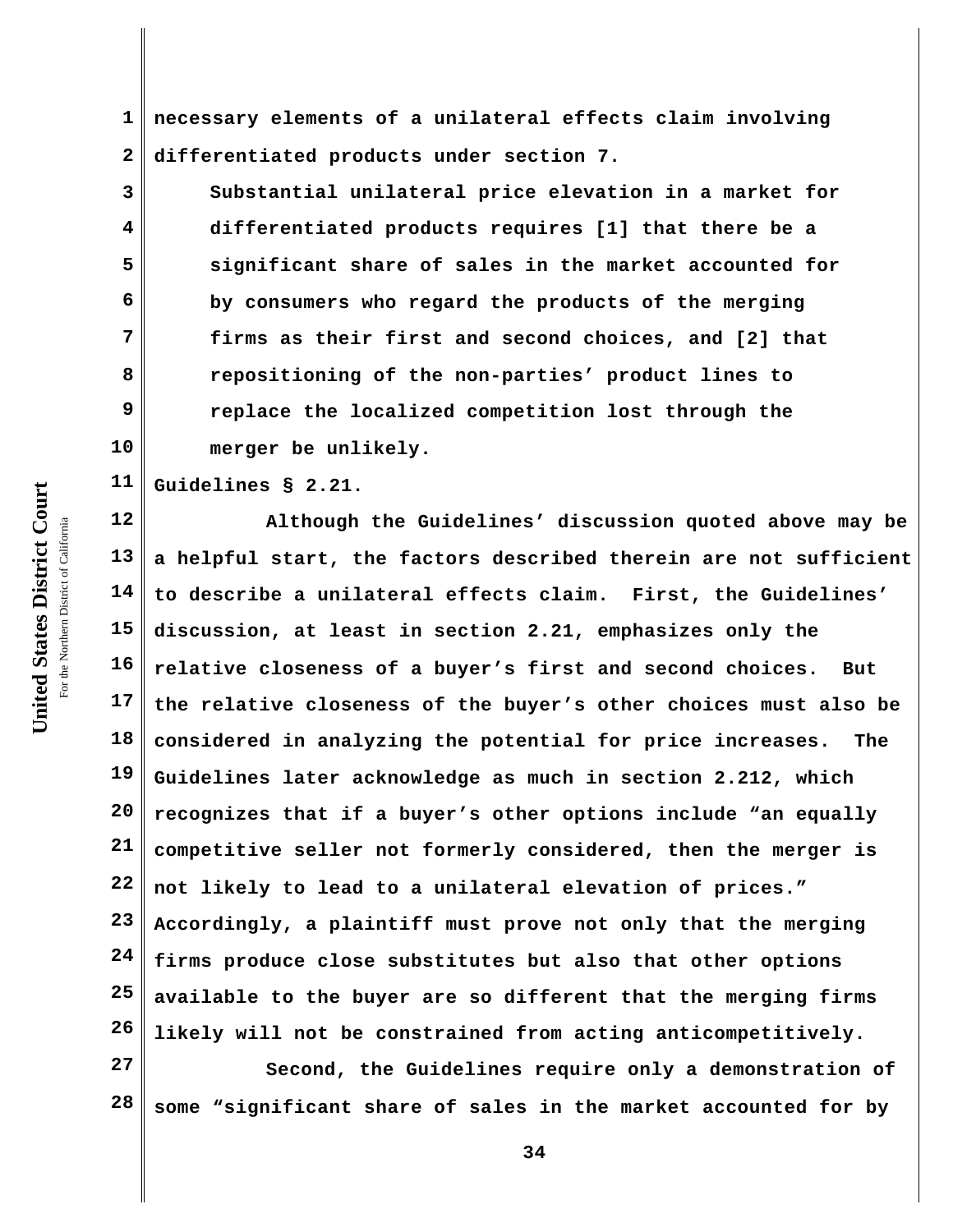necessary elements of a unilateral effects claim involving differentiated products under section 7.

> Substantial unilateral price elevation in a market for differentiated products requires [1] that there be a significant share of sales in the market accounted for by consumers who regard the products of the merging firms as their first and second choices, and [2] that repositioning of the non-parties' product lines to replace the localized competition lost through the merger be unlikely.

Guidelines § 2.21.

Although the Guidelines' discussion quoted above may be a helpful start, the factors described therein are not sufficient to describe a unilateral effects claim. First, the Guidelines' discussion, at least in section 2.21, emphasizes only the relative closeness of a buyer's first and second choices. But the relative closeness of the buyer's other choices must also be considered in analyzing the potential for price increases. The Guidelines later acknowledge as much in section 2.212, which recognizes that if a buyer's other options include "an equally competitive seller not formerly considered, then the merger is not likely to lead to a unilateral elevation of prices." Accordingly, a plaintiff must prove not only that the merging firms produce close substitutes but also that other options available to the buyer are so different that the merging firms likely will not be constrained from acting anticompetitively.

Second, the Guidelines require only a demonstration of some "significant share of sales in the market accounted for by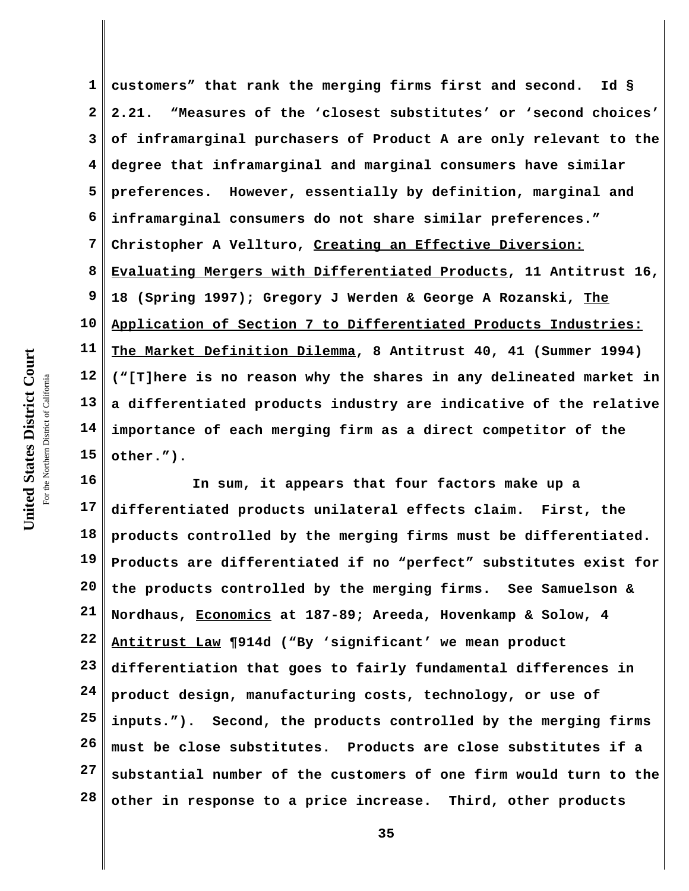customers" that rank the merging firms first and second. Id § 2.21. "Measures of the 'closest substitutes' or 'second choices' of inframarginal purchasers of Product A are only relevant to the degree that inframarginal and marginal consumers have similar preferences. However, essentially by definition, marginal and inframarginal consumers do not share similar preferences." Christopher A Vellturo, Creating an Effective Diversion: Evaluating Mergers with Differentiated Products, 11 Antitrust 16, 18 (Spring 1997); Gregory J Werden & George A Rozanski, The Application of Section 7 to Differentiated Products Industries: The Market Definition Dilemma, 8 Antitrust 40, 41 (Summer 1994) ("[T]here is no reason why the shares in any delineated market in a differentiated products industry are indicative of the relative importance of each merging firm as a direct competitor of the other.").

In sum, it appears that four factors make up a differentiated products unilateral effects claim. First, the products controlled by the merging firms must be differentiated. Products are differentiated if no "perfect" substitutes exist for the products controlled by the merging firms. See Samuelson & Nordhaus, Economics at 187-89; Areeda, Hovenkamp & Solow, 4 Antitrust Law ¶914d ("By 'significant' we mean product differentiation that goes to fairly fundamental differences in product design, manufacturing costs, technology, or use of inputs."). Second, the products controlled by the merging firms must be close substitutes. Products are close substitutes if a substantial number of the customers of one firm would turn to the other in response to a price increase. Third, other products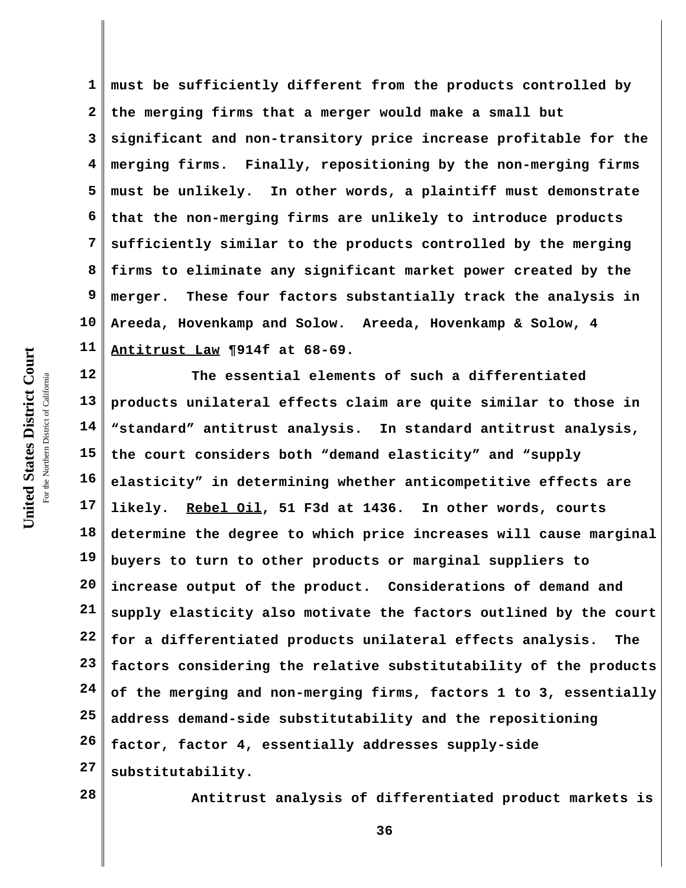must be sufficiently different from the products controlled by the merging firms that a merger would make a small but significant and non-transitory price increase profitable for the merging firms. Finally, repositioning by the non-merging firms must be unlikely. In other words, a plaintiff must demonstrate that the non-merging firms are unlikely to introduce products sufficiently similar to the products controlled by the merging firms to eliminate any significant market power created by the merger. These four factors substantially track the analysis in Areeda, Hovenkamp and Solow. Areeda, Hovenkamp & Solow, 4 Antitrust Law ¶914f at 68-69.

The essential elements of such a differentiated products unilateral effects claim are quite similar to those in "standard" antitrust analysis. In standard antitrust analysis, the court considers both "demand elasticity" and "supply elasticity" in determining whether anticompetitive effects are likely. Rebel Oil, 51 F3d at 1436. In other words, courts determine the degree to which price increases will cause marginal buyers to turn to other products or marginal suppliers to increase output of the product. Considerations of demand and supply elasticity also motivate the factors outlined by the court for a differentiated products unilateral effects analysis. The factors considering the relative substitutability of the products of the merging and non-merging firms, factors 1 to 3, essentially address demand-side substitutability and the repositioning factor, factor 4, essentially addresses supply-side substitutability.

Antitrust analysis of differentiated product markets is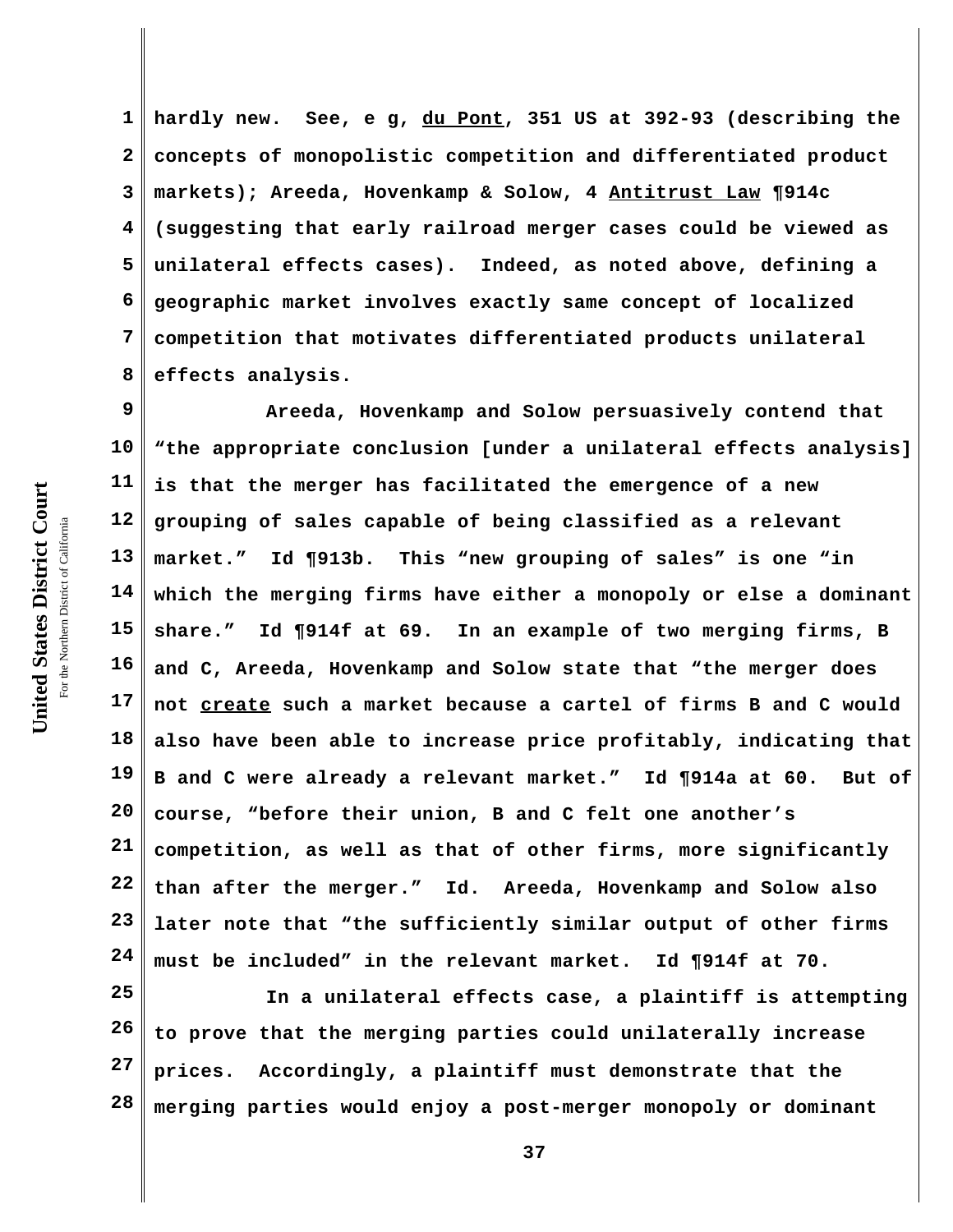hardly new. See, e g, du Pont, 351 US at 392-93 (describing the concepts of monopolistic competition and differentiated product markets); Areeda, Hovenkamp & Solow, 4 Antitrust Law ¶914c (suggesting that early railroad merger cases could be viewed as unilateral effects cases). Indeed, as noted above, defining a geographic market involves exactly same concept of localized competition that motivates differentiated products unilateral effects analysis.

Areeda, Hovenkamp and Solow persuasively contend that "the appropriate conclusion [under a unilateral effects analysis] is that the merger has facilitated the emergence of a new grouping of sales capable of being classified as a relevant market." Id ¶913b. This "new grouping of sales" is one "in which the merging firms have either a monopoly or else a dominant share." Id ¶914f at 69. In an example of two merging firms, B and C, Areeda, Hovenkamp and Solow state that "the merger does not create such a market because a cartel of firms B and C would also have been able to increase price profitably, indicating that B and C were already a relevant market." Id ¶914a at 60. But of course, "before their union, B and C felt one another's competition, as well as that of other firms, more significantly than after the merger." Id. Areeda, Hovenkamp and Solow also later note that "the sufficiently similar output of other firms must be included" in the relevant market. Id ¶914f at 70.

In a unilateral effects case, a plaintiff is attempting to prove that the merging parties could unilaterally increase prices. Accordingly, a plaintiff must demonstrate that the merging parties would enjoy a post-merger monopoly or dominant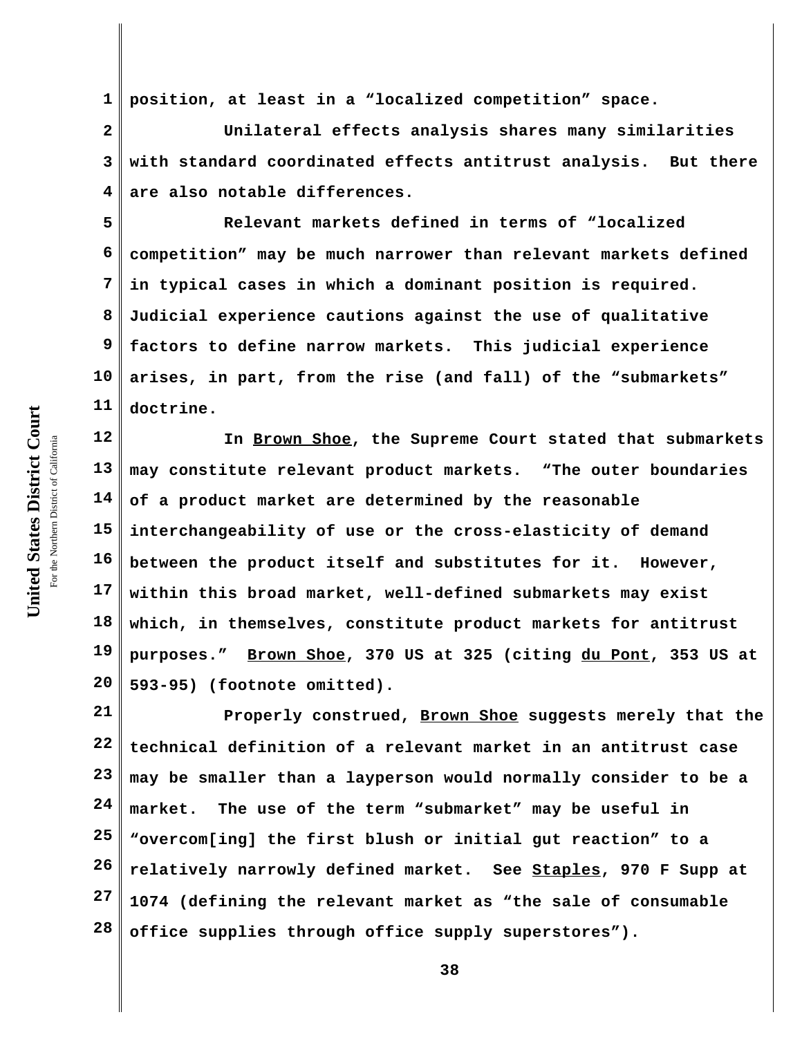position, at least in a "localized competition" space.

Unilateral effects analysis shares many similarities with standard coordinated effects antitrust analysis. But there are also notable differences.

Relevant markets defined in terms of "localized competition" may be much narrower than relevant markets defined in typical cases in which a dominant position is required. Judicial experience cautions against the use of qualitative factors to define narrow markets. This judicial experience arises, in part, from the rise (and fall) of the "submarkets" doctrine.

In Brown Shoe, the Supreme Court stated that submarkets may constitute relevant product markets. "The outer boundaries of a product market are determined by the reasonable interchangeability of use or the cross-elasticity of demand between the product itself and substitutes for it. However, within this broad market, well-defined submarkets may exist which, in themselves, constitute product markets for antitrust purposes." Brown Shoe, 370 US at 325 (citing du Pont, 353 US at 593-95) (footnote omitted).

Properly construed, Brown Shoe suggests merely that the technical definition of a relevant market in an antitrust case may be smaller than a layperson would normally consider to be a market. The use of the term "submarket" may be useful in "overcom[ing] the first blush or initial gut reaction" to a relatively narrowly defined market. See Staples, 970 F Supp at 1074 (defining the relevant market as "the sale of consumable office supplies through office supply superstores").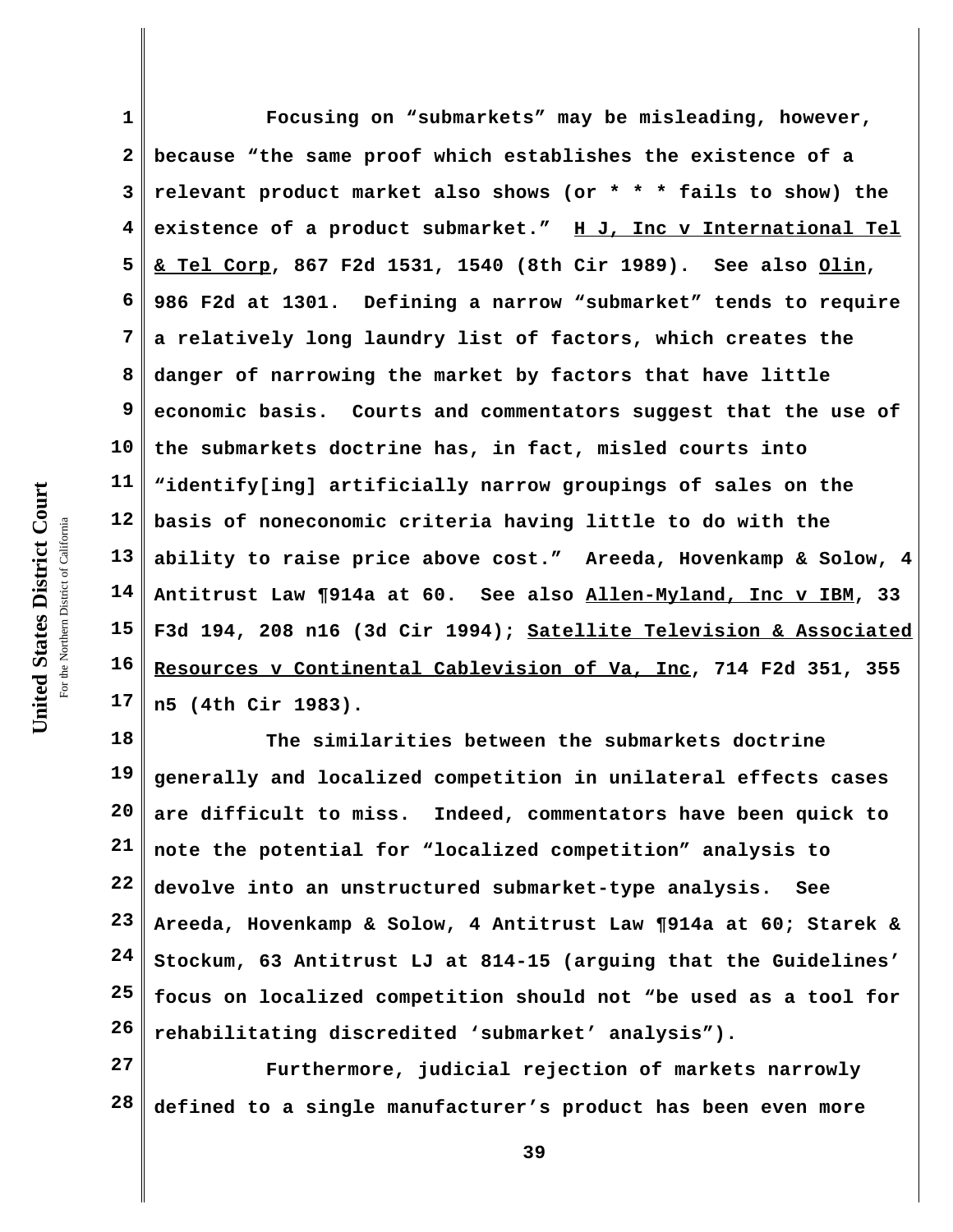Focusing on "submarkets" may be misleading, however, because "the same proof which establishes the existence of a relevant product market also shows (or * * * fails to show) the existence of a product submarket." H J, Inc v International Tel & Tel Corp, 867 F2d 1531, 1540 (8th Cir 1989). See also Olin, 986 F2d at 1301. Defining a narrow "submarket" tends to require a relatively long laundry list of factors, which creates the danger of narrowing the market by factors that have little economic basis. Courts and commentators suggest that the use of the submarkets doctrine has, in fact, misled courts into "identify[ing] artificially narrow groupings of sales on the basis of noneconomic criteria having little to do with the ability to raise price above cost." Areeda, Hovenkamp & Solow, 4 Antitrust Law ¶914a at 60. See also Allen-Myland, Inc v IBM, 33 F3d 194, 208 n16 (3d Cir 1994); Satellite Television & Associated Resources v Continental Cablevision of Va, Inc, 714 F2d 351, 355 n5 (4th Cir 1983).

The similarities between the submarkets doctrine generally and localized competition in unilateral effects cases are difficult to miss. Indeed, commentators have been quick to note the potential for "localized competition" analysis to devolve into an unstructured submarket-type analysis. See Areeda, Hovenkamp & Solow, 4 Antitrust Law ¶914a at 60; Starek & Stockum, 63 Antitrust LJ at 814-15 (arguing that the Guidelines' focus on localized competition should not "be used as a tool for rehabilitating discredited 'submarket' analysis").

Furthermore, judicial rejection of markets narrowly defined to a single manufacturer's product has been even more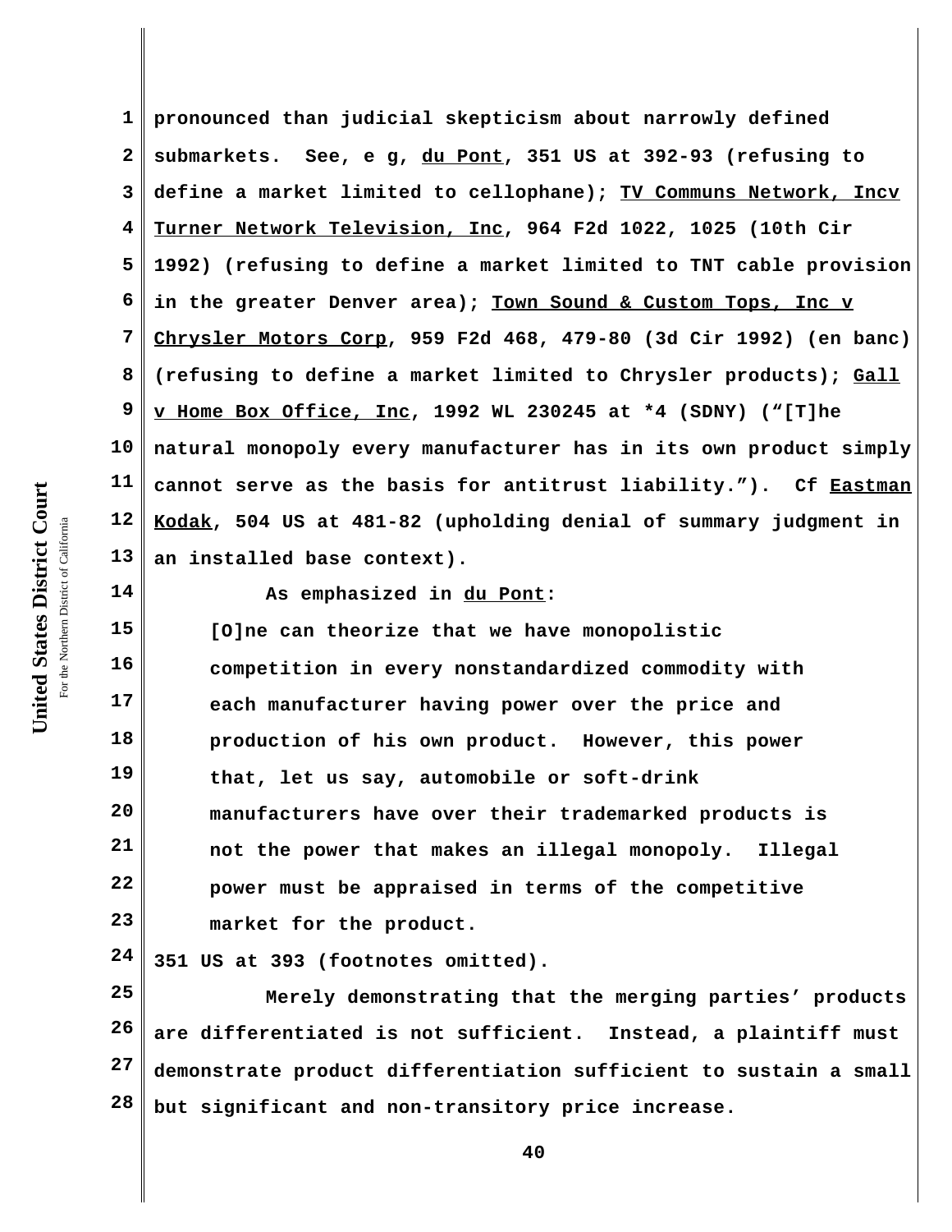pronounced than judicial skepticism about narrowly defined submarkets. See, e g, du Pont, 351 US at 392-93 (refusing to define a market limited to cellophane); TV Communs Network, Inc v Turner Network Television, Inc, 964 F2d 1022, 1025 (10th Cir 1992) (refusing to define a market limited to TNT cable provision in the greater Denver area); Town Sound & Custom Tops, Inc v Chrysler Motors Corp, 959 F2d 468, 479-80 (3d Cir 1992) (en banc) (refusing to define a market limited to Chrysler products); Gall v Home Box Office, Inc, 1992 WL 230245 at *4 (SDNY) ("[T]he natural monopoly every manufacturer has in its own product simply cannot serve as the basis for antitrust liability."). Cf Eastman Kodak, 504 US at 481-82 (upholding denial of summary judgment in an installed base context).

As emphasized in du Pont:

> [O]ne can theorize that we have monopolistic competition in every nonstandardized commodity with each manufacturer having power over the price and production of his own product. However, this power that, let us say, automobile or soft-drink manufacturers have over their trademarked products is not the power that makes an illegal monopoly. Illegal power must be appraised in terms of the competitive market for the product.

351 US at 393 (footnotes omitted).

Merely demonstrating that the merging parties' products are differentiated is not sufficient. Instead, a plaintiff must demonstrate product differentiation sufficient to sustain a small but significant and non-transitory price increase.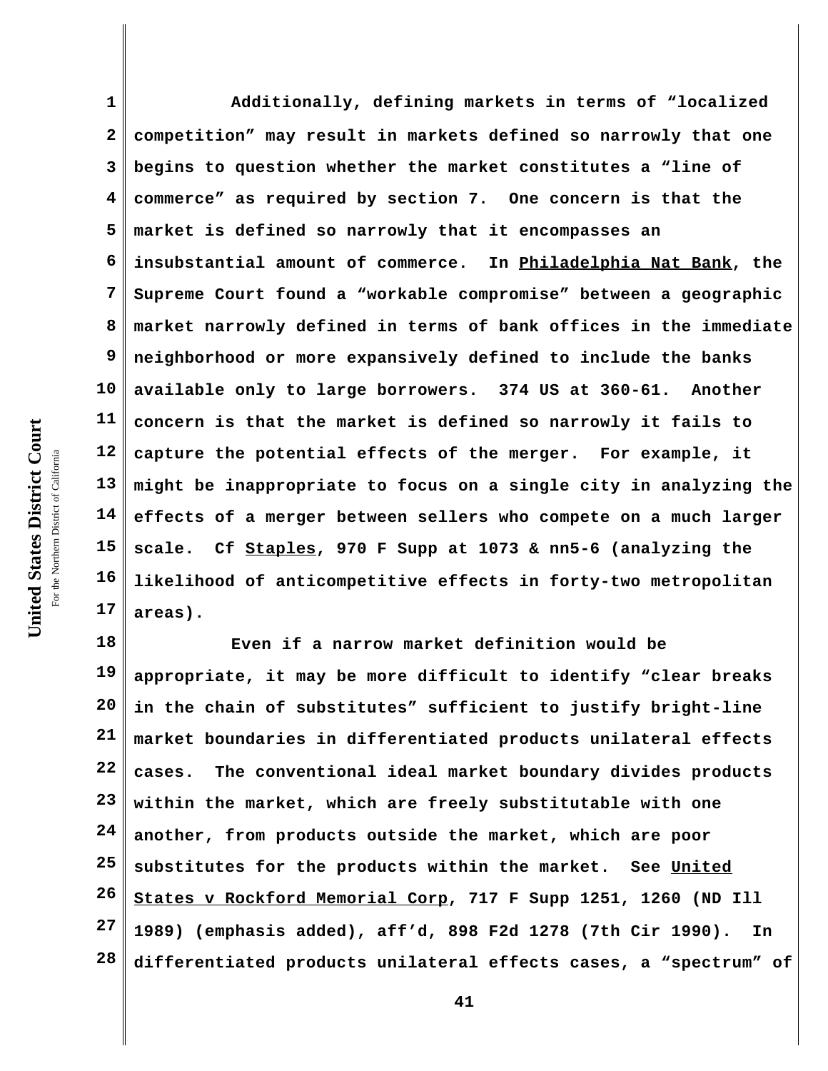Additionally, defining markets in terms of "localized competition" may result in markets defined so narrowly that one begins to question whether the market constitutes a "line of commerce" as required by section 7. One concern is that the market is defined so narrowly that it encompasses an insubstantial amount of commerce. In Philadelphia Nat Bank, the Supreme Court found a "workable compromise" between a geographic market narrowly defined in terms of bank offices in the immediate neighborhood or more expansively defined to include the banks available only to large borrowers. 374 US at 360-61. Another concern is that the market is defined so narrowly it fails to capture the potential effects of the merger. For example, it might be inappropriate to focus on a single city in analyzing the effects of a merger between sellers who compete on a much larger scale. Cf Staples, 970 F Supp at 1073 & nn5-6 (analyzing the likelihood of anticompetitive effects in forty-two metropolitan areas).

Even if a narrow market definition would be appropriate, it may be more difficult to identify "clear breaks in the chain of substitutes" sufficient to justify bright-line market boundaries in differentiated products unilateral effects cases. The conventional ideal market boundary divides products within the market, which are freely substitutable with one another, from products outside the market, which are poor substitutes for the products within the market. See United States v Rockford Memorial Corp, 717 F Supp 1251, 1260 (ND Ill 1989) (emphasis added), aff'd, 898 F2d 1278 (7th Cir 1990). In differentiated products unilateral effects cases, a "spectrum" of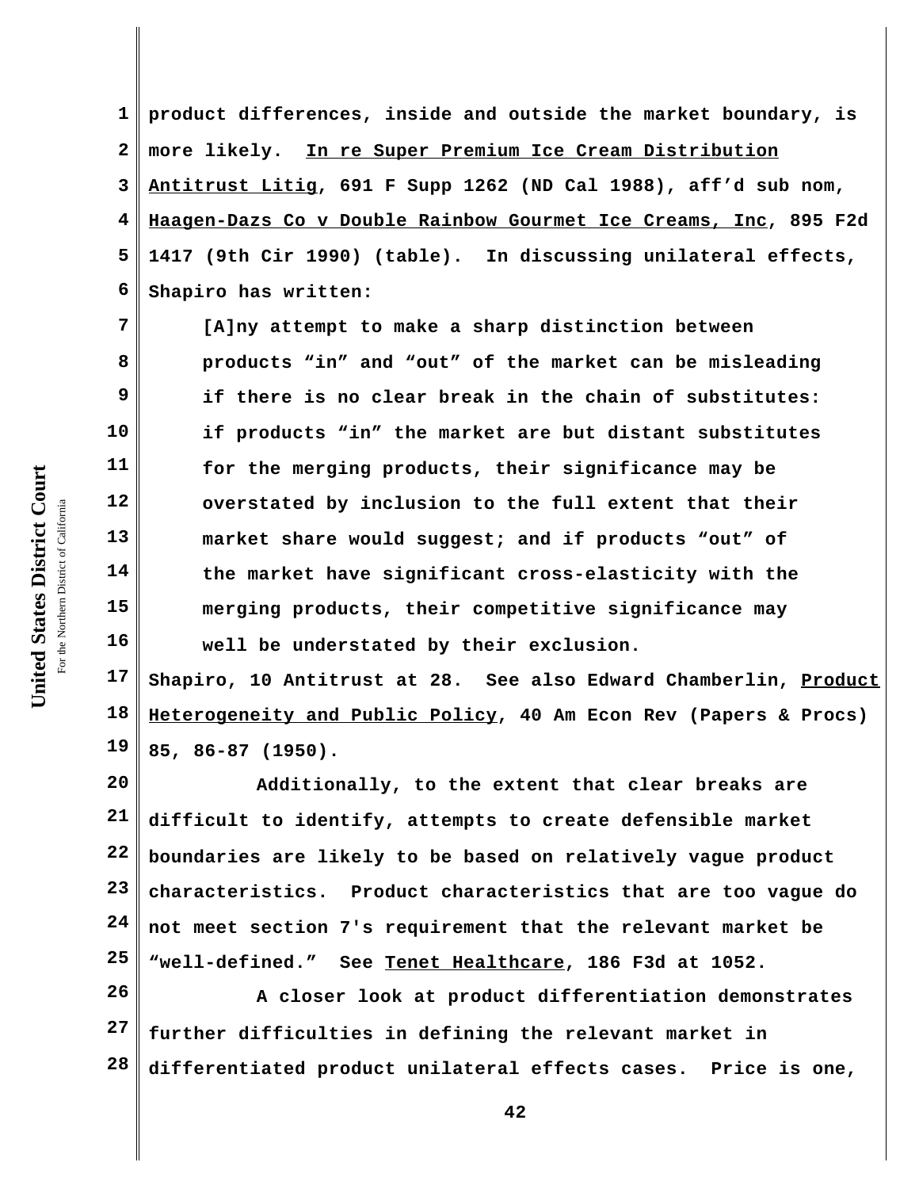product differences, inside and outside the market boundary, is more likely. In re Super Premium Ice Cream Distribution Antitrust Litig, 691 F Supp 1262 (ND Cal 1988), aff'd sub nom, Haagen-Dazs Co v Double Rainbow Gourmet Ice Creams, Inc, 895 F2d 1417 (9th Cir 1990) (table). In discussing unilateral effects, Shapiro has written:

> [A]ny attempt to make a sharp distinction between products "in" and "out" of the market can be misleading if there is no clear break in the chain of substitutes: if products "in" the market are but distant substitutes for the merging products, their significance may be overstated by inclusion to the full extent that their market share would suggest; and if products "out" of the market have significant cross-elasticity with the merging products, their competitive significance may well be understated by their exclusion.

Shapiro, 10 Antitrust at 28. See also Edward Chamberlin, Product Heterogeneity and Public Policy, 40 Am Econ Rev (Papers & Procs) 85, 86-87 (1950).

Additionally, to the extent that clear breaks are difficult to identify, attempts to create defensible market boundaries are likely to be based on relatively vague product characteristics. Product characteristics that are too vague do not meet section 7's requirement that the relevant market be "well-defined." See Tenet Healthcare, 186 F3d at 1052.

A closer look at product differentiation demonstrates further difficulties in defining the relevant market in differentiated product unilateral effects cases. Price is one,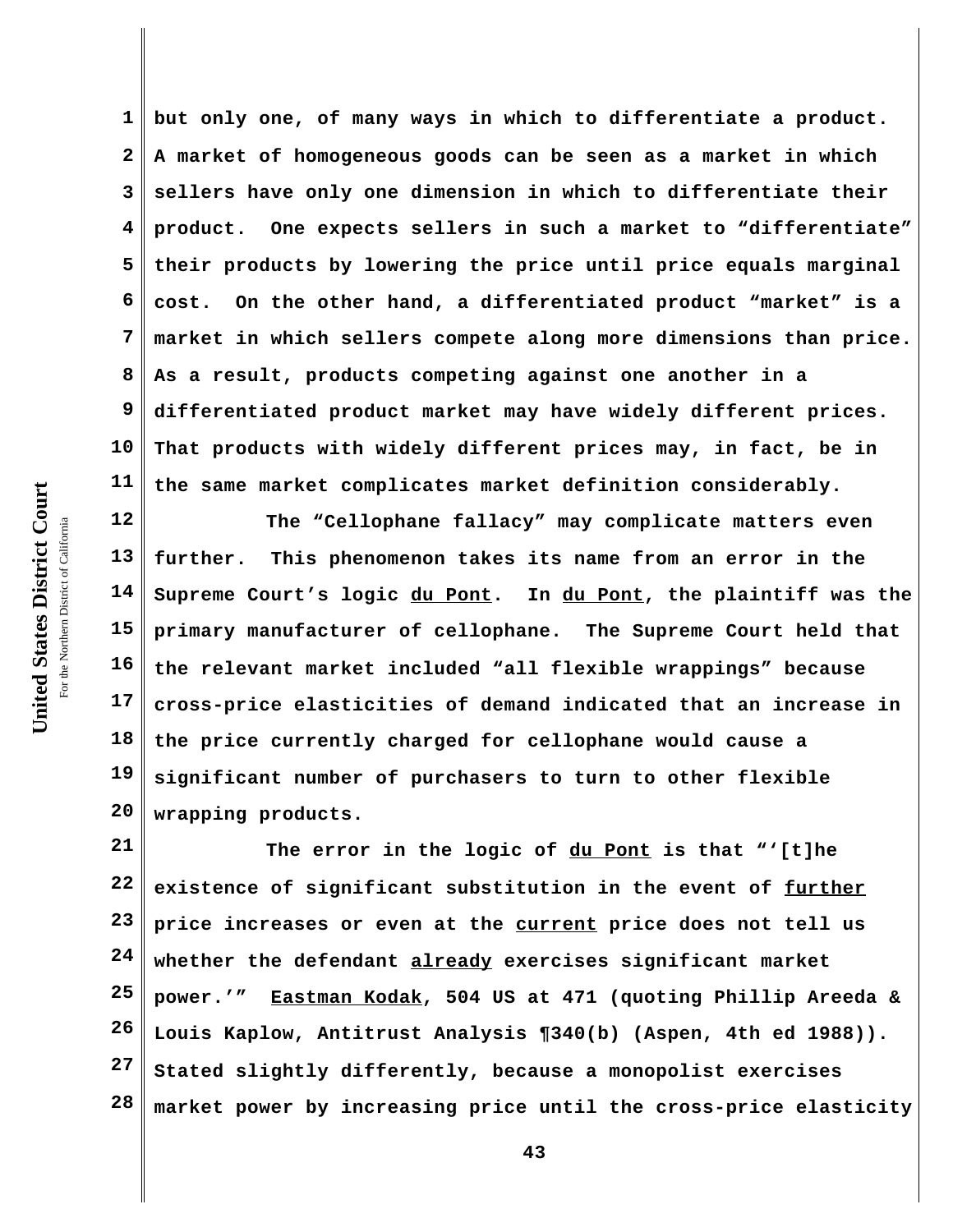but only one, of many ways in which to differentiate a product. A market of homogeneous goods can be seen as a market in which sellers have only one dimension in which to differentiate their product. One expects sellers in such a market to "differentiate" their products by lowering the price until price equals marginal cost. On the other hand, a differentiated product "market" is a market in which sellers compete along more dimensions than price. As a result, products competing against one another in a differentiated product market may have widely different prices. That products with widely different prices may, in fact, be in the same market complicates market definition considerably.

The "Cellophane fallacy" may complicate matters even further. This phenomenon takes its name from an error in the Supreme Court's logic du Pont. In du Pont, the plaintiff was the primary manufacturer of cellophane. The Supreme Court held that the relevant market included "all flexible wrappings" because cross-price elasticities of demand indicated that an increase in the price currently charged for cellophane would cause a significant number of purchasers to turn to other flexible wrapping products.

The error in the logic of du Pont is that "'[t]he existence of significant substitution in the event of further price increases or even at the current price does not tell us whether the defendant already exercises significant market power.'" Eastman Kodak, 504 US at 471 (quoting Phillip Areeda & Louis Kaplow, Antitrust Analysis ¶340(b) (Aspen, 4th ed 1988)). Stated slightly differently, because a monopolist exercises market power by increasing price until the cross-price elasticity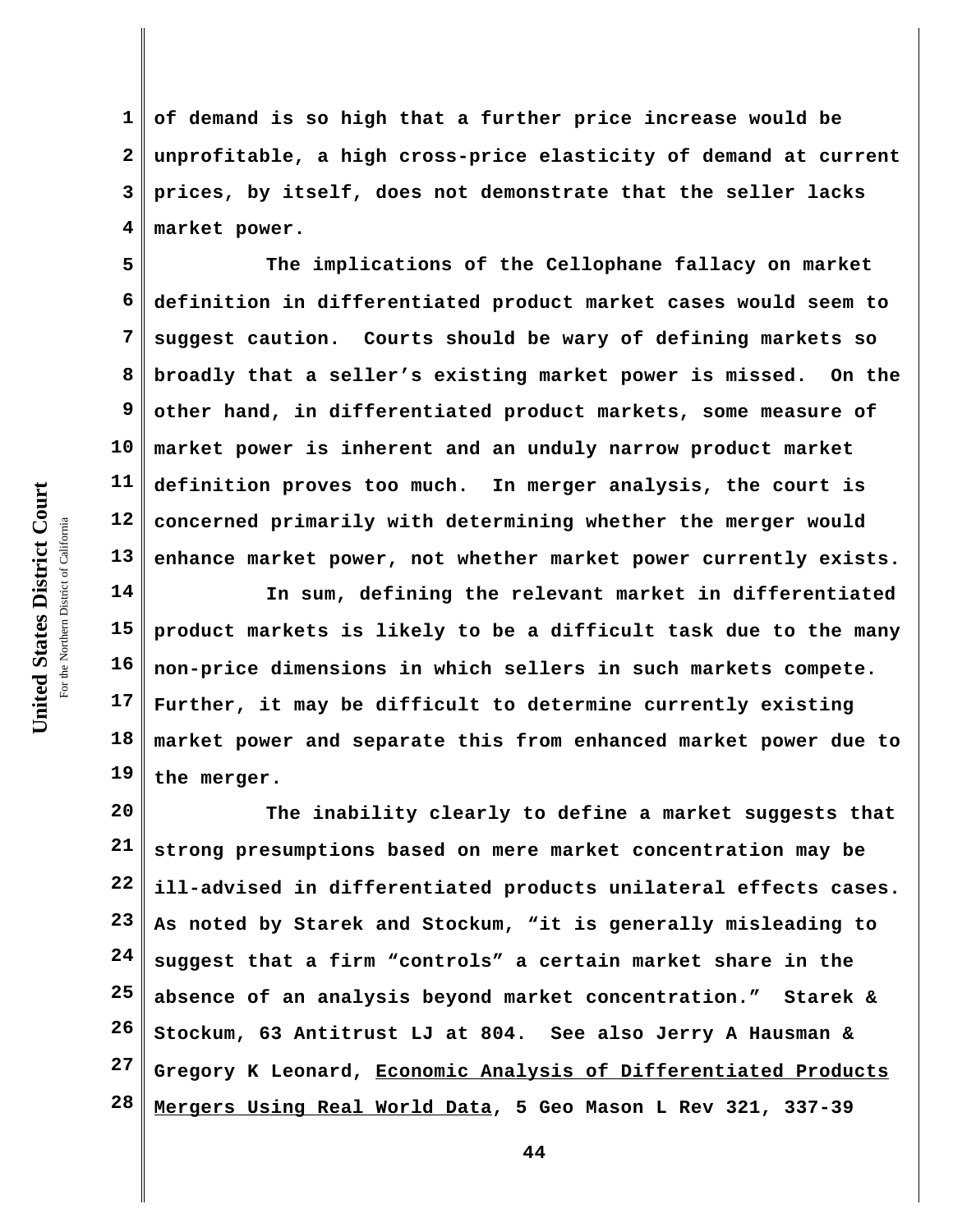of demand is so high that a further price increase would be unprofitable, a high cross-price elasticity of demand at current prices, by itself, does not demonstrate that the seller lacks market power.

The implications of the Cellophane fallacy on market definition in differentiated product market cases would seem to suggest caution. Courts should be wary of defining markets so broadly that a seller's existing market power is missed. On the other hand, in differentiated product markets, some measure of market power is inherent and an unduly narrow product market definition proves too much. In merger analysis, the court is concerned primarily with determining whether the merger would enhance market power, not whether market power currently exists.

In sum, defining the relevant market in differentiated product markets is likely to be a difficult task due to the many non-price dimensions in which sellers in such markets compete. Further, it may be difficult to determine currently existing market power and separate this from enhanced market power due to the merger.

The inability clearly to define a market suggests that strong presumptions based on mere market concentration may be ill-advised in differentiated products unilateral effects cases. As noted by Starek and Stockum, "it is generally misleading to suggest that a firm "controls" a certain market share in the absence of an analysis beyond market concentration." Starek & Stockum, 63 Antitrust LJ at 804. See also Jerry A Hausman & Gregory K Leonard, Economic Analysis of Differentiated Products Mergers Using Real World Data, 5 Geo Mason L Rev 321, 337-39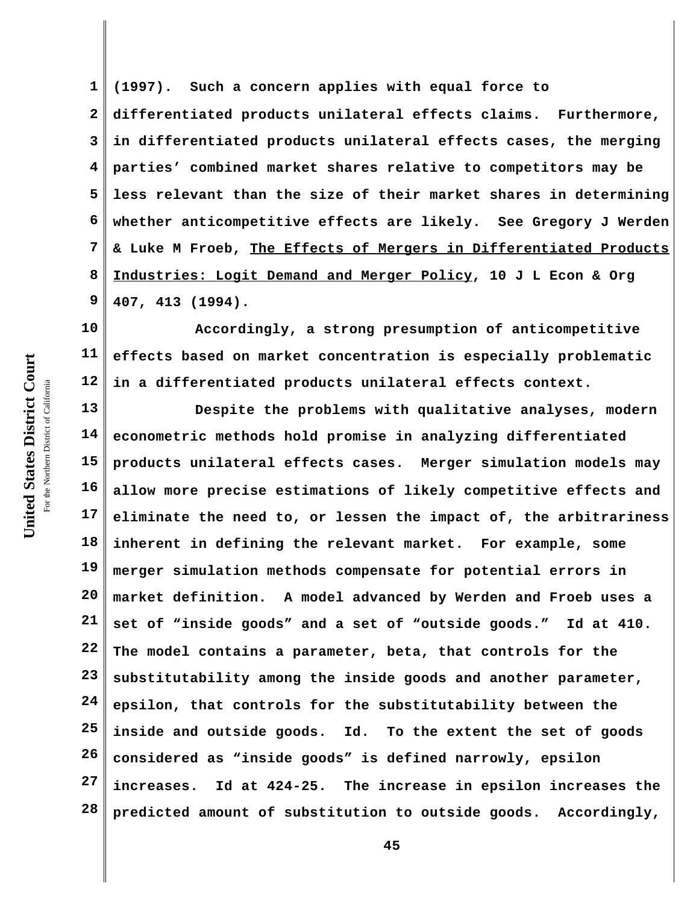(1997). Such a concern applies with equal force to differentiated products unilateral effects claims. Furthermore, in differentiated products unilateral effects cases, the merging parties' combined market shares relative to competitors may be less relevant than the size of their market shares in determining whether anticompetitive effects are likely. See Gregory J Werden & Luke M Froeb, The Effects of Mergers in Differentiated Products Industries: Logit Demand and Merger Policy, 10 J L Econ & Org 407, 413 (1994).

Accordingly, a strong presumption of anticompetitive effects based on market concentration is especially problematic in a differentiated products unilateral effects context.

Despite the problems with qualitative analyses, modern econometric methods hold promise in analyzing differentiated products unilateral effects cases. Merger simulation models may allow more precise estimations of likely competitive effects and eliminate the need to, or lessen the impact of, the arbitrariness inherent in defining the relevant market. For example, some merger simulation methods compensate for potential errors in market definition. A model advanced by Werden and Froeb uses a set of "inside goods" and a set of "outside goods." Id at 410. The model contains a parameter, beta, that controls for the substitutability among the inside goods and another parameter, epsilon, that controls for the substitutability between the inside and outside goods. Id. To the extent the set of goods considered as "inside goods" is defined narrowly, epsilon increases. Id at 424-25. The increase in epsilon increases the predicted amount of substitution to outside goods. Accordingly,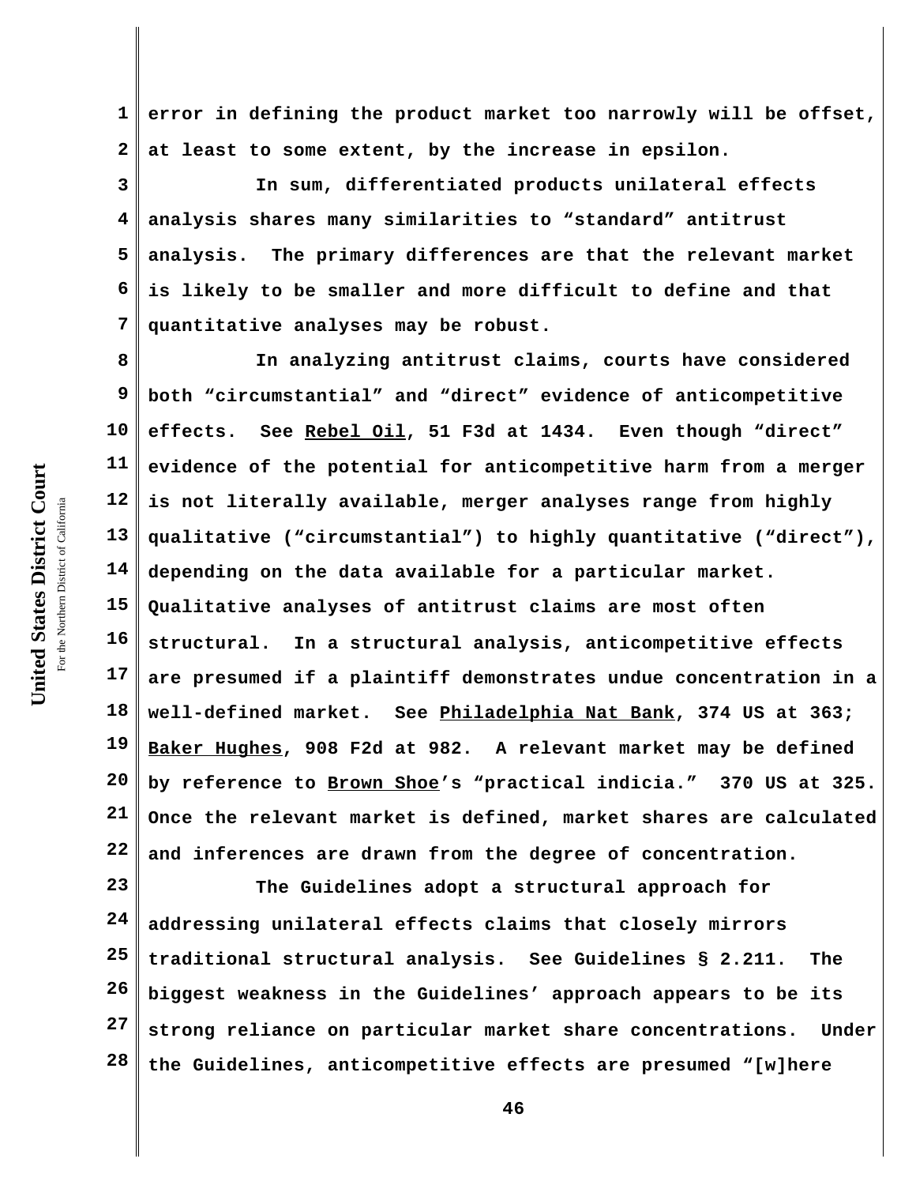error in defining the product market too narrowly will be offset, at least to some extent, by the increase in epsilon.

In sum, differentiated products unilateral effects analysis shares many similarities to "standard" antitrust analysis. The primary differences are that the relevant market is likely to be smaller and more difficult to define and that quantitative analyses may be robust.

In analyzing antitrust claims, courts have considered both "circumstantial" and "direct" evidence of anticompetitive effects. See Rebel Oil, 51 F3d at 1434. Even though "direct" evidence of the potential for anticompetitive harm from a merger is not literally available, merger analyses range from highly qualitative ("circumstantial") to highly quantitative ("direct"), depending on the data available for a particular market. Qualitative analyses of antitrust claims are most often structural. In a structural analysis, anticompetitive effects are presumed if a plaintiff demonstrates undue concentration in a well-defined market. See Philadelphia Nat Bank, 374 US at 363; Baker Hughes, 908 F2d at 982. A relevant market may be defined by reference to Brown Shoe's "practical indicia." 370 US at 325. Once the relevant market is defined, market shares are calculated and inferences are drawn from the degree of concentration.

The Guidelines adopt a structural approach for addressing unilateral effects claims that closely mirrors traditional structural analysis. See Guidelines § 2.211. The biggest weakness in the Guidelines' approach appears to be its strong reliance on particular market share concentrations. Under the Guidelines, anticompetitive effects are presumed "[w]here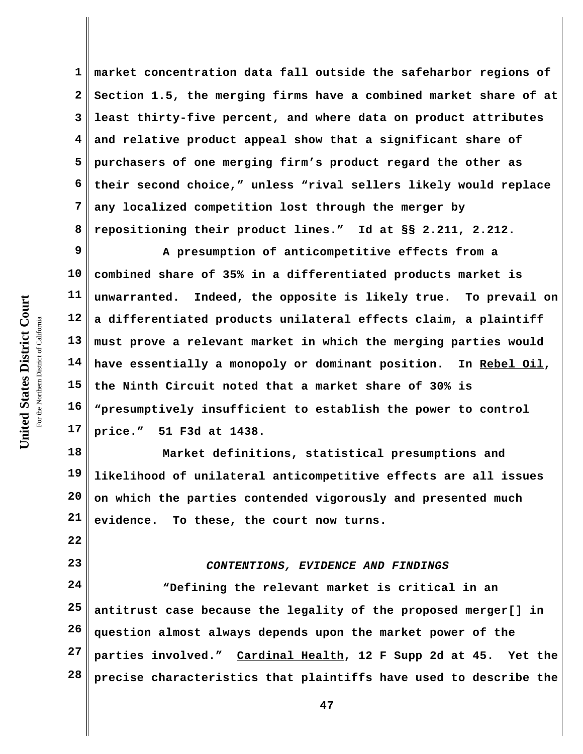market concentration data fall outside the safeharbor regions of Section 1.5, the merging firms have a combined market share of at least thirty-five percent, and where data on product attributes and relative product appeal show that a significant share of purchasers of one merging firm's product regard the other as their second choice," unless "rival sellers likely would replace any localized competition lost through the merger by repositioning their product lines." Id at §§ 2.211, 2.212.

A presumption of anticompetitive effects from a combined share of 35% in a differentiated products market is unwarranted. Indeed, the opposite is likely true. To prevail on a differentiated products unilateral effects claim, a plaintiff must prove a relevant market in which the merging parties would have essentially a monopoly or dominant position. In Rebel Oil, the Ninth Circuit noted that a market share of 30% is "presumptively insufficient to establish the power to control price." 51 F3d at 1438.

Market definitions, statistical presumptions and likelihood of unilateral anticompetitive effects are all issues on which the parties contended vigorously and presented much evidence. To these, the court now turns.

*CONTENTIONS, EVIDENCE AND FINDINGS*

"Defining the relevant market is critical in an antitrust case because the legality of the proposed merger[] in question almost always depends upon the market power of the parties involved." Cardinal Health, 12 F Supp 2d at 45. Yet the precise characteristics that plaintiffs have used to describe the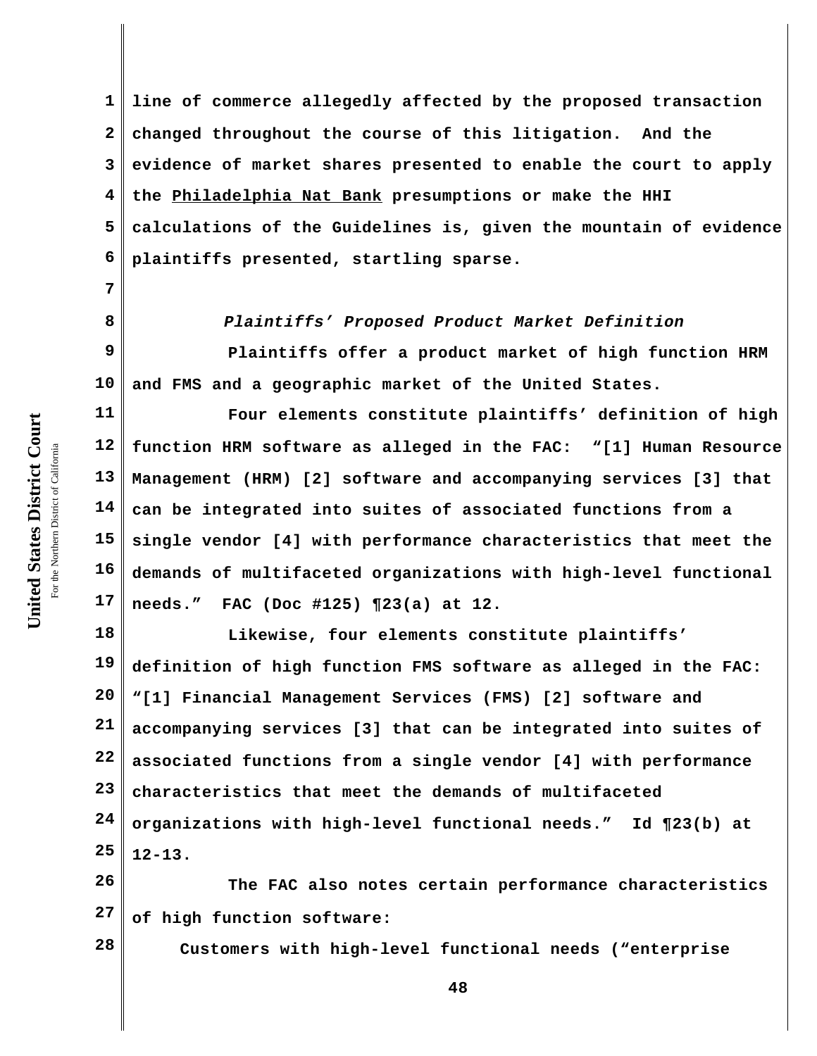line of commerce allegedly affected by the proposed transaction changed throughout the course of this litigation. And the evidence of market shares presented to enable the court to apply the Philadelphia Nat Bank presumptions or make the HHI calculations of the Guidelines is, given the mountain of evidence plaintiffs presented, startling sparse.

*Plaintiffs' Proposed Product Market Definition*

Plaintiffs offer a product market of high function HRM and FMS and a geographic market of the United States.

Four elements constitute plaintiffs' definition of high function HRM software as alleged in the FAC: "[1] Human Resource Management (HRM) [2] software and accompanying services [3] that can be integrated into suites of associated functions from a single vendor [4] with performance characteristics that meet the demands of multifaceted organizations with high-level functional needs." FAC (Doc #125) ¶23(a) at 12.

Likewise, four elements constitute plaintiffs' definition of high function FMS software as alleged in the FAC: "[1] Financial Management Services (FMS) [2] software and accompanying services [3] that can be integrated into suites of associated functions from a single vendor [4] with performance characteristics that meet the demands of multifaceted organizations with high-level functional needs." Id ¶23(b) at 12-13.

The FAC also notes certain performance characteristics of high function software:

> Customers with high-level functional needs ("enterprise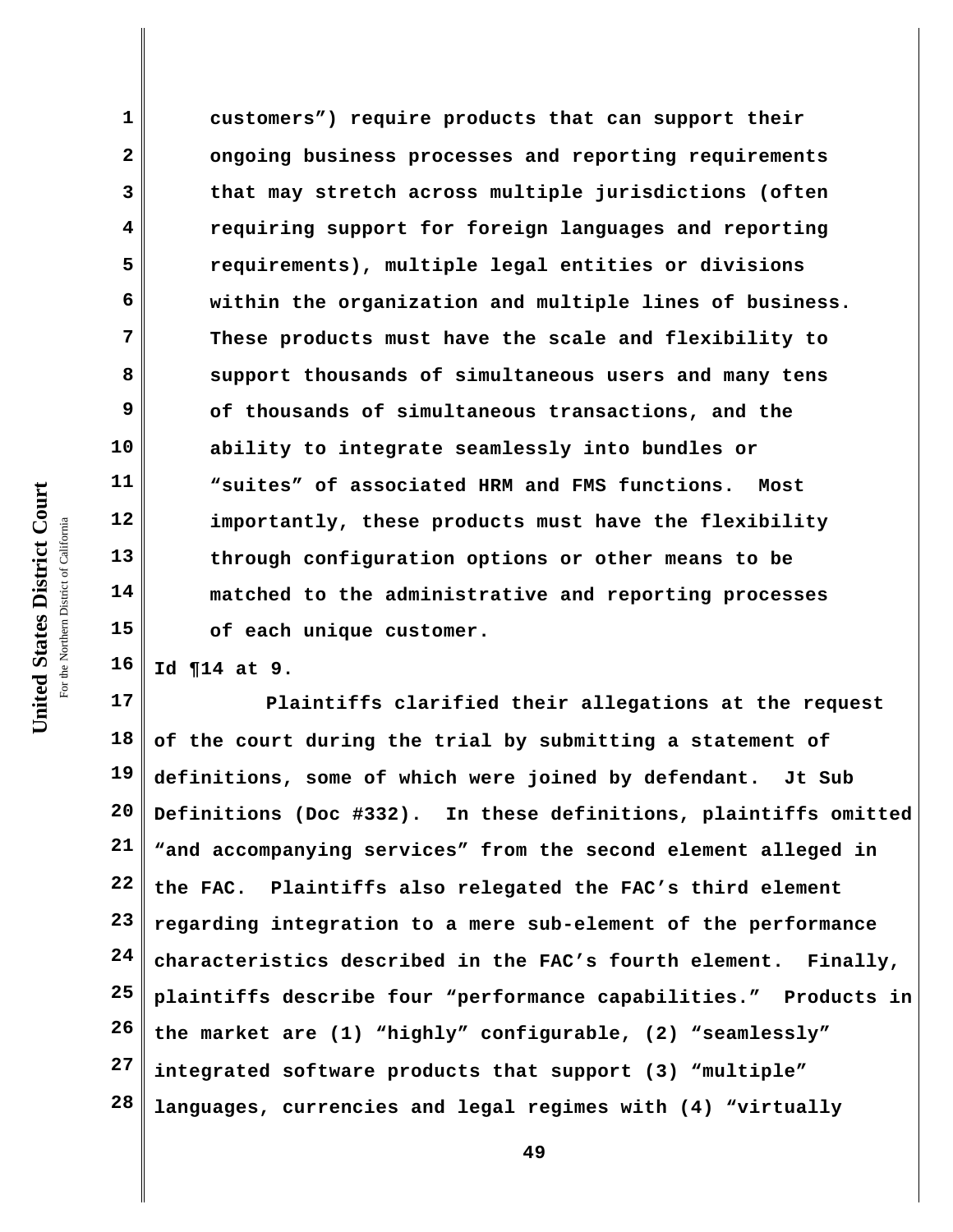> customers") require products that can support their ongoing business processes and reporting requirements that may stretch across multiple jurisdictions (often requiring support for foreign languages and reporting requirements), multiple legal entities or divisions within the organization and multiple lines of business. These products must have the scale and flexibility to support thousands of simultaneous users and many tens of thousands of simultaneous transactions, and the ability to integrate seamlessly into bundles or "suites" of associated HRM and FMS functions. Most importantly, these products must have the flexibility through configuration options or other means to be matched to the administrative and reporting processes of each unique customer.

Id ¶14 at 9.

Plaintiffs clarified their allegations at the request of the court during the trial by submitting a statement of definitions, some of which were joined by defendant. Jt Sub Definitions (Doc #332). In these definitions, plaintiffs omitted "and accompanying services" from the second element alleged in the FAC. Plaintiffs also relegated the FAC's third element regarding integration to a mere sub-element of the performance characteristics described in the FAC's fourth element. Finally, plaintiffs describe four "performance capabilities." Products in the market are (1) "highly" configurable, (2) "seamlessly" integrated software products that support (3) "multiple" languages, currencies and legal regimes with (4) "virtually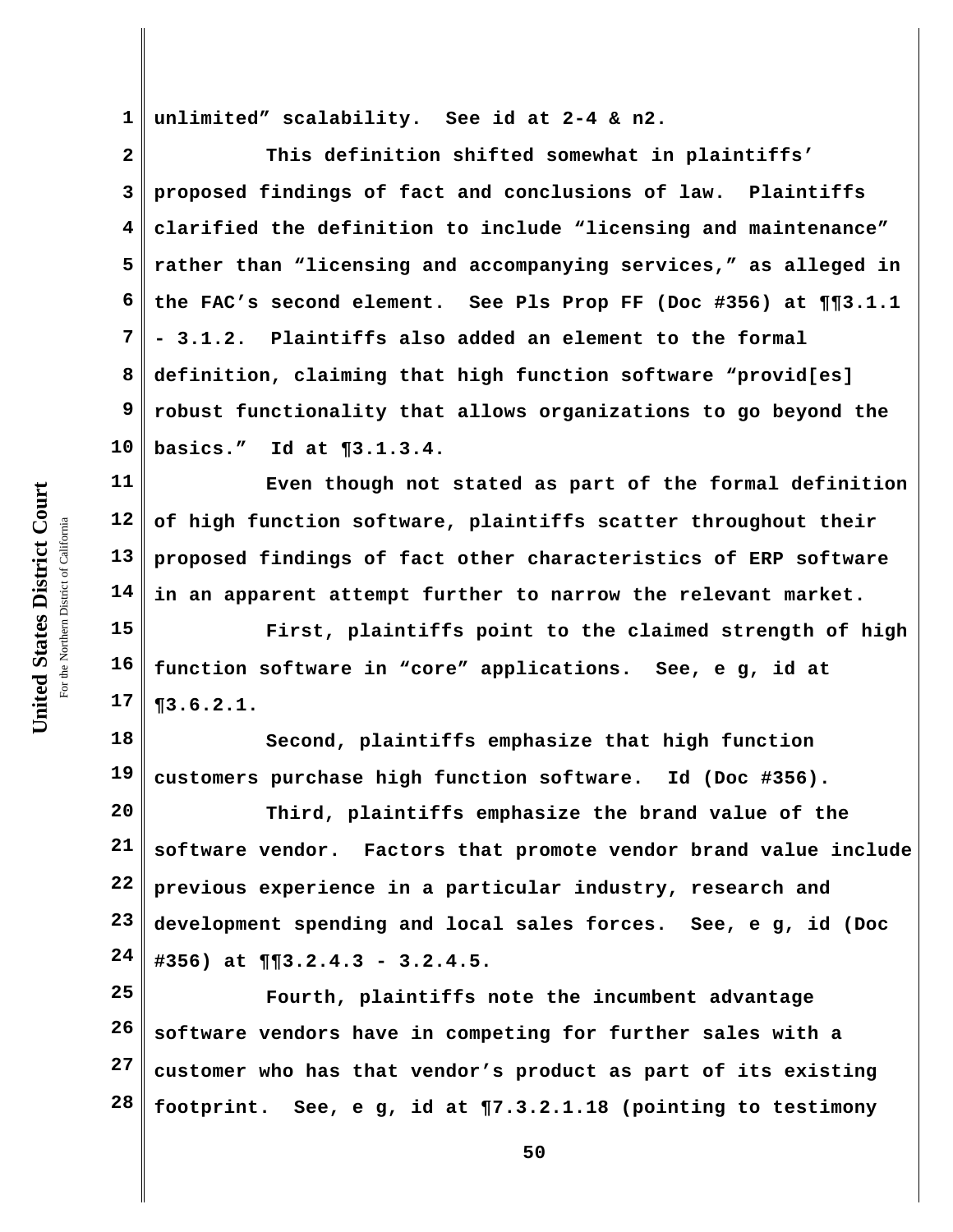unlimited" scalability. See id at 2-4 & n2.

This definition shifted somewhat in plaintiffs' proposed findings of fact and conclusions of law. Plaintiffs clarified the definition to include "licensing and maintenance" rather than "licensing and accompanying services," as alleged in the FAC's second element. See Pls Prop FF (Doc #356) at ¶¶3.1.1 - 3.1.2. Plaintiffs also added an element to the formal definition, claiming that high function software "provid[es] robust functionality that allows organizations to go beyond the basics." Id at ¶3.1.3.4.

Even though not stated as part of the formal definition of high function software, plaintiffs scatter throughout their proposed findings of fact other characteristics of ERP software in an apparent attempt further to narrow the relevant market.

First, plaintiffs point to the claimed strength of high function software in "core" applications. See, e g, id at ¶3.6.2.1.

Second, plaintiffs emphasize that high function customers purchase high function software. Id (Doc #356).

Third, plaintiffs emphasize the brand value of the software vendor. Factors that promote vendor brand value include previous experience in a particular industry, research and development spending and local sales forces. See, e g, id (Doc #356) at ¶¶3.2.4.3 - 3.2.4.5.

Fourth, plaintiffs note the incumbent advantage software vendors have in competing for further sales with a customer who has that vendor's product as part of its existing footprint. See, e g, id at ¶7.3.2.1.18 (pointing to testimony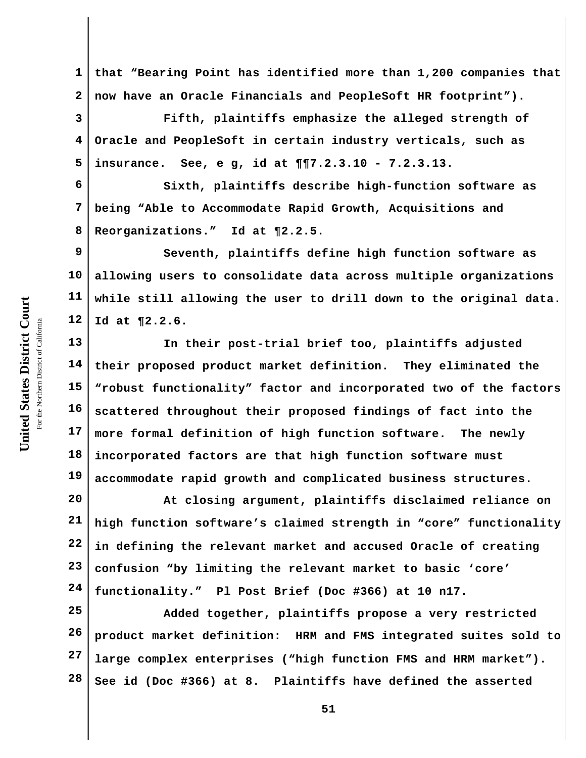that "Bearing Point has identified more than 1,200 companies that now have an Oracle Financials and PeopleSoft HR footprint").

Fifth, plaintiffs emphasize the alleged strength of Oracle and PeopleSoft in certain industry verticals, such as insurance. See, e g, id at ¶¶7.2.3.10 - 7.2.3.13.

Sixth, plaintiffs describe high-function software as being "Able to Accommodate Rapid Growth, Acquisitions and Reorganizations." Id at ¶2.2.5.

Seventh, plaintiffs define high function software as allowing users to consolidate data across multiple organizations while still allowing the user to drill down to the original data. Id at ¶2.2.6.

In their post-trial brief too, plaintiffs adjusted their proposed product market definition. They eliminated the "robust functionality" factor and incorporated two of the factors scattered throughout their proposed findings of fact into the more formal definition of high function software. The newly incorporated factors are that high function software must accommodate rapid growth and complicated business structures.

At closing argument, plaintiffs disclaimed reliance on high function software's claimed strength in "core" functionality in defining the relevant market and accused Oracle of creating confusion "by limiting the relevant market to basic 'core' functionality." Pl Post Brief (Doc #366) at 10 n17.

Added together, plaintiffs propose a very restricted product market definition: HRM and FMS integrated suites sold to large complex enterprises ("high function FMS and HRM market"). See id (Doc #366) at 8. Plaintiffs have defined the asserted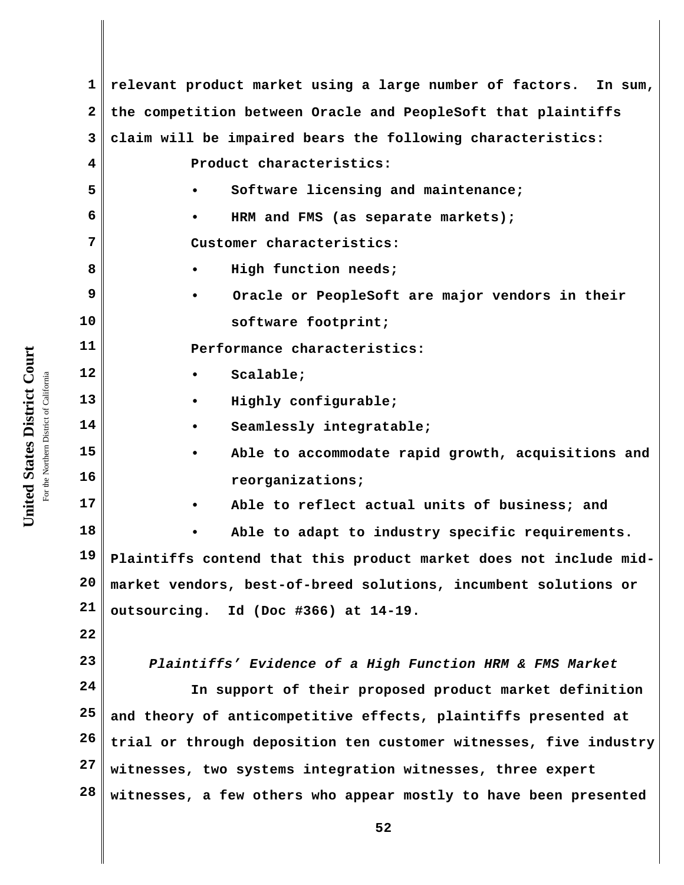relevant product market using a large number of factors. In sum, the competition between Oracle and PeopleSoft that plaintiffs claim will be impaired bears the following characteristics:

Product characteristics:

- Software licensing and maintenance;
- HRM and FMS (as separate markets);

Customer characteristics:

- High function needs;
- Oracle or PeopleSoft are major vendors in their software footprint;

Performance characteristics:

- Scalable;
- Highly configurable;
- Seamlessly integratable;
- Able to accommodate rapid growth, acquisitions and reorganizations;
- Able to reflect actual units of business; and
- Able to adapt to industry specific requirements.

Plaintiffs contend that this product market does not include mid-market vendors, best-of-breed solutions, incumbent solutions or outsourcing. Id (Doc #366) at 14-19.

*Plaintiffs' Evidence of a High Function HRM & FMS Market*

In support of their proposed product market definition and theory of anticompetitive effects, plaintiffs presented at trial or through deposition ten customer witnesses, five industry witnesses, two systems integration witnesses, three expert witnesses, a few others who appear mostly to have been presented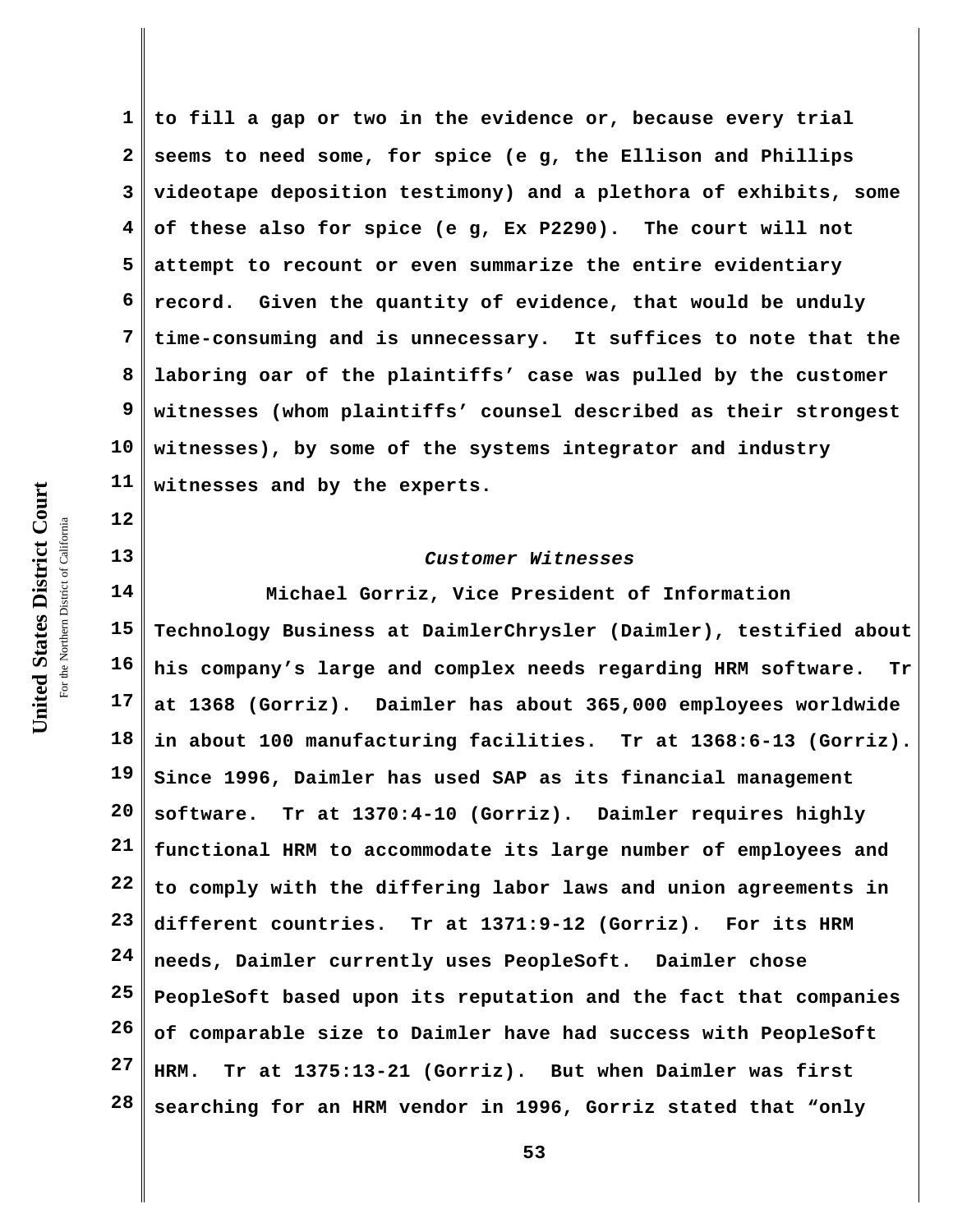to fill a gap or two in the evidence or, because every trial seems to need some, for spice (e g, the Ellison and Phillips videotape deposition testimony) and a plethora of exhibits, some of these also for spice (e g, Ex P2290). The court will not attempt to recount or even summarize the entire evidentiary record. Given the quantity of evidence, that would be unduly time-consuming and is unnecessary. It suffices to note that the laboring oar of the plaintiffs' case was pulled by the customer witnesses (whom plaintiffs' counsel described as their strongest witnesses), by some of the systems integrator and industry witnesses and by the experts.

*Customer Witnesses*

Michael Gorriz, Vice President of Information Technology Business at DaimlerChrysler (Daimler), testified about his company's large and complex needs regarding HRM software. Tr at 1368 (Gorriz). Daimler has about 365,000 employees worldwide in about 100 manufacturing facilities. Tr at 1368:6-13 (Gorriz). Since 1996, Daimler has used SAP as its financial management software. Tr at 1370:4-10 (Gorriz). Daimler requires highly functional HRM to accommodate its large number of employees and to comply with the differing labor laws and union agreements in different countries. Tr at 1371:9-12 (Gorriz). For its HRM needs, Daimler currently uses PeopleSoft. Daimler chose PeopleSoft based upon its reputation and the fact that companies of comparable size to Daimler have had success with PeopleSoft HRM. Tr at 1375:13-21 (Gorriz). But when Daimler was first searching for an HRM vendor in 1996, Gorriz stated that "only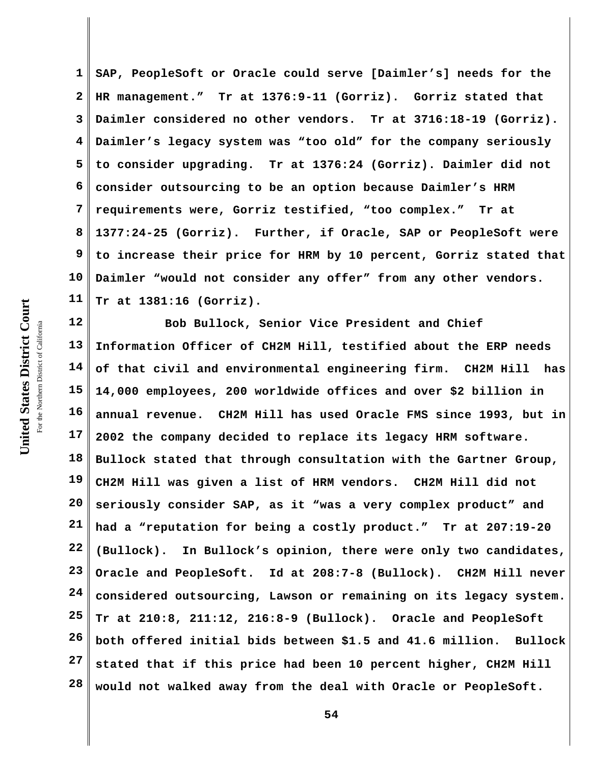SAP, PeopleSoft or Oracle could serve [Daimler's] needs for the HR management." Tr at 1376:9-11 (Gorriz). Gorriz stated that Daimler considered no other vendors. Tr at 3716:18-19 (Gorriz). Daimler's legacy system was "too old" for the company seriously to consider upgrading. Tr at 1376:24 (Gorriz). Daimler did not consider outsourcing to be an option because Daimler's HRM requirements were, Gorriz testified, "too complex." Tr at 1377:24-25 (Gorriz). Further, if Oracle, SAP or PeopleSoft were to increase their price for HRM by 10 percent, Gorriz stated that Daimler "would not consider any offer" from any other vendors. Tr at 1381:16 (Gorriz).

Bob Bullock, Senior Vice President and Chief Information Officer of CH2M Hill, testified about the ERP needs of that civil and environmental engineering firm. CH2M Hill has 14,000 employees, 200 worldwide offices and over $2 billion in annual revenue. CH2M Hill has used Oracle FMS since 1993, but in 2002 the company decided to replace its legacy HRM software. Bullock stated that through consultation with the Gartner Group, CH2M Hill was given a list of HRM vendors. CH2M Hill did not seriously consider SAP, as it "was a very complex product" and had a "reputation for being a costly product." Tr at 207:19-20 (Bullock). In Bullock's opinion, there were only two candidates, Oracle and PeopleSoft. Id at 208:7-8 (Bullock). CH2M Hill never considered outsourcing, Lawson or remaining on its legacy system. Tr at 210:8, 211:12, 216:8-9 (Bullock). Oracle and PeopleSoft both offered initial bids between $1.5 and 41.6 million. Bullock stated that if this price had been 10 percent higher, CH2M Hill would not walked away from the deal with Oracle or PeopleSoft.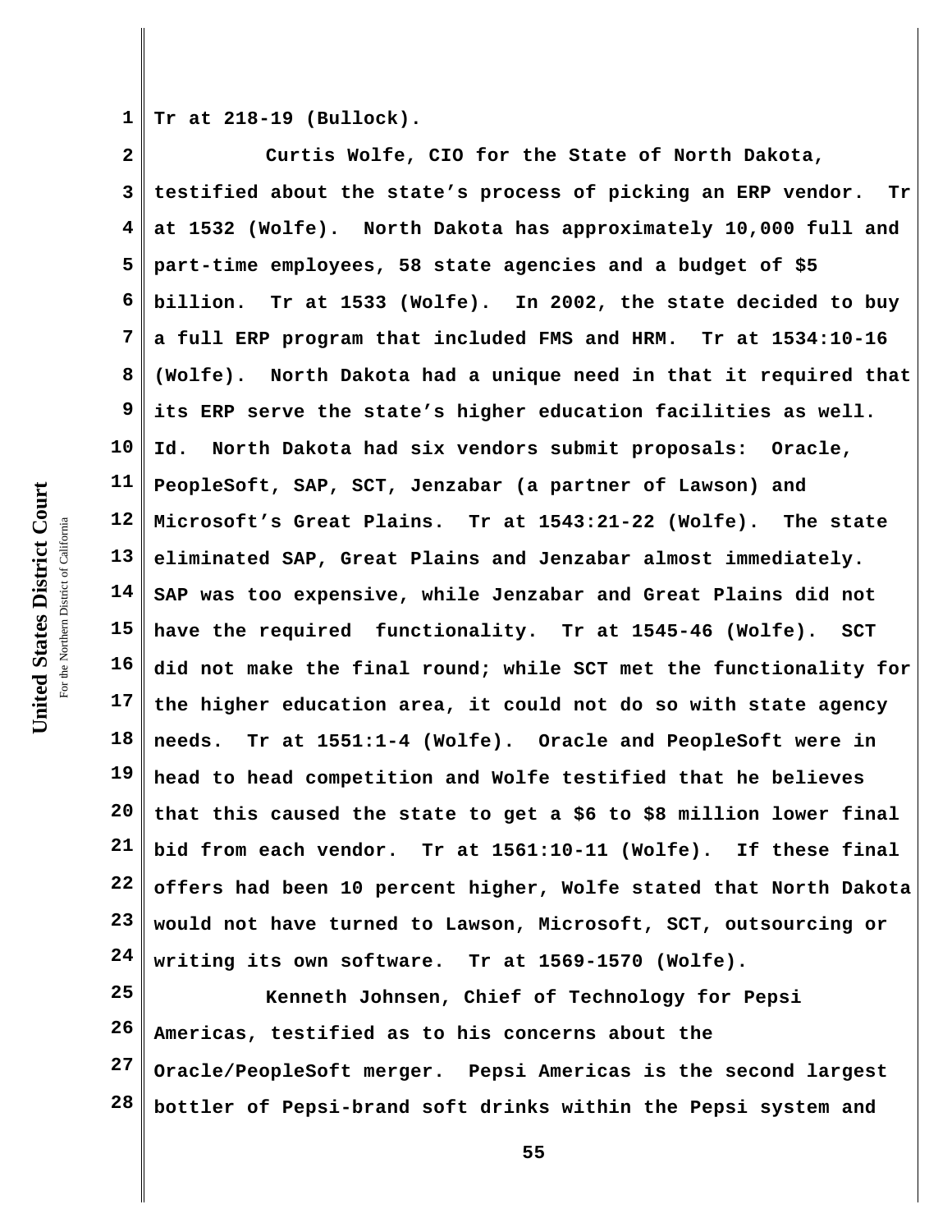Tr at 218-19 (Bullock).

Curtis Wolfe, CIO for the State of North Dakota, testified about the state's process of picking an ERP vendor. Tr at 1532 (Wolfe). North Dakota has approximately 10,000 full and part-time employees, 58 state agencies and a budget of $5 billion. Tr at 1533 (Wolfe). In 2002, the state decided to buy a full ERP program that included FMS and HRM. Tr at 1534:10-16 (Wolfe). North Dakota had a unique need in that it required that its ERP serve the state's higher education facilities as well. Id. North Dakota had six vendors submit proposals: Oracle, PeopleSoft, SAP, SCT, Jenzabar (a partner of Lawson) and Microsoft's Great Plains. Tr at 1543:21-22 (Wolfe). The state eliminated SAP, Great Plains and Jenzabar almost immediately. SAP was too expensive, while Jenzabar and Great Plains did not have the required functionality. Tr at 1545-46 (Wolfe). SCT did not make the final round; while SCT met the functionality for the higher education area, it could not do so with state agency needs. Tr at 1551:1-4 (Wolfe). Oracle and PeopleSoft were in head to head competition and Wolfe testified that he believes that this caused the state to get a $6 to $8 million lower final bid from each vendor. Tr at 1561:10-11 (Wolfe). If these final offers had been 10 percent higher, Wolfe stated that North Dakota would not have turned to Lawson, Microsoft, SCT, outsourcing or writing its own software. Tr at 1569-1570 (Wolfe).

Kenneth Johnsen, Chief of Technology for Pepsi Americas, testified as to his concerns about the Oracle/PeopleSoft merger. Pepsi Americas is the second largest bottler of Pepsi-brand soft drinks within the Pepsi system and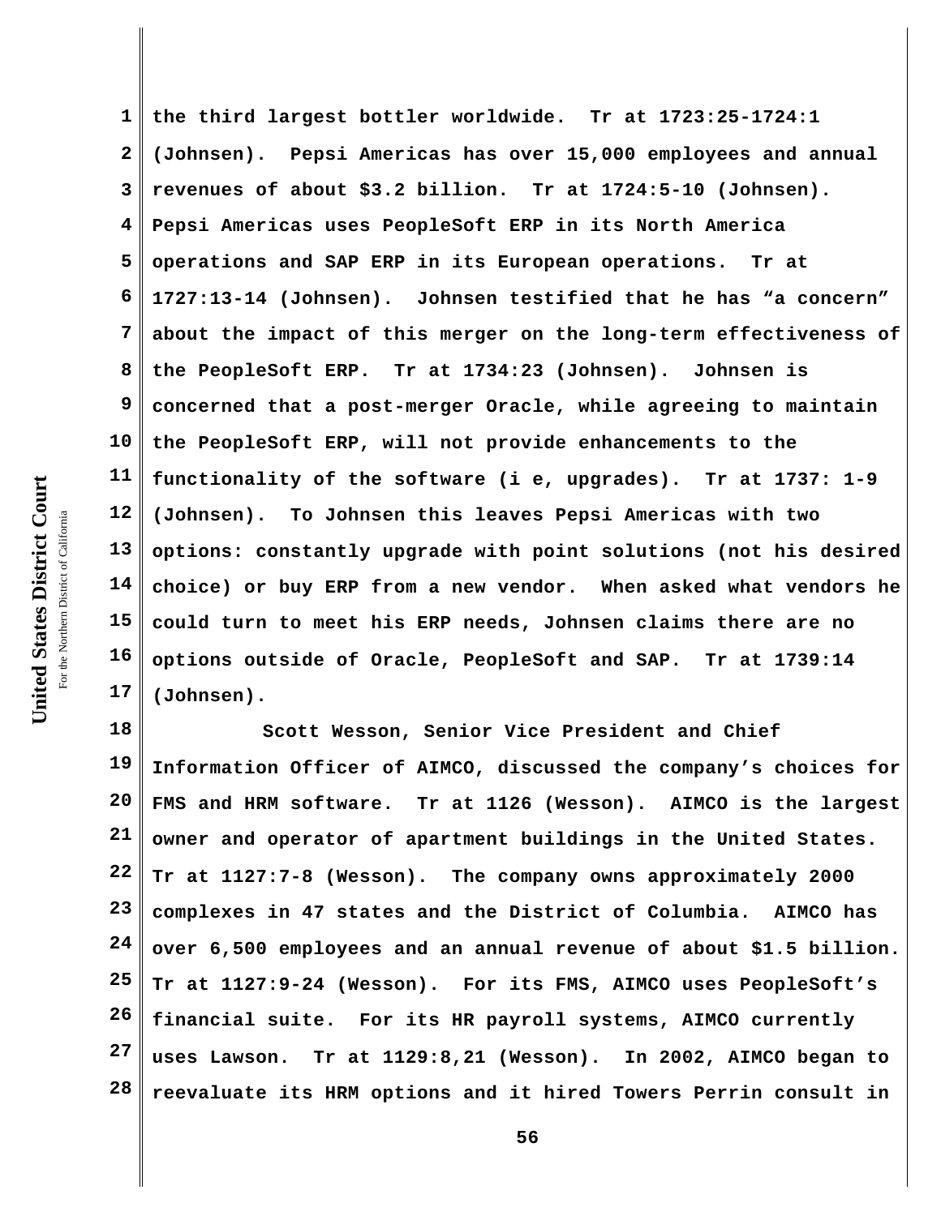the third largest bottler worldwide. Tr at 1723:25-1724:1 (Johnsen). Pepsi Americas has over 15,000 employees and annual revenues of about $3.2 billion. Tr at 1724:5-10 (Johnsen). Pepsi Americas uses PeopleSoft ERP in its North America operations and SAP ERP in its European operations. Tr at 1727:13-14 (Johnsen). Johnsen testified that he has "a concern" about the impact of this merger on the long-term effectiveness of the PeopleSoft ERP. Tr at 1734:23 (Johnsen). Johnsen is concerned that a post-merger Oracle, while agreeing to maintain the PeopleSoft ERP, will not provide enhancements to the functionality of the software (i e, upgrades). Tr at 1737: 1-9 (Johnsen). To Johnsen this leaves Pepsi Americas with two options: constantly upgrade with point solutions (not his desired choice) or buy ERP from a new vendor. When asked what vendors he could turn to meet his ERP needs, Johnsen claims there are no options outside of Oracle, PeopleSoft and SAP. Tr at 1739:14 (Johnsen).

Scott Wesson, Senior Vice President and Chief Information Officer of AIMCO, discussed the company's choices for FMS and HRM software. Tr at 1126 (Wesson). AIMCO is the largest owner and operator of apartment buildings in the United States. Tr at 1127:7-8 (Wesson). The company owns approximately 2000 complexes in 47 states and the District of Columbia. AIMCO has over 6,500 employees and an annual revenue of about $1.5 billion. Tr at 1127:9-24 (Wesson). For its FMS, AIMCO uses PeopleSoft's financial suite. For its HR payroll systems, AIMCO currently uses Lawson. Tr at 1129:8,21 (Wesson). In 2002, AIMCO began to reevaluate its HRM options and it hired Towers Perrin consult in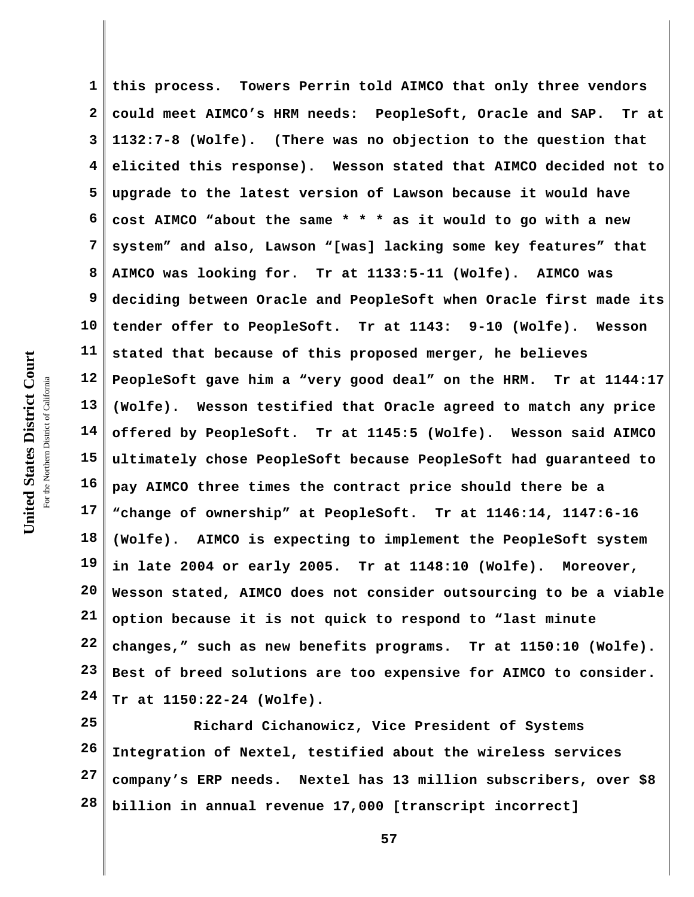this process. Towers Perrin told AIMCO that only three vendors could meet AIMCO's HRM needs: PeopleSoft, Oracle and SAP. Tr at 1132:7-8 (Wolfe). (There was no objection to the question that elicited this response). Wesson stated that AIMCO decided not to upgrade to the latest version of Lawson because it would have cost AIMCO "about the same * * * as it would to go with a new system" and also, Lawson "[was] lacking some key features" that AIMCO was looking for. Tr at 1133:5-11 (Wolfe). AIMCO was deciding between Oracle and PeopleSoft when Oracle first made its tender offer to PeopleSoft. Tr at 1143: 9-10 (Wolfe). Wesson stated that because of this proposed merger, he believes PeopleSoft gave him a "very good deal" on the HRM. Tr at 1144:17 (Wolfe). Wesson testified that Oracle agreed to match any price offered by PeopleSoft. Tr at 1145:5 (Wolfe). Wesson said AIMCO ultimately chose PeopleSoft because PeopleSoft had guaranteed to pay AIMCO three times the contract price should there be a "change of ownership" at PeopleSoft. Tr at 1146:14, 1147:6-16 (Wolfe). AIMCO is expecting to implement the PeopleSoft system in late 2004 or early 2005. Tr at 1148:10 (Wolfe). Moreover, Wesson stated, AIMCO does not consider outsourcing to be a viable option because it is not quick to respond to "last minute changes," such as new benefits programs. Tr at 1150:10 (Wolfe). Best of breed solutions are too expensive for AIMCO to consider. Tr at 1150:22-24 (Wolfe).

Richard Cichanowicz, Vice President of Systems Integration of Nextel, testified about the wireless services company's ERP needs. Nextel has 13 million subscribers, over $8 billion in annual revenue 17,000 [transcript incorrect]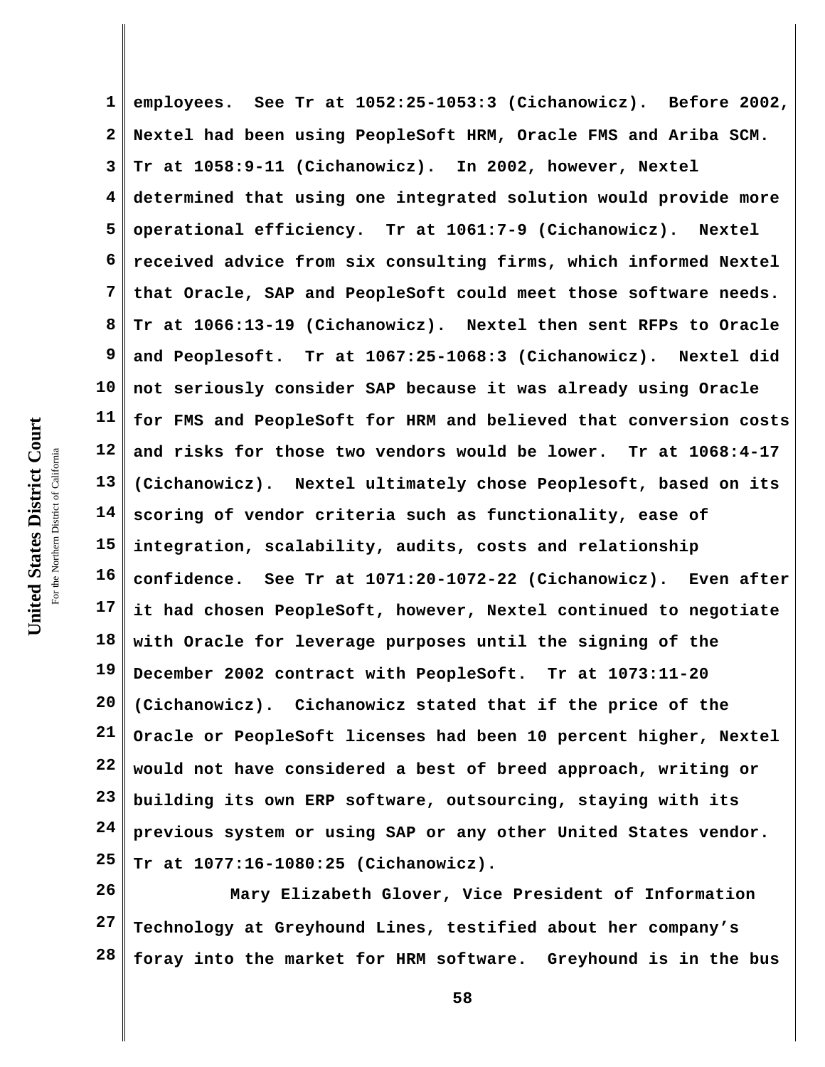employees. See Tr at 1052:25-1053:3 (Cichanowicz). Before 2002, Nextel had been using PeopleSoft HRM, Oracle FMS and Ariba SCM. Tr at 1058:9-11 (Cichanowicz). In 2002, however, Nextel determined that using one integrated solution would provide more operational efficiency. Tr at 1061:7-9 (Cichanowicz). Nextel received advice from six consulting firms, which informed Nextel that Oracle, SAP and PeopleSoft could meet those software needs. Tr at 1066:13-19 (Cichanowicz). Nextel then sent RFPs to Oracle and Peoplesoft. Tr at 1067:25-1068:3 (Cichanowicz). Nextel did not seriously consider SAP because it was already using Oracle for FMS and PeopleSoft for HRM and believed that conversion costs and risks for those two vendors would be lower. Tr at 1068:4-17 (Cichanowicz). Nextel ultimately chose Peoplesoft, based on its scoring of vendor criteria such as functionality, ease of integration, scalability, audits, costs and relationship confidence. See Tr at 1071:20-1072-22 (Cichanowicz). Even after it had chosen PeopleSoft, however, Nextel continued to negotiate with Oracle for leverage purposes until the signing of the December 2002 contract with PeopleSoft. Tr at 1073:11-20 (Cichanowicz). Cichanowicz stated that if the price of the Oracle or PeopleSoft licenses had been 10 percent higher, Nextel would not have considered a best of breed approach, writing or building its own ERP software, outsourcing, staying with its previous system or using SAP or any other United States vendor. Tr at 1077:16-1080:25 (Cichanowicz).

Mary Elizabeth Glover, Vice President of Information Technology at Greyhound Lines, testified about her company's foray into the market for HRM software. Greyhound is in the bus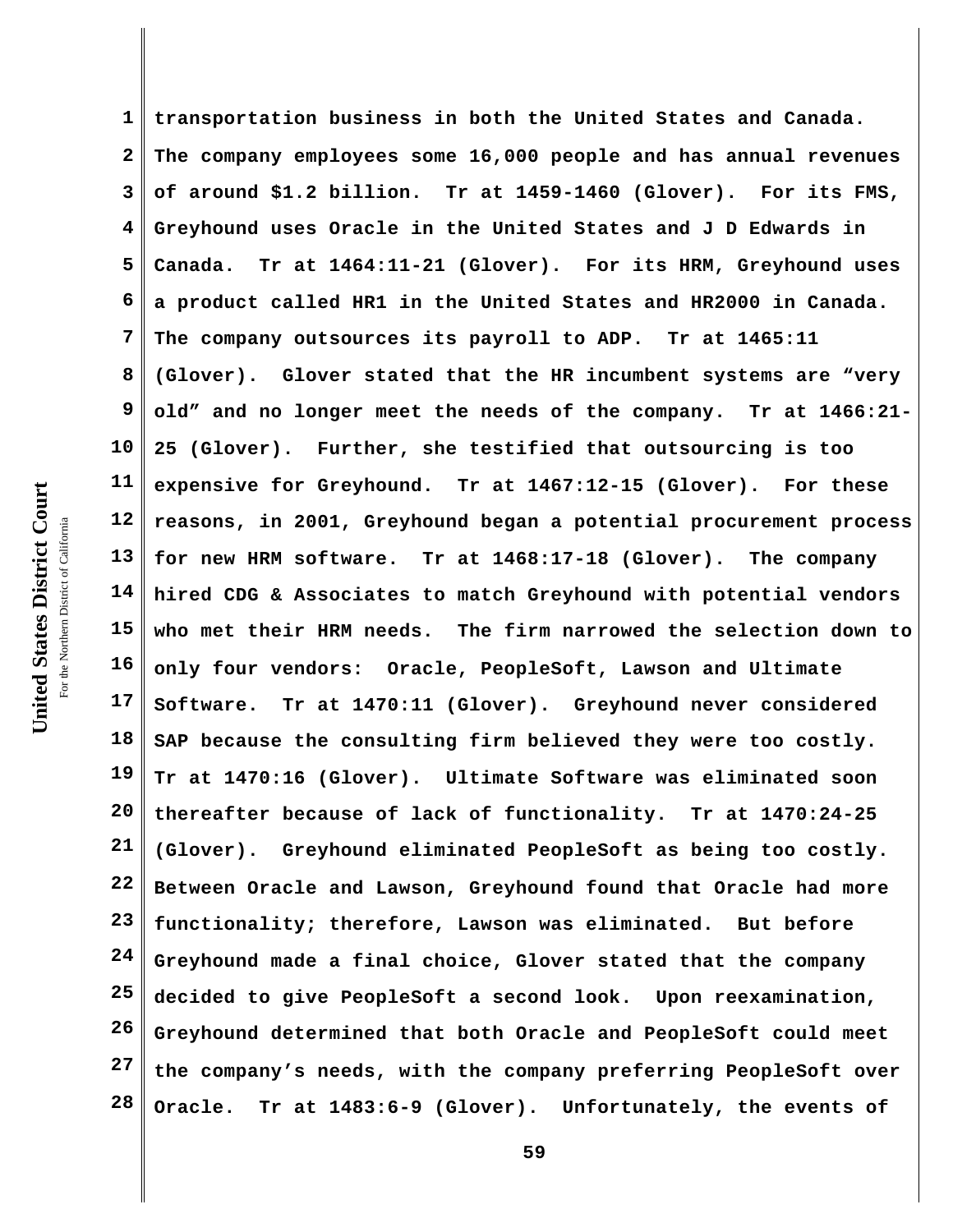transportation business in both the United States and Canada. The company employees some 16,000 people and has annual revenues of around $1.2 billion. Tr at 1459-1460 (Glover). For its FMS, Greyhound uses Oracle in the United States and J D Edwards in Canada. Tr at 1464:11-21 (Glover). For its HRM, Greyhound uses a product called HR1 in the United States and HR2000 in Canada. The company outsources its payroll to ADP. Tr at 1465:11 (Glover). Glover stated that the HR incumbent systems are "very old" and no longer meet the needs of the company. Tr at 1466:21-25 (Glover). Further, she testified that outsourcing is too expensive for Greyhound. Tr at 1467:12-15 (Glover). For these reasons, in 2001, Greyhound began a potential procurement process for new HRM software. Tr at 1468:17-18 (Glover). The company hired CDG & Associates to match Greyhound with potential vendors who met their HRM needs. The firm narrowed the selection down to only four vendors: Oracle, PeopleSoft, Lawson and Ultimate Software. Tr at 1470:11 (Glover). Greyhound never considered SAP because the consulting firm believed they were too costly. Tr at 1470:16 (Glover). Ultimate Software was eliminated soon thereafter because of lack of functionality. Tr at 1470:24-25 (Glover). Greyhound eliminated PeopleSoft as being too costly. Between Oracle and Lawson, Greyhound found that Oracle had more functionality; therefore, Lawson was eliminated. But before Greyhound made a final choice, Glover stated that the company decided to give PeopleSoft a second look. Upon reexamination, Greyhound determined that both Oracle and PeopleSoft could meet the company's needs, with the company preferring PeopleSoft over Oracle. Tr at 1483:6-9 (Glover). Unfortunately, the events of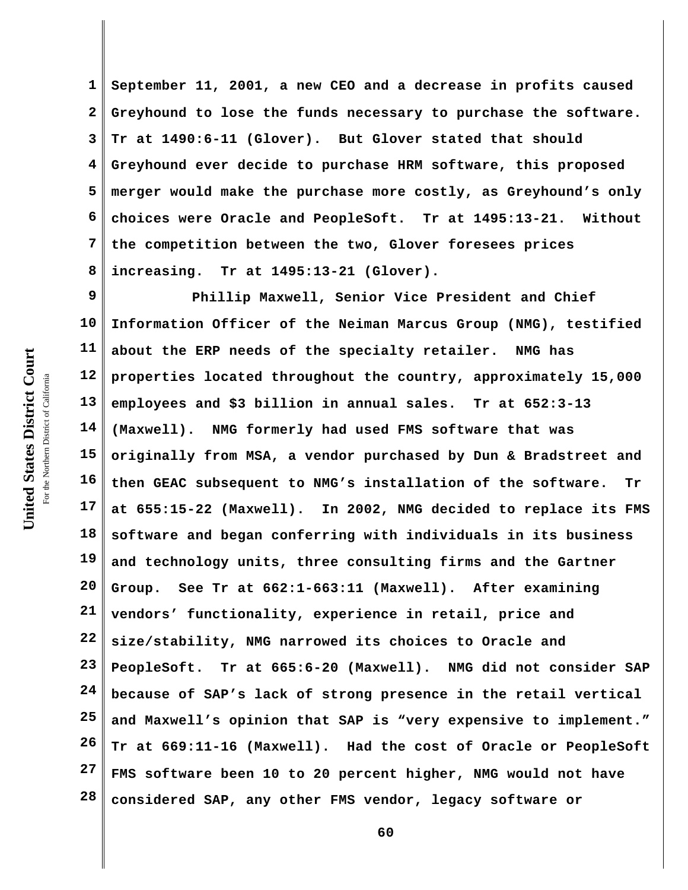September 11, 2001, a new CEO and a decrease in profits caused Greyhound to lose the funds necessary to purchase the software. Tr at 1490:6-11 (Glover). But Glover stated that should Greyhound ever decide to purchase HRM software, this proposed merger would make the purchase more costly, as Greyhound's only choices were Oracle and PeopleSoft. Tr at 1495:13-21. Without the competition between the two, Glover foresees prices increasing. Tr at 1495:13-21 (Glover).

Phillip Maxwell, Senior Vice President and Chief Information Officer of the Neiman Marcus Group (NMG), testified about the ERP needs of the specialty retailer. NMG has properties located throughout the country, approximately 15,000 employees and $3 billion in annual sales. Tr at 652:3-13 (Maxwell). NMG formerly had used FMS software that was originally from MSA, a vendor purchased by Dun & Bradstreet and then GEAC subsequent to NMG's installation of the software. Tr at 655:15-22 (Maxwell). In 2002, NMG decided to replace its FMS software and began conferring with individuals in its business and technology units, three consulting firms and the Gartner Group. See Tr at 662:1-663:11 (Maxwell). After examining vendors' functionality, experience in retail, price and size/stability, NMG narrowed its choices to Oracle and PeopleSoft. Tr at 665:6-20 (Maxwell). NMG did not consider SAP because of SAP's lack of strong presence in the retail vertical and Maxwell's opinion that SAP is "very expensive to implement." Tr at 669:11-16 (Maxwell). Had the cost of Oracle or PeopleSoft FMS software been 10 to 20 percent higher, NMG would not have considered SAP, any other FMS vendor, legacy software or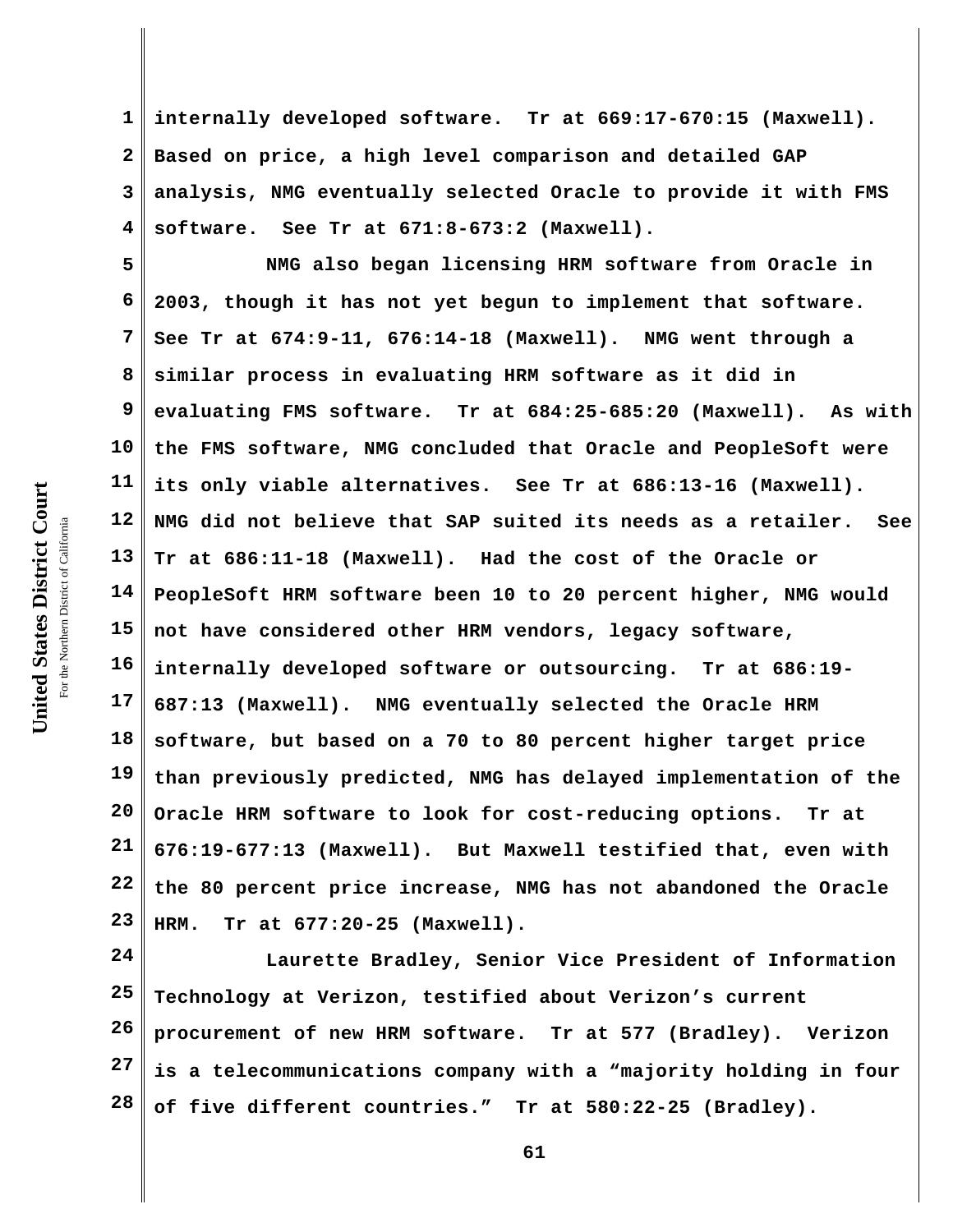internally developed software. Tr at 669:17-670:15 (Maxwell). Based on price, a high level comparison and detailed GAP analysis, NMG eventually selected Oracle to provide it with FMS software. See Tr at 671:8-673:2 (Maxwell).

NMG also began licensing HRM software from Oracle in 2003, though it has not yet begun to implement that software. See Tr at 674:9-11, 676:14-18 (Maxwell). NMG went through a similar process in evaluating HRM software as it did in evaluating FMS software. Tr at 684:25-685:20 (Maxwell). As with the FMS software, NMG concluded that Oracle and PeopleSoft were its only viable alternatives. See Tr at 686:13-16 (Maxwell). NMG did not believe that SAP suited its needs as a retailer. See Tr at 686:11-18 (Maxwell). Had the cost of the Oracle or PeopleSoft HRM software been 10 to 20 percent higher, NMG would not have considered other HRM vendors, legacy software, internally developed software or outsourcing. Tr at 686:19-687:13 (Maxwell). NMG eventually selected the Oracle HRM software, but based on a 70 to 80 percent higher target price than previously predicted, NMG has delayed implementation of the Oracle HRM software to look for cost-reducing options. Tr at 676:19-677:13 (Maxwell). But Maxwell testified that, even with the 80 percent price increase, NMG has not abandoned the Oracle HRM. Tr at 677:20-25 (Maxwell).

Laurette Bradley, Senior Vice President of Information Technology at Verizon, testified about Verizon's current procurement of new HRM software. Tr at 577 (Bradley). Verizon is a telecommunications company with a "majority holding in four of five different countries." Tr at 580:22-25 (Bradley).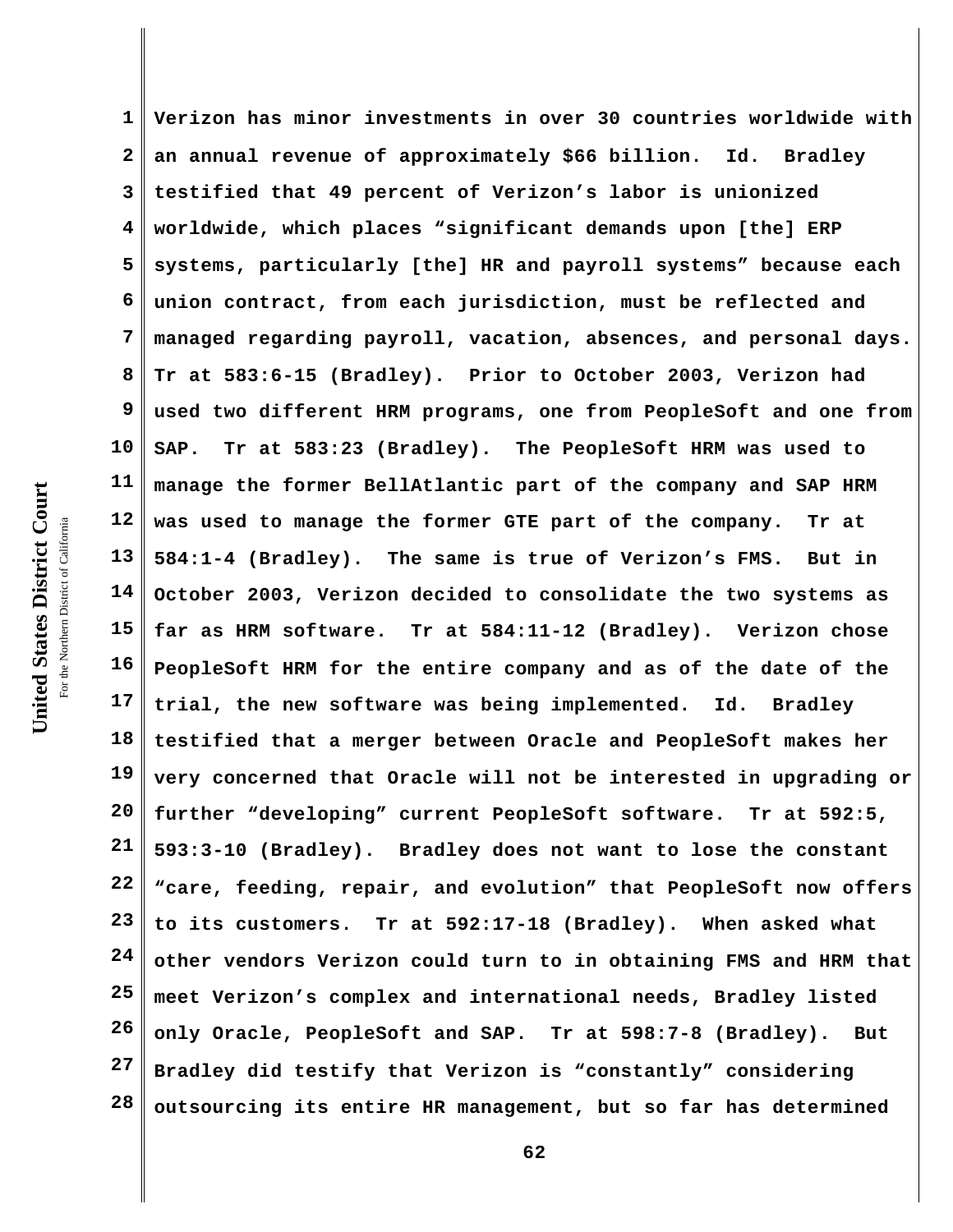**Verizon has minor investments in over 30 countries worldwide with an annual revenue of approximately $66 billion. Id. Bradley testified that 49 percent of Verizon's labor is unionized worldwide, which places "significant demands upon [the] ERP systems, particularly [the] HR and payroll systems" because each union contract, from each jurisdiction, must be reflected and managed regarding payroll, vacation, absences, and personal days. Tr at 583:6-15 (Bradley). Prior to October 2003, Verizon had used two different HRM programs, one from PeopleSoft and one from SAP. Tr at 583:23 (Bradley). The PeopleSoft HRM was used to manage the former BellAtlantic part of the company and SAP HRM was used to manage the former GTE part of the company. Tr at 584:1-4 (Bradley). The same is true of Verizon's FMS. But in October 2003, Verizon decided to consolidate the two systems as far as HRM software. Tr at 584:11-12 (Bradley). Verizon chose PeopleSoft HRM for the entire company and as of the date of the trial, the new software was being implemented. Id. Bradley testified that a merger between Oracle and PeopleSoft makes her very concerned that Oracle will not be interested in upgrading or further "developing" current PeopleSoft software. Tr at 592:5, 593:3-10 (Bradley). Bradley does not want to lose the constant "care, feeding, repair, and evolution" that PeopleSoft now offers to its customers. Tr at 592:17-18 (Bradley). When asked what other vendors Verizon could turn to in obtaining FMS and HRM that meet Verizon's complex and international needs, Bradley listed only Oracle, PeopleSoft and SAP. Tr at 598:7-8 (Bradley). But Bradley did testify that Verizon is "constantly" considering outsourcing its entire HR management, but so far has determined**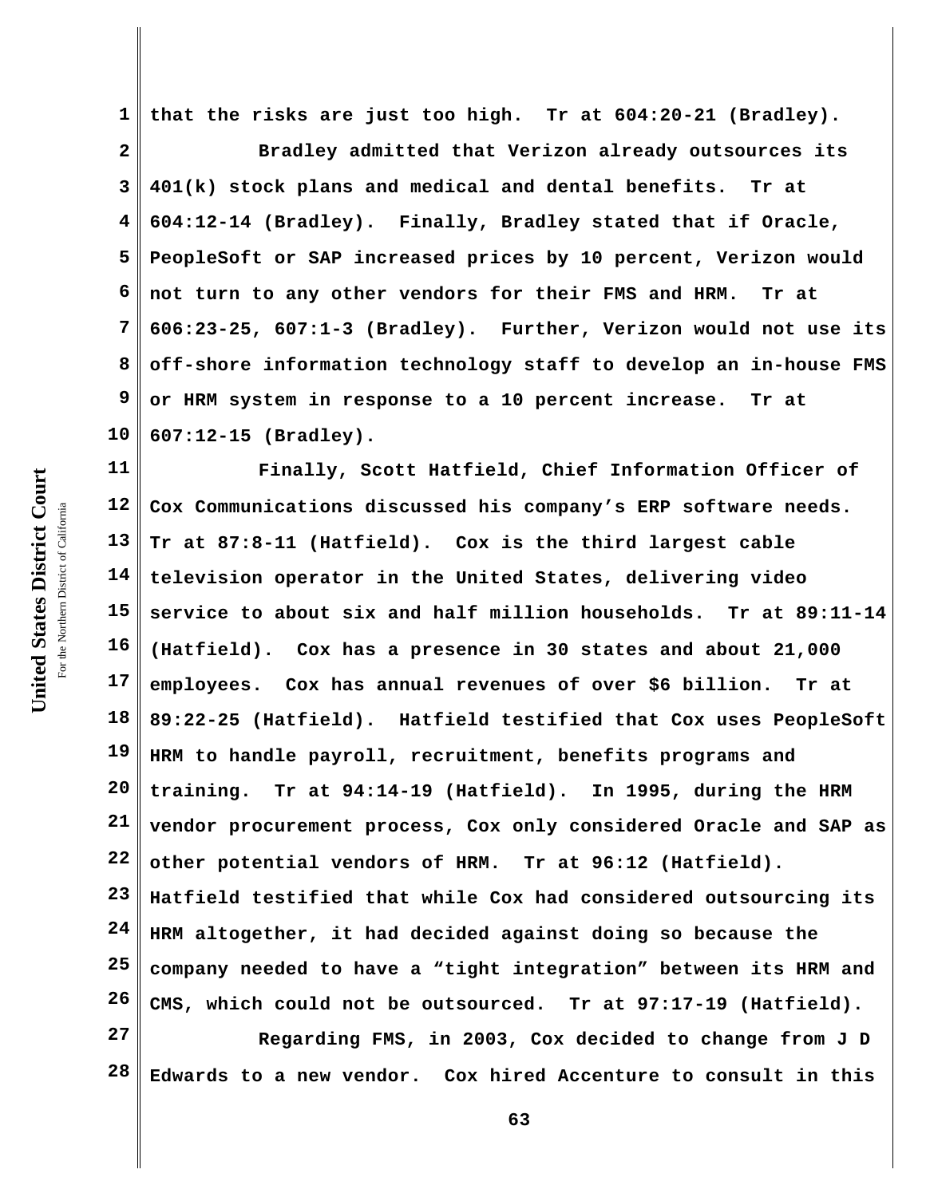that the risks are just too high. Tr at 604:20-21 (Bradley).

Bradley admitted that Verizon already outsources its 401(k) stock plans and medical and dental benefits. Tr at 604:12-14 (Bradley). Finally, Bradley stated that if Oracle, PeopleSoft or SAP increased prices by 10 percent, Verizon would not turn to any other vendors for their FMS and HRM. Tr at 606:23-25, 607:1-3 (Bradley). Further, Verizon would not use its off-shore information technology staff to develop an in-house FMS or HRM system in response to a 10 percent increase. Tr at 607:12-15 (Bradley).

Finally, Scott Hatfield, Chief Information Officer of Cox Communications discussed his company's ERP software needs. Tr at 87:8-11 (Hatfield). Cox is the third largest cable television operator in the United States, delivering video service to about six and half million households. Tr at 89:11-14 (Hatfield). Cox has a presence in 30 states and about 21,000 employees. Cox has annual revenues of over $6 billion. Tr at 89:22-25 (Hatfield). Hatfield testified that Cox uses PeopleSoft HRM to handle payroll, recruitment, benefits programs and training. Tr at 94:14-19 (Hatfield). In 1995, during the HRM vendor procurement process, Cox only considered Oracle and SAP as other potential vendors of HRM. Tr at 96:12 (Hatfield). Hatfield testified that while Cox had considered outsourcing its HRM altogether, it had decided against doing so because the company needed to have a "tight integration" between its HRM and CMS, which could not be outsourced. Tr at 97:17-19 (Hatfield).

Regarding FMS, in 2003, Cox decided to change from J D Edwards to a new vendor. Cox hired Accenture to consult in this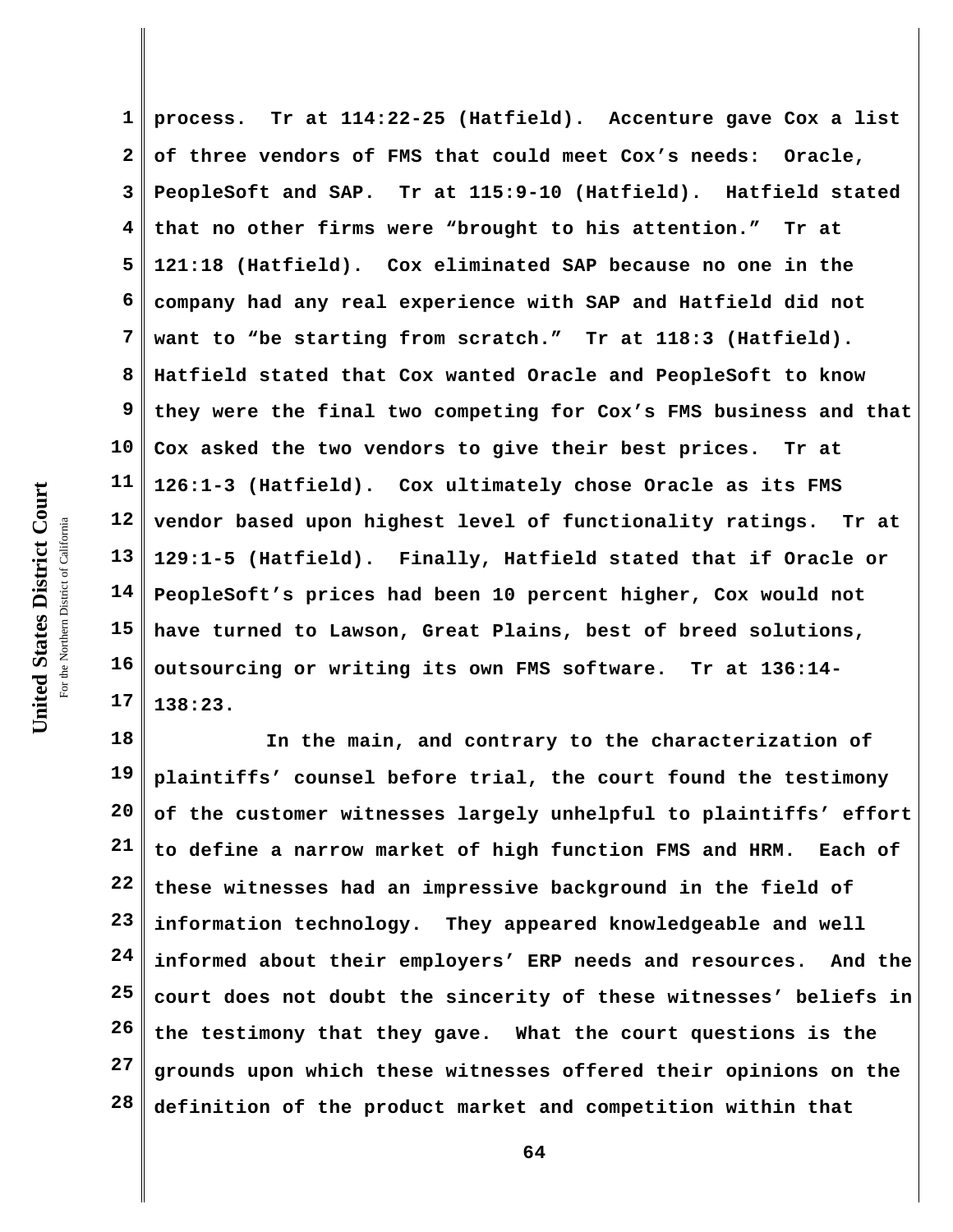process. Tr at 114:22-25 (Hatfield). Accenture gave Cox a list of three vendors of FMS that could meet Cox's needs: Oracle, PeopleSoft and SAP. Tr at 115:9-10 (Hatfield). Hatfield stated that no other firms were "brought to his attention." Tr at 121:18 (Hatfield). Cox eliminated SAP because no one in the company had any real experience with SAP and Hatfield did not want to "be starting from scratch." Tr at 118:3 (Hatfield). Hatfield stated that Cox wanted Oracle and PeopleSoft to know they were the final two competing for Cox's FMS business and that Cox asked the two vendors to give their best prices. Tr at 126:1-3 (Hatfield). Cox ultimately chose Oracle as its FMS vendor based upon highest level of functionality ratings. Tr at 129:1-5 (Hatfield). Finally, Hatfield stated that if Oracle or PeopleSoft's prices had been 10 percent higher, Cox would not have turned to Lawson, Great Plains, best of breed solutions, outsourcing or writing its own FMS software. Tr at 136:14-138:23.

In the main, and contrary to the characterization of plaintiffs' counsel before trial, the court found the testimony of the customer witnesses largely unhelpful to plaintiffs' effort to define a narrow market of high function FMS and HRM. Each of these witnesses had an impressive background in the field of information technology. They appeared knowledgeable and well informed about their employers' ERP needs and resources. And the court does not doubt the sincerity of these witnesses' beliefs in the testimony that they gave. What the court questions is the grounds upon which these witnesses offered their opinions on the definition of the product market and competition within that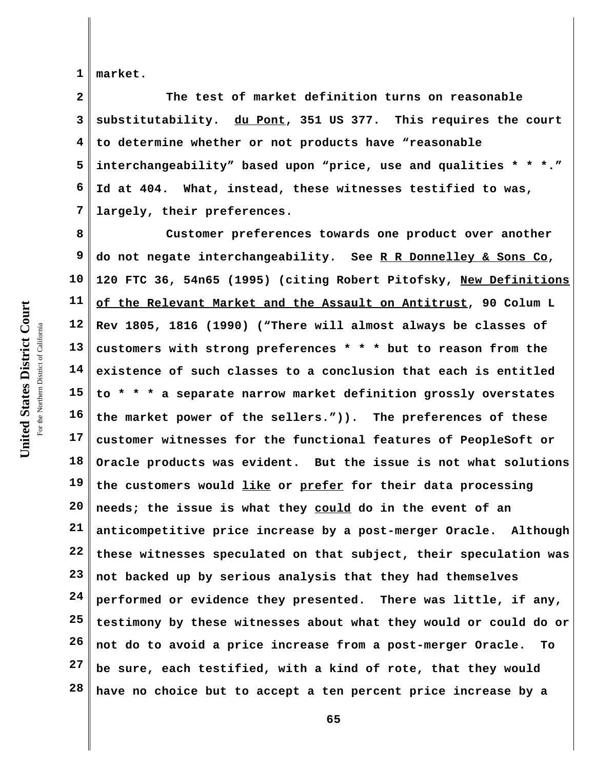market.

The test of market definition turns on reasonable substitutability. du Pont, 351 US 377. This requires the court to determine whether or not products have "reasonable interchangeability" based upon "price, use and qualities * * *." Id at 404. What, instead, these witnesses testified to was, largely, their preferences.

Customer preferences towards one product over another do not negate interchangeability. See R R Donnelley & Sons Co, 120 FTC 36, 54n65 (1995) (citing Robert Pitofsky, New Definitions of the Relevant Market and the Assault on Antitrust, 90 Colum L Rev 1805, 1816 (1990) ("There will almost always be classes of customers with strong preferences * * * but to reason from the existence of such classes to a conclusion that each is entitled to * * * a separate narrow market definition grossly overstates the market power of the sellers.")). The preferences of these customer witnesses for the functional features of PeopleSoft or Oracle products was evident. But the issue is not what solutions the customers would like or prefer for their data processing needs; the issue is what they could do in the event of an anticompetitive price increase by a post-merger Oracle. Although these witnesses speculated on that subject, their speculation was not backed up by serious analysis that they had themselves performed or evidence they presented. There was little, if any, testimony by these witnesses about what they would or could do or not do to avoid a price increase from a post-merger Oracle. To be sure, each testified, with a kind of rote, that they would have no choice but to accept a ten percent price increase by a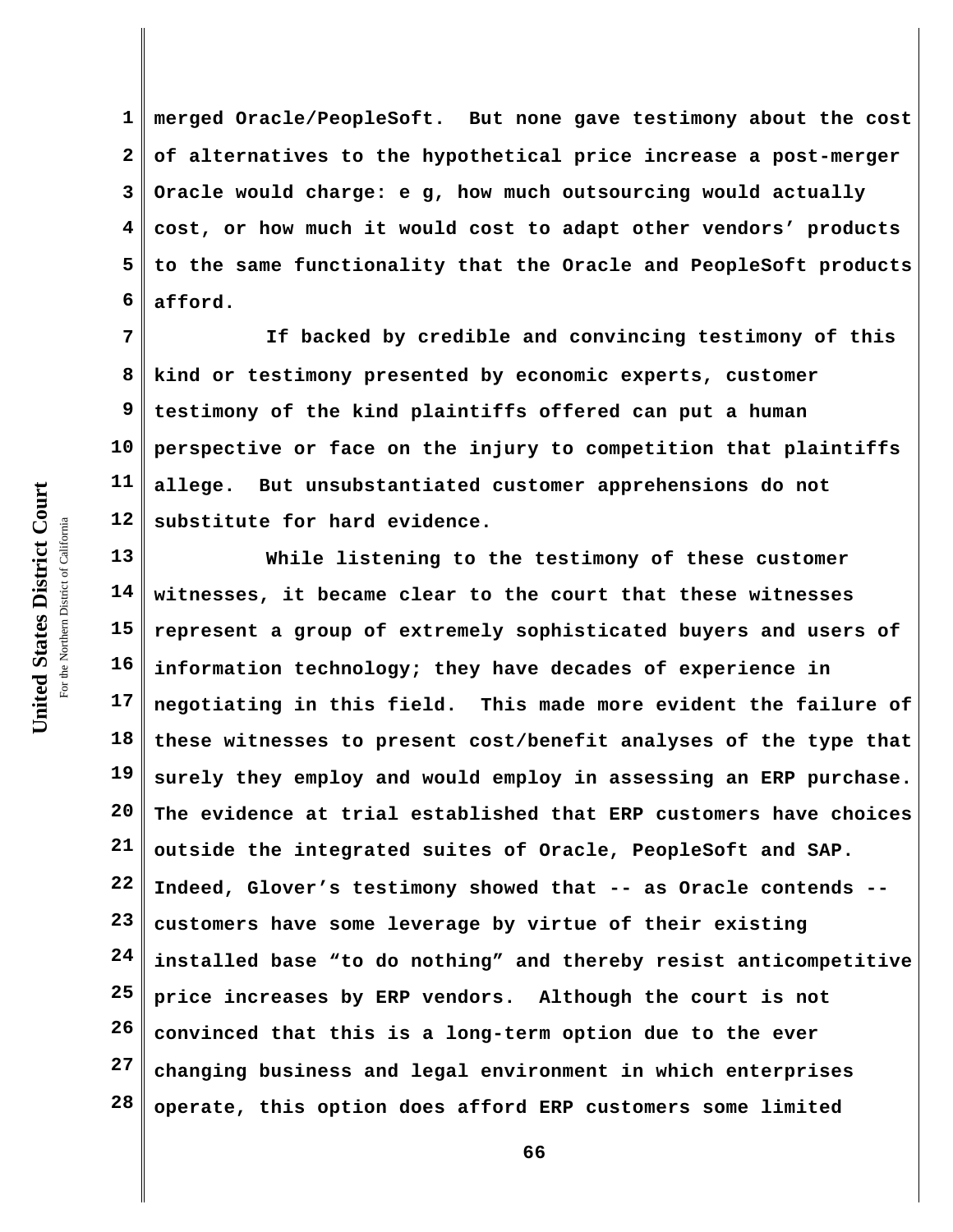merged Oracle/PeopleSoft. But none gave testimony about the cost of alternatives to the hypothetical price increase a post-merger Oracle would charge: e g, how much outsourcing would actually cost, or how much it would cost to adapt other vendors' products to the same functionality that the Oracle and PeopleSoft products afford.

If backed by credible and convincing testimony of this kind or testimony presented by economic experts, customer testimony of the kind plaintiffs offered can put a human perspective or face on the injury to competition that plaintiffs allege. But unsubstantiated customer apprehensions do not substitute for hard evidence.

While listening to the testimony of these customer witnesses, it became clear to the court that these witnesses represent a group of extremely sophisticated buyers and users of information technology; they have decades of experience in negotiating in this field. This made more evident the failure of these witnesses to present cost/benefit analyses of the type that surely they employ and would employ in assessing an ERP purchase. The evidence at trial established that ERP customers have choices outside the integrated suites of Oracle, PeopleSoft and SAP. Indeed, Glover's testimony showed that -- as Oracle contends -- customers have some leverage by virtue of their existing installed base "to do nothing" and thereby resist anticompetitive price increases by ERP vendors. Although the court is not convinced that this is a long-term option due to the ever changing business and legal environment in which enterprises operate, this option does afford ERP customers some limited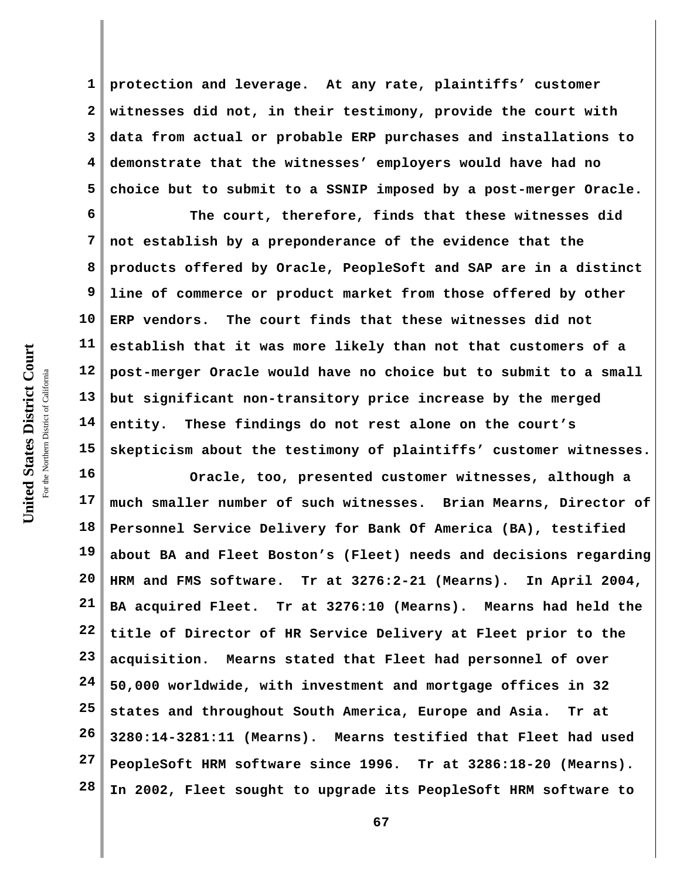protection and leverage. At any rate, plaintiffs' customer witnesses did not, in their testimony, provide the court with data from actual or probable ERP purchases and installations to demonstrate that the witnesses' employers would have had no choice but to submit to a SSNIP imposed by a post-merger Oracle.

The court, therefore, finds that these witnesses did not establish by a preponderance of the evidence that the products offered by Oracle, PeopleSoft and SAP are in a distinct line of commerce or product market from those offered by other ERP vendors. The court finds that these witnesses did not establish that it was more likely than not that customers of a post-merger Oracle would have no choice but to submit to a small but significant non-transitory price increase by the merged entity. These findings do not rest alone on the court's skepticism about the testimony of plaintiffs' customer witnesses.

Oracle, too, presented customer witnesses, although a much smaller number of such witnesses. Brian Mearns, Director of Personnel Service Delivery for Bank Of America (BA), testified about BA and Fleet Boston's (Fleet) needs and decisions regarding HRM and FMS software. Tr at 3276:2-21 (Mearns). In April 2004, BA acquired Fleet. Tr at 3276:10 (Mearns). Mearns had held the title of Director of HR Service Delivery at Fleet prior to the acquisition. Mearns stated that Fleet had personnel of over 50,000 worldwide, with investment and mortgage offices in 32 states and throughout South America, Europe and Asia. Tr at 3280:14-3281:11 (Mearns). Mearns testified that Fleet had used PeopleSoft HRM software since 1996. Tr at 3286:18-20 (Mearns). In 2002, Fleet sought to upgrade its PeopleSoft HRM software to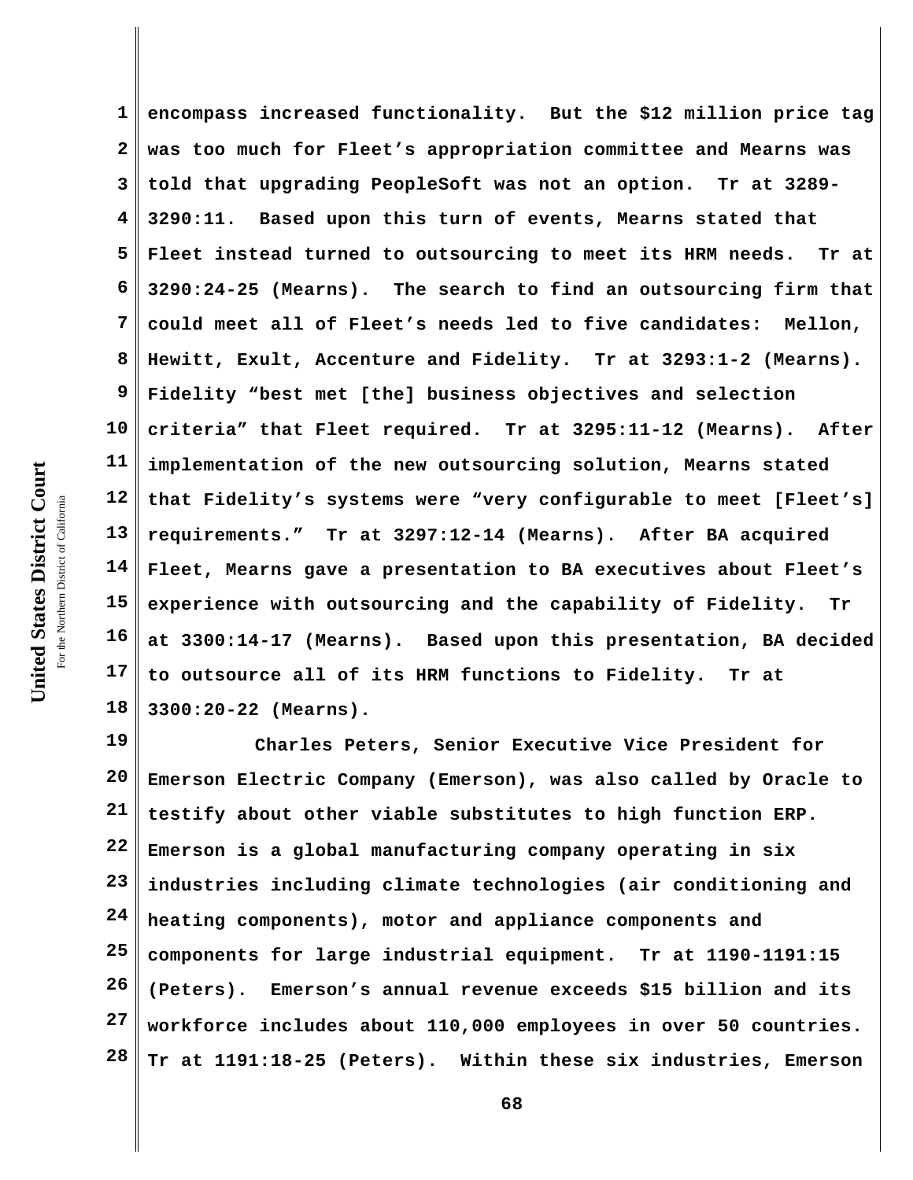encompass increased functionality. But the $12 million price tag was too much for Fleet's appropriation committee and Mearns was told that upgrading PeopleSoft was not an option. Tr at 3289-3290:11. Based upon this turn of events, Mearns stated that Fleet instead turned to outsourcing to meet its HRM needs. Tr at 3290:24-25 (Mearns). The search to find an outsourcing firm that could meet all of Fleet's needs led to five candidates: Mellon, Hewitt, Exult, Accenture and Fidelity. Tr at 3293:1-2 (Mearns). Fidelity "best met [the] business objectives and selection criteria" that Fleet required. Tr at 3295:11-12 (Mearns). After implementation of the new outsourcing solution, Mearns stated that Fidelity's systems were "very configurable to meet [Fleet's] requirements." Tr at 3297:12-14 (Mearns). After BA acquired Fleet, Mearns gave a presentation to BA executives about Fleet's experience with outsourcing and the capability of Fidelity. Tr at 3300:14-17 (Mearns). Based upon this presentation, BA decided to outsource all of its HRM functions to Fidelity. Tr at 3300:20-22 (Mearns).

Charles Peters, Senior Executive Vice President for Emerson Electric Company (Emerson), was also called by Oracle to testify about other viable substitutes to high function ERP. Emerson is a global manufacturing company operating in six industries including climate technologies (air conditioning and heating components), motor and appliance components and components for large industrial equipment. Tr at 1190-1191:15 (Peters). Emerson's annual revenue exceeds $15 billion and its workforce includes about 110,000 employees in over 50 countries. Tr at 1191:18-25 (Peters). Within these six industries, Emerson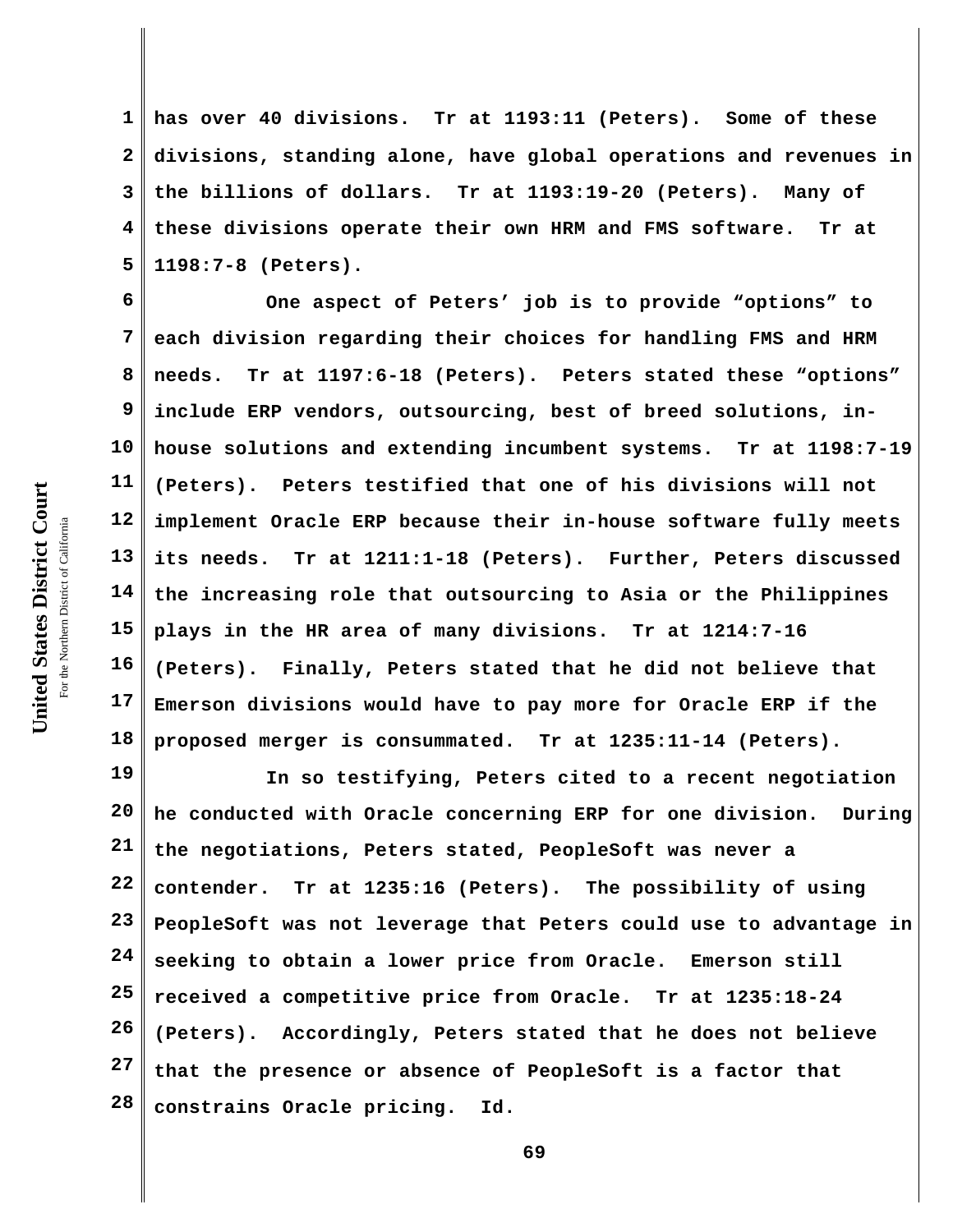has over 40 divisions. Tr at 1193:11 (Peters). Some of these divisions, standing alone, have global operations and revenues in the billions of dollars. Tr at 1193:19-20 (Peters). Many of these divisions operate their own HRM and FMS software. Tr at 1198:7-8 (Peters).

One aspect of Peters' job is to provide "options" to each division regarding their choices for handling FMS and HRM needs. Tr at 1197:6-18 (Peters). Peters stated these "options" include ERP vendors, outsourcing, best of breed solutions, in-house solutions and extending incumbent systems. Tr at 1198:7-19 (Peters). Peters testified that one of his divisions will not implement Oracle ERP because their in-house software fully meets its needs. Tr at 1211:1-18 (Peters). Further, Peters discussed the increasing role that outsourcing to Asia or the Philippines plays in the HR area of many divisions. Tr at 1214:7-16 (Peters). Finally, Peters stated that he did not believe that Emerson divisions would have to pay more for Oracle ERP if the proposed merger is consummated. Tr at 1235:11-14 (Peters).

In so testifying, Peters cited to a recent negotiation he conducted with Oracle concerning ERP for one division. During the negotiations, Peters stated, PeopleSoft was never a contender. Tr at 1235:16 (Peters). The possibility of using PeopleSoft was not leverage that Peters could use to advantage in seeking to obtain a lower price from Oracle. Emerson still received a competitive price from Oracle. Tr at 1235:18-24 (Peters). Accordingly, Peters stated that he does not believe that the presence or absence of PeopleSoft is a factor that constrains Oracle pricing. Id.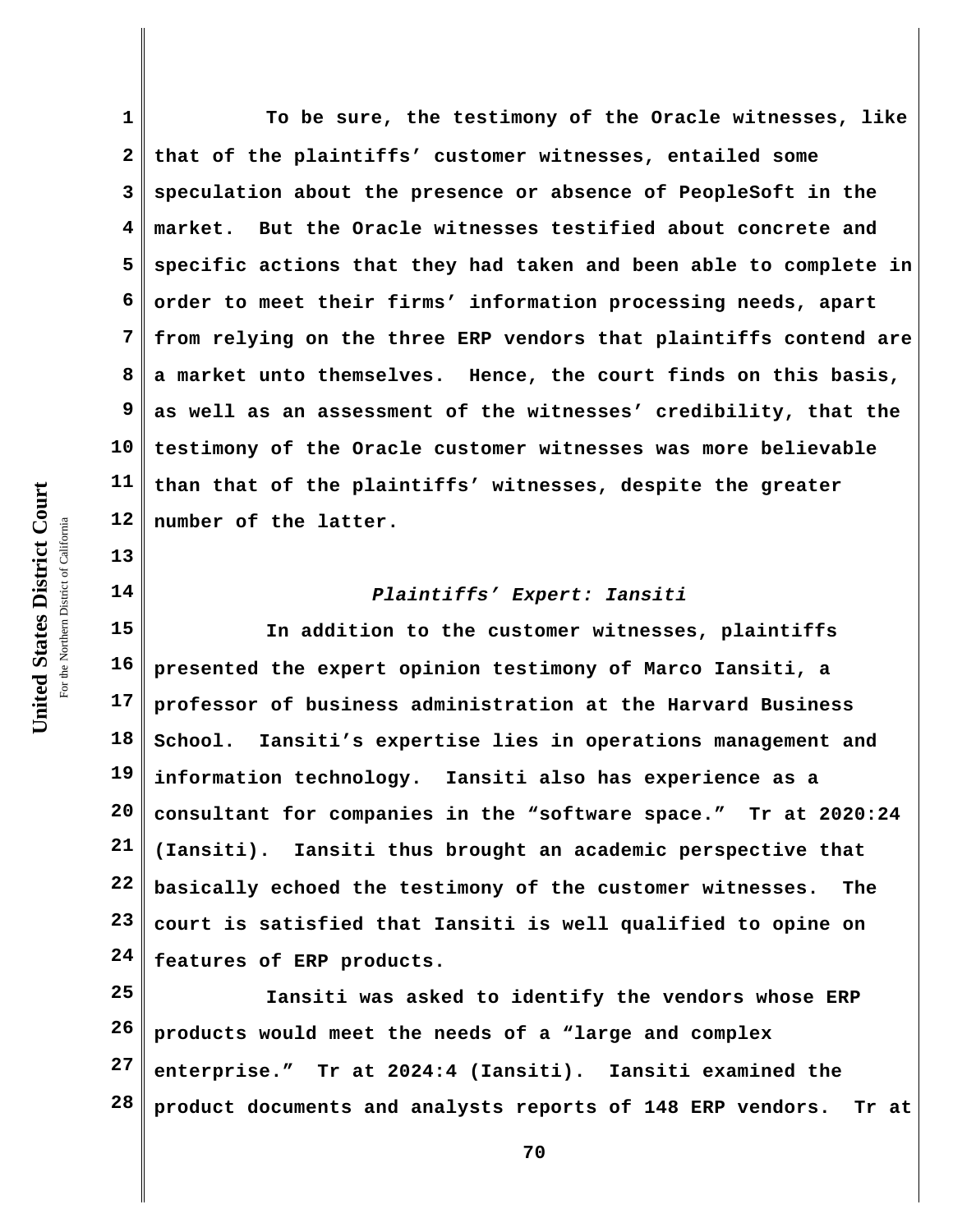To be sure, the testimony of the Oracle witnesses, like that of the plaintiffs' customer witnesses, entailed some speculation about the presence or absence of PeopleSoft in the market. But the Oracle witnesses testified about concrete and specific actions that they had taken and been able to complete in order to meet their firms' information processing needs, apart from relying on the three ERP vendors that plaintiffs contend are a market unto themselves. Hence, the court finds on this basis, as well as an assessment of the witnesses' credibility, that the testimony of the Oracle customer witnesses was more believable than that of the plaintiffs' witnesses, despite the greater number of the latter.

*Plaintiffs' Expert: Iansiti*

In addition to the customer witnesses, plaintiffs presented the expert opinion testimony of Marco Iansiti, a professor of business administration at the Harvard Business School. Iansiti's expertise lies in operations management and information technology. Iansiti also has experience as a consultant for companies in the "software space." Tr at 2020:24 (Iansiti). Iansiti thus brought an academic perspective that basically echoed the testimony of the customer witnesses. The court is satisfied that Iansiti is well qualified to opine on features of ERP products.

Iansiti was asked to identify the vendors whose ERP products would meet the needs of a "large and complex enterprise." Tr at 2024:4 (Iansiti). Iansiti examined the product documents and analysts reports of 148 ERP vendors. Tr at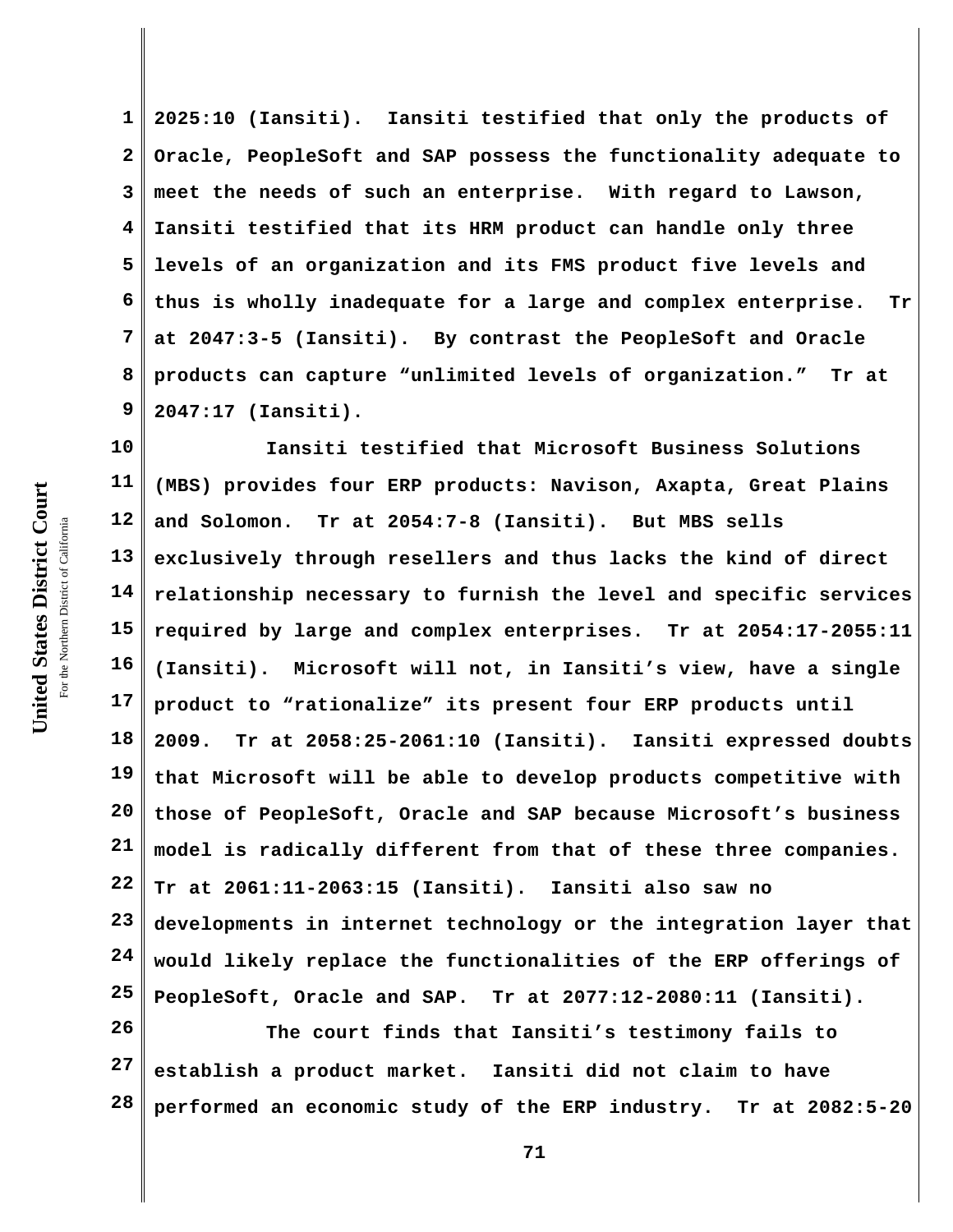2025:10 (Iansiti). Iansiti testified that only the products of Oracle, PeopleSoft and SAP possess the functionality adequate to meet the needs of such an enterprise. With regard to Lawson, Iansiti testified that its HRM product can handle only three levels of an organization and its FMS product five levels and thus is wholly inadequate for a large and complex enterprise. Tr at 2047:3-5 (Iansiti). By contrast the PeopleSoft and Oracle products can capture "unlimited levels of organization." Tr at 2047:17 (Iansiti).

Iansiti testified that Microsoft Business Solutions (MBS) provides four ERP products: Navison, Axapta, Great Plains and Solomon. Tr at 2054:7-8 (Iansiti). But MBS sells exclusively through resellers and thus lacks the kind of direct relationship necessary to furnish the level and specific services required by large and complex enterprises. Tr at 2054:17-2055:11 (Iansiti). Microsoft will not, in Iansiti's view, have a single product to "rationalize" its present four ERP products until 2009. Tr at 2058:25-2061:10 (Iansiti). Iansiti expressed doubts that Microsoft will be able to develop products competitive with those of PeopleSoft, Oracle and SAP because Microsoft's business model is radically different from that of these three companies. Tr at 2061:11-2063:15 (Iansiti). Iansiti also saw no developments in internet technology or the integration layer that would likely replace the functionalities of the ERP offerings of PeopleSoft, Oracle and SAP. Tr at 2077:12-2080:11 (Iansiti).

The court finds that Iansiti's testimony fails to establish a product market. Iansiti did not claim to have performed an economic study of the ERP industry. Tr at 2082:5-20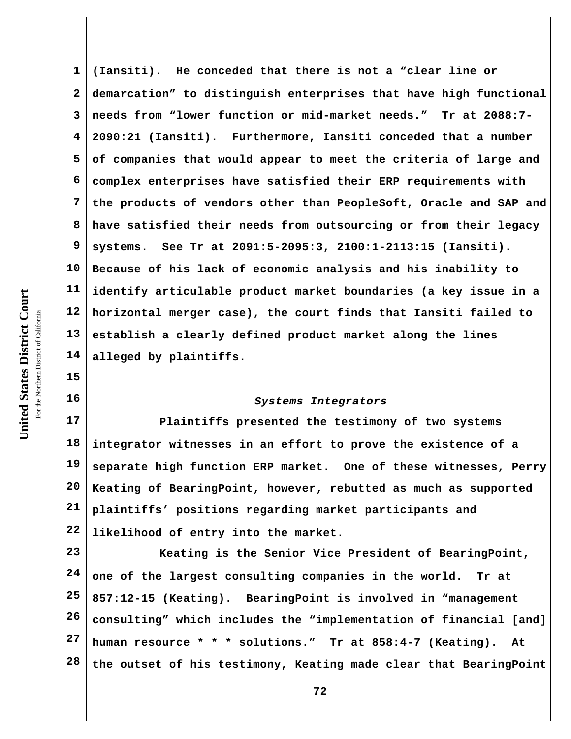(Iansiti). He conceded that there is not a "clear line or demarcation" to distinguish enterprises that have high functional needs from "lower function or mid-market needs." Tr at 2088:7-2090:21 (Iansiti). Furthermore, Iansiti conceded that a number of companies that would appear to meet the criteria of large and complex enterprises have satisfied their ERP requirements with the products of vendors other than PeopleSoft, Oracle and SAP and have satisfied their needs from outsourcing or from their legacy systems. See Tr at 2091:5-2095:3, 2100:1-2113:15 (Iansiti). Because of his lack of economic analysis and his inability to identify articulable product market boundaries (a key issue in a horizontal merger case), the court finds that Iansiti failed to establish a clearly defined product market along the lines alleged by plaintiffs.

*Systems Integrators*

Plaintiffs presented the testimony of two systems integrator witnesses in an effort to prove the existence of a separate high function ERP market. One of these witnesses, Perry Keating of BearingPoint, however, rebutted as much as supported plaintiffs' positions regarding market participants and likelihood of entry into the market.

Keating is the Senior Vice President of BearingPoint, one of the largest consulting companies in the world. Tr at 857:12-15 (Keating). BearingPoint is involved in "management consulting" which includes the "implementation of financial [and] human resource * * * solutions." Tr at 858:4-7 (Keating). At the outset of his testimony, Keating made clear that BearingPoint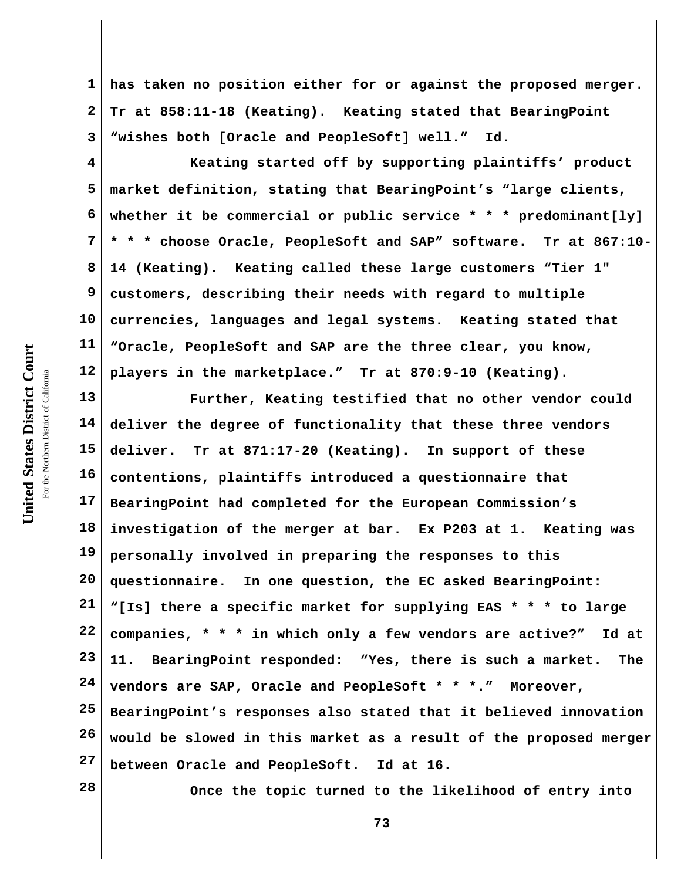has taken no position either for or against the proposed merger. Tr at 858:11-18 (Keating). Keating stated that BearingPoint "wishes both [Oracle and PeopleSoft] well." Id.

Keating started off by supporting plaintiffs' product market definition, stating that BearingPoint's "large clients, whether it be commercial or public service * * * predominant[ly] * * * choose Oracle, PeopleSoft and SAP" software. Tr at 867:10-14 (Keating). Keating called these large customers "Tier 1" customers, describing their needs with regard to multiple currencies, languages and legal systems. Keating stated that "Oracle, PeopleSoft and SAP are the three clear, you know, players in the marketplace." Tr at 870:9-10 (Keating).

Further, Keating testified that no other vendor could deliver the degree of functionality that these three vendors deliver. Tr at 871:17-20 (Keating). In support of these contentions, plaintiffs introduced a questionnaire that BearingPoint had completed for the European Commission's investigation of the merger at bar. Ex P203 at 1. Keating was personally involved in preparing the responses to this questionnaire. In one question, the EC asked BearingPoint: "[Is] there a specific market for supplying EAS * * * to large companies, * * * in which only a few vendors are active?" Id at 11. BearingPoint responded: "Yes, there is such a market. The vendors are SAP, Oracle and PeopleSoft * * *." Moreover, BearingPoint's responses also stated that it believed innovation would be slowed in this market as a result of the proposed merger between Oracle and PeopleSoft. Id at 16.

Once the topic turned to the likelihood of entry into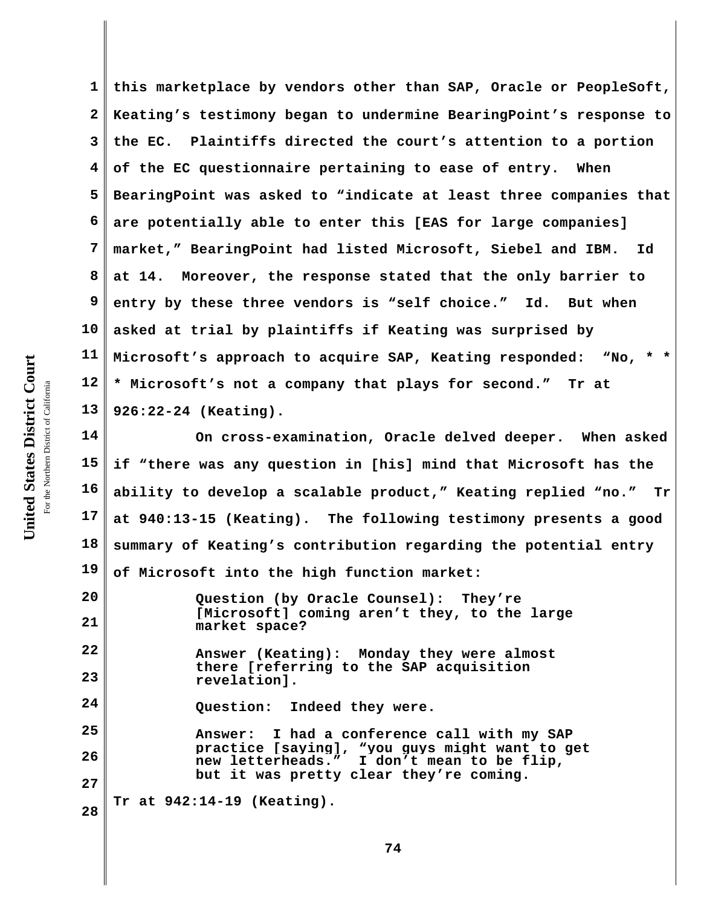this marketplace by vendors other than SAP, Oracle or PeopleSoft, Keating's testimony began to undermine BearingPoint's response to the EC. Plaintiffs directed the court's attention to a portion of the EC questionnaire pertaining to ease of entry. When BearingPoint was asked to "indicate at least three companies that are potentially able to enter this [EAS for large companies] market," BearingPoint had listed Microsoft, Siebel and IBM. Id at 14. Moreover, the response stated that the only barrier to entry by these three vendors is "self choice." Id. But when asked at trial by plaintiffs if Keating was surprised by Microsoft's approach to acquire SAP, Keating responded: "No, * * * Microsoft's not a company that plays for second." Tr at 926:22-24 (Keating).

On cross-examination, Oracle delved deeper. When asked if "there was any question in [his] mind that Microsoft has the ability to develop a scalable product," Keating replied "no." Tr at 940:13-15 (Keating). The following testimony presents a good summary of Keating's contribution regarding the potential entry of Microsoft into the high function market:

> Question (by Oracle Counsel): They're [Microsoft] coming aren't they, to the large market space?
>
> Answer (Keating): Monday they were almost there [referring to the SAP acquisition revelation].
>
> Question: Indeed they were.
>
> Answer: I had a conference call with my SAP practice [saying], "you guys might want to get new letterheads." I don't mean to be flip, but it was pretty clear they're coming.

Tr at 942:14-19 (Keating).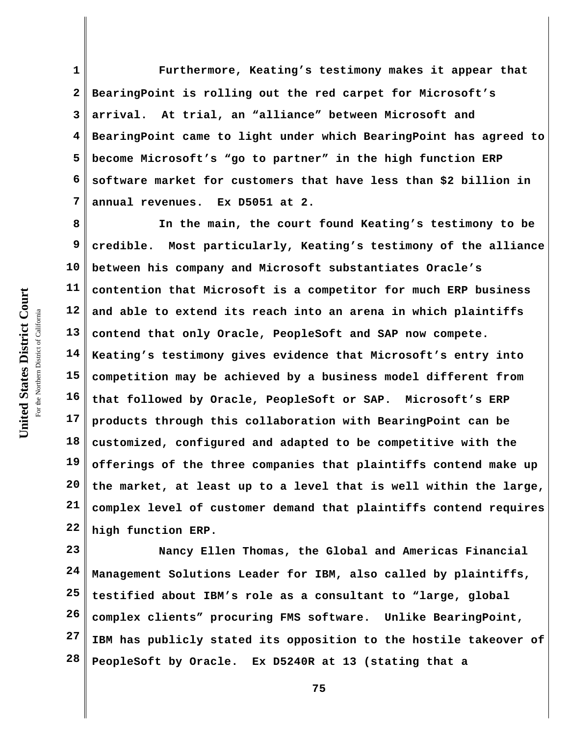Furthermore, Keating's testimony makes it appear that BearingPoint is rolling out the red carpet for Microsoft's arrival. At trial, an "alliance" between Microsoft and BearingPoint came to light under which BearingPoint has agreed to become Microsoft's "go to partner" in the high function ERP software market for customers that have less than $2 billion in annual revenues. Ex D5051 at 2.

In the main, the court found Keating's testimony to be credible. Most particularly, Keating's testimony of the alliance between his company and Microsoft substantiates Oracle's contention that Microsoft is a competitor for much ERP business and able to extend its reach into an arena in which plaintiffs contend that only Oracle, PeopleSoft and SAP now compete. Keating's testimony gives evidence that Microsoft's entry into competition may be achieved by a business model different from that followed by Oracle, PeopleSoft or SAP. Microsoft's ERP products through this collaboration with BearingPoint can be customized, configured and adapted to be competitive with the offerings of the three companies that plaintiffs contend make up the market, at least up to a level that is well within the large, complex level of customer demand that plaintiffs contend requires high function ERP.

Nancy Ellen Thomas, the Global and Americas Financial Management Solutions Leader for IBM, also called by plaintiffs, testified about IBM's role as a consultant to "large, global complex clients" procuring FMS software. Unlike BearingPoint, IBM has publicly stated its opposition to the hostile takeover of PeopleSoft by Oracle. Ex D5240R at 13 (stating that a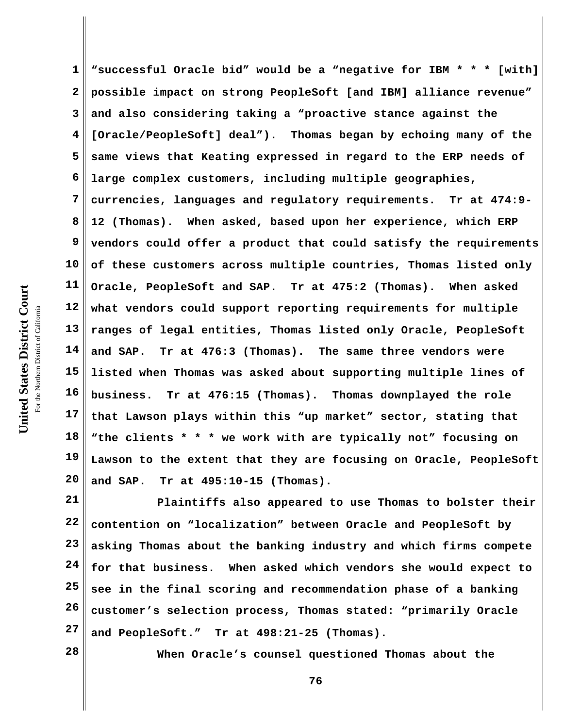"successful Oracle bid" would be a "negative for IBM * * * [with] possible impact on strong PeopleSoft [and IBM] alliance revenue" and also considering taking a "proactive stance against the [Oracle/PeopleSoft] deal"). Thomas began by echoing many of the same views that Keating expressed in regard to the ERP needs of large complex customers, including multiple geographies, currencies, languages and regulatory requirements. Tr at 474:9-12 (Thomas). When asked, based upon her experience, which ERP vendors could offer a product that could satisfy the requirements of these customers across multiple countries, Thomas listed only Oracle, PeopleSoft and SAP. Tr at 475:2 (Thomas). When asked what vendors could support reporting requirements for multiple ranges of legal entities, Thomas listed only Oracle, PeopleSoft and SAP. Tr at 476:3 (Thomas). The same three vendors were listed when Thomas was asked about supporting multiple lines of business. Tr at 476:15 (Thomas). Thomas downplayed the role that Lawson plays within this "up market" sector, stating that "the clients * * * we work with are typically not" focusing on Lawson to the extent that they are focusing on Oracle, PeopleSoft and SAP. Tr at 495:10-15 (Thomas).

Plaintiffs also appeared to use Thomas to bolster their contention on "localization" between Oracle and PeopleSoft by asking Thomas about the banking industry and which firms compete for that business. When asked which vendors she would expect to see in the final scoring and recommendation phase of a banking customer's selection process, Thomas stated: "primarily Oracle and PeopleSoft." Tr at 498:21-25 (Thomas).

When Oracle's counsel questioned Thomas about the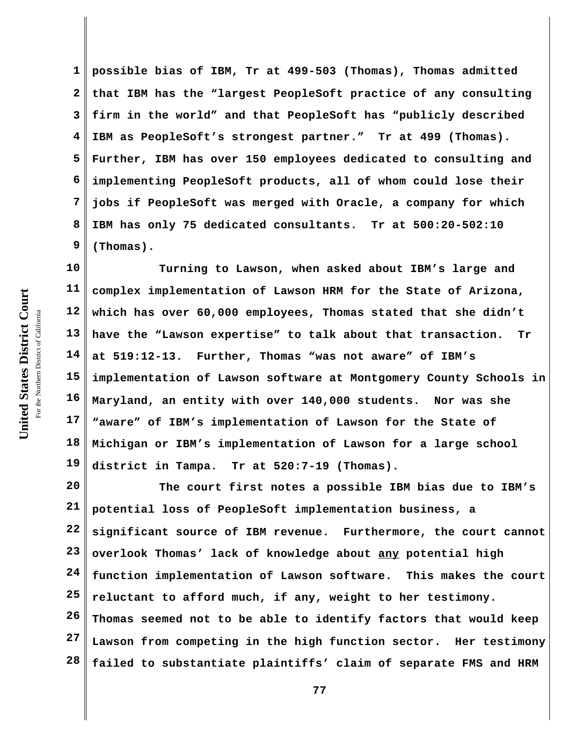possible bias of IBM, Tr at 499-503 (Thomas), Thomas admitted that IBM has the "largest PeopleSoft practice of any consulting firm in the world" and that PeopleSoft has "publicly described IBM as PeopleSoft's strongest partner." Tr at 499 (Thomas). Further, IBM has over 150 employees dedicated to consulting and implementing PeopleSoft products, all of whom could lose their jobs if PeopleSoft was merged with Oracle, a company for which IBM has only 75 dedicated consultants. Tr at 500:20-502:10 (Thomas).

Turning to Lawson, when asked about IBM's large and complex implementation of Lawson HRM for the State of Arizona, which has over 60,000 employees, Thomas stated that she didn't have the "Lawson expertise" to talk about that transaction. Tr at 519:12-13. Further, Thomas "was not aware" of IBM's implementation of Lawson software at Montgomery County Schools in Maryland, an entity with over 140,000 students. Nor was she "aware" of IBM's implementation of Lawson for the State of Michigan or IBM's implementation of Lawson for a large school district in Tampa. Tr at 520:7-19 (Thomas).

The court first notes a possible IBM bias due to IBM's potential loss of PeopleSoft implementation business, a significant source of IBM revenue. Furthermore, the court cannot overlook Thomas' lack of knowledge about <u>any</u> potential high function implementation of Lawson software. This makes the court reluctant to afford much, if any, weight to her testimony. Thomas seemed not to be able to identify factors that would keep Lawson from competing in the high function sector. Her testimony failed to substantiate plaintiffs' claim of separate FMS and HRM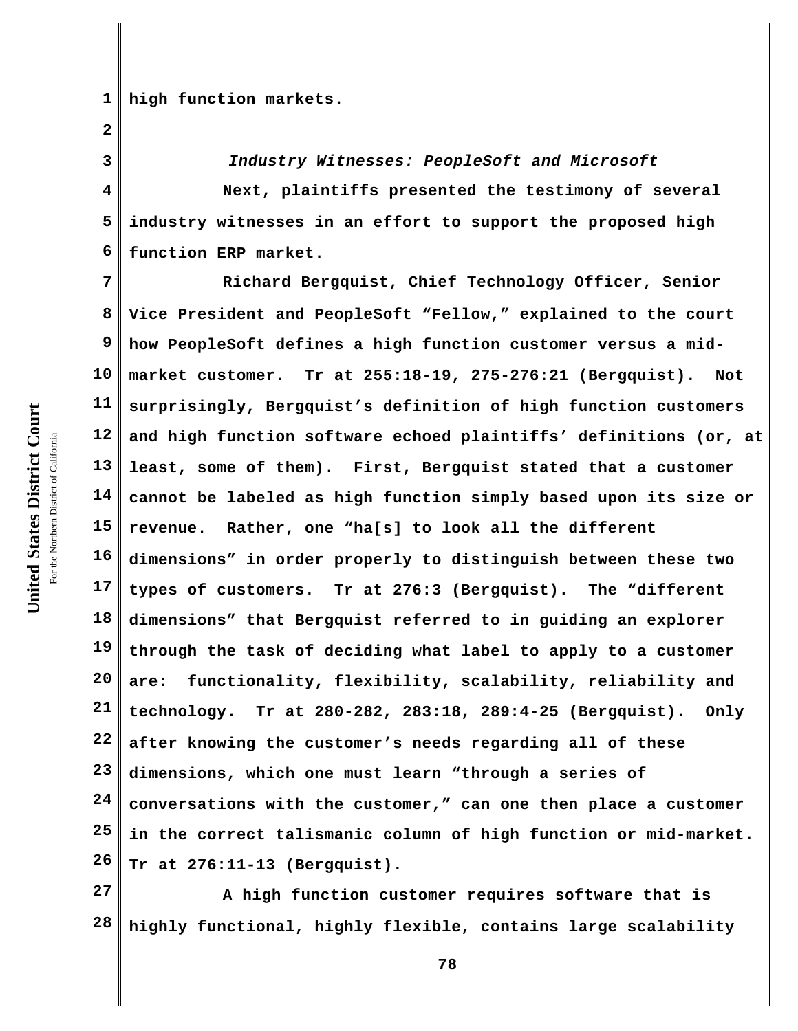high function markets.

*Industry Witnesses: PeopleSoft and Microsoft*

Next, plaintiffs presented the testimony of several industry witnesses in an effort to support the proposed high function ERP market.

Richard Bergquist, Chief Technology Officer, Senior Vice President and PeopleSoft "Fellow," explained to the court how PeopleSoft defines a high function customer versus a mid-market customer. Tr at 255:18-19, 275-276:21 (Bergquist). Not surprisingly, Bergquist's definition of high function customers and high function software echoed plaintiffs' definitions (or, at least, some of them). First, Bergquist stated that a customer cannot be labeled as high function simply based upon its size or revenue. Rather, one "ha[s] to look all the different dimensions" in order properly to distinguish between these two types of customers. Tr at 276:3 (Bergquist). The "different dimensions" that Bergquist referred to in guiding an explorer through the task of deciding what label to apply to a customer are: functionality, flexibility, scalability, reliability and technology. Tr at 280-282, 283:18, 289:4-25 (Bergquist). Only after knowing the customer's needs regarding all of these dimensions, which one must learn "through a series of conversations with the customer," can one then place a customer in the correct talismanic column of high function or mid-market. Tr at 276:11-13 (Bergquist).

A high function customer requires software that is highly functional, highly flexible, contains large scalability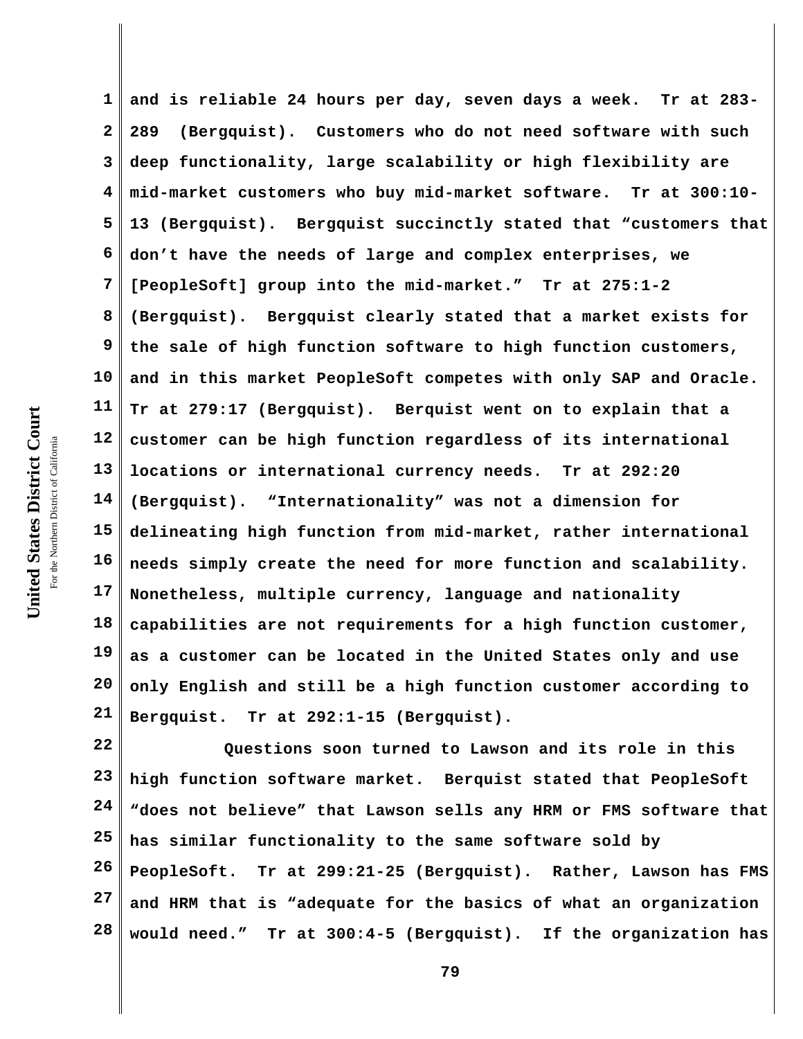and is reliable 24 hours per day, seven days a week. Tr at 283-289 (Bergquist). Customers who do not need software with such deep functionality, large scalability or high flexibility are mid-market customers who buy mid-market software. Tr at 300:10-13 (Bergquist). Bergquist succinctly stated that "customers that don't have the needs of large and complex enterprises, we [PeopleSoft] group into the mid-market." Tr at 275:1-2 (Bergquist). Bergquist clearly stated that a market exists for the sale of high function software to high function customers, and in this market PeopleSoft competes with only SAP and Oracle. Tr at 279:17 (Bergquist). Berquist went on to explain that a customer can be high function regardless of its international locations or international currency needs. Tr at 292:20 (Bergquist). "Internationality" was not a dimension for delineating high function from mid-market, rather international needs simply create the need for more function and scalability. Nonetheless, multiple currency, language and nationality capabilities are not requirements for a high function customer, as a customer can be located in the United States only and use only English and still be a high function customer according to Bergquist. Tr at 292:1-15 (Bergquist).

Questions soon turned to Lawson and its role in this high function software market. Berquist stated that PeopleSoft "does not believe" that Lawson sells any HRM or FMS software that has similar functionality to the same software sold by PeopleSoft. Tr at 299:21-25 (Bergquist). Rather, Lawson has FMS and HRM that is "adequate for the basics of what an organization would need." Tr at 300:4-5 (Bergquist). If the organization has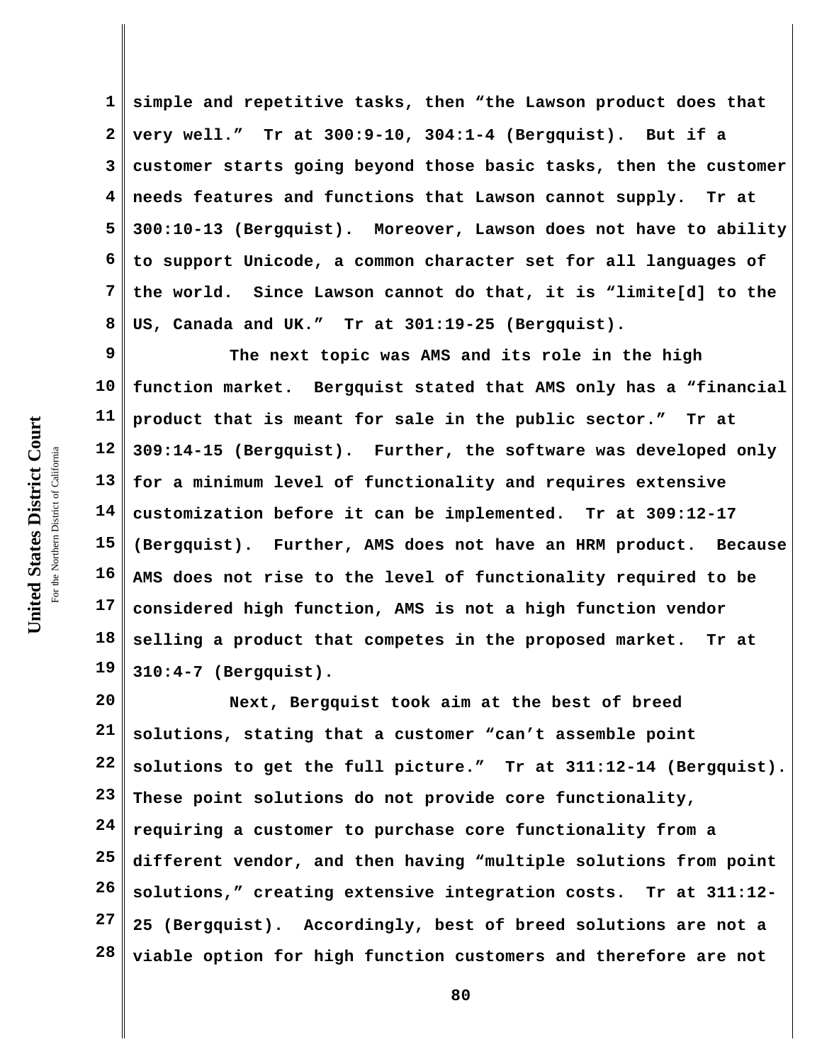**simple and repetitive tasks, then "the Lawson product does that very well." Tr at 300:9-10, 304:1-4 (Bergquist). But if a customer starts going beyond those basic tasks, then the customer needs features and functions that Lawson cannot supply. Tr at 300:10-13 (Bergquist). Moreover, Lawson does not have to ability to support Unicode, a common character set for all languages of the world. Since Lawson cannot do that, it is "limite[d] to the US, Canada and UK." Tr at 301:19-25 (Bergquist).**

**The next topic was AMS and its role in the high function market. Bergquist stated that AMS only has a "financial product that is meant for sale in the public sector." Tr at 309:14-15 (Bergquist). Further, the software was developed only for a minimum level of functionality and requires extensive customization before it can be implemented. Tr at 309:12-17 (Bergquist). Further, AMS does not have an HRM product. Because AMS does not rise to the level of functionality required to be considered high function, AMS is not a high function vendor selling a product that competes in the proposed market. Tr at 310:4-7 (Bergquist).**

**Next, Bergquist took aim at the best of breed solutions, stating that a customer "can't assemble point solutions to get the full picture." Tr at 311:12-14 (Bergquist). These point solutions do not provide core functionality, requiring a customer to purchase core functionality from a different vendor, and then having "multiple solutions from point solutions," creating extensive integration costs. Tr at 311:12-25 (Bergquist). Accordingly, best of breed solutions are not a viable option for high function customers and therefore are not**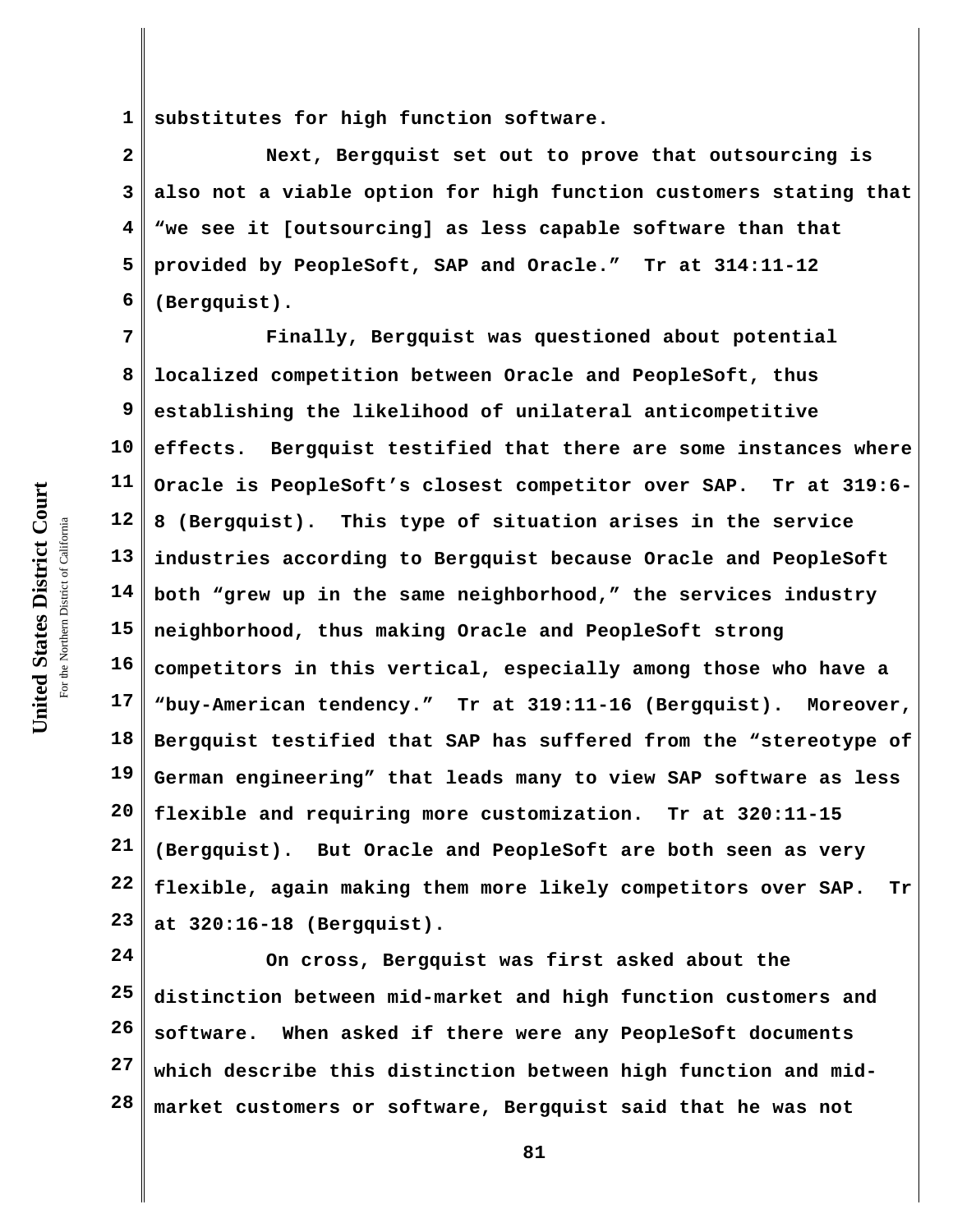substitutes for high function software.

Next, Bergquist set out to prove that outsourcing is also not a viable option for high function customers stating that "we see it [outsourcing] as less capable software than that provided by PeopleSoft, SAP and Oracle." Tr at 314:11-12 (Bergquist).

Finally, Bergquist was questioned about potential localized competition between Oracle and PeopleSoft, thus establishing the likelihood of unilateral anticompetitive effects. Bergquist testified that there are some instances where Oracle is PeopleSoft's closest competitor over SAP. Tr at 319:6-8 (Bergquist). This type of situation arises in the service industries according to Bergquist because Oracle and PeopleSoft both "grew up in the same neighborhood," the services industry neighborhood, thus making Oracle and PeopleSoft strong competitors in this vertical, especially among those who have a "buy-American tendency." Tr at 319:11-16 (Bergquist). Moreover, Bergquist testified that SAP has suffered from the "stereotype of German engineering" that leads many to view SAP software as less flexible and requiring more customization. Tr at 320:11-15 (Bergquist). But Oracle and PeopleSoft are both seen as very flexible, again making them more likely competitors over SAP. Tr at 320:16-18 (Bergquist).

On cross, Bergquist was first asked about the distinction between mid-market and high function customers and software. When asked if there were any PeopleSoft documents which describe this distinction between high function and mid-market customers or software, Bergquist said that he was not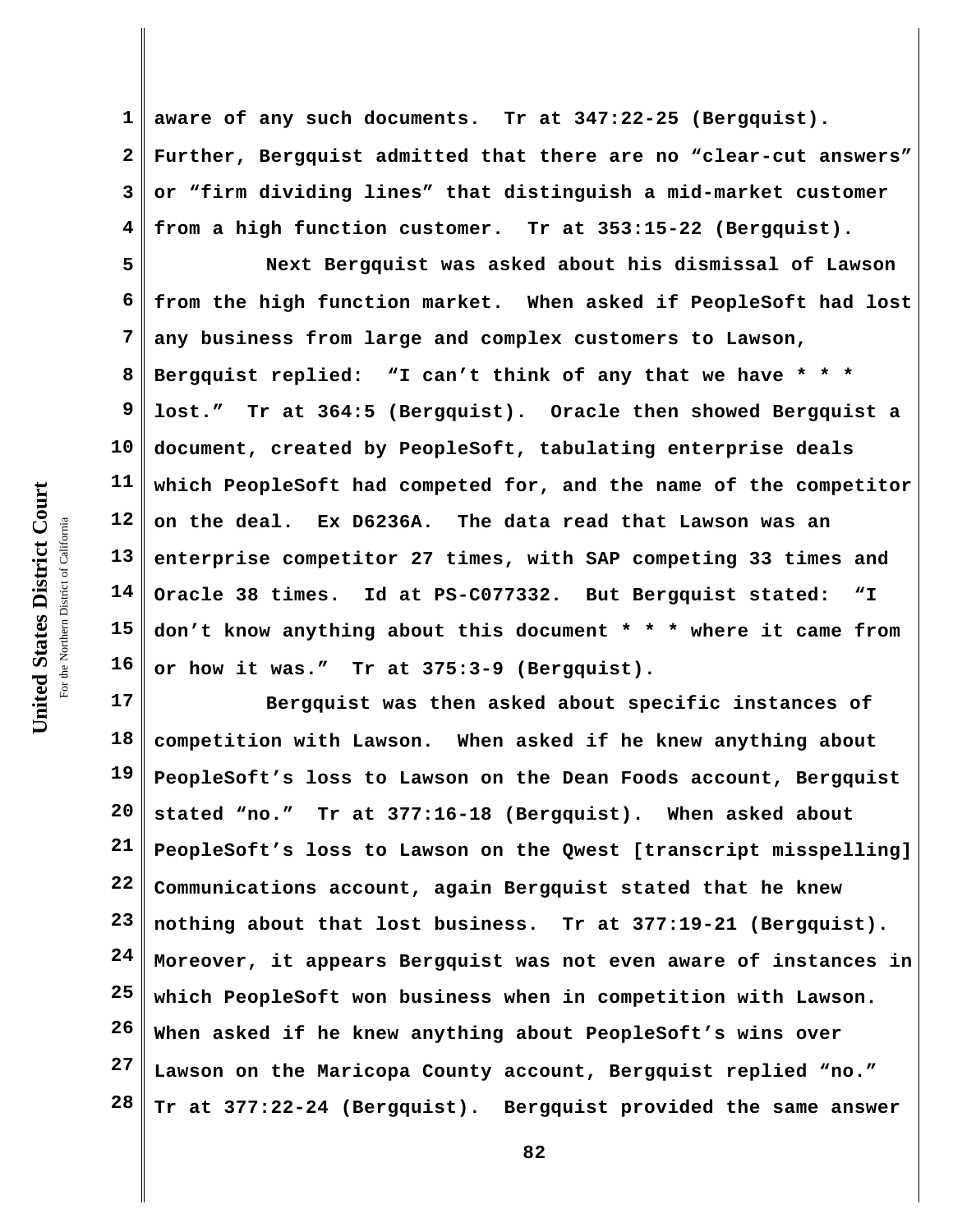aware of any such documents. Tr at 347:22-25 (Bergquist). Further, Bergquist admitted that there are no "clear-cut answers" or "firm dividing lines" that distinguish a mid-market customer from a high function customer. Tr at 353:15-22 (Bergquist).

Next Bergquist was asked about his dismissal of Lawson from the high function market. When asked if PeopleSoft had lost any business from large and complex customers to Lawson, Bergquist replied: "I can't think of any that we have * * * lost." Tr at 364:5 (Bergquist). Oracle then showed Bergquist a document, created by PeopleSoft, tabulating enterprise deals which PeopleSoft had competed for, and the name of the competitor on the deal. Ex D6236A. The data read that Lawson was an enterprise competitor 27 times, with SAP competing 33 times and Oracle 38 times. Id at PS-C077332. But Bergquist stated: "I don't know anything about this document * * * where it came from or how it was." Tr at 375:3-9 (Bergquist).

Bergquist was then asked about specific instances of competition with Lawson. When asked if he knew anything about PeopleSoft's loss to Lawson on the Dean Foods account, Bergquist stated "no." Tr at 377:16-18 (Bergquist). When asked about PeopleSoft's loss to Lawson on the Qwest [transcript misspelling] Communications account, again Bergquist stated that he knew nothing about that lost business. Tr at 377:19-21 (Bergquist). Moreover, it appears Bergquist was not even aware of instances in which PeopleSoft won business when in competition with Lawson. When asked if he knew anything about PeopleSoft's wins over Lawson on the Maricopa County account, Bergquist replied "no." Tr at 377:22-24 (Bergquist). Bergquist provided the same answer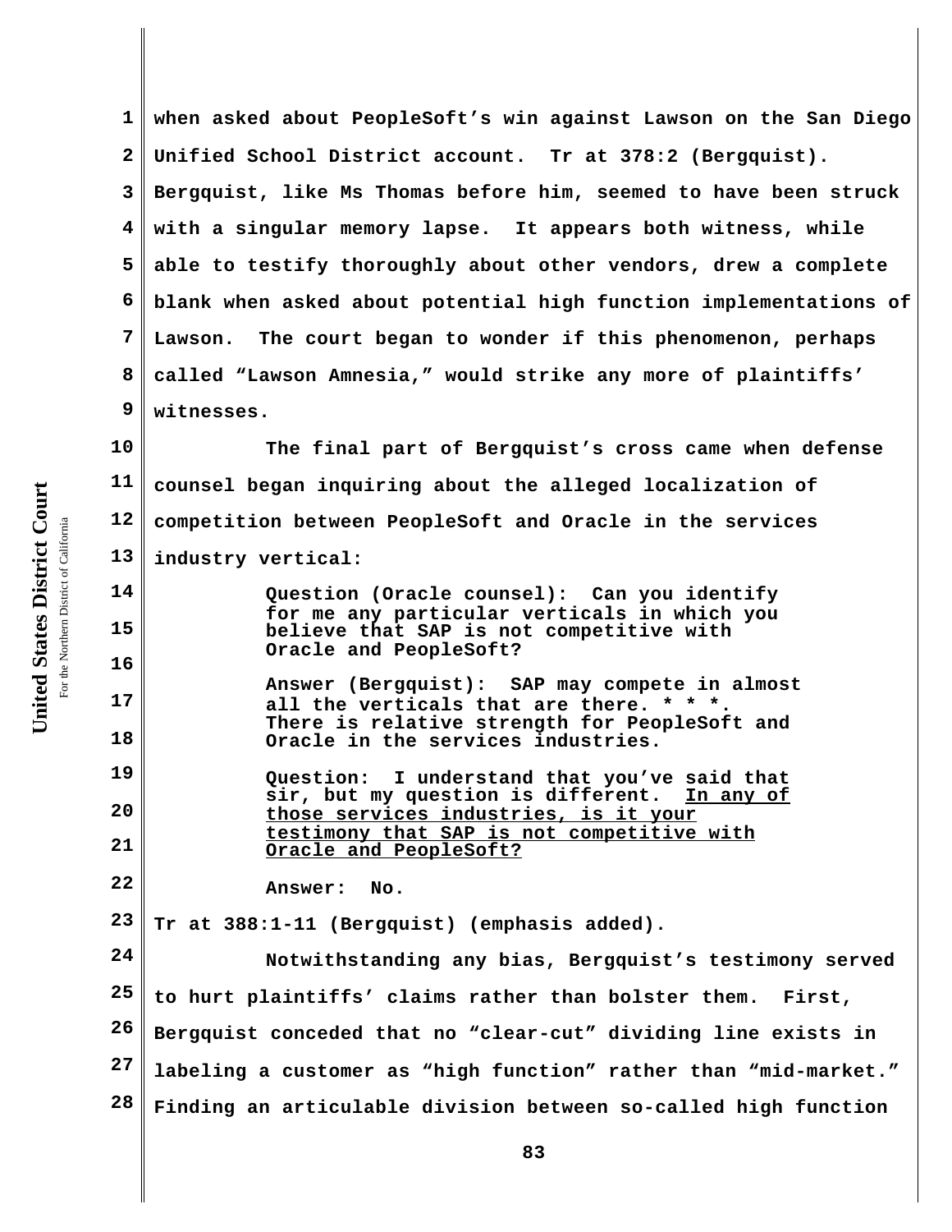when asked about PeopleSoft's win against Lawson on the San Diego Unified School District account. Tr at 378:2 (Bergquist). Bergquist, like Ms Thomas before him, seemed to have been struck with a singular memory lapse. It appears both witness, while able to testify thoroughly about other vendors, drew a complete blank when asked about potential high function implementations of Lawson. The court began to wonder if this phenomenon, perhaps called "Lawson Amnesia," would strike any more of plaintiffs' witnesses.

The final part of Bergquist's cross came when defense counsel began inquiring about the alleged localization of competition between PeopleSoft and Oracle in the services industry vertical:

> Question (Oracle counsel): Can you identify for me any particular verticals in which you believe that SAP is not competitive with Oracle and PeopleSoft?
>
> Answer (Bergquist): SAP may compete in almost all the verticals that are there. * * *. There is relative strength for PeopleSoft and Oracle in the services industries.
>
> Question: I understand that you've said that sir, but my question is different. <u>In any of those services industries, is it your testimony that SAP is not competitive with Oracle and PeopleSoft?</u>
>
> Answer: No.

Tr at 388:1-11 (Bergquist) (emphasis added).

Notwithstanding any bias, Bergquist's testimony served to hurt plaintiffs' claims rather than bolster them. First, Bergquist conceded that no "clear-cut" dividing line exists in labeling a customer as "high function" rather than "mid-market." Finding an articulable division between so-called high function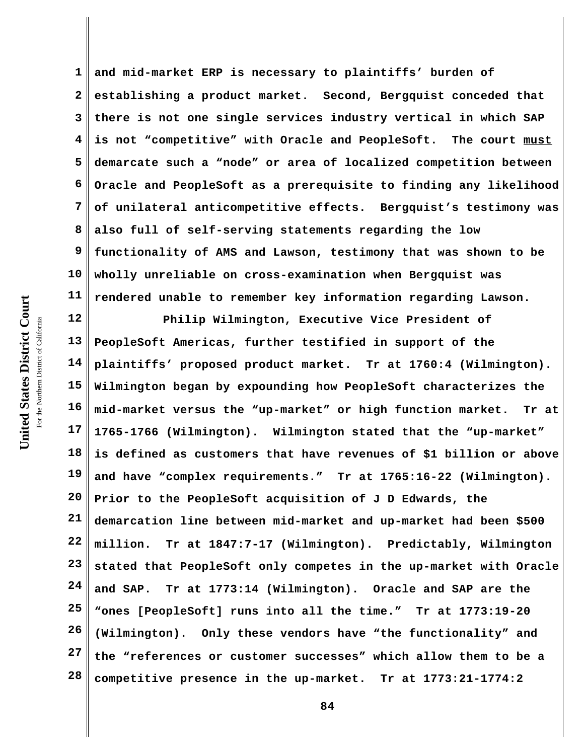**and mid-market ERP is necessary to plaintiffs' burden of establishing a product market. Second, Bergquist conceded that there is not one single services industry vertical in which SAP is not "competitive" with Oracle and PeopleSoft. The court <u>must</u> demarcate such a "node" or area of localized competition between Oracle and PeopleSoft as a prerequisite to finding any likelihood of unilateral anticompetitive effects. Bergquist's testimony was also full of self-serving statements regarding the low functionality of AMS and Lawson, testimony that was shown to be wholly unreliable on cross-examination when Bergquist was rendered unable to remember key information regarding Lawson.**

**Philip Wilmington, Executive Vice President of PeopleSoft Americas, further testified in support of the plaintiffs' proposed product market. Tr at 1760:4 (Wilmington). Wilmington began by expounding how PeopleSoft characterizes the mid-market versus the "up-market" or high function market. Tr at 1765-1766 (Wilmington). Wilmington stated that the "up-market" is defined as customers that have revenues of $1 billion or above and have "complex requirements." Tr at 1765:16-22 (Wilmington). Prior to the PeopleSoft acquisition of J D Edwards, the demarcation line between mid-market and up-market had been $500 million. Tr at 1847:7-17 (Wilmington). Predictably, Wilmington stated that PeopleSoft only competes in the up-market with Oracle and SAP. Tr at 1773:14 (Wilmington). Oracle and SAP are the "ones [PeopleSoft] runs into all the time." Tr at 1773:19-20 (Wilmington). Only these vendors have "the functionality" and the "references or customer successes" which allow them to be a competitive presence in the up-market. Tr at 1773:21-1774:2**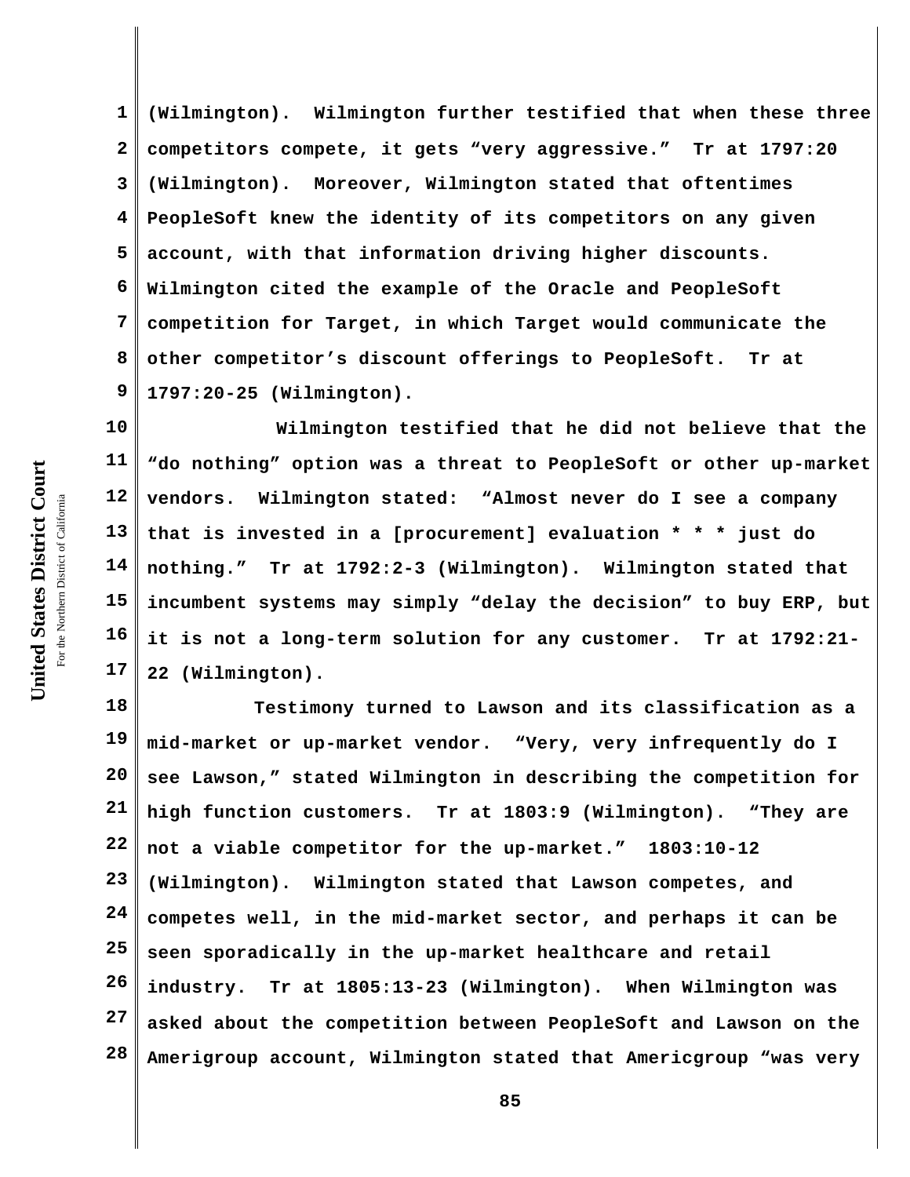(Wilmington). Wilmington further testified that when these three competitors compete, it gets "very aggressive." Tr at 1797:20 (Wilmington). Moreover, Wilmington stated that oftentimes PeopleSoft knew the identity of its competitors on any given account, with that information driving higher discounts. Wilmington cited the example of the Oracle and PeopleSoft competition for Target, in which Target would communicate the other competitor's discount offerings to PeopleSoft. Tr at 1797:20-25 (Wilmington).

Wilmington testified that he did not believe that the "do nothing" option was a threat to PeopleSoft or other up-market vendors. Wilmington stated: "Almost never do I see a company that is invested in a [procurement] evaluation * * * just do nothing." Tr at 1792:2-3 (Wilmington). Wilmington stated that incumbent systems may simply "delay the decision" to buy ERP, but it is not a long-term solution for any customer. Tr at 1792:21-22 (Wilmington).

Testimony turned to Lawson and its classification as a mid-market or up-market vendor. "Very, very infrequently do I see Lawson," stated Wilmington in describing the competition for high function customers. Tr at 1803:9 (Wilmington). "They are not a viable competitor for the up-market." 1803:10-12 (Wilmington). Wilmington stated that Lawson competes, and competes well, in the mid-market sector, and perhaps it can be seen sporadically in the up-market healthcare and retail industry. Tr at 1805:13-23 (Wilmington). When Wilmington was asked about the competition between PeopleSoft and Lawson on the Amerigroup account, Wilmington stated that Americgroup "was very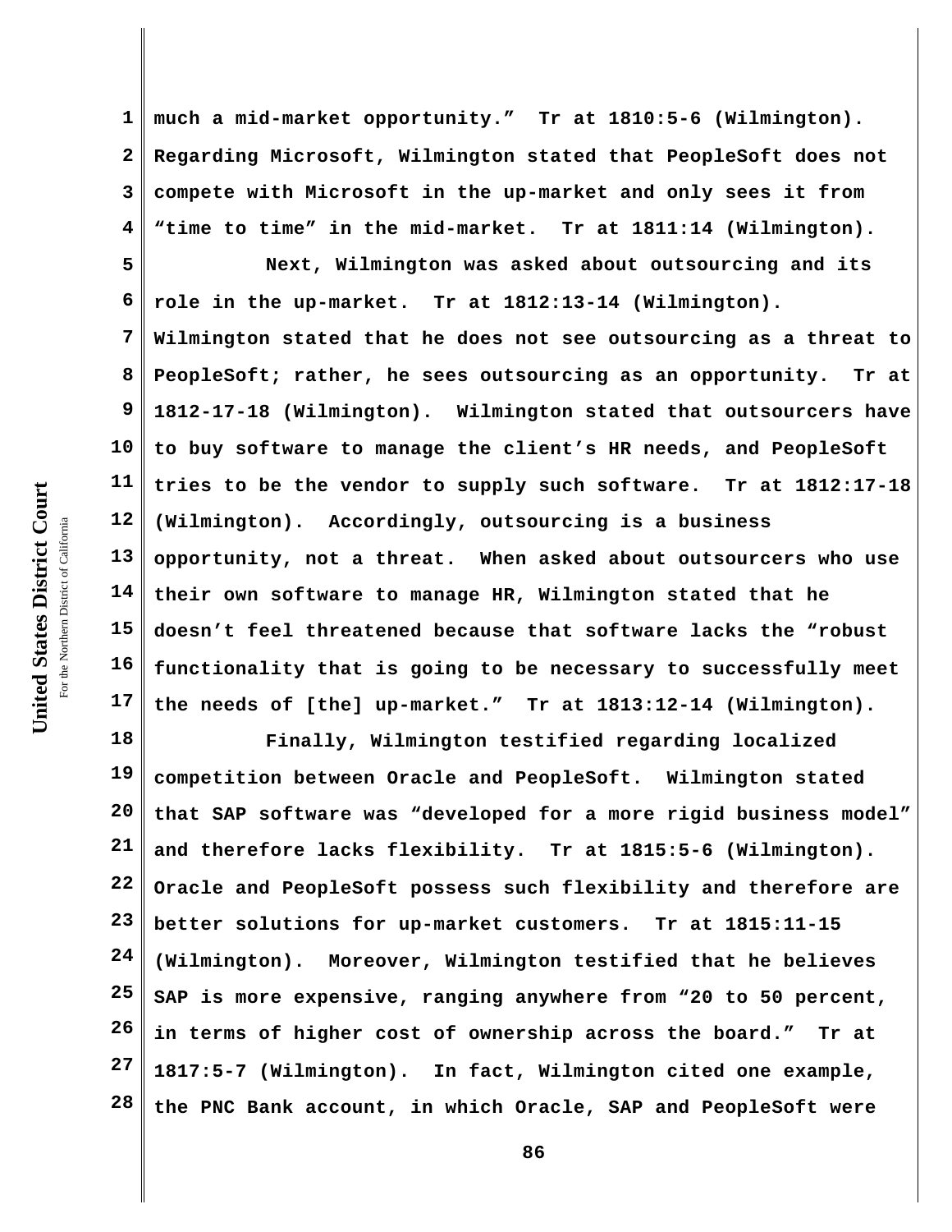much a mid-market opportunity." Tr at 1810:5-6 (Wilmington). Regarding Microsoft, Wilmington stated that PeopleSoft does not compete with Microsoft in the up-market and only sees it from "time to time" in the mid-market. Tr at 1811:14 (Wilmington).

Next, Wilmington was asked about outsourcing and its role in the up-market. Tr at 1812:13-14 (Wilmington). Wilmington stated that he does not see outsourcing as a threat to PeopleSoft; rather, he sees outsourcing as an opportunity. Tr at 1812-17-18 (Wilmington). Wilmington stated that outsourcers have to buy software to manage the client's HR needs, and PeopleSoft tries to be the vendor to supply such software. Tr at 1812:17-18 (Wilmington). Accordingly, outsourcing is a business opportunity, not a threat. When asked about outsourcers who use their own software to manage HR, Wilmington stated that he doesn't feel threatened because that software lacks the "robust functionality that is going to be necessary to successfully meet the needs of [the] up-market." Tr at 1813:12-14 (Wilmington).

Finally, Wilmington testified regarding localized competition between Oracle and PeopleSoft. Wilmington stated that SAP software was "developed for a more rigid business model" and therefore lacks flexibility. Tr at 1815:5-6 (Wilmington). Oracle and PeopleSoft possess such flexibility and therefore are better solutions for up-market customers. Tr at 1815:11-15 (Wilmington). Moreover, Wilmington testified that he believes SAP is more expensive, ranging anywhere from "20 to 50 percent, in terms of higher cost of ownership across the board." Tr at 1817:5-7 (Wilmington). In fact, Wilmington cited one example, the PNC Bank account, in which Oracle, SAP and PeopleSoft were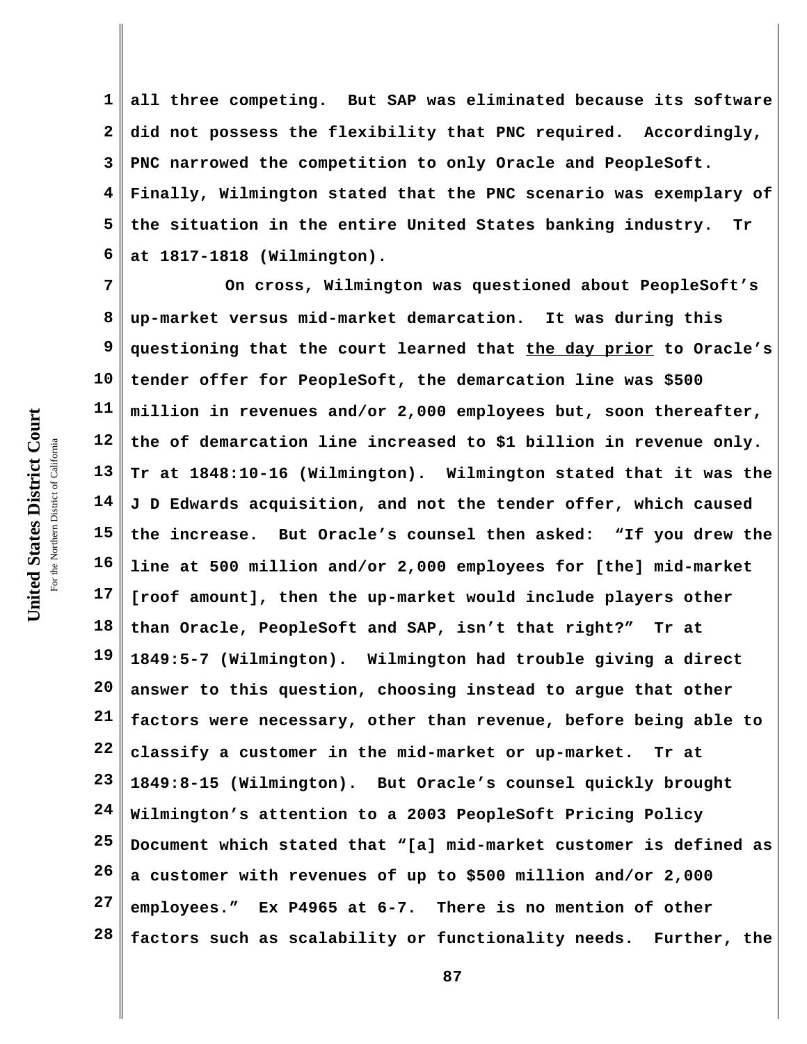all three competing. But SAP was eliminated because its software did not possess the flexibility that PNC required. Accordingly, PNC narrowed the competition to only Oracle and PeopleSoft. Finally, Wilmington stated that the PNC scenario was exemplary of the situation in the entire United States banking industry. Tr at 1817-1818 (Wilmington).

On cross, Wilmington was questioned about PeopleSoft's up-market versus mid-market demarcation. It was during this questioning that the court learned that <u>the day prior</u> to Oracle's tender offer for PeopleSoft, the demarcation line was $500 million in revenues and/or 2,000 employees but, soon thereafter, the of demarcation line increased to $1 billion in revenue only. Tr at 1848:10-16 (Wilmington). Wilmington stated that it was the J D Edwards acquisition, and not the tender offer, which caused the increase. But Oracle's counsel then asked: "If you drew the line at 500 million and/or 2,000 employees for [the] mid-market [roof amount], then the up-market would include players other than Oracle, PeopleSoft and SAP, isn't that right?" Tr at 1849:5-7 (Wilmington). Wilmington had trouble giving a direct answer to this question, choosing instead to argue that other factors were necessary, other than revenue, before being able to classify a customer in the mid-market or up-market. Tr at 1849:8-15 (Wilmington). But Oracle's counsel quickly brought Wilmington's attention to a 2003 PeopleSoft Pricing Policy Document which stated that "[a] mid-market customer is defined as a customer with revenues of up to $500 million and/or 2,000 employees." Ex P4965 at 6-7. There is no mention of other factors such as scalability or functionality needs. Further, the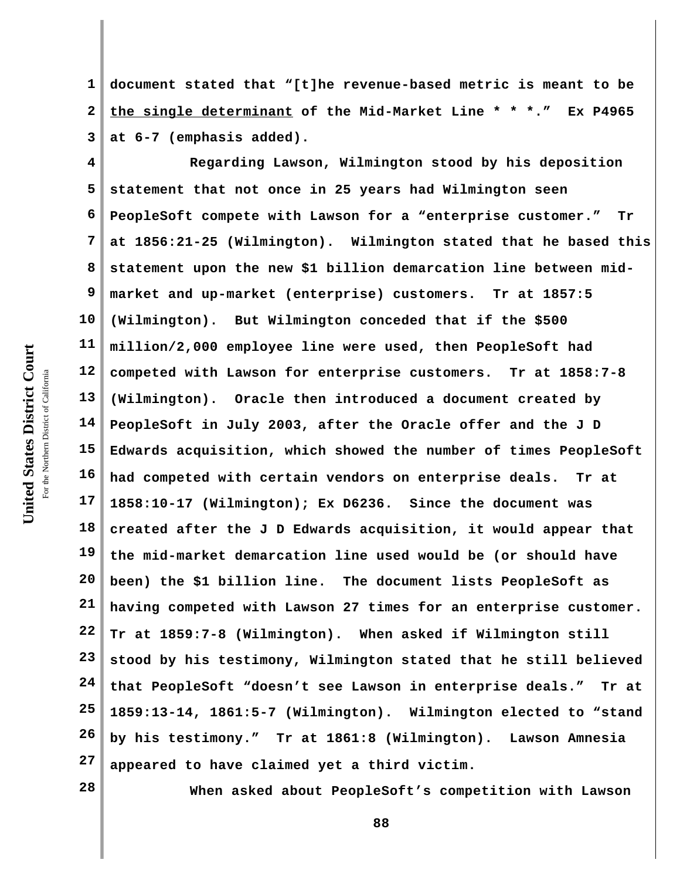document stated that "[t]he revenue-based metric is meant to be <u>the single determinant</u> of the Mid-Market Line * * *." Ex P4965 at 6-7 (emphasis added).

Regarding Lawson, Wilmington stood by his deposition statement that not once in 25 years had Wilmington seen PeopleSoft compete with Lawson for a "enterprise customer." Tr at 1856:21-25 (Wilmington). Wilmington stated that he based this statement upon the new $1 billion demarcation line between mid-market and up-market (enterprise) customers. Tr at 1857:5 (Wilmington). But Wilmington conceded that if the $500 million/2,000 employee line were used, then PeopleSoft had competed with Lawson for enterprise customers. Tr at 1858:7-8 (Wilmington). Oracle then introduced a document created by PeopleSoft in July 2003, after the Oracle offer and the J D Edwards acquisition, which showed the number of times PeopleSoft had competed with certain vendors on enterprise deals. Tr at 1858:10-17 (Wilmington); Ex D6236. Since the document was created after the J D Edwards acquisition, it would appear that the mid-market demarcation line used would be (or should have been) the $1 billion line. The document lists PeopleSoft as having competed with Lawson 27 times for an enterprise customer. Tr at 1859:7-8 (Wilmington). When asked if Wilmington still stood by his testimony, Wilmington stated that he still believed that PeopleSoft "doesn't see Lawson in enterprise deals." Tr at 1859:13-14, 1861:5-7 (Wilmington). Wilmington elected to "stand by his testimony." Tr at 1861:8 (Wilmington). Lawson Amnesia appeared to have claimed yet a third victim.

When asked about PeopleSoft's competition with Lawson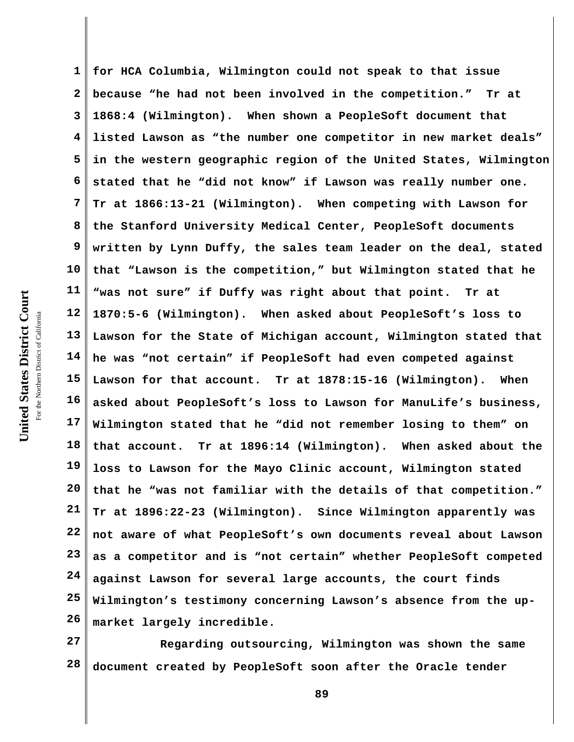for HCA Columbia, Wilmington could not speak to that issue because "he had not been involved in the competition." Tr at 1868:4 (Wilmington). When shown a PeopleSoft document that listed Lawson as "the number one competitor in new market deals" in the western geographic region of the United States, Wilmington stated that he "did not know" if Lawson was really number one. Tr at 1866:13-21 (Wilmington). When competing with Lawson for the Stanford University Medical Center, PeopleSoft documents written by Lynn Duffy, the sales team leader on the deal, stated that "Lawson is the competition," but Wilmington stated that he "was not sure" if Duffy was right about that point. Tr at 1870:5-6 (Wilmington). When asked about PeopleSoft's loss to Lawson for the State of Michigan account, Wilmington stated that he was "not certain" if PeopleSoft had even competed against Lawson for that account. Tr at 1878:15-16 (Wilmington). When asked about PeopleSoft's loss to Lawson for ManuLife's business, Wilmington stated that he "did not remember losing to them" on that account. Tr at 1896:14 (Wilmington). When asked about the loss to Lawson for the Mayo Clinic account, Wilmington stated that he "was not familiar with the details of that competition." Tr at 1896:22-23 (Wilmington). Since Wilmington apparently was not aware of what PeopleSoft's own documents reveal about Lawson as a competitor and is "not certain" whether PeopleSoft competed against Lawson for several large accounts, the court finds Wilmington's testimony concerning Lawson's absence from the up-market largely incredible.

Regarding outsourcing, Wilmington was shown the same document created by PeopleSoft soon after the Oracle tender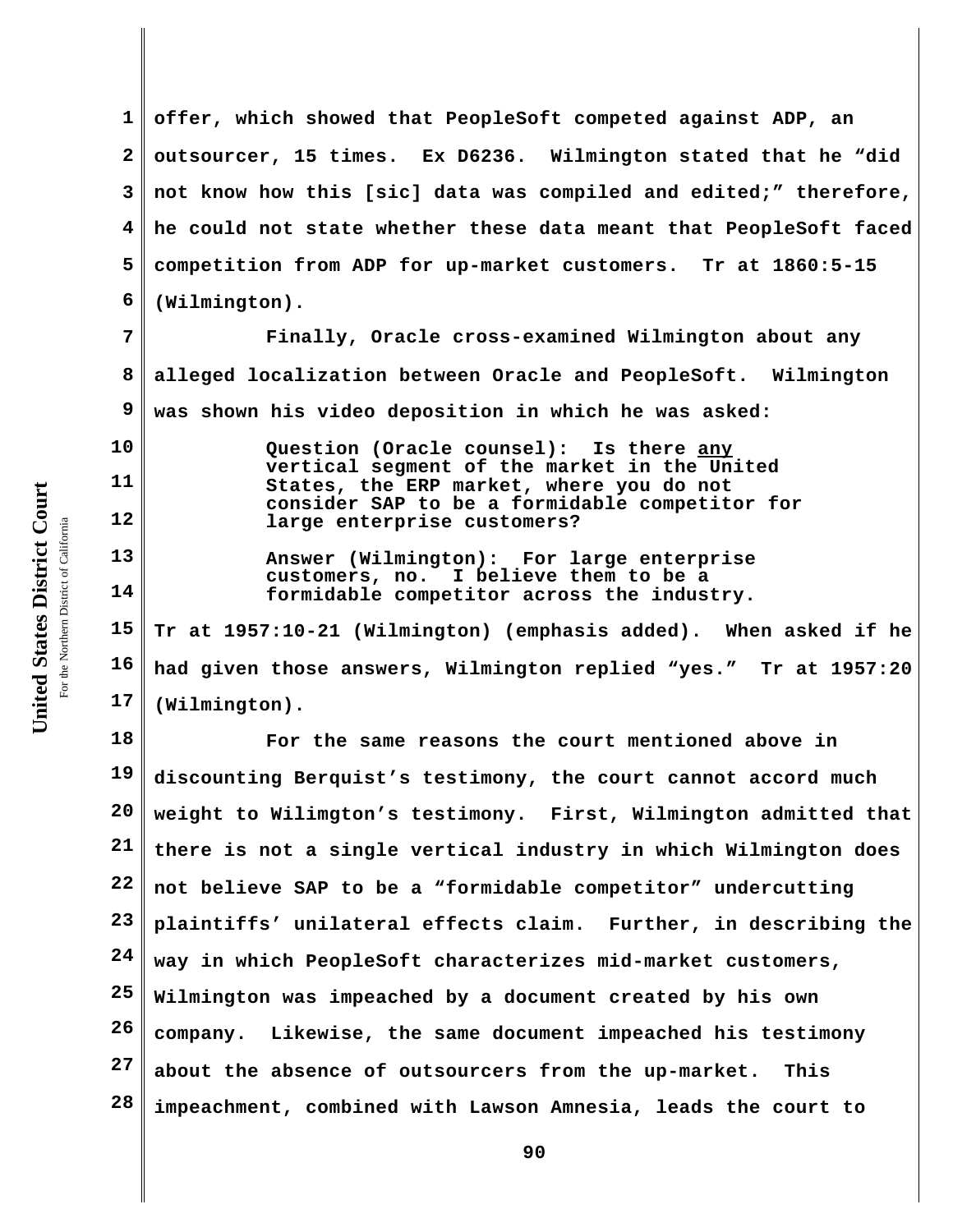offer, which showed that PeopleSoft competed against ADP, an outsourcer, 15 times. Ex D6236. Wilmington stated that he "did not know how this [sic] data was compiled and edited;" therefore, he could not state whether these data meant that PeopleSoft faced competition from ADP for up-market customers. Tr at 1860:5-15 (Wilmington).

Finally, Oracle cross-examined Wilmington about any alleged localization between Oracle and PeopleSoft. Wilmington was shown his video deposition in which he was asked:

> Question (Oracle counsel): Is there <u>any</u> vertical segment of the market in the United States, the ERP market, where you do not consider SAP to be a formidable competitor for large enterprise customers?
>
> Answer (Wilmington): For large enterprise customers, no. I believe them to be a formidable competitor across the industry.

Tr at 1957:10-21 (Wilmington) (emphasis added). When asked if he had given those answers, Wilmington replied "yes." Tr at 1957:20 (Wilmington).

For the same reasons the court mentioned above in discounting Berquist's testimony, the court cannot accord much weight to Wilimgton's testimony. First, Wilmington admitted that there is not a single vertical industry in which Wilmington does not believe SAP to be a "formidable competitor" undercutting plaintiffs' unilateral effects claim. Further, in describing the way in which PeopleSoft characterizes mid-market customers, Wilmington was impeached by a document created by his own company. Likewise, the same document impeached his testimony about the absence of outsourcers from the up-market. This impeachment, combined with Lawson Amnesia, leads the court to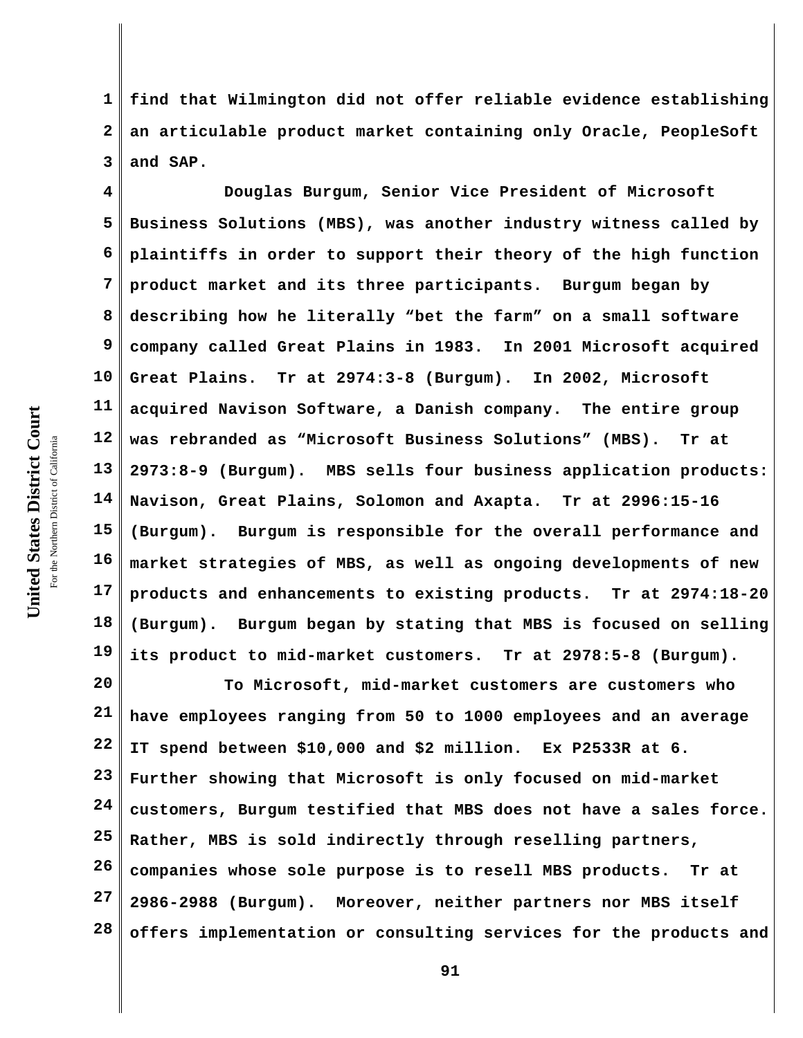find that Wilmington did not offer reliable evidence establishing an articulable product market containing only Oracle, PeopleSoft and SAP.

Douglas Burgum, Senior Vice President of Microsoft Business Solutions (MBS), was another industry witness called by plaintiffs in order to support their theory of the high function product market and its three participants. Burgum began by describing how he literally "bet the farm" on a small software company called Great Plains in 1983. In 2001 Microsoft acquired Great Plains. Tr at 2974:3-8 (Burgum). In 2002, Microsoft acquired Navison Software, a Danish company. The entire group was rebranded as "Microsoft Business Solutions" (MBS). Tr at 2973:8-9 (Burgum). MBS sells four business application products: Navison, Great Plains, Solomon and Axapta. Tr at 2996:15-16 (Burgum). Burgum is responsible for the overall performance and market strategies of MBS, as well as ongoing developments of new products and enhancements to existing products. Tr at 2974:18-20 (Burgum). Burgum began by stating that MBS is focused on selling its product to mid-market customers. Tr at 2978:5-8 (Burgum).

To Microsoft, mid-market customers are customers who have employees ranging from 50 to 1000 employees and an average IT spend between $10,000 and $2 million. Ex P2533R at 6. Further showing that Microsoft is only focused on mid-market customers, Burgum testified that MBS does not have a sales force. Rather, MBS is sold indirectly through reselling partners, companies whose sole purpose is to resell MBS products. Tr at 2986-2988 (Burgum). Moreover, neither partners nor MBS itself offers implementation or consulting services for the products and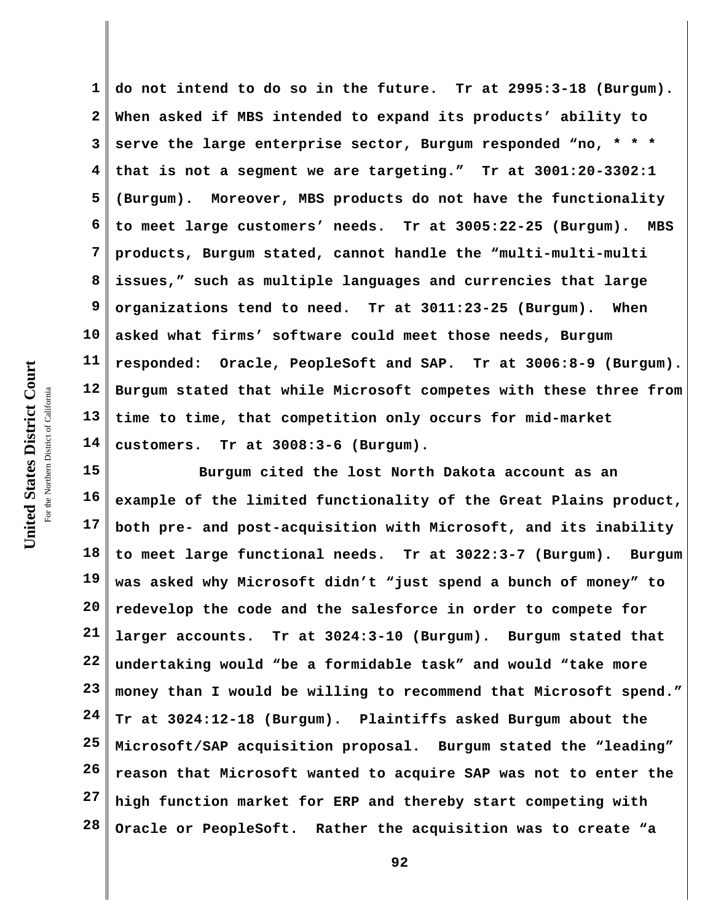do not intend to do so in the future. Tr at 2995:3-18 (Burgum). When asked if MBS intended to expand its products' ability to serve the large enterprise sector, Burgum responded "no, * * * that is not a segment we are targeting." Tr at 3001:20-3302:1 (Burgum). Moreover, MBS products do not have the functionality to meet large customers' needs. Tr at 3005:22-25 (Burgum). MBS products, Burgum stated, cannot handle the "multi-multi-multi issues," such as multiple languages and currencies that large organizations tend to need. Tr at 3011:23-25 (Burgum). When asked what firms' software could meet those needs, Burgum responded: Oracle, PeopleSoft and SAP. Tr at 3006:8-9 (Burgum). Burgum stated that while Microsoft competes with these three from time to time, that competition only occurs for mid-market customers. Tr at 3008:3-6 (Burgum).

Burgum cited the lost North Dakota account as an example of the limited functionality of the Great Plains product, both pre- and post-acquisition with Microsoft, and its inability to meet large functional needs. Tr at 3022:3-7 (Burgum). Burgum was asked why Microsoft didn't "just spend a bunch of money" to redevelop the code and the salesforce in order to compete for larger accounts. Tr at 3024:3-10 (Burgum). Burgum stated that undertaking would "be a formidable task" and would "take more money than I would be willing to recommend that Microsoft spend." Tr at 3024:12-18 (Burgum). Plaintiffs asked Burgum about the Microsoft/SAP acquisition proposal. Burgum stated the "leading" reason that Microsoft wanted to acquire SAP was not to enter the high function market for ERP and thereby start competing with Oracle or PeopleSoft. Rather the acquisition was to create "a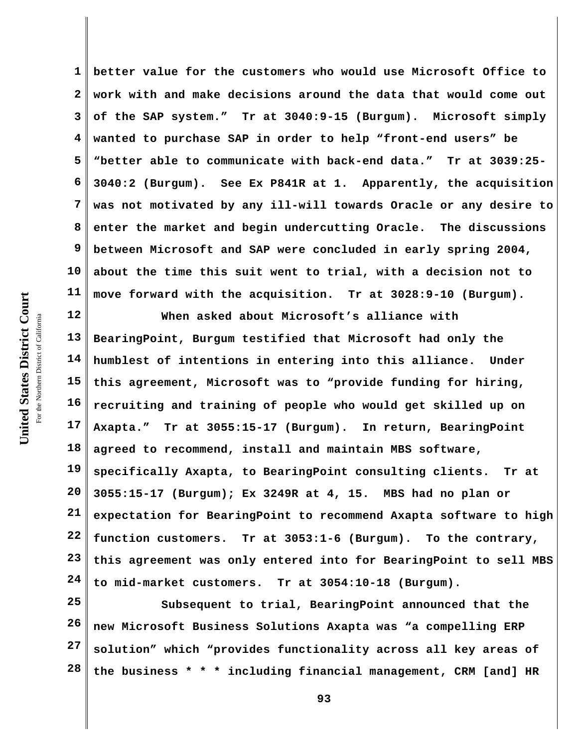better value for the customers who would use Microsoft Office to work with and make decisions around the data that would come out of the SAP system." Tr at 3040:9-15 (Burgum). Microsoft simply wanted to purchase SAP in order to help "front-end users" be "better able to communicate with back-end data." Tr at 3039:25-3040:2 (Burgum). See Ex P841R at 1. Apparently, the acquisition was not motivated by any ill-will towards Oracle or any desire to enter the market and begin undercutting Oracle. The discussions between Microsoft and SAP were concluded in early spring 2004, about the time this suit went to trial, with a decision not to move forward with the acquisition. Tr at 3028:9-10 (Burgum).

When asked about Microsoft's alliance with BearingPoint, Burgum testified that Microsoft had only the humblest of intentions in entering into this alliance. Under this agreement, Microsoft was to "provide funding for hiring, recruiting and training of people who would get skilled up on Axapta." Tr at 3055:15-17 (Burgum). In return, BearingPoint agreed to recommend, install and maintain MBS software, specifically Axapta, to BearingPoint consulting clients. Tr at 3055:15-17 (Burgum); Ex 3249R at 4, 15. MBS had no plan or expectation for BearingPoint to recommend Axapta software to high function customers. Tr at 3053:1-6 (Burgum). To the contrary, this agreement was only entered into for BearingPoint to sell MBS to mid-market customers. Tr at 3054:10-18 (Burgum).

Subsequent to trial, BearingPoint announced that the new Microsoft Business Solutions Axapta was "a compelling ERP solution" which "provides functionality across all key areas of the business * * * including financial management, CRM [and] HR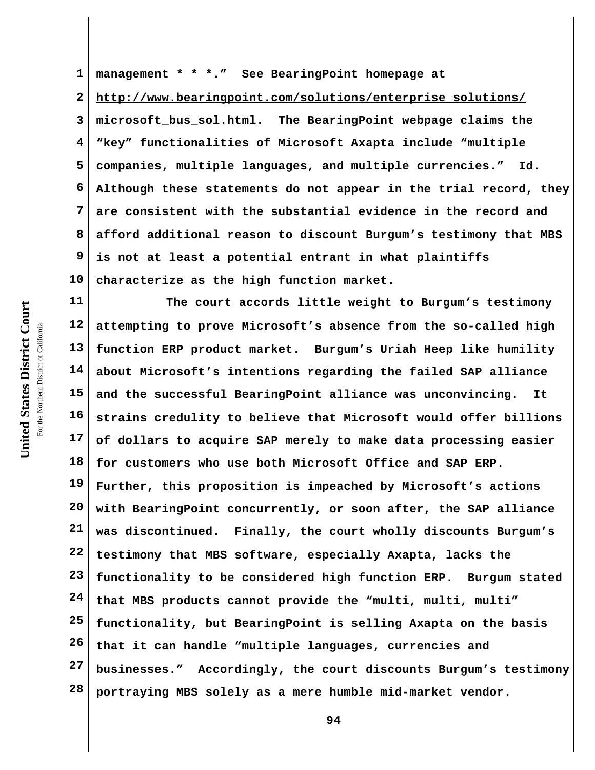management * * *." See BearingPoint homepage at http://www.bearingpoint.com/solutions/enterprise_solutions/microsoft_bus_sol.html. The BearingPoint webpage claims the "key" functionalities of Microsoft Axapta include "multiple companies, multiple languages, and multiple currencies." Id. Although these statements do not appear in the trial record, they are consistent with the substantial evidence in the record and afford additional reason to discount Burgum's testimony that MBS is not at least a potential entrant in what plaintiffs characterize as the high function market.

The court accords little weight to Burgum's testimony attempting to prove Microsoft's absence from the so-called high function ERP product market. Burgum's Uriah Heep like humility about Microsoft's intentions regarding the failed SAP alliance and the successful BearingPoint alliance was unconvincing. It strains credulity to believe that Microsoft would offer billions of dollars to acquire SAP merely to make data processing easier for customers who use both Microsoft Office and SAP ERP. Further, this proposition is impeached by Microsoft's actions with BearingPoint concurrently, or soon after, the SAP alliance was discontinued. Finally, the court wholly discounts Burgum's testimony that MBS software, especially Axapta, lacks the functionality to be considered high function ERP. Burgum stated that MBS products cannot provide the "multi, multi, multi" functionality, but BearingPoint is selling Axapta on the basis that it can handle "multiple languages, currencies and businesses." Accordingly, the court discounts Burgum's testimony portraying MBS solely as a mere humble mid-market vendor.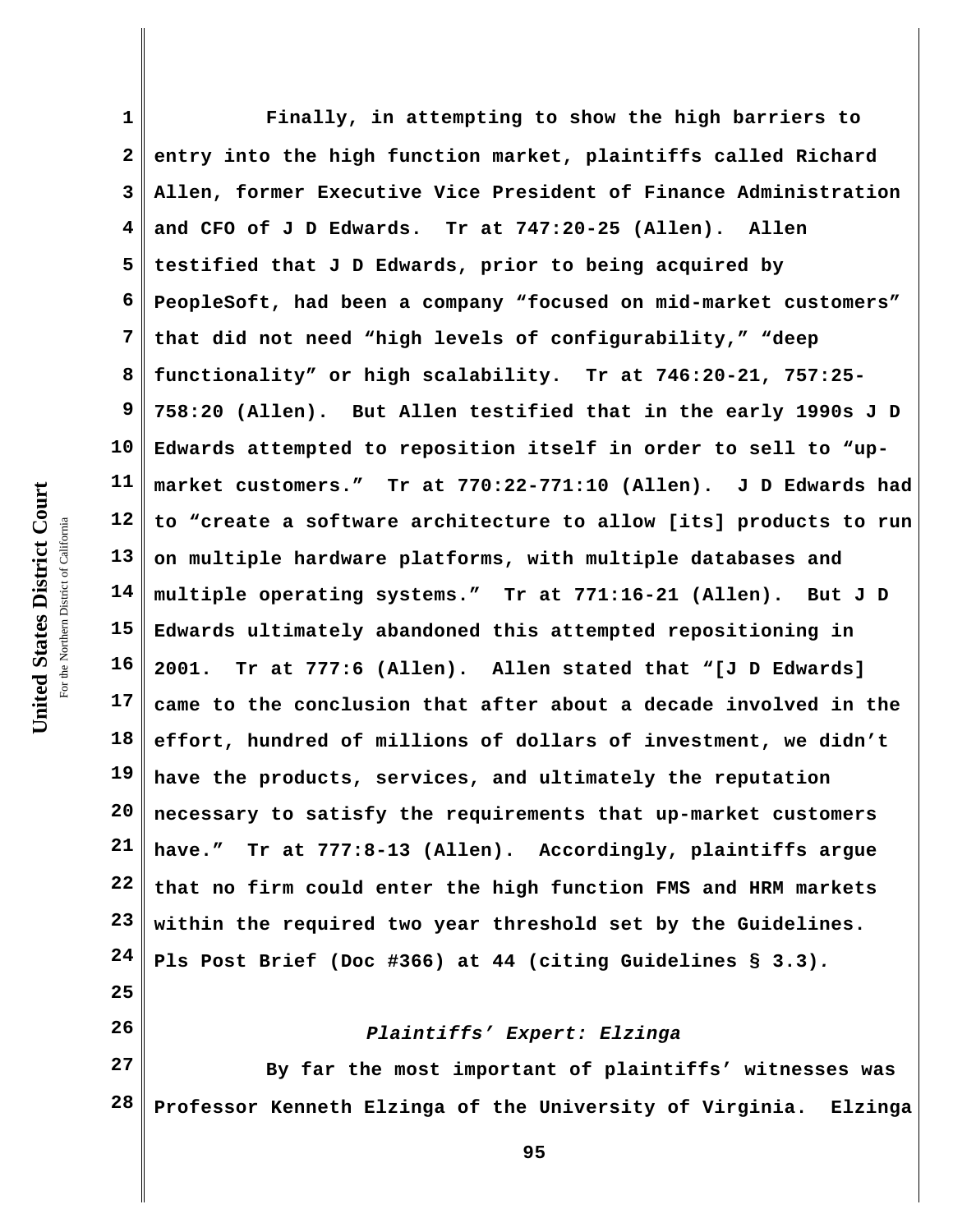Finally, in attempting to show the high barriers to entry into the high function market, plaintiffs called Richard Allen, former Executive Vice President of Finance Administration and CFO of J D Edwards. Tr at 747:20-25 (Allen). Allen testified that J D Edwards, prior to being acquired by PeopleSoft, had been a company "focused on mid-market customers" that did not need "high levels of configurability," "deep functionality" or high scalability. Tr at 746:20-21, 757:25-758:20 (Allen). But Allen testified that in the early 1990s J D Edwards attempted to reposition itself in order to sell to "up-market customers." Tr at 770:22-771:10 (Allen). J D Edwards had to "create a software architecture to allow [its] products to run on multiple hardware platforms, with multiple databases and multiple operating systems." Tr at 771:16-21 (Allen). But J D Edwards ultimately abandoned this attempted repositioning in 2001. Tr at 777:6 (Allen). Allen stated that "[J D Edwards] came to the conclusion that after about a decade involved in the effort, hundred of millions of dollars of investment, we didn't have the products, services, and ultimately the reputation necessary to satisfy the requirements that up-market customers have." Tr at 777:8-13 (Allen). Accordingly, plaintiffs argue that no firm could enter the high function FMS and HRM markets within the required two year threshold set by the Guidelines. Pls Post Brief (Doc #366) at 44 (citing Guidelines § 3.3).

*Plaintiffs' Expert: Elzinga*

By far the most important of plaintiffs' witnesses was Professor Kenneth Elzinga of the University of Virginia. Elzinga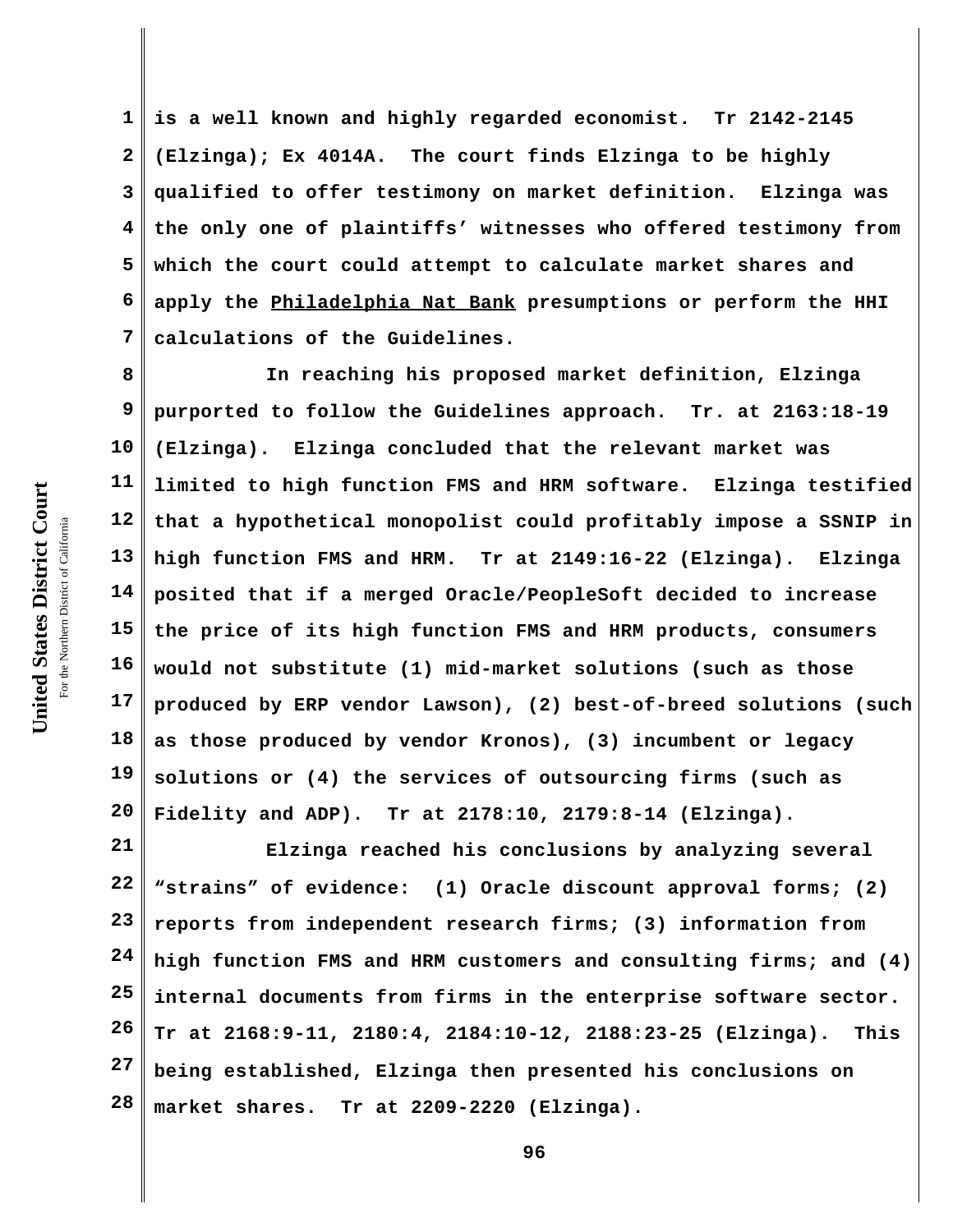is a well known and highly regarded economist. Tr 2142-2145 (Elzinga); Ex 4014A. The court finds Elzinga to be highly qualified to offer testimony on market definition. Elzinga was the only one of plaintiffs' witnesses who offered testimony from which the court could attempt to calculate market shares and apply the Philadelphia Nat Bank presumptions or perform the HHI calculations of the Guidelines.

In reaching his proposed market definition, Elzinga purported to follow the Guidelines approach. Tr. at 2163:18-19 (Elzinga). Elzinga concluded that the relevant market was limited to high function FMS and HRM software. Elzinga testified that a hypothetical monopolist could profitably impose a SSNIP in high function FMS and HRM. Tr at 2149:16-22 (Elzinga). Elzinga posited that if a merged Oracle/PeopleSoft decided to increase the price of its high function FMS and HRM products, consumers would not substitute (1) mid-market solutions (such as those produced by ERP vendor Lawson), (2) best-of-breed solutions (such as those produced by vendor Kronos), (3) incumbent or legacy solutions or (4) the services of outsourcing firms (such as Fidelity and ADP). Tr at 2178:10, 2179:8-14 (Elzinga).

Elzinga reached his conclusions by analyzing several "strains" of evidence: (1) Oracle discount approval forms; (2) reports from independent research firms; (3) information from high function FMS and HRM customers and consulting firms; and (4) internal documents from firms in the enterprise software sector. Tr at 2168:9-11, 2180:4, 2184:10-12, 2188:23-25 (Elzinga). This being established, Elzinga then presented his conclusions on market shares. Tr at 2209-2220 (Elzinga).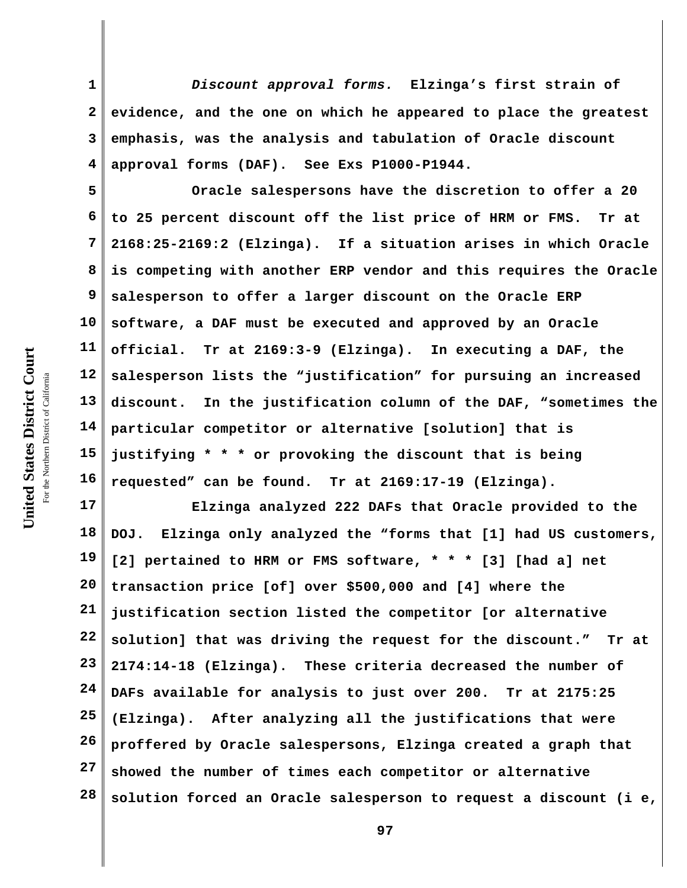*Discount approval forms.* Elzinga's first strain of evidence, and the one on which he appeared to place the greatest emphasis, was the analysis and tabulation of Oracle discount approval forms (DAF). See Exs P1000-P1944.

Oracle salespersons have the discretion to offer a 20 to 25 percent discount off the list price of HRM or FMS. Tr at 2168:25-2169:2 (Elzinga). If a situation arises in which Oracle is competing with another ERP vendor and this requires the Oracle salesperson to offer a larger discount on the Oracle ERP software, a DAF must be executed and approved by an Oracle official. Tr at 2169:3-9 (Elzinga). In executing a DAF, the salesperson lists the "justification" for pursuing an increased discount. In the justification column of the DAF, "sometimes the particular competitor or alternative [solution] that is justifying * * * or provoking the discount that is being requested" can be found. Tr at 2169:17-19 (Elzinga).

Elzinga analyzed 222 DAFs that Oracle provided to the DOJ. Elzinga only analyzed the "forms that [1] had US customers, [2] pertained to HRM or FMS software, * * * [3] [had a] net transaction price [of] over $500,000 and [4] where the justification section listed the competitor [or alternative solution] that was driving the request for the discount." Tr at 2174:14-18 (Elzinga). These criteria decreased the number of DAFs available for analysis to just over 200. Tr at 2175:25 (Elzinga). After analyzing all the justifications that were proffered by Oracle salespersons, Elzinga created a graph that showed the number of times each competitor or alternative solution forced an Oracle salesperson to request a discount (i e,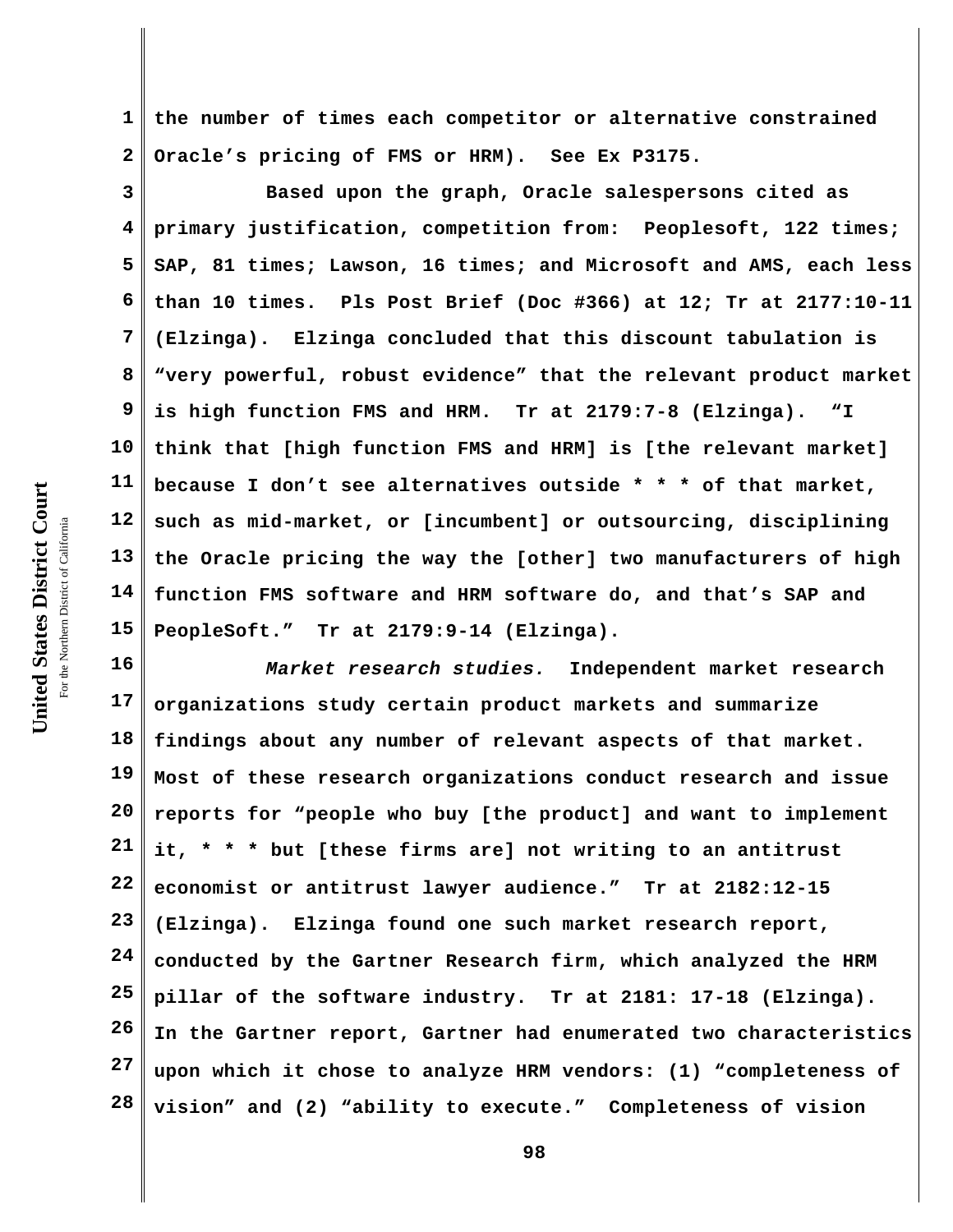the number of times each competitor or alternative constrained Oracle's pricing of FMS or HRM). See Ex P3175.

Based upon the graph, Oracle salespersons cited as primary justification, competition from: Peoplesoft, 122 times; SAP, 81 times; Lawson, 16 times; and Microsoft and AMS, each less than 10 times. Pls Post Brief (Doc #366) at 12; Tr at 2177:10-11 (Elzinga). Elzinga concluded that this discount tabulation is "very powerful, robust evidence" that the relevant product market is high function FMS and HRM. Tr at 2179:7-8 (Elzinga). "I think that [high function FMS and HRM] is [the relevant market] because I don't see alternatives outside * * * of that market, such as mid-market, or [incumbent] or outsourcing, disciplining the Oracle pricing the way the [other] two manufacturers of high function FMS software and HRM software do, and that's SAP and PeopleSoft." Tr at 2179:9-14 (Elzinga).

*Market research studies.* Independent market research organizations study certain product markets and summarize findings about any number of relevant aspects of that market. Most of these research organizations conduct research and issue reports for "people who buy [the product] and want to implement it, * * * but [these firms are] not writing to an antitrust economist or antitrust lawyer audience." Tr at 2182:12-15 (Elzinga). Elzinga found one such market research report, conducted by the Gartner Research firm, which analyzed the HRM pillar of the software industry. Tr at 2181: 17-18 (Elzinga). In the Gartner report, Gartner had enumerated two characteristics upon which it chose to analyze HRM vendors: (1) "completeness of vision" and (2) "ability to execute." Completeness of vision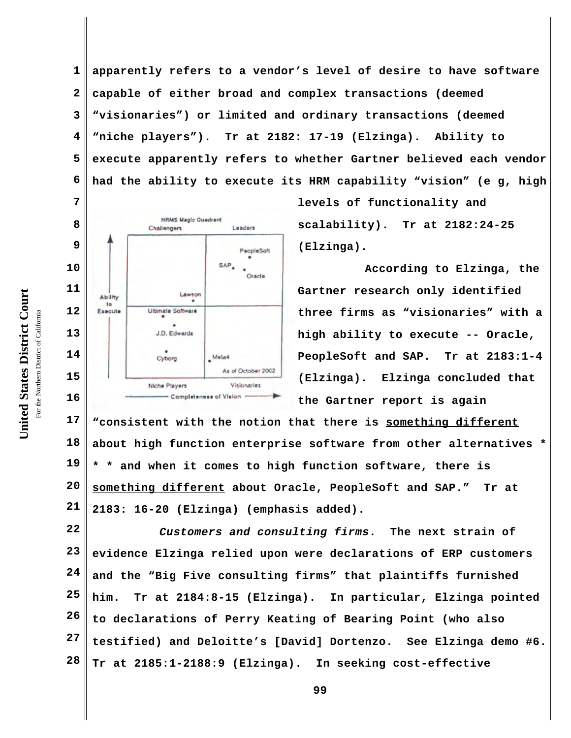apparently refers to a vendor's level of desire to have software capable of either broad and complex transactions (deemed "visionaries") or limited and ordinary transactions (deemed "niche players"). Tr at 2182: 17-19 (Elzinga). Ability to execute apparently refers to whether Gartner believed each vendor had the ability to execute its HRM capability "vision" (e g, high levels of functionality and scalability). Tr at 2182:24-25 (Elzinga).

According to Elzinga, the Gartner research only identified three firms as "visionaries" with a high ability to execute -- Oracle, PeopleSoft and SAP. Tr at 2183:1-4 (Elzinga). Elzinga concluded that the Gartner report is again "consistent with the notion that there is <u>something different</u> about high function enterprise software from other alternatives * * * and when it comes to high function software, there is <u>something different</u> about Oracle, PeopleSoft and SAP." Tr at 2183: 16-20 (Elzinga) (emphasis added).

*Customers and consulting firms*. The next strain of evidence Elzinga relied upon were declarations of ERP customers and the "Big Five consulting firms" that plaintiffs furnished him. Tr at 2184:8-15 (Elzinga). In particular, Elzinga pointed to declarations of Perry Keating of Bearing Point (who also testified) and Deloitte's [David] Dortenzo. See Elzinga demo #6. Tr at 2185:1-2188:9 (Elzinga). In seeking cost-effective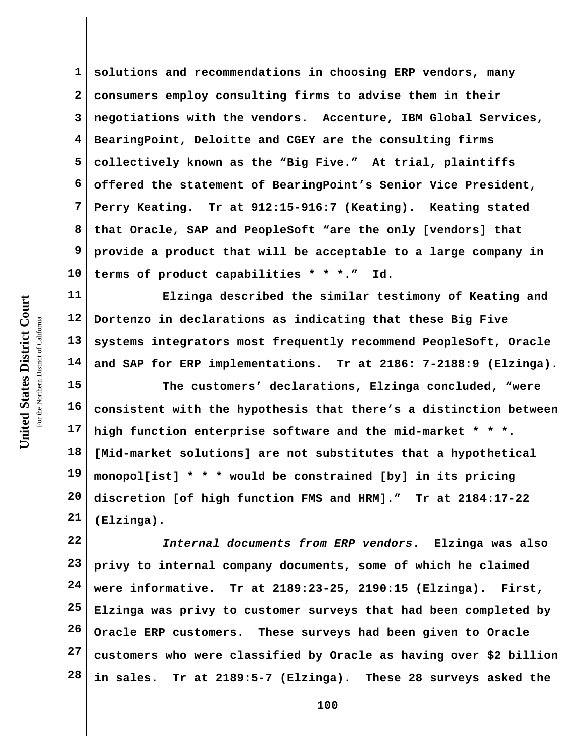solutions and recommendations in choosing ERP vendors, many consumers employ consulting firms to advise them in their negotiations with the vendors. Accenture, IBM Global Services, BearingPoint, Deloitte and CGEY are the consulting firms collectively known as the "Big Five." At trial, plaintiffs offered the statement of BearingPoint's Senior Vice President, Perry Keating. Tr at 912:15-916:7 (Keating). Keating stated that Oracle, SAP and PeopleSoft "are the only [vendors] that provide a product that will be acceptable to a large company in terms of product capabilities * * *." Id.

Elzinga described the similar testimony of Keating and Dortenzo in declarations as indicating that these Big Five systems integrators most frequently recommend PeopleSoft, Oracle and SAP for ERP implementations. Tr at 2186: 7-2188:9 (Elzinga).

The customers' declarations, Elzinga concluded, "were consistent with the hypothesis that there's a distinction between high function enterprise software and the mid-market * * *. [Mid-market solutions] are not substitutes that a hypothetical monopol[ist] * * * would be constrained [by] in its pricing discretion [of high function FMS and HRM]." Tr at 2184:17-22 (Elzinga).

*Internal documents from ERP vendors*. Elzinga was also privy to internal company documents, some of which he claimed were informative. Tr at 2189:23-25, 2190:15 (Elzinga). First, Elzinga was privy to customer surveys that had been completed by Oracle ERP customers. These surveys had been given to Oracle customers who were classified by Oracle as having over $2 billion in sales. Tr at 2189:5-7 (Elzinga). These 28 surveys asked the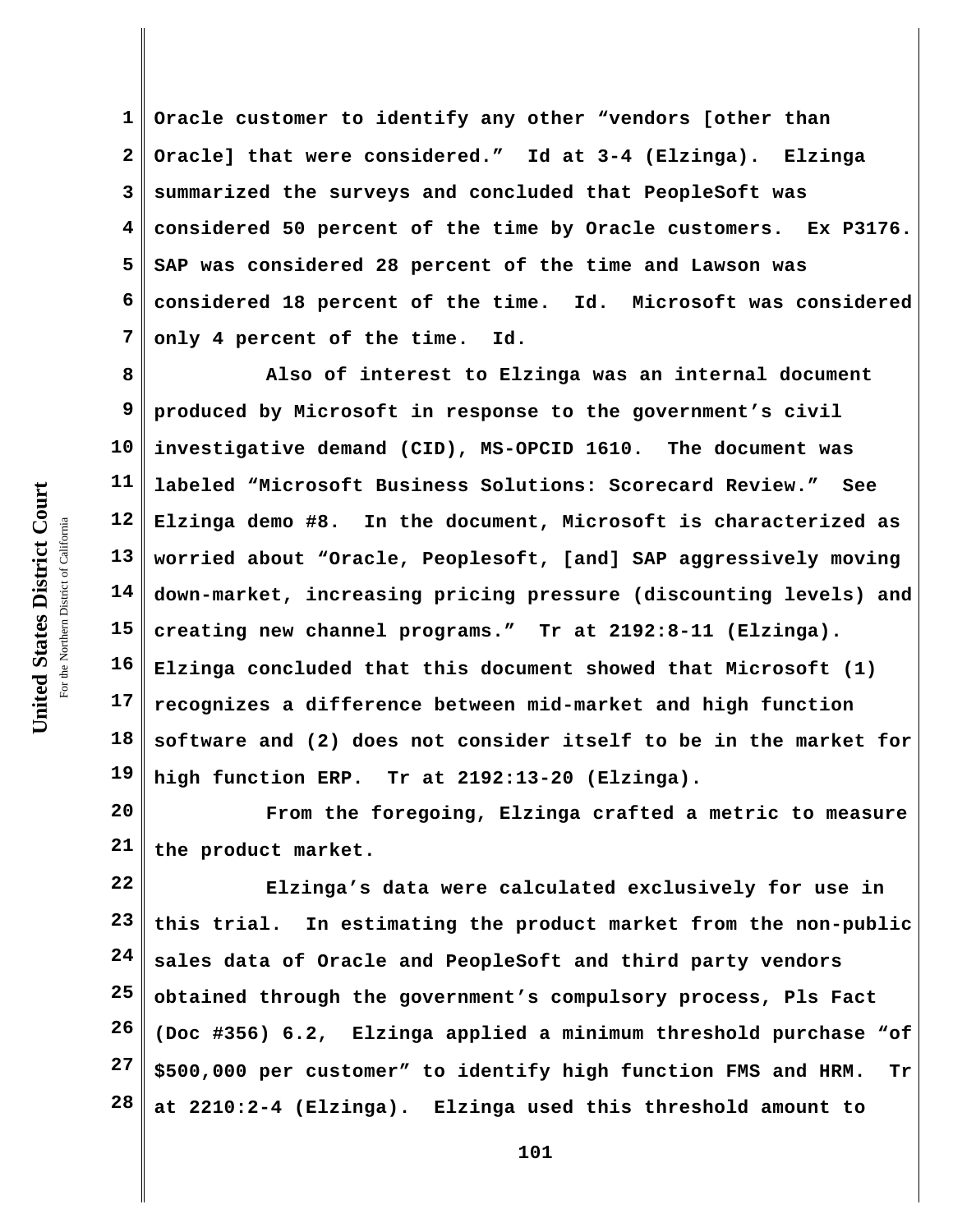Oracle customer to identify any other "vendors [other than Oracle] that were considered." Id at 3-4 (Elzinga). Elzinga summarized the surveys and concluded that PeopleSoft was considered 50 percent of the time by Oracle customers. Ex P3176. SAP was considered 28 percent of the time and Lawson was considered 18 percent of the time. Id. Microsoft was considered only 4 percent of the time. Id.

Also of interest to Elzinga was an internal document produced by Microsoft in response to the government's civil investigative demand (CID), MS-OPCID 1610. The document was labeled "Microsoft Business Solutions: Scorecard Review." See Elzinga demo #8. In the document, Microsoft is characterized as worried about "Oracle, Peoplesoft, [and] SAP aggressively moving down-market, increasing pricing pressure (discounting levels) and creating new channel programs." Tr at 2192:8-11 (Elzinga). Elzinga concluded that this document showed that Microsoft (1) recognizes a difference between mid-market and high function software and (2) does not consider itself to be in the market for high function ERP. Tr at 2192:13-20 (Elzinga).

From the foregoing, Elzinga crafted a metric to measure the product market.

Elzinga's data were calculated exclusively for use in this trial. In estimating the product market from the non-public sales data of Oracle and PeopleSoft and third party vendors obtained through the government's compulsory process, Pls Fact (Doc #356) 6.2, Elzinga applied a minimum threshold purchase "of $500,000 per customer" to identify high function FMS and HRM. Tr at 2210:2-4 (Elzinga). Elzinga used this threshold amount to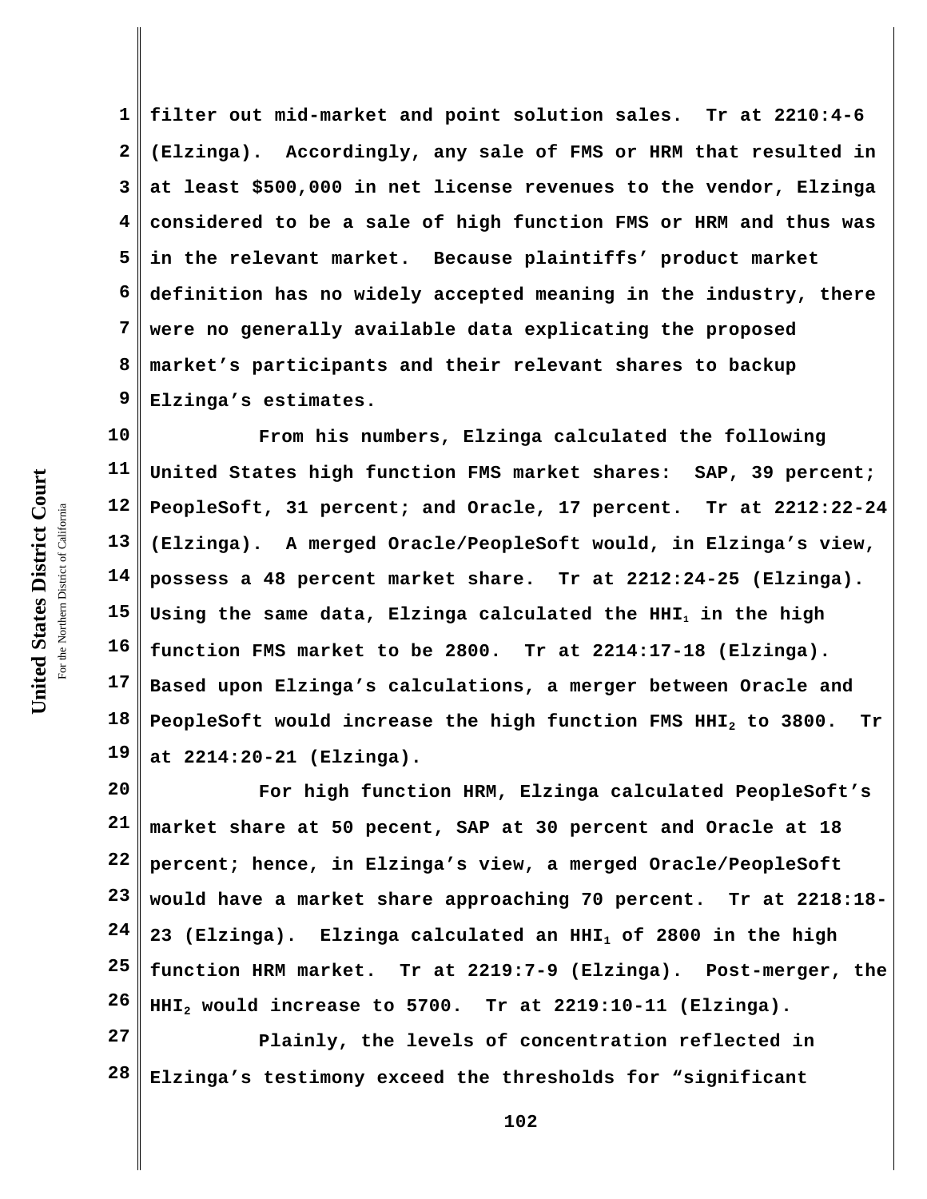filter out mid-market and point solution sales. Tr at 2210:4-6 (Elzinga). Accordingly, any sale of FMS or HRM that resulted in at least $500,000 in net license revenues to the vendor, Elzinga considered to be a sale of high function FMS or HRM and thus was in the relevant market. Because plaintiffs' product market definition has no widely accepted meaning in the industry, there were no generally available data explicating the proposed market's participants and their relevant shares to backup Elzinga's estimates.

From his numbers, Elzinga calculated the following United States high function FMS market shares: SAP, 39 percent; PeopleSoft, 31 percent; and Oracle, 17 percent. Tr at 2212:22-24 (Elzinga). A merged Oracle/PeopleSoft would, in Elzinga's view, possess a 48 percent market share. Tr at 2212:24-25 (Elzinga). Using the same data, Elzinga calculated the $HHI_1$ in the high function FMS market to be 2800. Tr at 2214:17-18 (Elzinga). Based upon Elzinga's calculations, a merger between Oracle and PeopleSoft would increase the high function FMS $HHI_2$ to 3800. Tr at 2214:20-21 (Elzinga).

For high function HRM, Elzinga calculated PeopleSoft's market share at 50 pecent, SAP at 30 percent and Oracle at 18 percent; hence, in Elzinga's view, a merged Oracle/PeopleSoft would have a market share approaching 70 percent. Tr at 2218:18-23 (Elzinga). Elzinga calculated an $HHI_1$ of 2800 in the high function HRM market. Tr at 2219:7-9 (Elzinga). Post-merger, the $HHI_2$ would increase to 5700. Tr at 2219:10-11 (Elzinga).

Plainly, the levels of concentration reflected in Elzinga's testimony exceed the thresholds for "significant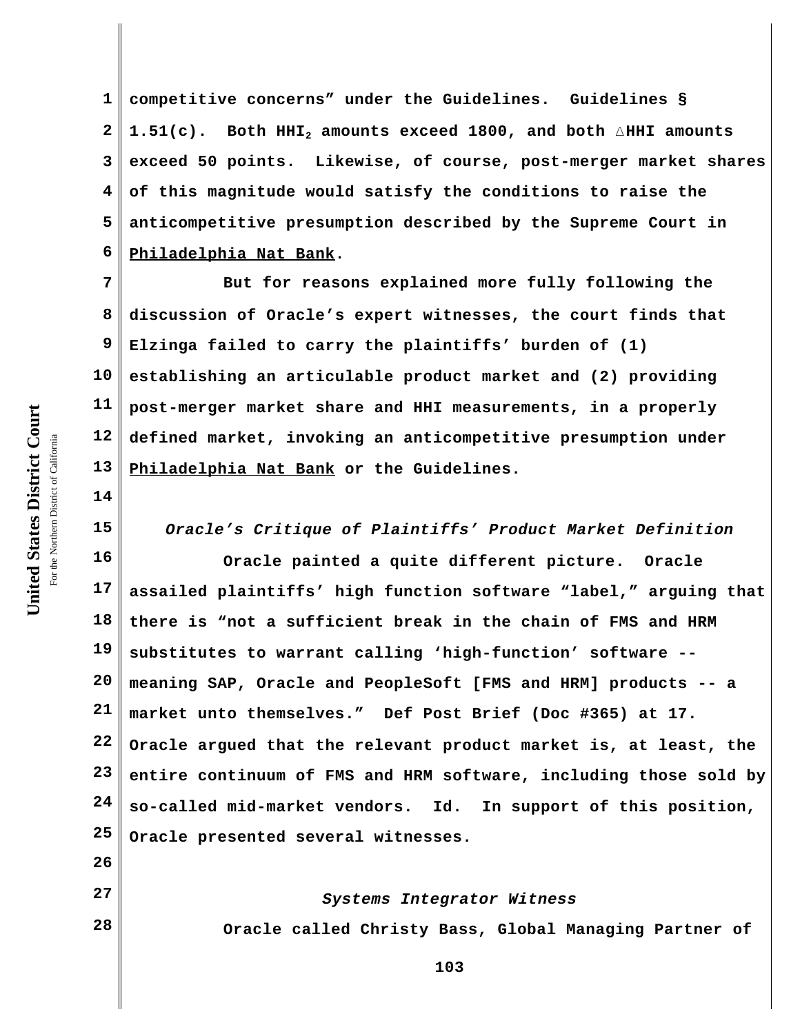competitive concerns" under the Guidelines. Guidelines § 1.51(c). Both $HHI_2$ amounts exceed 1800, and both $\Delta$HHI amounts exceed 50 points. Likewise, of course, post-merger market shares of this magnitude would satisfy the conditions to raise the anticompetitive presumption described by the Supreme Court in Philadelphia Nat Bank.

But for reasons explained more fully following the discussion of Oracle's expert witnesses, the court finds that Elzinga failed to carry the plaintiffs' burden of (1) establishing an articulable product market and (2) providing post-merger market share and HHI measurements, in a properly defined market, invoking an anticompetitive presumption under Philadelphia Nat Bank or the Guidelines.

### *Oracle's Critique of Plaintiffs' Product Market Definition*

Oracle painted a quite different picture. Oracle assailed plaintiffs' high function software "label," arguing that there is "not a sufficient break in the chain of FMS and HRM substitutes to warrant calling 'high-function' software -- meaning SAP, Oracle and PeopleSoft [FMS and HRM] products -- a market unto themselves." Def Post Brief (Doc #365) at 17. Oracle argued that the relevant product market is, at least, the entire continuum of FMS and HRM software, including those sold by so-called mid-market vendors. Id. In support of this position, Oracle presented several witnesses.

### *Systems Integrator Witness*

Oracle called Christy Bass, Global Managing Partner of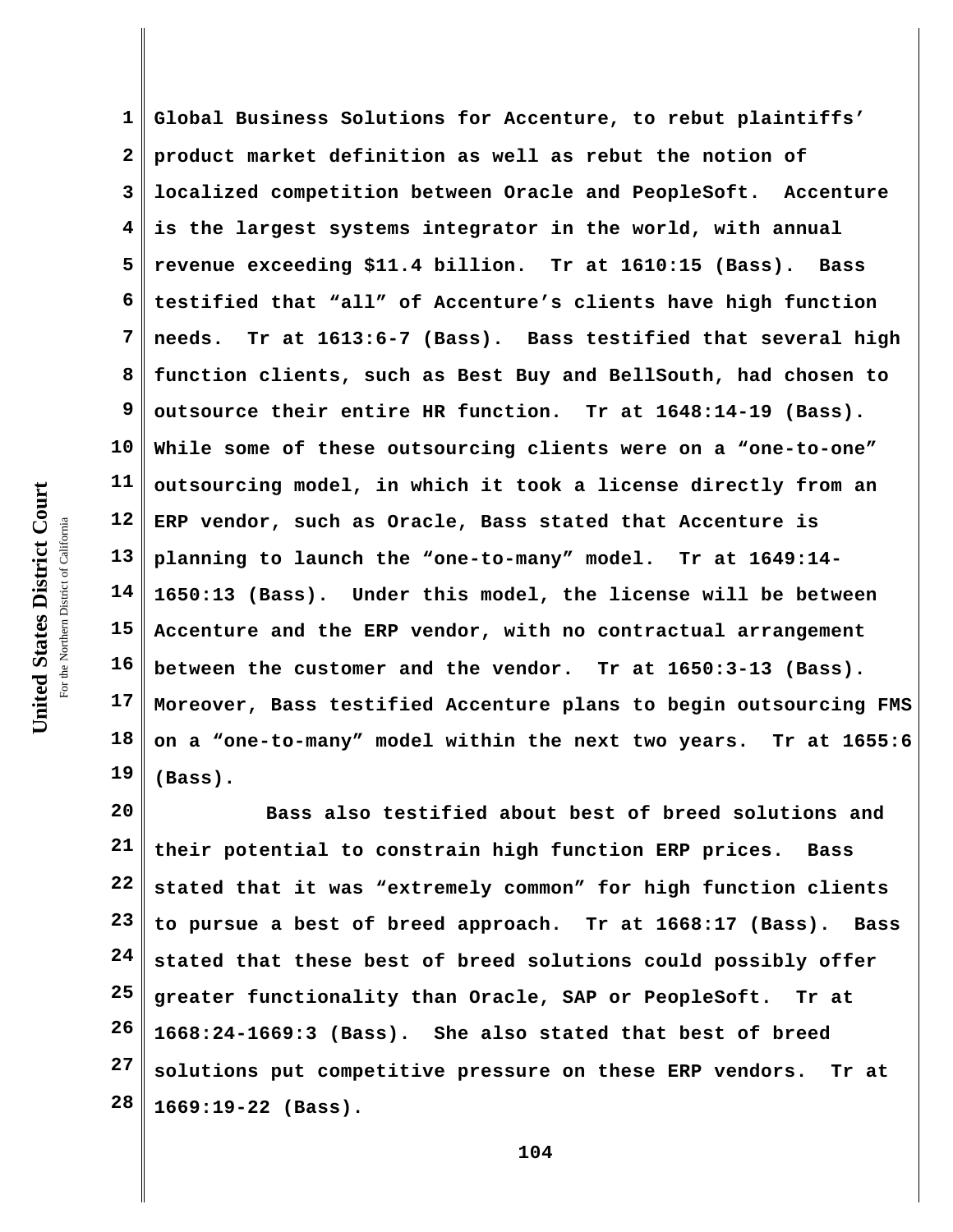Global Business Solutions for Accenture, to rebut plaintiffs' product market definition as well as rebut the notion of localized competition between Oracle and PeopleSoft. Accenture is the largest systems integrator in the world, with annual revenue exceeding $11.4 billion. Tr at 1610:15 (Bass). Bass testified that "all" of Accenture's clients have high function needs. Tr at 1613:6-7 (Bass). Bass testified that several high function clients, such as Best Buy and BellSouth, had chosen to outsource their entire HR function. Tr at 1648:14-19 (Bass). While some of these outsourcing clients were on a "one-to-one" outsourcing model, in which it took a license directly from an ERP vendor, such as Oracle, Bass stated that Accenture is planning to launch the "one-to-many" model. Tr at 1649:14-1650:13 (Bass). Under this model, the license will be between Accenture and the ERP vendor, with no contractual arrangement between the customer and the vendor. Tr at 1650:3-13 (Bass). Moreover, Bass testified Accenture plans to begin outsourcing FMS on a "one-to-many" model within the next two years. Tr at 1655:6 (Bass).

Bass also testified about best of breed solutions and their potential to constrain high function ERP prices. Bass stated that it was "extremely common" for high function clients to pursue a best of breed approach. Tr at 1668:17 (Bass). Bass stated that these best of breed solutions could possibly offer greater functionality than Oracle, SAP or PeopleSoft. Tr at 1668:24-1669:3 (Bass). She also stated that best of breed solutions put competitive pressure on these ERP vendors. Tr at 1669:19-22 (Bass).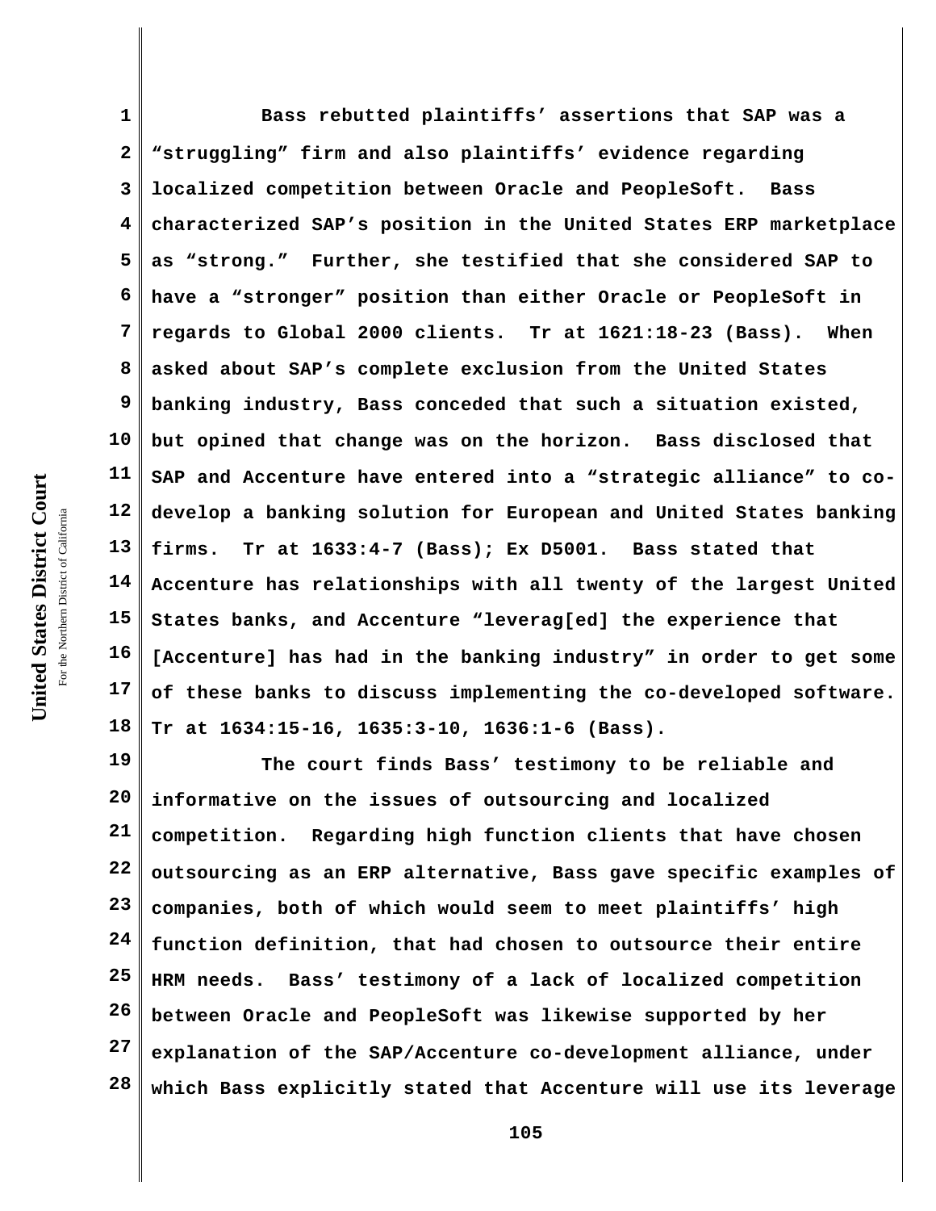Bass rebutted plaintiffs' assertions that SAP was a "struggling" firm and also plaintiffs' evidence regarding localized competition between Oracle and PeopleSoft. Bass characterized SAP's position in the United States ERP marketplace as "strong." Further, she testified that she considered SAP to have a "stronger" position than either Oracle or PeopleSoft in regards to Global 2000 clients. Tr at 1621:18-23 (Bass). When asked about SAP's complete exclusion from the United States banking industry, Bass conceded that such a situation existed, but opined that change was on the horizon. Bass disclosed that SAP and Accenture have entered into a "strategic alliance" to co-develop a banking solution for European and United States banking firms. Tr at 1633:4-7 (Bass); Ex D5001. Bass stated that Accenture has relationships with all twenty of the largest United States banks, and Accenture "leverag[ed] the experience that [Accenture] has had in the banking industry" in order to get some of these banks to discuss implementing the co-developed software. Tr at 1634:15-16, 1635:3-10, 1636:1-6 (Bass).

The court finds Bass' testimony to be reliable and informative on the issues of outsourcing and localized competition. Regarding high function clients that have chosen outsourcing as an ERP alternative, Bass gave specific examples of companies, both of which would seem to meet plaintiffs' high function definition, that had chosen to outsource their entire HRM needs. Bass' testimony of a lack of localized competition between Oracle and PeopleSoft was likewise supported by her explanation of the SAP/Accenture co-development alliance, under which Bass explicitly stated that Accenture will use its leverage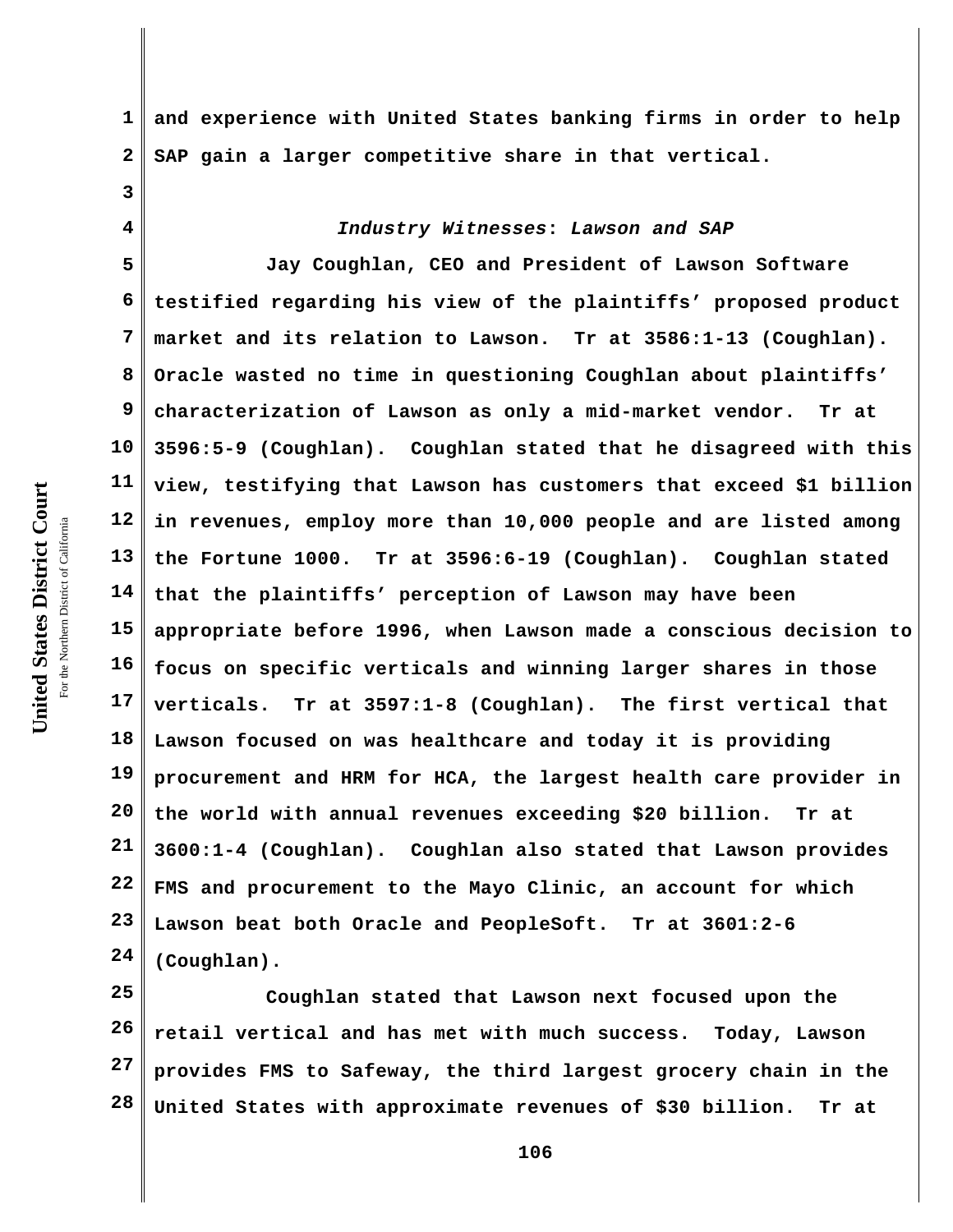and experience with United States banking firms in order to help SAP gain a larger competitive share in that vertical.

*Industry Witnesses*: *Lawson and SAP*

Jay Coughlan, CEO and President of Lawson Software testified regarding his view of the plaintiffs' proposed product market and its relation to Lawson. Tr at 3586:1-13 (Coughlan). Oracle wasted no time in questioning Coughlan about plaintiffs' characterization of Lawson as only a mid-market vendor. Tr at 3596:5-9 (Coughlan). Coughlan stated that he disagreed with this view, testifying that Lawson has customers that exceed $1 billion in revenues, employ more than 10,000 people and are listed among the Fortune 1000. Tr at 3596:6-19 (Coughlan). Coughlan stated that the plaintiffs' perception of Lawson may have been appropriate before 1996, when Lawson made a conscious decision to focus on specific verticals and winning larger shares in those verticals. Tr at 3597:1-8 (Coughlan). The first vertical that Lawson focused on was healthcare and today it is providing procurement and HRM for HCA, the largest health care provider in the world with annual revenues exceeding $20 billion. Tr at 3600:1-4 (Coughlan). Coughlan also stated that Lawson provides FMS and procurement to the Mayo Clinic, an account for which Lawson beat both Oracle and PeopleSoft. Tr at 3601:2-6 (Coughlan).

Coughlan stated that Lawson next focused upon the retail vertical and has met with much success. Today, Lawson provides FMS to Safeway, the third largest grocery chain in the United States with approximate revenues of $30 billion. Tr at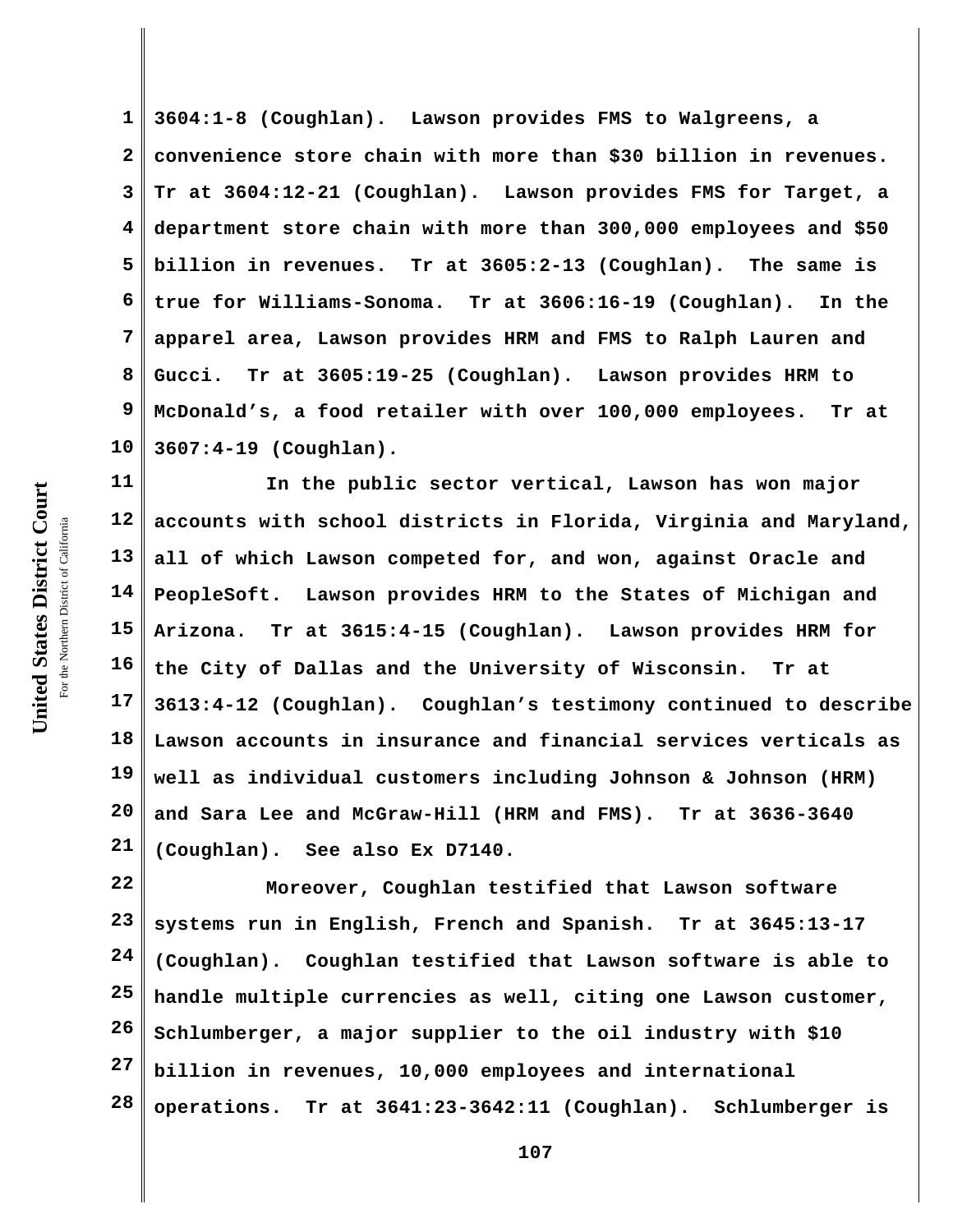3604:1-8 (Coughlan). Lawson provides FMS to Walgreens, a convenience store chain with more than $30 billion in revenues. Tr at 3604:12-21 (Coughlan). Lawson provides FMS for Target, a department store chain with more than 300,000 employees and $50 billion in revenues. Tr at 3605:2-13 (Coughlan). The same is true for Williams-Sonoma. Tr at 3606:16-19 (Coughlan). In the apparel area, Lawson provides HRM and FMS to Ralph Lauren and Gucci. Tr at 3605:19-25 (Coughlan). Lawson provides HRM to McDonald's, a food retailer with over 100,000 employees. Tr at 3607:4-19 (Coughlan).

In the public sector vertical, Lawson has won major accounts with school districts in Florida, Virginia and Maryland, all of which Lawson competed for, and won, against Oracle and PeopleSoft. Lawson provides HRM to the States of Michigan and Arizona. Tr at 3615:4-15 (Coughlan). Lawson provides HRM for the City of Dallas and the University of Wisconsin. Tr at 3613:4-12 (Coughlan). Coughlan's testimony continued to describe Lawson accounts in insurance and financial services verticals as well as individual customers including Johnson & Johnson (HRM) and Sara Lee and McGraw-Hill (HRM and FMS). Tr at 3636-3640 (Coughlan). See also Ex D7140.

Moreover, Coughlan testified that Lawson software systems run in English, French and Spanish. Tr at 3645:13-17 (Coughlan). Coughlan testified that Lawson software is able to handle multiple currencies as well, citing one Lawson customer, Schlumberger, a major supplier to the oil industry with $10 billion in revenues, 10,000 employees and international operations. Tr at 3641:23-3642:11 (Coughlan). Schlumberger is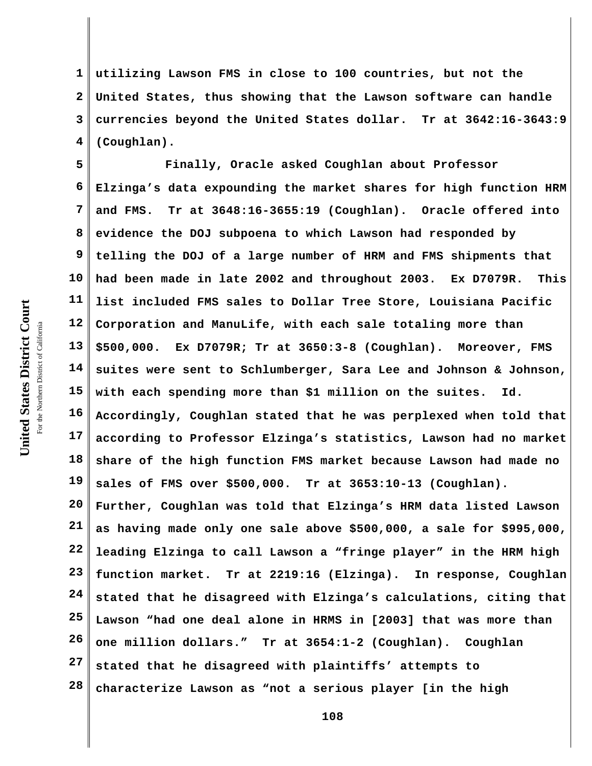utilizing Lawson FMS in close to 100 countries, but not the United States, thus showing that the Lawson software can handle currencies beyond the United States dollar. Tr at 3642:16-3643:9 (Coughlan).

Finally, Oracle asked Coughlan about Professor Elzinga's data expounding the market shares for high function HRM and FMS. Tr at 3648:16-3655:19 (Coughlan). Oracle offered into evidence the DOJ subpoena to which Lawson had responded by telling the DOJ of a large number of HRM and FMS shipments that had been made in late 2002 and throughout 2003. Ex D7079R. This list included FMS sales to Dollar Tree Store, Louisiana Pacific Corporation and ManuLife, with each sale totaling more than $500,000. Ex D7079R; Tr at 3650:3-8 (Coughlan). Moreover, FMS suites were sent to Schlumberger, Sara Lee and Johnson & Johnson, with each spending more than $1 million on the suites. Id. Accordingly, Coughlan stated that he was perplexed when told that according to Professor Elzinga's statistics, Lawson had no market share of the high function FMS market because Lawson had made no sales of FMS over $500,000. Tr at 3653:10-13 (Coughlan). Further, Coughlan was told that Elzinga's HRM data listed Lawson as having made only one sale above $500,000, a sale for $995,000, leading Elzinga to call Lawson a "fringe player" in the HRM high function market. Tr at 2219:16 (Elzinga). In response, Coughlan stated that he disagreed with Elzinga's calculations, citing that Lawson "had one deal alone in HRMS in [2003] that was more than one million dollars." Tr at 3654:1-2 (Coughlan). Coughlan stated that he disagreed with plaintiffs' attempts to characterize Lawson as "not a serious player [in the high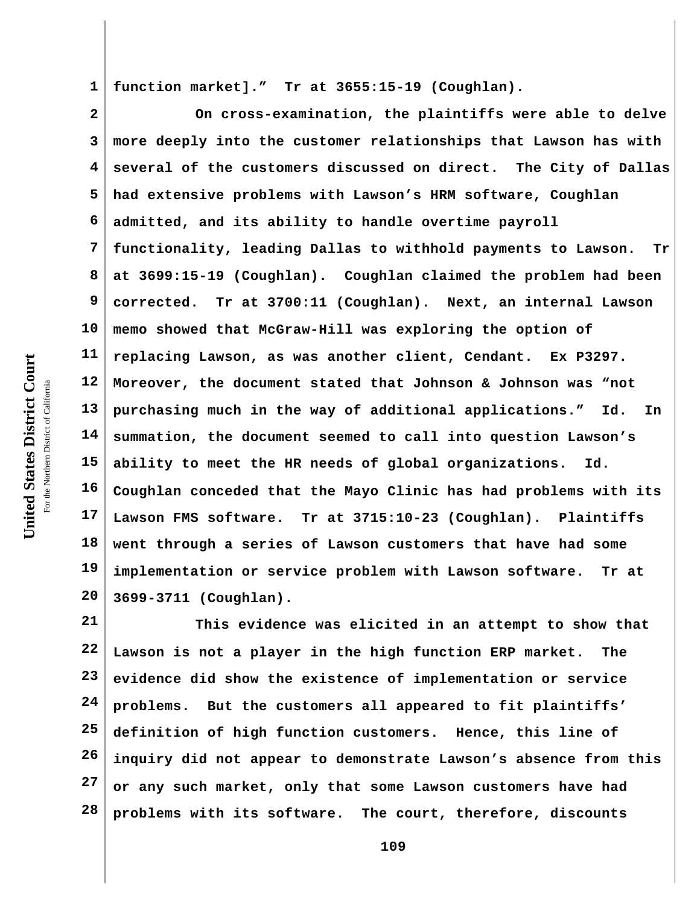function market]." Tr at 3655:15-19 (Coughlan).

On cross-examination, the plaintiffs were able to delve more deeply into the customer relationships that Lawson has with several of the customers discussed on direct. The City of Dallas had extensive problems with Lawson's HRM software, Coughlan admitted, and its ability to handle overtime payroll functionality, leading Dallas to withhold payments to Lawson. Tr at 3699:15-19 (Coughlan). Coughlan claimed the problem had been corrected. Tr at 3700:11 (Coughlan). Next, an internal Lawson memo showed that McGraw-Hill was exploring the option of replacing Lawson, as was another client, Cendant. Ex P3297. Moreover, the document stated that Johnson & Johnson was "not purchasing much in the way of additional applications." Id. In summation, the document seemed to call into question Lawson's ability to meet the HR needs of global organizations. Id. Coughlan conceded that the Mayo Clinic has had problems with its Lawson FMS software. Tr at 3715:10-23 (Coughlan). Plaintiffs went through a series of Lawson customers that have had some implementation or service problem with Lawson software. Tr at 3699-3711 (Coughlan).

This evidence was elicited in an attempt to show that Lawson is not a player in the high function ERP market. The evidence did show the existence of implementation or service problems. But the customers all appeared to fit plaintiffs' definition of high function customers. Hence, this line of inquiry did not appear to demonstrate Lawson's absence from this or any such market, only that some Lawson customers have had problems with its software. The court, therefore, discounts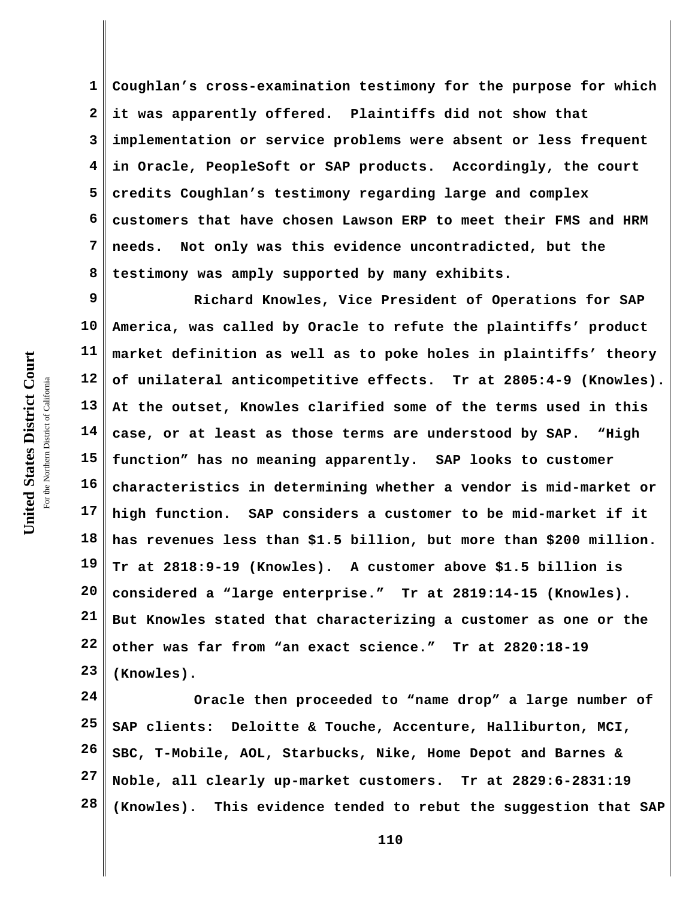Coughlan's cross-examination testimony for the purpose for which it was apparently offered. Plaintiffs did not show that implementation or service problems were absent or less frequent in Oracle, PeopleSoft or SAP products. Accordingly, the court credits Coughlan's testimony regarding large and complex customers that have chosen Lawson ERP to meet their FMS and HRM needs. Not only was this evidence uncontradicted, but the testimony was amply supported by many exhibits.

Richard Knowles, Vice President of Operations for SAP America, was called by Oracle to refute the plaintiffs' product market definition as well as to poke holes in plaintiffs' theory of unilateral anticompetitive effects. Tr at 2805:4-9 (Knowles). At the outset, Knowles clarified some of the terms used in this case, or at least as those terms are understood by SAP. "High function" has no meaning apparently. SAP looks to customer characteristics in determining whether a vendor is mid-market or high function. SAP considers a customer to be mid-market if it has revenues less than $1.5 billion, but more than $200 million. Tr at 2818:9-19 (Knowles). A customer above $1.5 billion is considered a "large enterprise." Tr at 2819:14-15 (Knowles). But Knowles stated that characterizing a customer as one or the other was far from "an exact science." Tr at 2820:18-19 (Knowles).

Oracle then proceeded to "name drop" a large number of SAP clients: Deloitte & Touche, Accenture, Halliburton, MCI, SBC, T-Mobile, AOL, Starbucks, Nike, Home Depot and Barnes & Noble, all clearly up-market customers. Tr at 2829:6-2831:19 (Knowles). This evidence tended to rebut the suggestion that SAP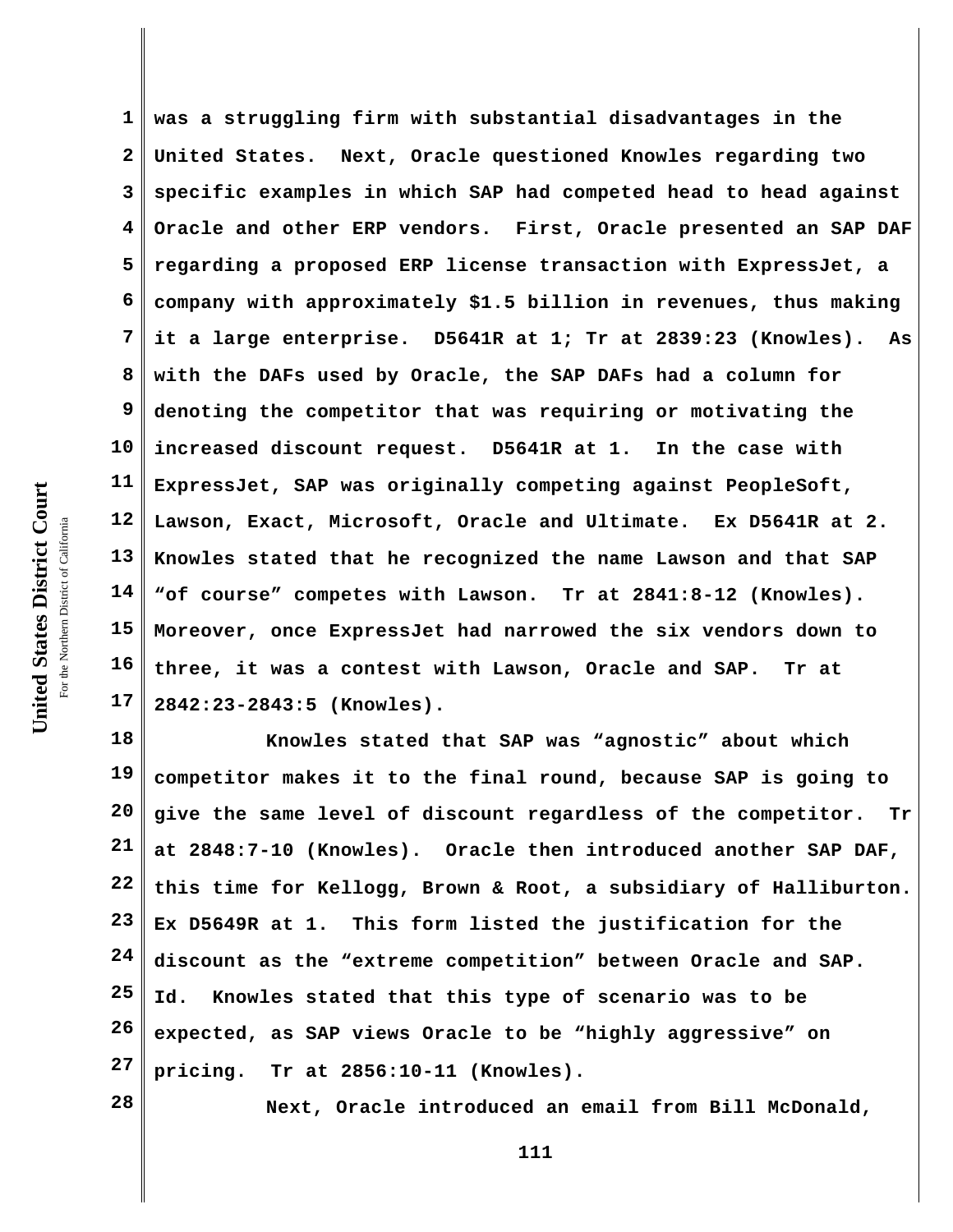was a struggling firm with substantial disadvantages in the United States. Next, Oracle questioned Knowles regarding two specific examples in which SAP had competed head to head against Oracle and other ERP vendors. First, Oracle presented an SAP DAF regarding a proposed ERP license transaction with ExpressJet, a company with approximately $1.5 billion in revenues, thus making it a large enterprise. D5641R at 1; Tr at 2839:23 (Knowles). As with the DAFs used by Oracle, the SAP DAFs had a column for denoting the competitor that was requiring or motivating the increased discount request. D5641R at 1. In the case with ExpressJet, SAP was originally competing against PeopleSoft, Lawson, Exact, Microsoft, Oracle and Ultimate. Ex D5641R at 2. Knowles stated that he recognized the name Lawson and that SAP "of course" competes with Lawson. Tr at 2841:8-12 (Knowles). Moreover, once ExpressJet had narrowed the six vendors down to three, it was a contest with Lawson, Oracle and SAP. Tr at 2842:23-2843:5 (Knowles).

Knowles stated that SAP was "agnostic" about which competitor makes it to the final round, because SAP is going to give the same level of discount regardless of the competitor. Tr at 2848:7-10 (Knowles). Oracle then introduced another SAP DAF, this time for Kellogg, Brown & Root, a subsidiary of Halliburton. Ex D5649R at 1. This form listed the justification for the discount as the "extreme competition" between Oracle and SAP. Id. Knowles stated that this type of scenario was to be expected, as SAP views Oracle to be "highly aggressive" on pricing. Tr at 2856:10-11 (Knowles).

Next, Oracle introduced an email from Bill McDonald,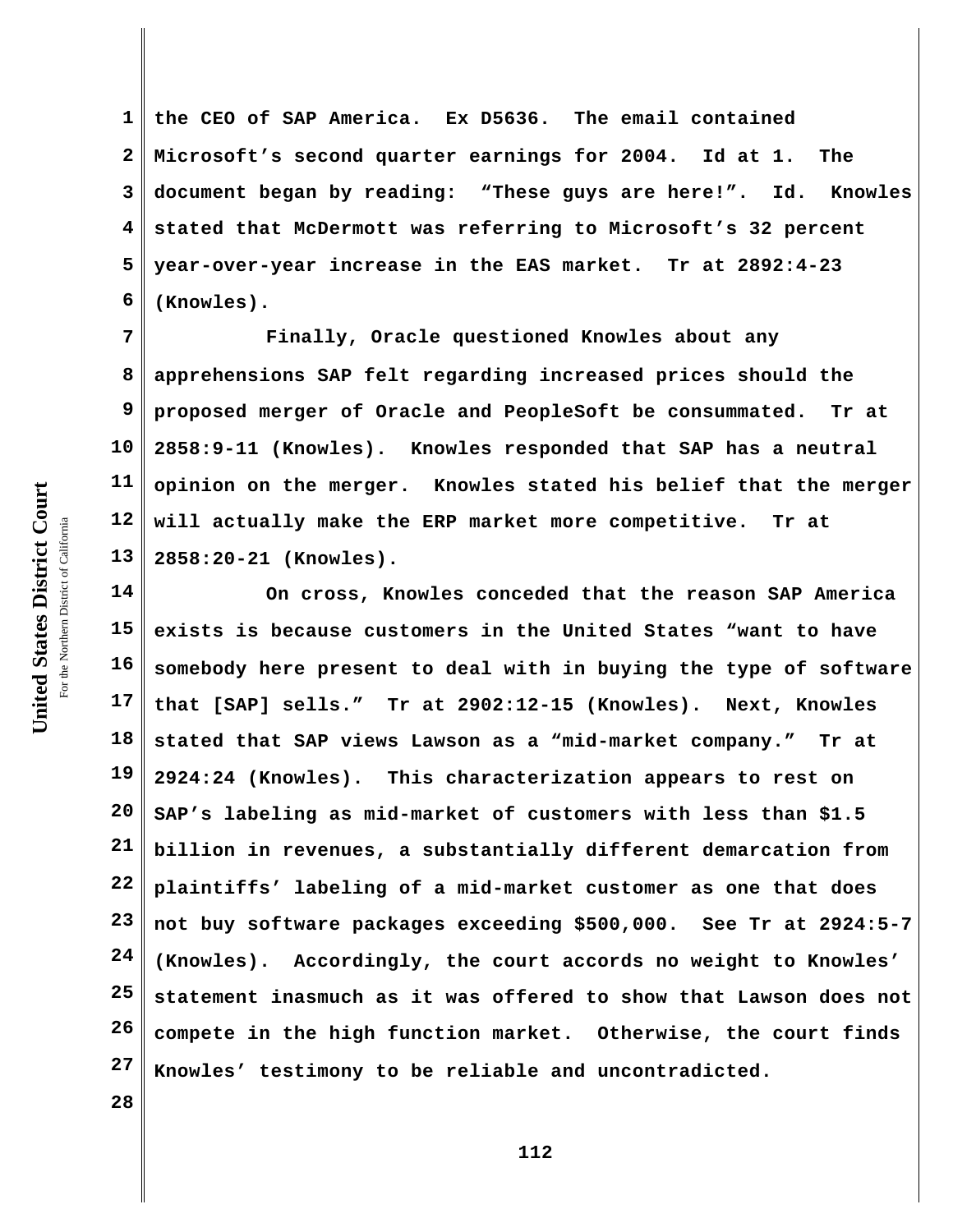the CEO of SAP America. Ex D5636. The email contained Microsoft's second quarter earnings for 2004. Id at 1. The document began by reading: "These guys are here!". Id. Knowles stated that McDermott was referring to Microsoft's 32 percent year-over-year increase in the EAS market. Tr at 2892:4-23 (Knowles).

Finally, Oracle questioned Knowles about any apprehensions SAP felt regarding increased prices should the proposed merger of Oracle and PeopleSoft be consummated. Tr at 2858:9-11 (Knowles). Knowles responded that SAP has a neutral opinion on the merger. Knowles stated his belief that the merger will actually make the ERP market more competitive. Tr at 2858:20-21 (Knowles).

On cross, Knowles conceded that the reason SAP America exists is because customers in the United States "want to have somebody here present to deal with in buying the type of software that [SAP] sells." Tr at 2902:12-15 (Knowles). Next, Knowles stated that SAP views Lawson as a "mid-market company." Tr at 2924:24 (Knowles). This characterization appears to rest on SAP's labeling as mid-market of customers with less than $1.5 billion in revenues, a substantially different demarcation from plaintiffs' labeling of a mid-market customer as one that does not buy software packages exceeding $500,000. See Tr at 2924:5-7 (Knowles). Accordingly, the court accords no weight to Knowles' statement inasmuch as it was offered to show that Lawson does not compete in the high function market. Otherwise, the court finds Knowles' testimony to be reliable and uncontradicted.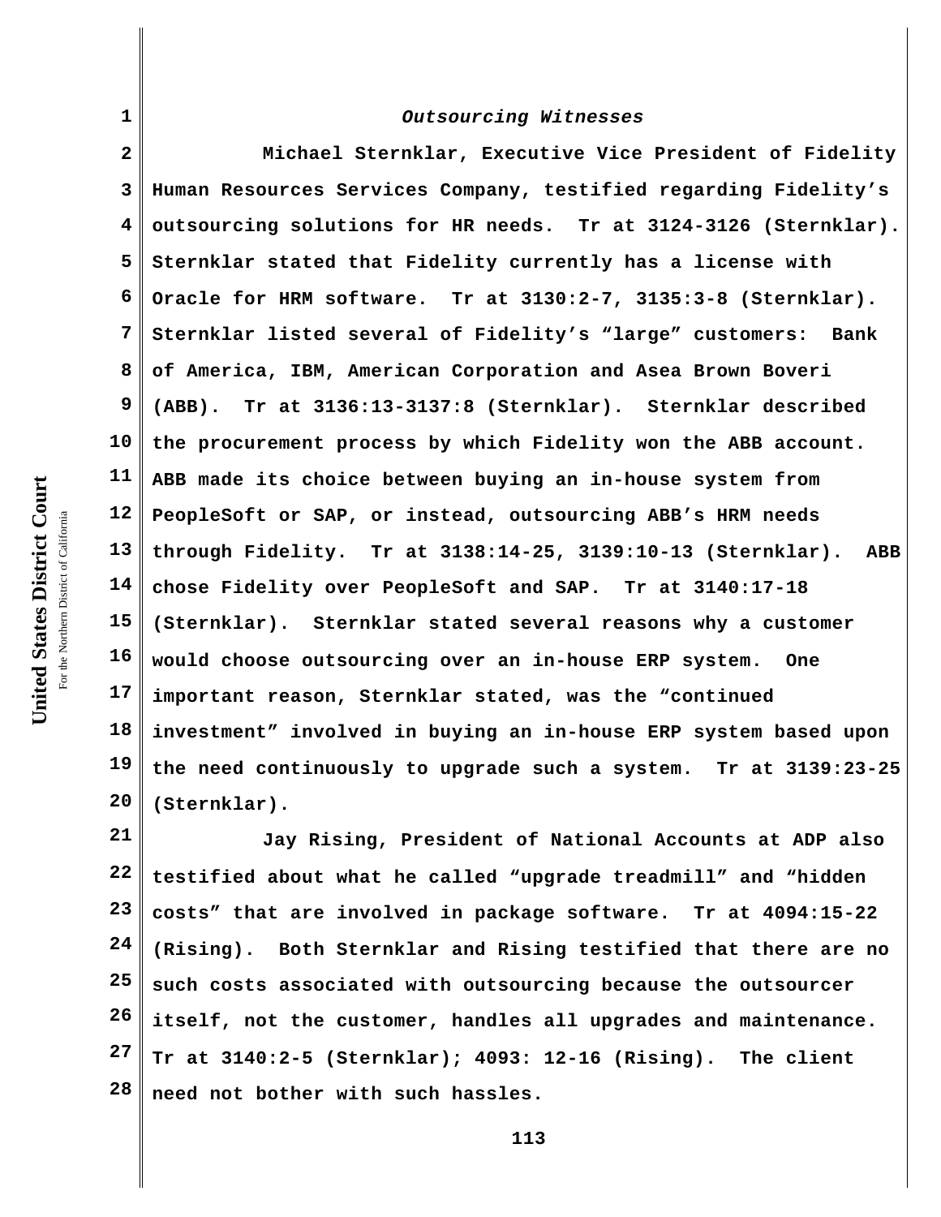*Outsourcing Witnesses*

Michael Sternklar, Executive Vice President of Fidelity Human Resources Services Company, testified regarding Fidelity's outsourcing solutions for HR needs. Tr at 3124-3126 (Sternklar). Sternklar stated that Fidelity currently has a license with Oracle for HRM software. Tr at 3130:2-7, 3135:3-8 (Sternklar). Sternklar listed several of Fidelity's "large" customers: Bank of America, IBM, American Corporation and Asea Brown Boveri (ABB). Tr at 3136:13-3137:8 (Sternklar). Sternklar described the procurement process by which Fidelity won the ABB account. ABB made its choice between buying an in-house system from PeopleSoft or SAP, or instead, outsourcing ABB's HRM needs through Fidelity. Tr at 3138:14-25, 3139:10-13 (Sternklar). ABB chose Fidelity over PeopleSoft and SAP. Tr at 3140:17-18 (Sternklar). Sternklar stated several reasons why a customer would choose outsourcing over an in-house ERP system. One important reason, Sternklar stated, was the "continued investment" involved in buying an in-house ERP system based upon the need continuously to upgrade such a system. Tr at 3139:23-25 (Sternklar).

Jay Rising, President of National Accounts at ADP also testified about what he called "upgrade treadmill" and "hidden costs" that are involved in package software. Tr at 4094:15-22 (Rising). Both Sternklar and Rising testified that there are no such costs associated with outsourcing because the outsourcer itself, not the customer, handles all upgrades and maintenance. Tr at 3140:2-5 (Sternklar); 4093: 12-16 (Rising). The client need not bother with such hassles.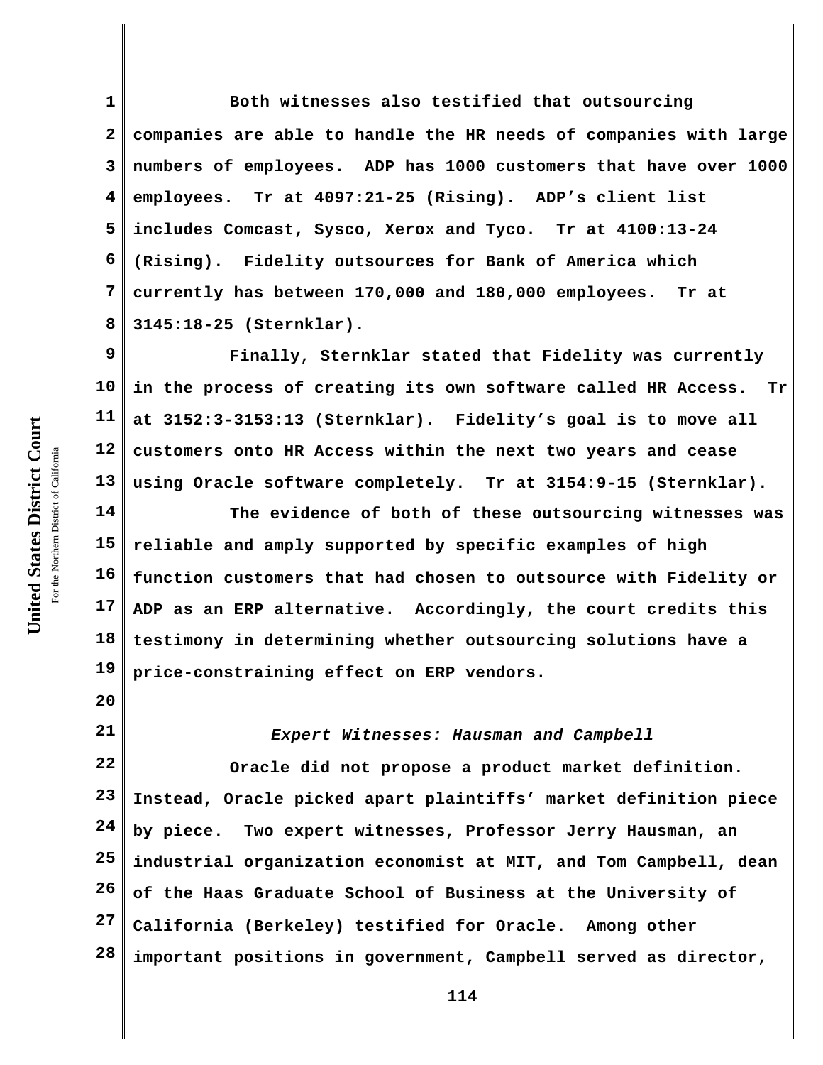Both witnesses also testified that outsourcing companies are able to handle the HR needs of companies with large numbers of employees. ADP has 1000 customers that have over 1000 employees. Tr at 4097:21-25 (Rising). ADP's client list includes Comcast, Sysco, Xerox and Tyco. Tr at 4100:13-24 (Rising). Fidelity outsources for Bank of America which currently has between 170,000 and 180,000 employees. Tr at 3145:18-25 (Sternklar).

Finally, Sternklar stated that Fidelity was currently in the process of creating its own software called HR Access. Tr at 3152:3-3153:13 (Sternklar). Fidelity's goal is to move all customers onto HR Access within the next two years and cease using Oracle software completely. Tr at 3154:9-15 (Sternklar).

The evidence of both of these outsourcing witnesses was reliable and amply supported by specific examples of high function customers that had chosen to outsource with Fidelity or ADP as an ERP alternative. Accordingly, the court credits this testimony in determining whether outsourcing solutions have a price-constraining effect on ERP vendors.

*Expert Witnesses: Hausman and Campbell*

Oracle did not propose a product market definition. Instead, Oracle picked apart plaintiffs' market definition piece by piece. Two expert witnesses, Professor Jerry Hausman, an industrial organization economist at MIT, and Tom Campbell, dean of the Haas Graduate School of Business at the University of California (Berkeley) testified for Oracle. Among other important positions in government, Campbell served as director,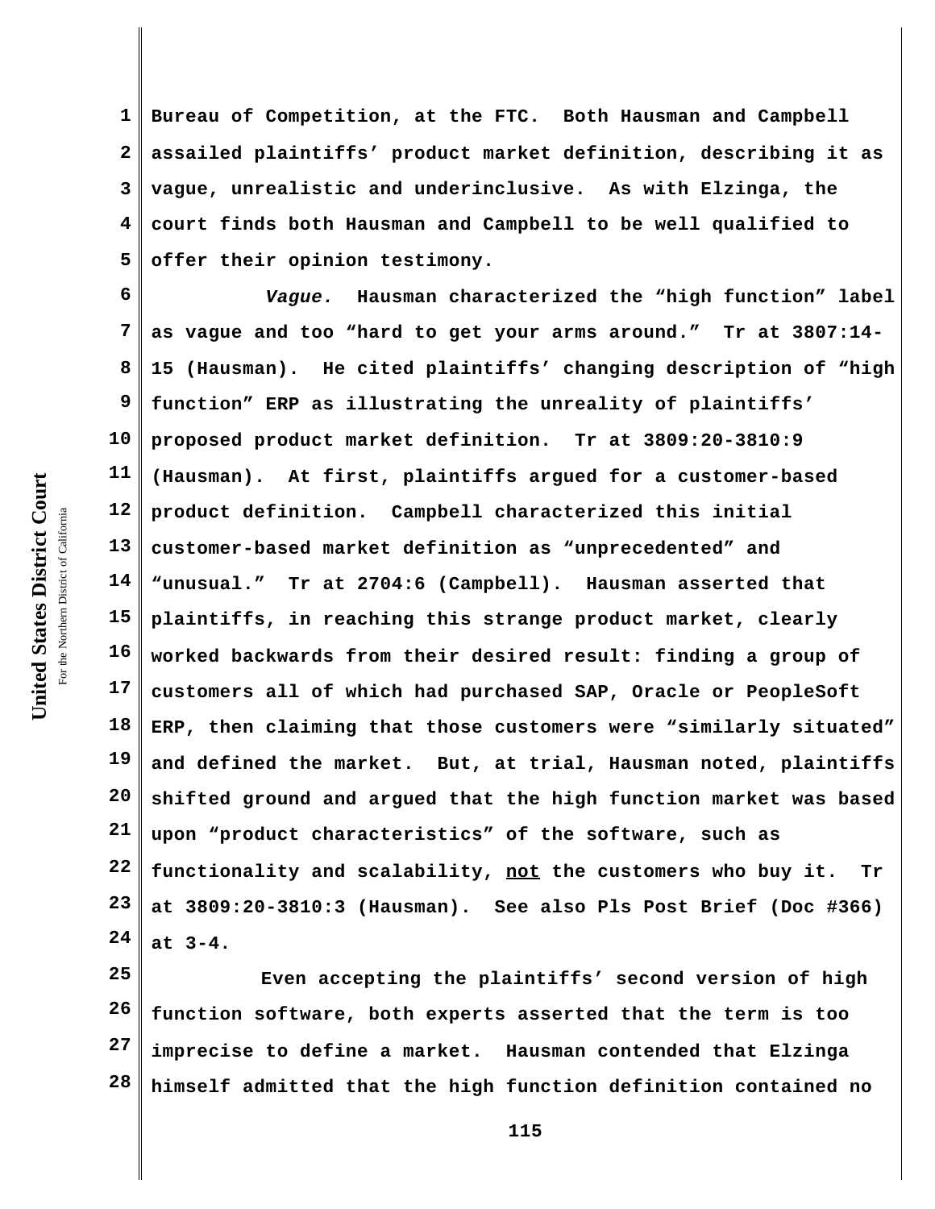Bureau of Competition, at the FTC. Both Hausman and Campbell assailed plaintiffs' product market definition, describing it as vague, unrealistic and underinclusive. As with Elzinga, the court finds both Hausman and Campbell to be well qualified to offer their opinion testimony.

*Vague.* Hausman characterized the "high function" label as vague and too "hard to get your arms around." Tr at 3807:14-15 (Hausman). He cited plaintiffs' changing description of "high function" ERP as illustrating the unreality of plaintiffs' proposed product market definition. Tr at 3809:20-3810:9 (Hausman). At first, plaintiffs argued for a customer-based product definition. Campbell characterized this initial customer-based market definition as "unprecedented" and "unusual." Tr at 2704:6 (Campbell). Hausman asserted that plaintiffs, in reaching this strange product market, clearly worked backwards from their desired result: finding a group of customers all of which had purchased SAP, Oracle or PeopleSoft ERP, then claiming that those customers were "similarly situated" and defined the market. But, at trial, Hausman noted, plaintiffs shifted ground and argued that the high function market was based upon "product characteristics" of the software, such as functionality and scalability, not the customers who buy it. Tr at 3809:20-3810:3 (Hausman). See also Pls Post Brief (Doc #366) at 3-4.

Even accepting the plaintiffs' second version of high function software, both experts asserted that the term is too imprecise to define a market. Hausman contended that Elzinga himself admitted that the high function definition contained no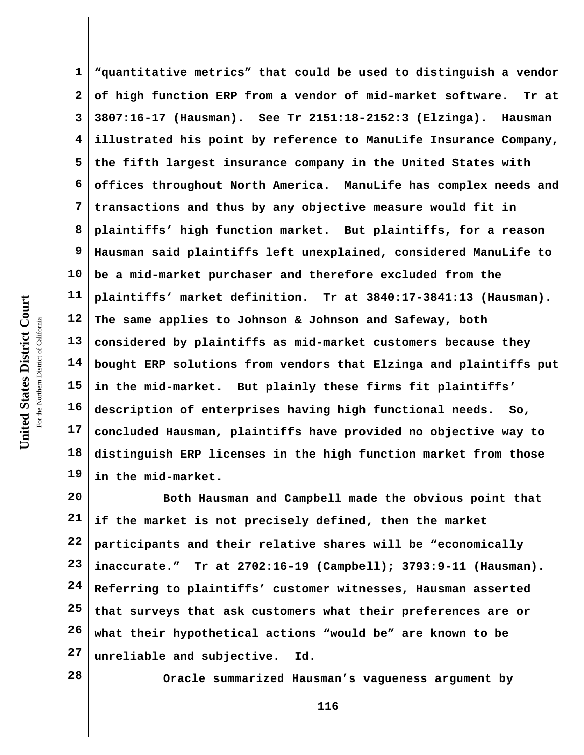"quantitative metrics" that could be used to distinguish a vendor of high function ERP from a vendor of mid-market software. Tr at 3807:16-17 (Hausman). See Tr 2151:18-2152:3 (Elzinga). Hausman illustrated his point by reference to ManuLife Insurance Company, the fifth largest insurance company in the United States with offices throughout North America. ManuLife has complex needs and transactions and thus by any objective measure would fit in plaintiffs' high function market. But plaintiffs, for a reason Hausman said plaintiffs left unexplained, considered ManuLife to be a mid-market purchaser and therefore excluded from the plaintiffs' market definition. Tr at 3840:17-3841:13 (Hausman). The same applies to Johnson & Johnson and Safeway, both considered by plaintiffs as mid-market customers because they bought ERP solutions from vendors that Elzinga and plaintiffs put in the mid-market. But plainly these firms fit plaintiffs' description of enterprises having high functional needs. So, concluded Hausman, plaintiffs have provided no objective way to distinguish ERP licenses in the high function market from those in the mid-market.

Both Hausman and Campbell made the obvious point that if the market is not precisely defined, then the market participants and their relative shares will be "economically inaccurate." Tr at 2702:16-19 (Campbell); 3793:9-11 (Hausman). Referring to plaintiffs' customer witnesses, Hausman asserted that surveys that ask customers what their preferences are or what their hypothetical actions "would be" are <u>known</u> to be unreliable and subjective. Id.

Oracle summarized Hausman's vagueness argument by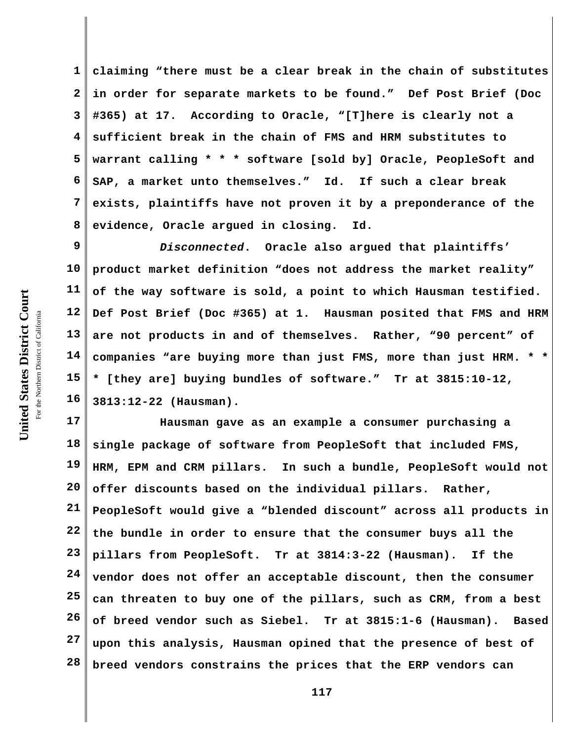claiming "there must be a clear break in the chain of substitutes in order for separate markets to be found." Def Post Brief (Doc #365) at 17. According to Oracle, "[T]here is clearly not a sufficient break in the chain of FMS and HRM substitutes to warrant calling * * * software [sold by] Oracle, PeopleSoft and SAP, a market unto themselves." Id. If such a clear break exists, plaintiffs have not proven it by a preponderance of the evidence, Oracle argued in closing. Id.

*Disconnected*. Oracle also argued that plaintiffs' product market definition "does not address the market reality" of the way software is sold, a point to which Hausman testified. Def Post Brief (Doc #365) at 1. Hausman posited that FMS and HRM are not products in and of themselves. Rather, "90 percent" of companies "are buying more than just FMS, more than just HRM. * * * [they are] buying bundles of software." Tr at 3815:10-12, 3813:12-22 (Hausman).

Hausman gave as an example a consumer purchasing a single package of software from PeopleSoft that included FMS, HRM, EPM and CRM pillars. In such a bundle, PeopleSoft would not offer discounts based on the individual pillars. Rather, PeopleSoft would give a "blended discount" across all products in the bundle in order to ensure that the consumer buys all the pillars from PeopleSoft. Tr at 3814:3-22 (Hausman). If the vendor does not offer an acceptable discount, then the consumer can threaten to buy one of the pillars, such as CRM, from a best of breed vendor such as Siebel. Tr at 3815:1-6 (Hausman). Based upon this analysis, Hausman opined that the presence of best of breed vendors constrains the prices that the ERP vendors can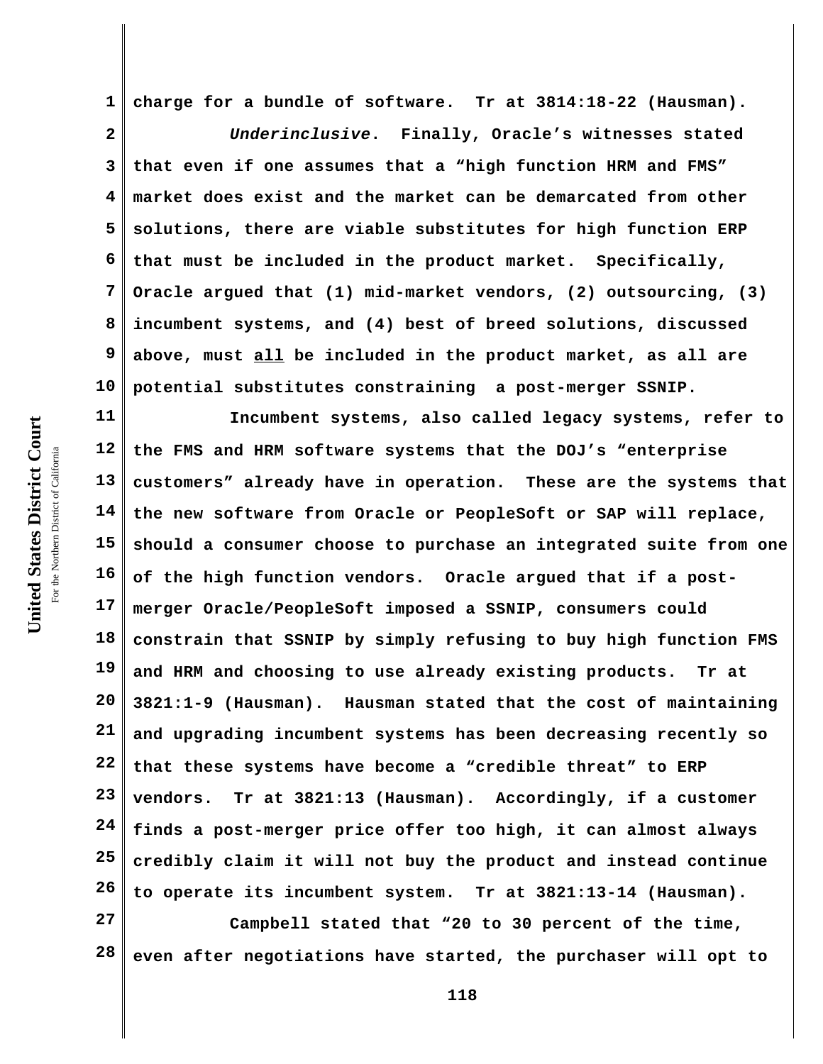charge for a bundle of software. Tr at 3814:18-22 (Hausman).

*Underinclusive*. Finally, Oracle's witnesses stated that even if one assumes that a "high function HRM and FMS" market does exist and the market can be demarcated from other solutions, there are viable substitutes for high function ERP that must be included in the product market. Specifically, Oracle argued that (1) mid-market vendors, (2) outsourcing, (3) incumbent systems, and (4) best of breed solutions, discussed above, must <u>all</u> be included in the product market, as all are potential substitutes constraining a post-merger SSNIP.

Incumbent systems, also called legacy systems, refer to the FMS and HRM software systems that the DOJ's "enterprise customers" already have in operation. These are the systems that the new software from Oracle or PeopleSoft or SAP will replace, should a consumer choose to purchase an integrated suite from one of the high function vendors. Oracle argued that if a post-merger Oracle/PeopleSoft imposed a SSNIP, consumers could constrain that SSNIP by simply refusing to buy high function FMS and HRM and choosing to use already existing products. Tr at 3821:1-9 (Hausman). Hausman stated that the cost of maintaining and upgrading incumbent systems has been decreasing recently so that these systems have become a "credible threat" to ERP vendors. Tr at 3821:13 (Hausman). Accordingly, if a customer finds a post-merger price offer too high, it can almost always credibly claim it will not buy the product and instead continue to operate its incumbent system. Tr at 3821:13-14 (Hausman).

Campbell stated that "20 to 30 percent of the time, even after negotiations have started, the purchaser will opt to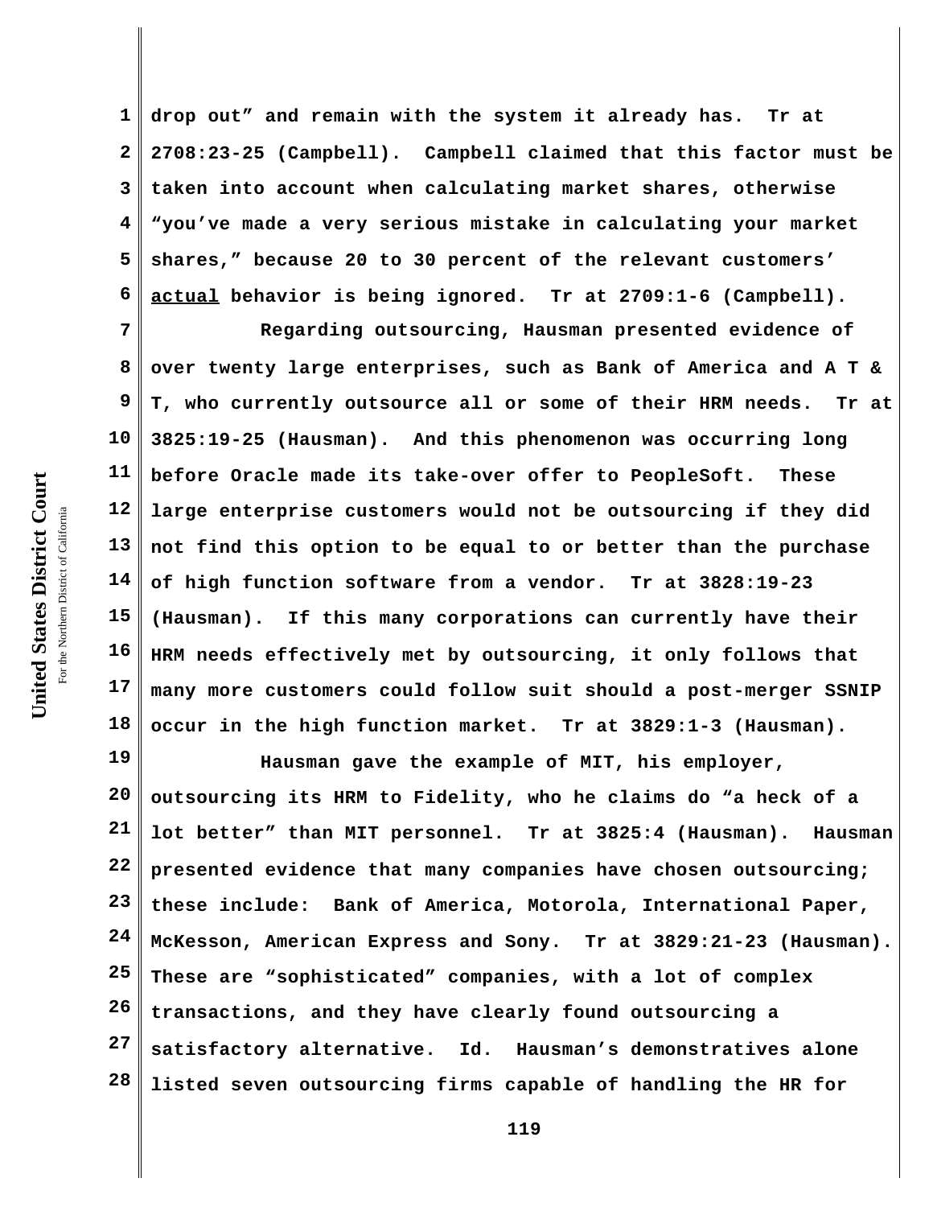drop out" and remain with the system it already has. Tr at 2708:23-25 (Campbell). Campbell claimed that this factor must be taken into account when calculating market shares, otherwise "you've made a very serious mistake in calculating your market shares," because 20 to 30 percent of the relevant customers' actual behavior is being ignored. Tr at 2709:1-6 (Campbell).

Regarding outsourcing, Hausman presented evidence of over twenty large enterprises, such as Bank of America and A T & T, who currently outsource all or some of their HRM needs. Tr at 3825:19-25 (Hausman). And this phenomenon was occurring long before Oracle made its take-over offer to PeopleSoft. These large enterprise customers would not be outsourcing if they did not find this option to be equal to or better than the purchase of high function software from a vendor. Tr at 3828:19-23 (Hausman). If this many corporations can currently have their HRM needs effectively met by outsourcing, it only follows that many more customers could follow suit should a post-merger SSNIP occur in the high function market. Tr at 3829:1-3 (Hausman).

Hausman gave the example of MIT, his employer, outsourcing its HRM to Fidelity, who he claims do "a heck of a lot better" than MIT personnel. Tr at 3825:4 (Hausman). Hausman presented evidence that many companies have chosen outsourcing; these include: Bank of America, Motorola, International Paper, McKesson, American Express and Sony. Tr at 3829:21-23 (Hausman). These are "sophisticated" companies, with a lot of complex transactions, and they have clearly found outsourcing a satisfactory alternative. Id. Hausman's demonstratives alone listed seven outsourcing firms capable of handling the HR for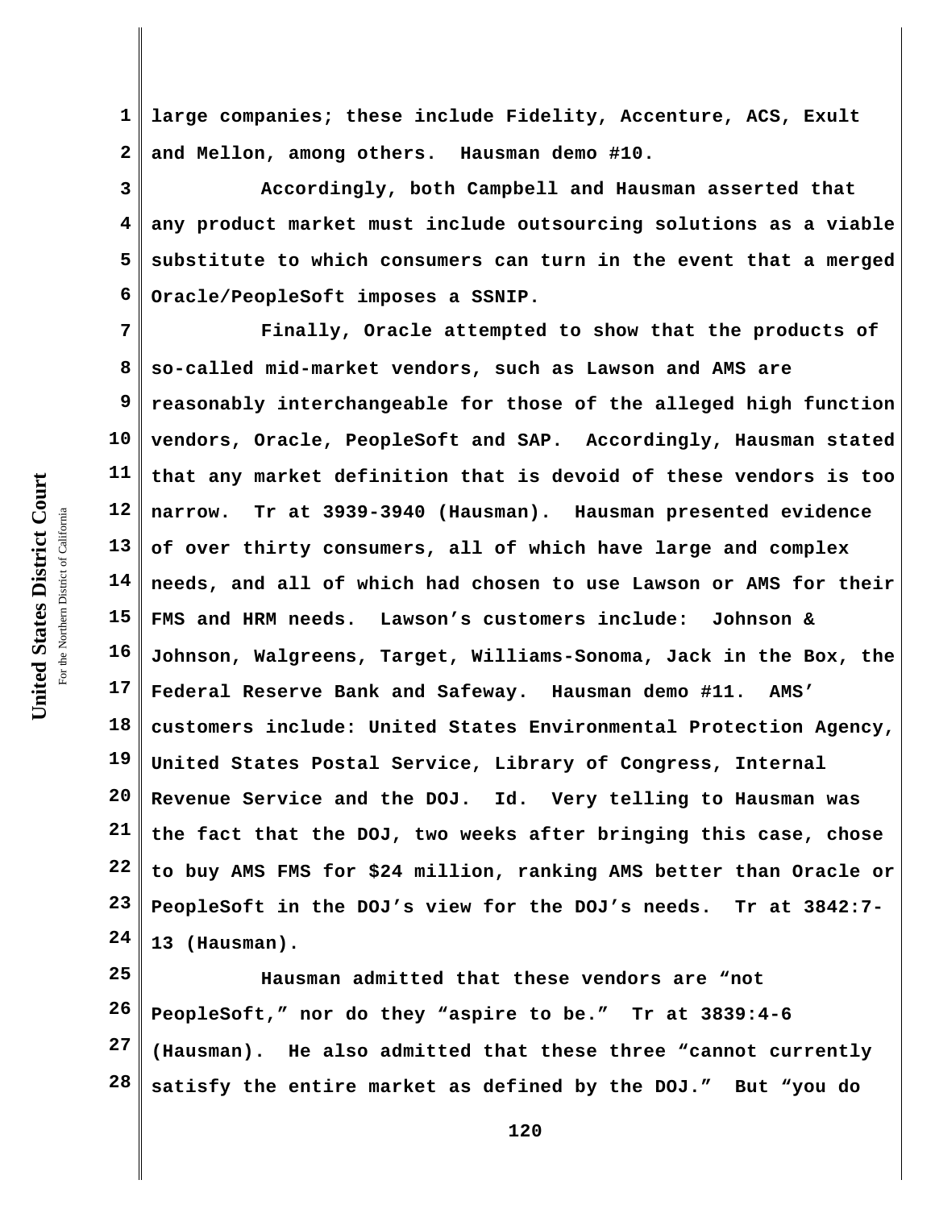**large companies; these include Fidelity, Accenture, ACS, Exult and Mellon, among others. Hausman demo #10.**

**Accordingly, both Campbell and Hausman asserted that any product market must include outsourcing solutions as a viable substitute to which consumers can turn in the event that a merged Oracle/PeopleSoft imposes a SSNIP.**

**Finally, Oracle attempted to show that the products of so-called mid-market vendors, such as Lawson and AMS are reasonably interchangeable for those of the alleged high function vendors, Oracle, PeopleSoft and SAP. Accordingly, Hausman stated that any market definition that is devoid of these vendors is too narrow. Tr at 3939-3940 (Hausman). Hausman presented evidence of over thirty consumers, all of which have large and complex needs, and all of which had chosen to use Lawson or AMS for their FMS and HRM needs. Lawson's customers include: Johnson & Johnson, Walgreens, Target, Williams-Sonoma, Jack in the Box, the Federal Reserve Bank and Safeway. Hausman demo #11. AMS' customers include: United States Environmental Protection Agency, United States Postal Service, Library of Congress, Internal Revenue Service and the DOJ. Id. Very telling to Hausman was the fact that the DOJ, two weeks after bringing this case, chose to buy AMS FMS for $24 million, ranking AMS better than Oracle or PeopleSoft in the DOJ's view for the DOJ's needs. Tr at 3842:7-13 (Hausman).**

**Hausman admitted that these vendors are "not PeopleSoft," nor do they "aspire to be." Tr at 3839:4-6 (Hausman). He also admitted that these three "cannot currently satisfy the entire market as defined by the DOJ." But "you do**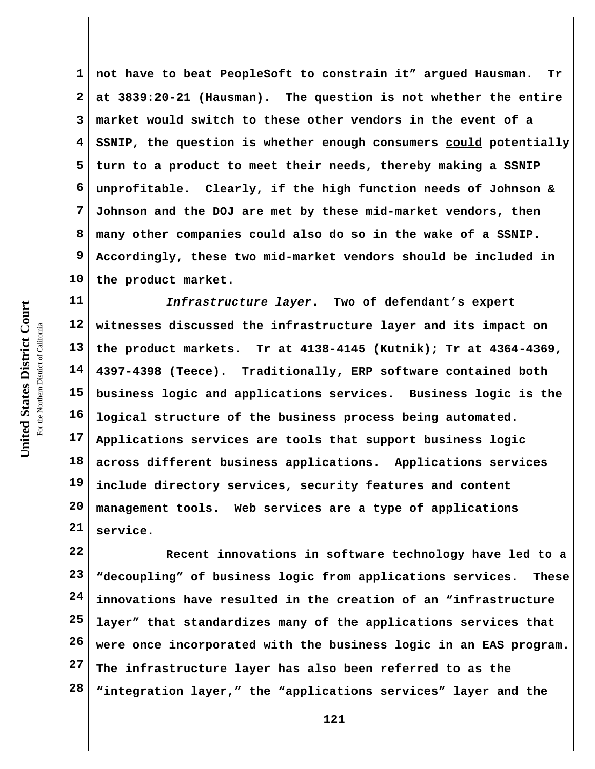not have to beat PeopleSoft to constrain it" argued Hausman. Tr at 3839:20-21 (Hausman). The question is not whether the entire market <u>would</u> switch to these other vendors in the event of a SSNIP, the question is whether enough consumers <u>could</u> potentially turn to a product to meet their needs, thereby making a SSNIP unprofitable. Clearly, if the high function needs of Johnson & Johnson and the DOJ are met by these mid-market vendors, then many other companies could also do so in the wake of a SSNIP. Accordingly, these two mid-market vendors should be included in the product market.

*Infrastructure layer*. Two of defendant's expert witnesses discussed the infrastructure layer and its impact on the product markets. Tr at 4138-4145 (Kutnik); Tr at 4364-4369, 4397-4398 (Teece). Traditionally, ERP software contained both business logic and applications services. Business logic is the logical structure of the business process being automated. Applications services are tools that support business logic across different business applications. Applications services include directory services, security features and content management tools. Web services are a type of applications service.

Recent innovations in software technology have led to a "decoupling" of business logic from applications services. These innovations have resulted in the creation of an "infrastructure layer" that standardizes many of the applications services that were once incorporated with the business logic in an EAS program. The infrastructure layer has also been referred to as the "integration layer," the "applications services" layer and the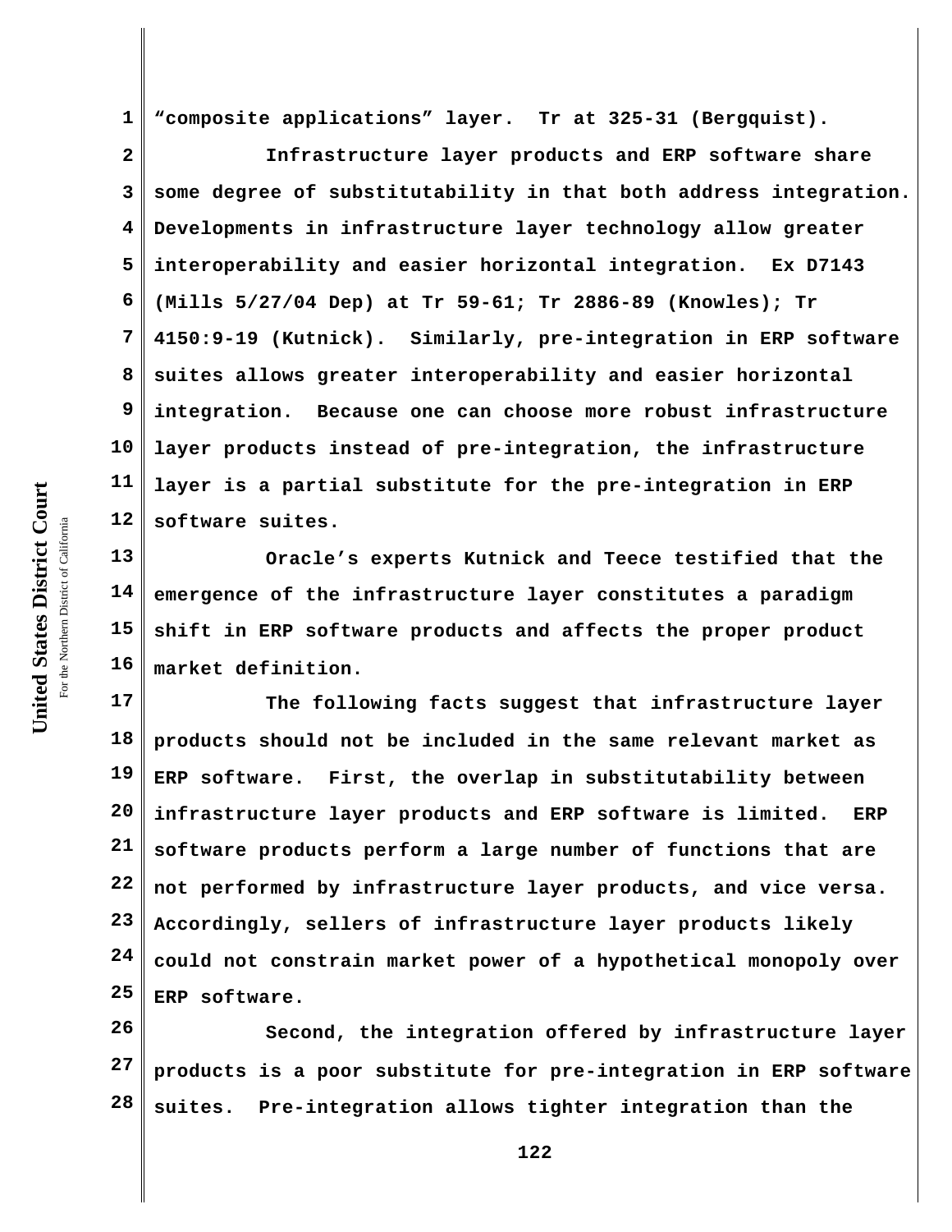"composite applications" layer. Tr at 325-31 (Bergquist).

Infrastructure layer products and ERP software share some degree of substitutability in that both address integration. Developments in infrastructure layer technology allow greater interoperability and easier horizontal integration. Ex D7143 (Mills 5/27/04 Dep) at Tr 59-61; Tr 2886-89 (Knowles); Tr 4150:9-19 (Kutnick). Similarly, pre-integration in ERP software suites allows greater interoperability and easier horizontal integration. Because one can choose more robust infrastructure layer products instead of pre-integration, the infrastructure layer is a partial substitute for the pre-integration in ERP software suites.

Oracle's experts Kutnick and Teece testified that the emergence of the infrastructure layer constitutes a paradigm shift in ERP software products and affects the proper product market definition.

The following facts suggest that infrastructure layer products should not be included in the same relevant market as ERP software. First, the overlap in substitutability between infrastructure layer products and ERP software is limited. ERP software products perform a large number of functions that are not performed by infrastructure layer products, and vice versa. Accordingly, sellers of infrastructure layer products likely could not constrain market power of a hypothetical monopoly over ERP software.

Second, the integration offered by infrastructure layer products is a poor substitute for pre-integration in ERP software suites. Pre-integration allows tighter integration than the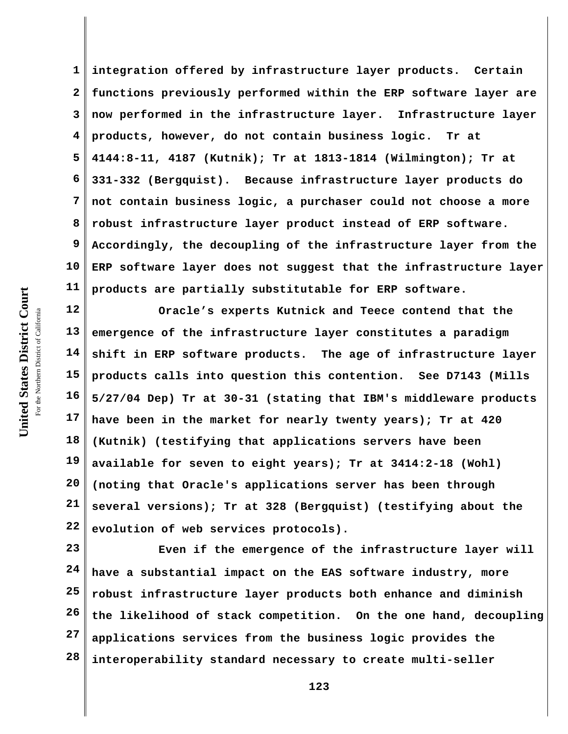integration offered by infrastructure layer products. Certain functions previously performed within the ERP software layer are now performed in the infrastructure layer. Infrastructure layer products, however, do not contain business logic. Tr at 4144:8-11, 4187 (Kutnik); Tr at 1813-1814 (Wilmington); Tr at 331-332 (Bergquist). Because infrastructure layer products do not contain business logic, a purchaser could not choose a more robust infrastructure layer product instead of ERP software. Accordingly, the decoupling of the infrastructure layer from the ERP software layer does not suggest that the infrastructure layer products are partially substitutable for ERP software.

Oracle's experts Kutnick and Teece contend that the emergence of the infrastructure layer constitutes a paradigm shift in ERP software products. The age of infrastructure layer products calls into question this contention. See D7143 (Mills 5/27/04 Dep) Tr at 30-31 (stating that IBM's middleware products have been in the market for nearly twenty years); Tr at 420 (Kutnik) (testifying that applications servers have been available for seven to eight years); Tr at 3414:2-18 (Wohl) (noting that Oracle's applications server has been through several versions); Tr at 328 (Bergquist) (testifying about the evolution of web services protocols).

Even if the emergence of the infrastructure layer will have a substantial impact on the EAS software industry, more robust infrastructure layer products both enhance and diminish the likelihood of stack competition. On the one hand, decoupling applications services from the business logic provides the interoperability standard necessary to create multi-seller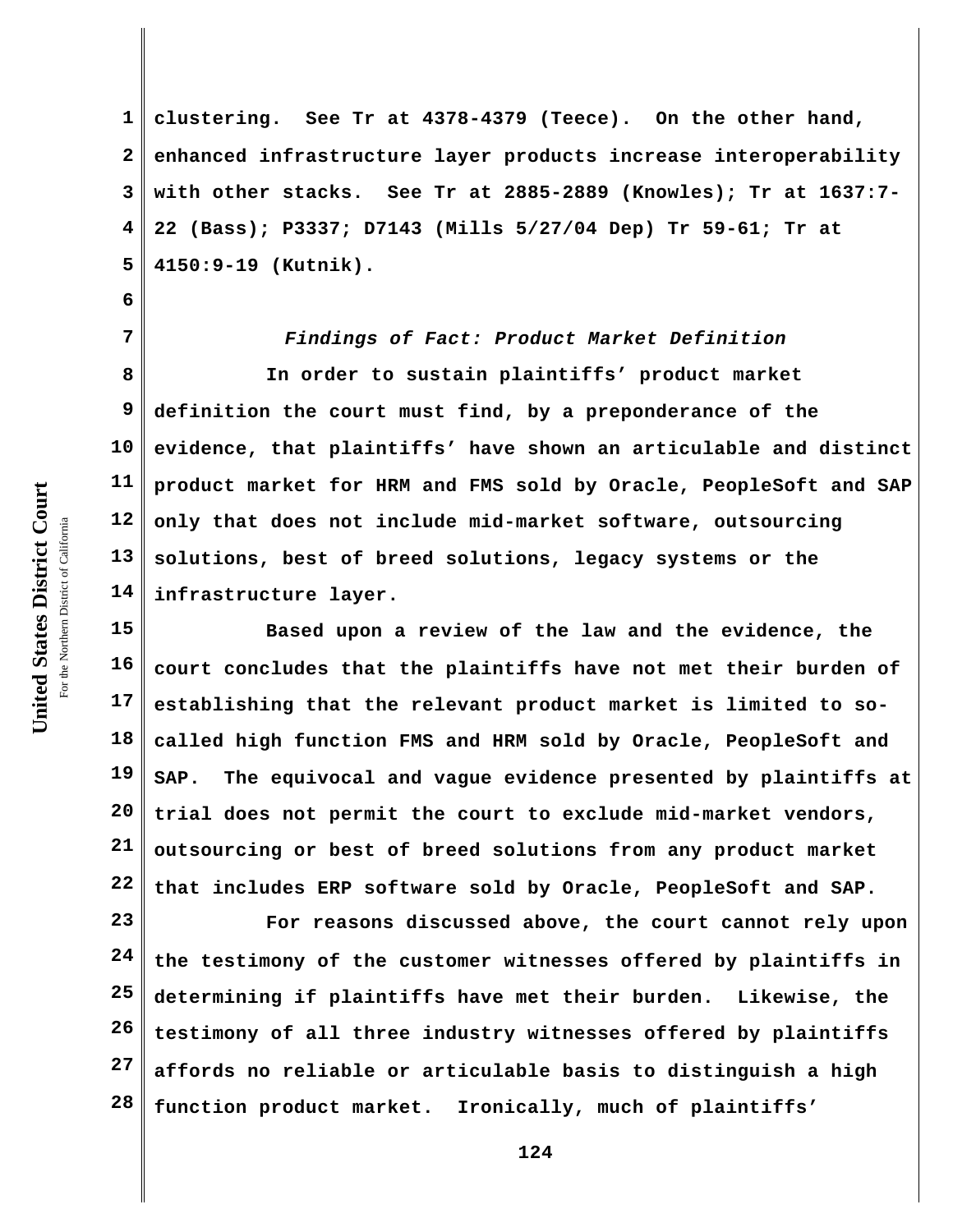clustering. See Tr at 4378-4379 (Teece). On the other hand, enhanced infrastructure layer products increase interoperability with other stacks. See Tr at 2885-2889 (Knowles); Tr at 1637:7-22 (Bass); P3337; D7143 (Mills 5/27/04 Dep) Tr 59-61; Tr at 4150:9-19 (Kutnik).

*Findings of Fact: Product Market Definition*

In order to sustain plaintiffs' product market definition the court must find, by a preponderance of the evidence, that plaintiffs' have shown an articulable and distinct product market for HRM and FMS sold by Oracle, PeopleSoft and SAP only that does not include mid-market software, outsourcing solutions, best of breed solutions, legacy systems or the infrastructure layer.

Based upon a review of the law and the evidence, the court concludes that the plaintiffs have not met their burden of establishing that the relevant product market is limited to so-called high function FMS and HRM sold by Oracle, PeopleSoft and SAP. The equivocal and vague evidence presented by plaintiffs at trial does not permit the court to exclude mid-market vendors, outsourcing or best of breed solutions from any product market that includes ERP software sold by Oracle, PeopleSoft and SAP.

For reasons discussed above, the court cannot rely upon the testimony of the customer witnesses offered by plaintiffs in determining if plaintiffs have met their burden. Likewise, the testimony of all three industry witnesses offered by plaintiffs affords no reliable or articulable basis to distinguish a high function product market. Ironically, much of plaintiffs'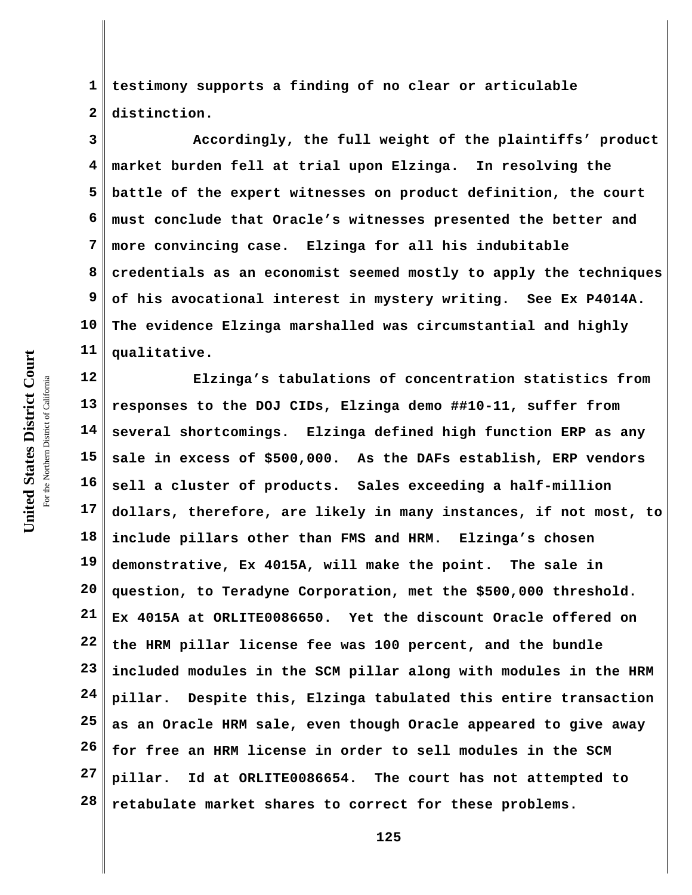testimony supports a finding of no clear or articulable distinction.

Accordingly, the full weight of the plaintiffs' product market burden fell at trial upon Elzinga. In resolving the battle of the expert witnesses on product definition, the court must conclude that Oracle's witnesses presented the better and more convincing case. Elzinga for all his indubitable credentials as an economist seemed mostly to apply the techniques of his avocational interest in mystery writing. See Ex P4014A. The evidence Elzinga marshalled was circumstantial and highly qualitative.

Elzinga's tabulations of concentration statistics from responses to the DOJ CIDs, Elzinga demo ##10-11, suffer from several shortcomings. Elzinga defined high function ERP as any sale in excess of $500,000. As the DAFs establish, ERP vendors sell a cluster of products. Sales exceeding a half-million dollars, therefore, are likely in many instances, if not most, to include pillars other than FMS and HRM. Elzinga's chosen demonstrative, Ex 4015A, will make the point. The sale in question, to Teradyne Corporation, met the $500,000 threshold. Ex 4015A at ORLITE0086650. Yet the discount Oracle offered on the HRM pillar license fee was 100 percent, and the bundle included modules in the SCM pillar along with modules in the HRM pillar. Despite this, Elzinga tabulated this entire transaction as an Oracle HRM sale, even though Oracle appeared to give away for free an HRM license in order to sell modules in the SCM pillar. Id at ORLITE0086654. The court has not attempted to retabulate market shares to correct for these problems.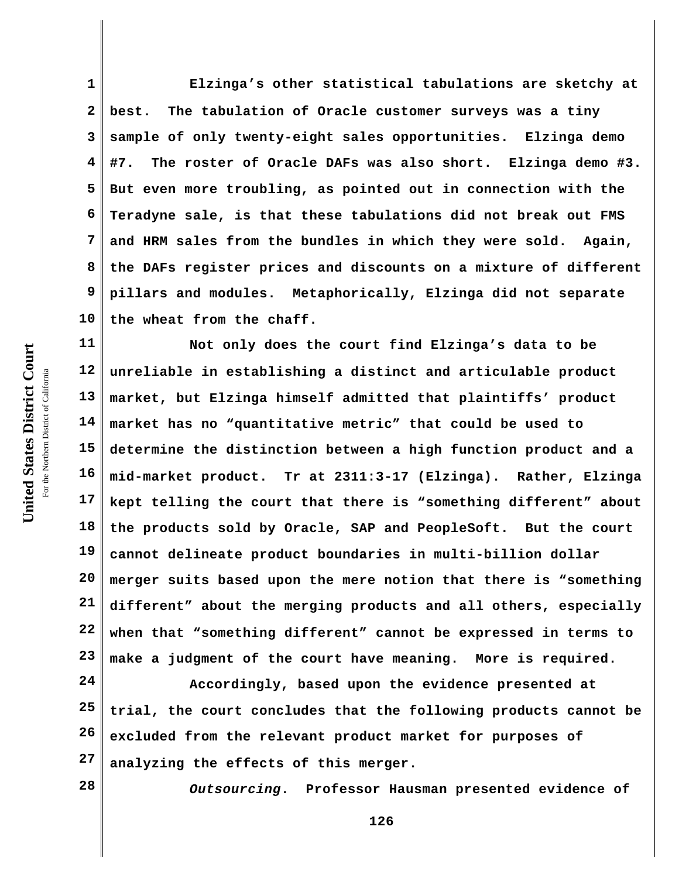Elzinga's other statistical tabulations are sketchy at best. The tabulation of Oracle customer surveys was a tiny sample of only twenty-eight sales opportunities. Elzinga demo #7. The roster of Oracle DAFs was also short. Elzinga demo #3. But even more troubling, as pointed out in connection with the Teradyne sale, is that these tabulations did not break out FMS and HRM sales from the bundles in which they were sold. Again, the DAFs register prices and discounts on a mixture of different pillars and modules. Metaphorically, Elzinga did not separate the wheat from the chaff.

Not only does the court find Elzinga's data to be unreliable in establishing a distinct and articulable product market, but Elzinga himself admitted that plaintiffs' product market has no "quantitative metric" that could be used to determine the distinction between a high function product and a mid-market product. Tr at 2311:3-17 (Elzinga). Rather, Elzinga kept telling the court that there is "something different" about the products sold by Oracle, SAP and PeopleSoft. But the court cannot delineate product boundaries in multi-billion dollar merger suits based upon the mere notion that there is "something different" about the merging products and all others, especially when that "something different" cannot be expressed in terms to make a judgment of the court have meaning. More is required.

Accordingly, based upon the evidence presented at trial, the court concludes that the following products cannot be excluded from the relevant product market for purposes of analyzing the effects of this merger.

*Outsourcing*. Professor Hausman presented evidence of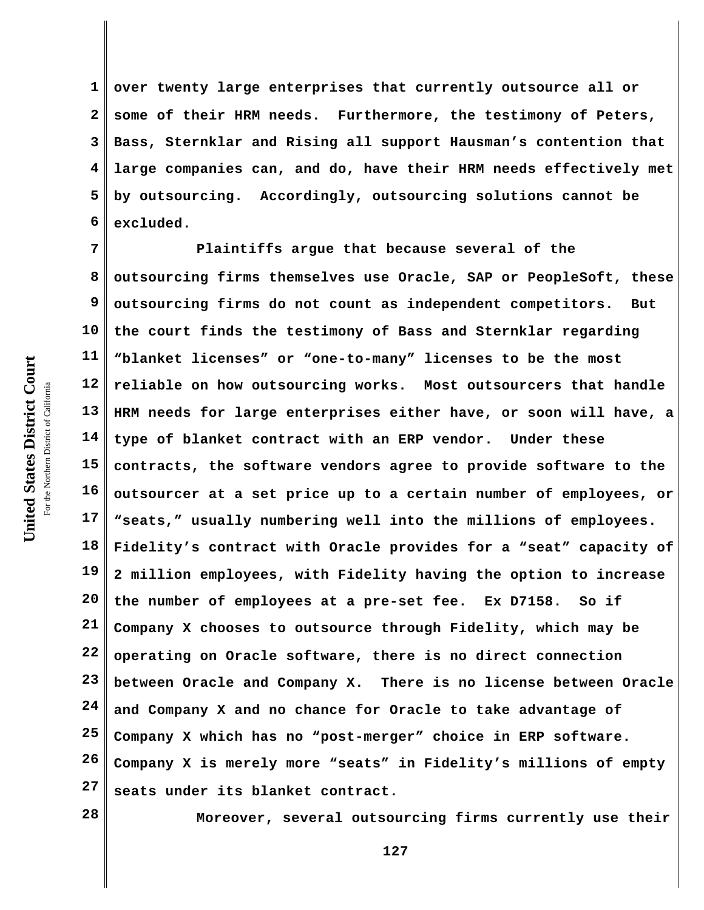over twenty large enterprises that currently outsource all or some of their HRM needs. Furthermore, the testimony of Peters, Bass, Sternklar and Rising all support Hausman's contention that large companies can, and do, have their HRM needs effectively met by outsourcing. Accordingly, outsourcing solutions cannot be excluded.

Plaintiffs argue that because several of the outsourcing firms themselves use Oracle, SAP or PeopleSoft, these outsourcing firms do not count as independent competitors. But the court finds the testimony of Bass and Sternklar regarding "blanket licenses" or "one-to-many" licenses to be the most reliable on how outsourcing works. Most outsourcers that handle HRM needs for large enterprises either have, or soon will have, a type of blanket contract with an ERP vendor. Under these contracts, the software vendors agree to provide software to the outsourcer at a set price up to a certain number of employees, or "seats," usually numbering well into the millions of employees. Fidelity's contract with Oracle provides for a "seat" capacity of 2 million employees, with Fidelity having the option to increase the number of employees at a pre-set fee. Ex D7158. So if Company X chooses to outsource through Fidelity, which may be operating on Oracle software, there is no direct connection between Oracle and Company X. There is no license between Oracle and Company X and no chance for Oracle to take advantage of Company X which has no "post-merger" choice in ERP software. Company X is merely more "seats" in Fidelity's millions of empty seats under its blanket contract.

Moreover, several outsourcing firms currently use their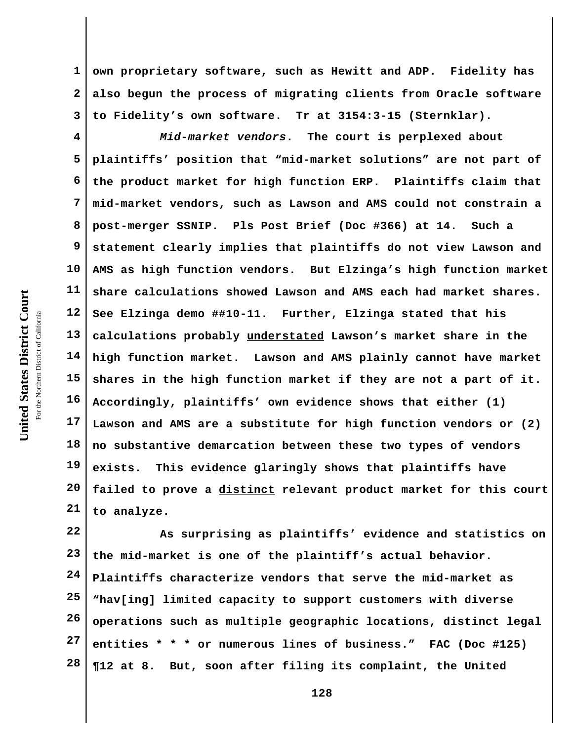own proprietary software, such as Hewitt and ADP. Fidelity has also begun the process of migrating clients from Oracle software to Fidelity's own software. Tr at 3154:3-15 (Sternklar).

*Mid-market vendors.* The court is perplexed about plaintiffs' position that "mid-market solutions" are not part of the product market for high function ERP. Plaintiffs claim that mid-market vendors, such as Lawson and AMS could not constrain a post-merger SSNIP. Pls Post Brief (Doc #366) at 14. Such a statement clearly implies that plaintiffs do not view Lawson and AMS as high function vendors. But Elzinga's high function market share calculations showed Lawson and AMS each had market shares. See Elzinga demo ##10-11. Further, Elzinga stated that his calculations probably <u>understated</u> Lawson's market share in the high function market. Lawson and AMS plainly cannot have market shares in the high function market if they are not a part of it. Accordingly, plaintiffs' own evidence shows that either (1) Lawson and AMS are a substitute for high function vendors or (2) no substantive demarcation between these two types of vendors exists. This evidence glaringly shows that plaintiffs have failed to prove a <u>distinct</u> relevant product market for this court to analyze.

As surprising as plaintiffs' evidence and statistics on the mid-market is one of the plaintiff's actual behavior. Plaintiffs characterize vendors that serve the mid-market as "hav[ing] limited capacity to support customers with diverse operations such as multiple geographic locations, distinct legal entities * * * or numerous lines of business." FAC (Doc #125) ¶12 at 8. But, soon after filing its complaint, the United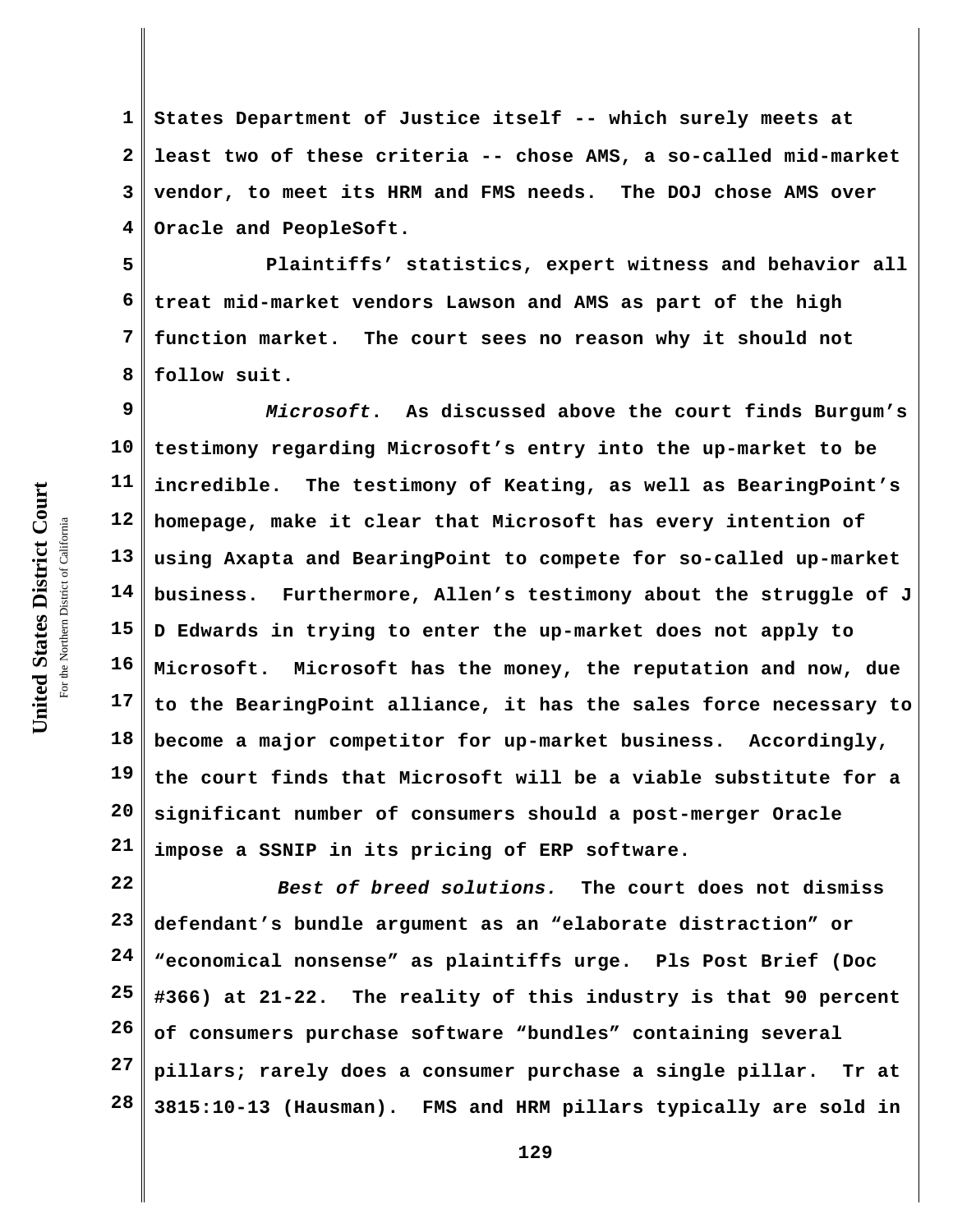States Department of Justice itself -- which surely meets at least two of these criteria -- chose AMS, a so-called mid-market vendor, to meet its HRM and FMS needs. The DOJ chose AMS over Oracle and PeopleSoft.

Plaintiffs' statistics, expert witness and behavior all treat mid-market vendors Lawson and AMS as part of the high function market. The court sees no reason why it should not follow suit.

*Microsoft*. As discussed above the court finds Burgum's testimony regarding Microsoft's entry into the up-market to be incredible. The testimony of Keating, as well as BearingPoint's homepage, make it clear that Microsoft has every intention of using Axapta and BearingPoint to compete for so-called up-market business. Furthermore, Allen's testimony about the struggle of J D Edwards in trying to enter the up-market does not apply to Microsoft. Microsoft has the money, the reputation and now, due to the BearingPoint alliance, it has the sales force necessary to become a major competitor for up-market business. Accordingly, the court finds that Microsoft will be a viable substitute for a significant number of consumers should a post-merger Oracle impose a SSNIP in its pricing of ERP software.

*Best of breed solutions.* The court does not dismiss defendant's bundle argument as an "elaborate distraction" or "economical nonsense" as plaintiffs urge. Pls Post Brief (Doc #366) at 21-22. The reality of this industry is that 90 percent of consumers purchase software "bundles" containing several pillars; rarely does a consumer purchase a single pillar. Tr at 3815:10-13 (Hausman). FMS and HRM pillars typically are sold in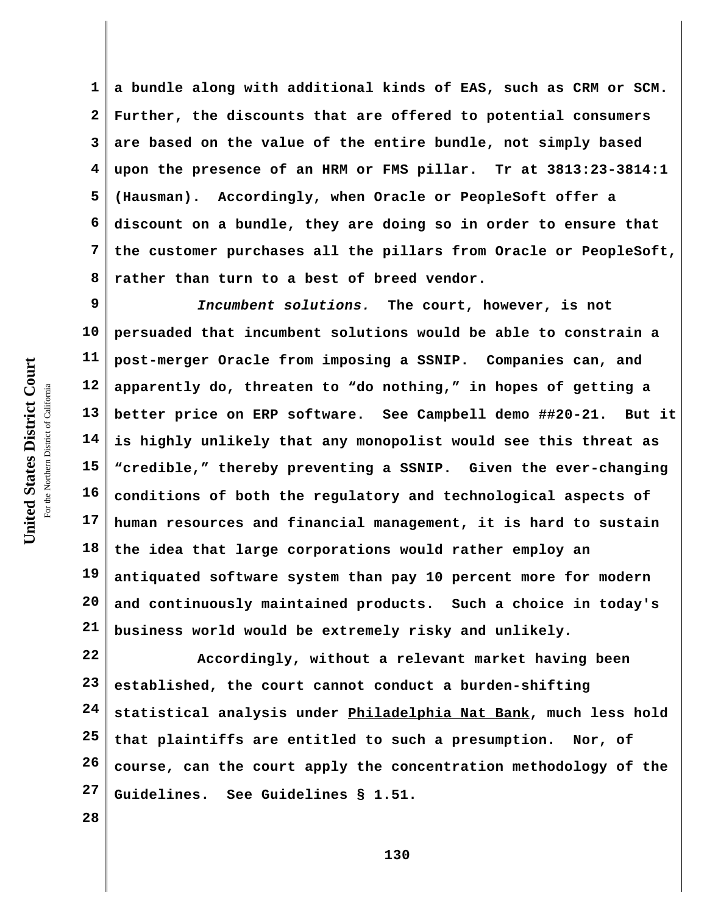a bundle along with additional kinds of EAS, such as CRM or SCM. Further, the discounts that are offered to potential consumers are based on the value of the entire bundle, not simply based upon the presence of an HRM or FMS pillar. Tr at 3813:23-3814:1 (Hausman). Accordingly, when Oracle or PeopleSoft offer a discount on a bundle, they are doing so in order to ensure that the customer purchases all the pillars from Oracle or PeopleSoft, rather than turn to a best of breed vendor.

*Incumbent solutions.* The court, however, is not persuaded that incumbent solutions would be able to constrain a post-merger Oracle from imposing a SSNIP. Companies can, and apparently do, threaten to "do nothing," in hopes of getting a better price on ERP software. See Campbell demo ##20-21. But it is highly unlikely that any monopolist would see this threat as "credible," thereby preventing a SSNIP. Given the ever-changing conditions of both the regulatory and technological aspects of human resources and financial management, it is hard to sustain the idea that large corporations would rather employ an antiquated software system than pay 10 percent more for modern and continuously maintained products. Such a choice in today's business world would be extremely risky and unlikely.

Accordingly, without a relevant market having been established, the court cannot conduct a burden-shifting statistical analysis under Philadelphia Nat Bank, much less hold that plaintiffs are entitled to such a presumption. Nor, of course, can the court apply the concentration methodology of the Guidelines. See Guidelines § 1.51.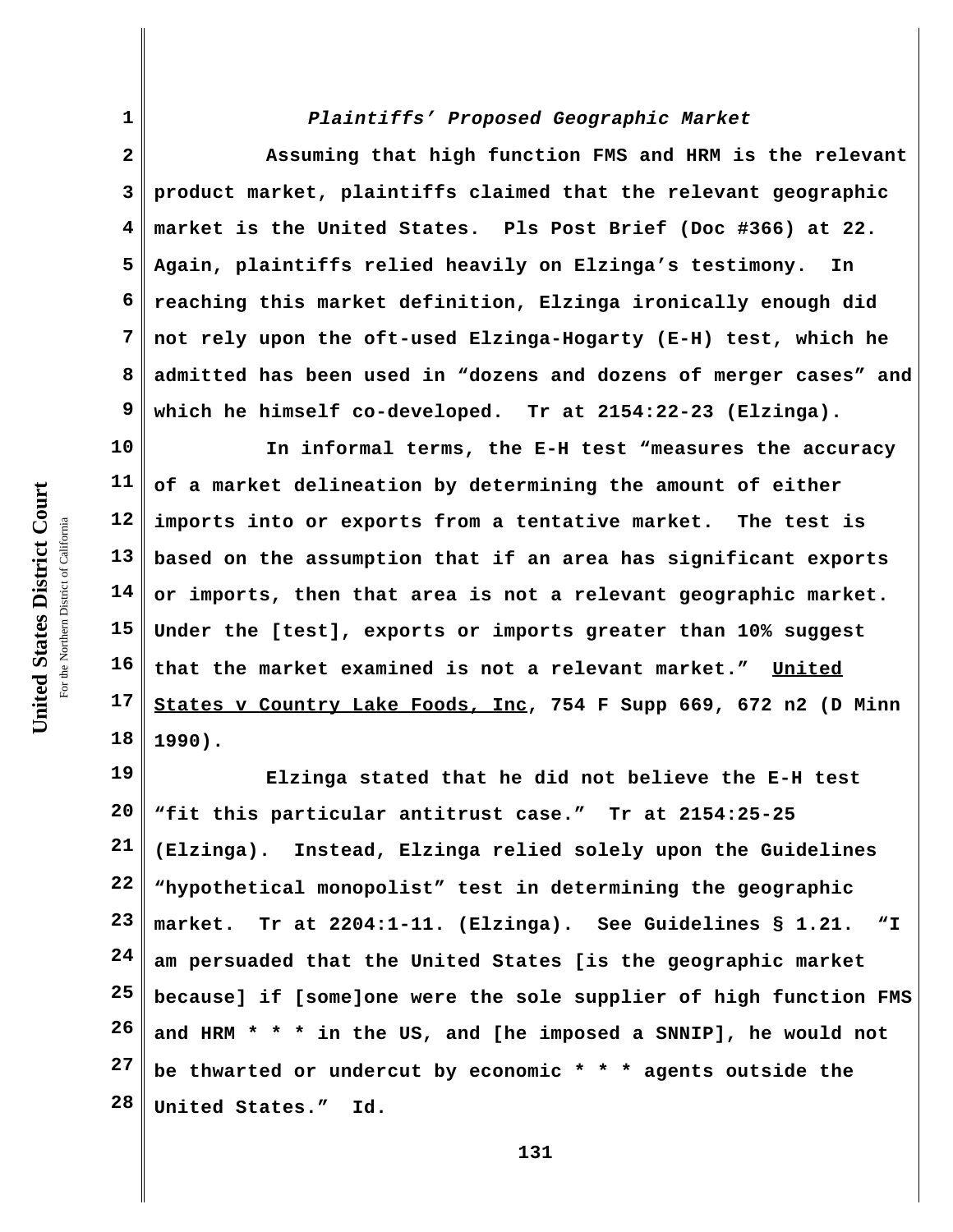*Plaintiffs' Proposed Geographic Market*

Assuming that high function FMS and HRM is the relevant product market, plaintiffs claimed that the relevant geographic market is the United States. Pls Post Brief (Doc #366) at 22. Again, plaintiffs relied heavily on Elzinga's testimony. In reaching this market definition, Elzinga ironically enough did not rely upon the oft-used Elzinga-Hogarty (E-H) test, which he admitted has been used in "dozens and dozens of merger cases" and which he himself co-developed. Tr at 2154:22-23 (Elzinga).

In informal terms, the E-H test "measures the accuracy of a market delineation by determining the amount of either imports into or exports from a tentative market. The test is based on the assumption that if an area has significant exports or imports, then that area is not a relevant geographic market. Under the [test], exports or imports greater than 10% suggest that the market examined is not a relevant market." United States v Country Lake Foods, Inc, 754 F Supp 669, 672 n2 (D Minn 1990).

Elzinga stated that he did not believe the E-H test "fit this particular antitrust case." Tr at 2154:25-25 (Elzinga). Instead, Elzinga relied solely upon the Guidelines "hypothetical monopolist" test in determining the geographic market. Tr at 2204:1-11. (Elzinga). See Guidelines § 1.21. "I am persuaded that the United States [is the geographic market because] if [some]one were the sole supplier of high function FMS and HRM * * * in the US, and [he imposed a SNNIP], he would not be thwarted or undercut by economic * * * agents outside the United States." Id.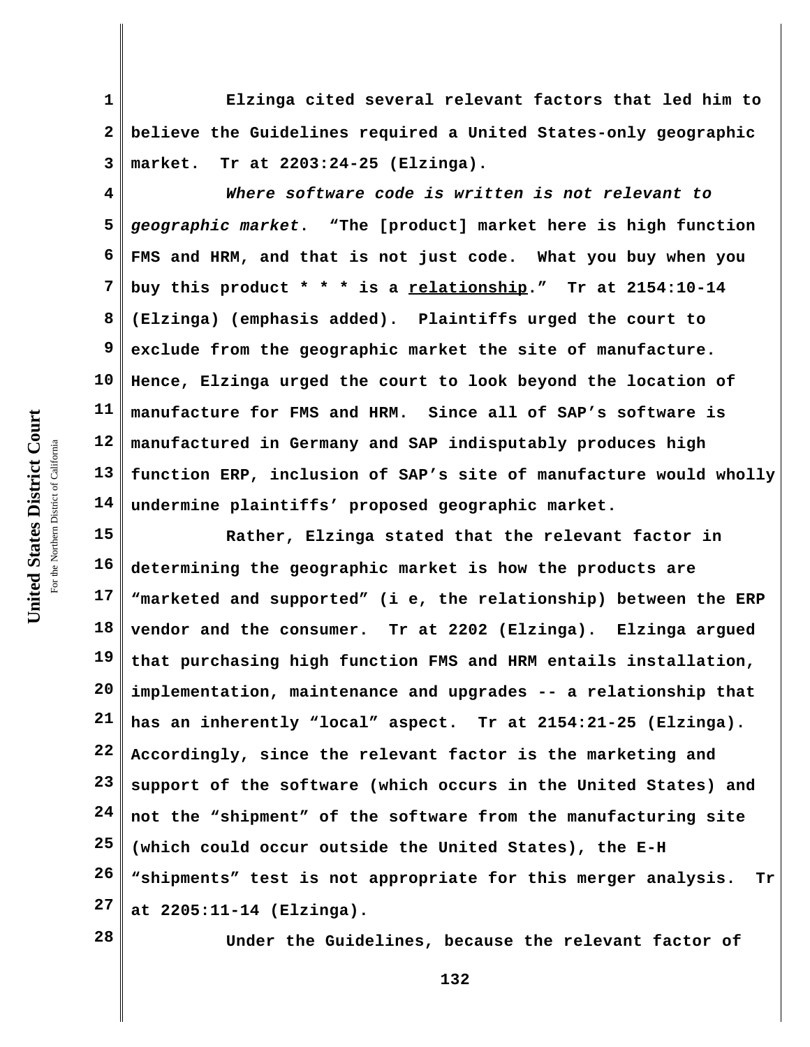Elzinga cited several relevant factors that led him to believe the Guidelines required a United States-only geographic market. Tr at 2203:24-25 (Elzinga).

*Where software code is written is not relevant to geographic market.* "The [product] market here is high function FMS and HRM, and that is not just code. What you buy when you buy this product * * * is a <u>relationship</u>." Tr at 2154:10-14 (Elzinga) (emphasis added). Plaintiffs urged the court to exclude from the geographic market the site of manufacture. Hence, Elzinga urged the court to look beyond the location of manufacture for FMS and HRM. Since all of SAP's software is manufactured in Germany and SAP indisputably produces high function ERP, inclusion of SAP's site of manufacture would wholly undermine plaintiffs' proposed geographic market.

Rather, Elzinga stated that the relevant factor in determining the geographic market is how the products are "marketed and supported" (i e, the relationship) between the ERP vendor and the consumer. Tr at 2202 (Elzinga). Elzinga argued that purchasing high function FMS and HRM entails installation, implementation, maintenance and upgrades -- a relationship that has an inherently "local" aspect. Tr at 2154:21-25 (Elzinga). Accordingly, since the relevant factor is the marketing and support of the software (which occurs in the United States) and not the "shipment" of the software from the manufacturing site (which could occur outside the United States), the E-H "shipments" test is not appropriate for this merger analysis. Tr at 2205:11-14 (Elzinga).

Under the Guidelines, because the relevant factor of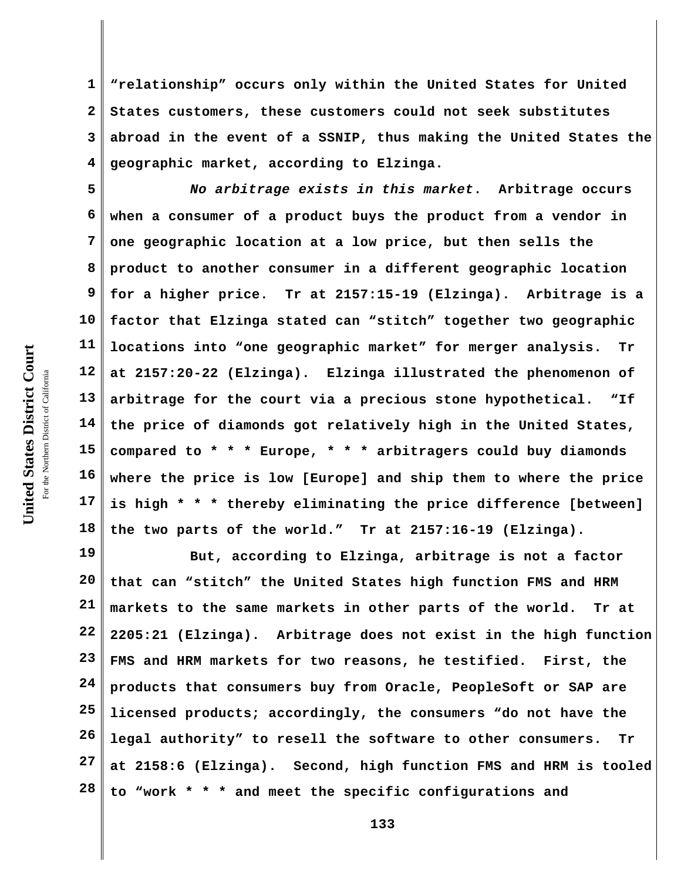"relationship" occurs only within the United States for United States customers, these customers could not seek substitutes abroad in the event of a SSNIP, thus making the United States the geographic market, according to Elzinga.

*No arbitrage exists in this market*. Arbitrage occurs when a consumer of a product buys the product from a vendor in one geographic location at a low price, but then sells the product to another consumer in a different geographic location for a higher price. Tr at 2157:15-19 (Elzinga). Arbitrage is a factor that Elzinga stated can "stitch" together two geographic locations into "one geographic market" for merger analysis. Tr at 2157:20-22 (Elzinga). Elzinga illustrated the phenomenon of arbitrage for the court via a precious stone hypothetical. "If the price of diamonds got relatively high in the United States, compared to * * * Europe, * * * arbitragers could buy diamonds where the price is low [Europe] and ship them to where the price is high * * * thereby eliminating the price difference [between] the two parts of the world." Tr at 2157:16-19 (Elzinga).

But, according to Elzinga, arbitrage is not a factor that can "stitch" the United States high function FMS and HRM markets to the same markets in other parts of the world. Tr at 2205:21 (Elzinga). Arbitrage does not exist in the high function FMS and HRM markets for two reasons, he testified. First, the products that consumers buy from Oracle, PeopleSoft or SAP are licensed products; accordingly, the consumers "do not have the legal authority" to resell the software to other consumers. Tr at 2158:6 (Elzinga). Second, high function FMS and HRM is tooled to "work * * * and meet the specific configurations and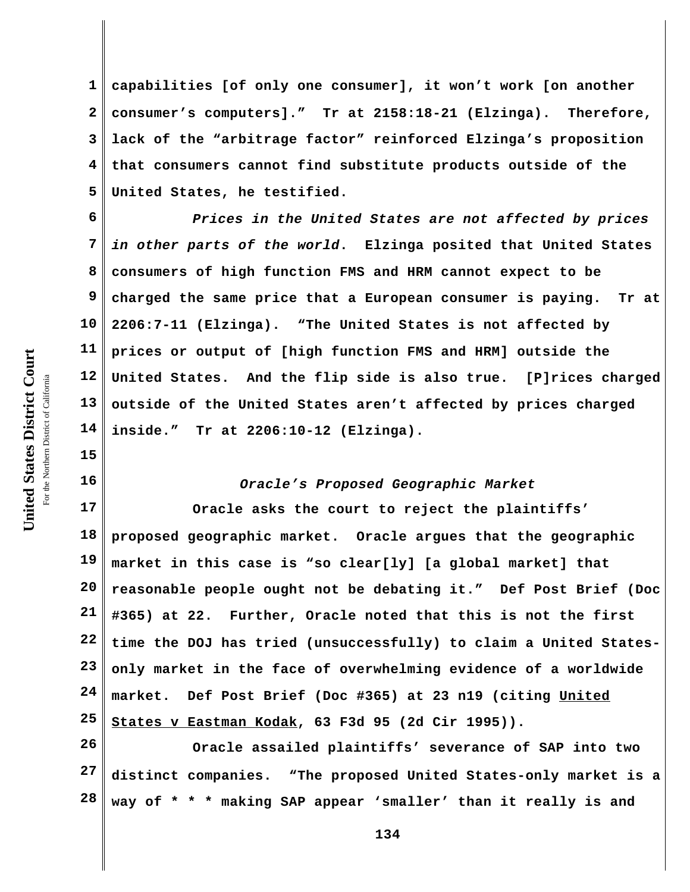capabilities [of only one consumer], it won't work [on another consumer's computers]." Tr at 2158:18-21 (Elzinga). Therefore, lack of the "arbitrage factor" reinforced Elzinga's proposition that consumers cannot find substitute products outside of the United States, he testified.

*Prices in the United States are not affected by prices in other parts of the world.* Elzinga posited that United States consumers of high function FMS and HRM cannot expect to be charged the same price that a European consumer is paying. Tr at 2206:7-11 (Elzinga). "The United States is not affected by prices or output of [high function FMS and HRM] outside the United States. And the flip side is also true. [P]rices charged outside of the United States aren't affected by prices charged inside." Tr at 2206:10-12 (Elzinga).

### *Oracle's Proposed Geographic Market*

Oracle asks the court to reject the plaintiffs' proposed geographic market. Oracle argues that the geographic market in this case is "so clear[ly] [a global market] that reasonable people ought not be debating it." Def Post Brief (Doc #365) at 22. Further, Oracle noted that this is not the first time the DOJ has tried (unsuccessfully) to claim a United States-only market in the face of overwhelming evidence of a worldwide market. Def Post Brief (Doc #365) at 23 n19 (citing United States v Eastman Kodak, 63 F3d 95 (2d Cir 1995)).

Oracle assailed plaintiffs' severance of SAP into two distinct companies. "The proposed United States-only market is a way of * * * making SAP appear 'smaller' than it really is and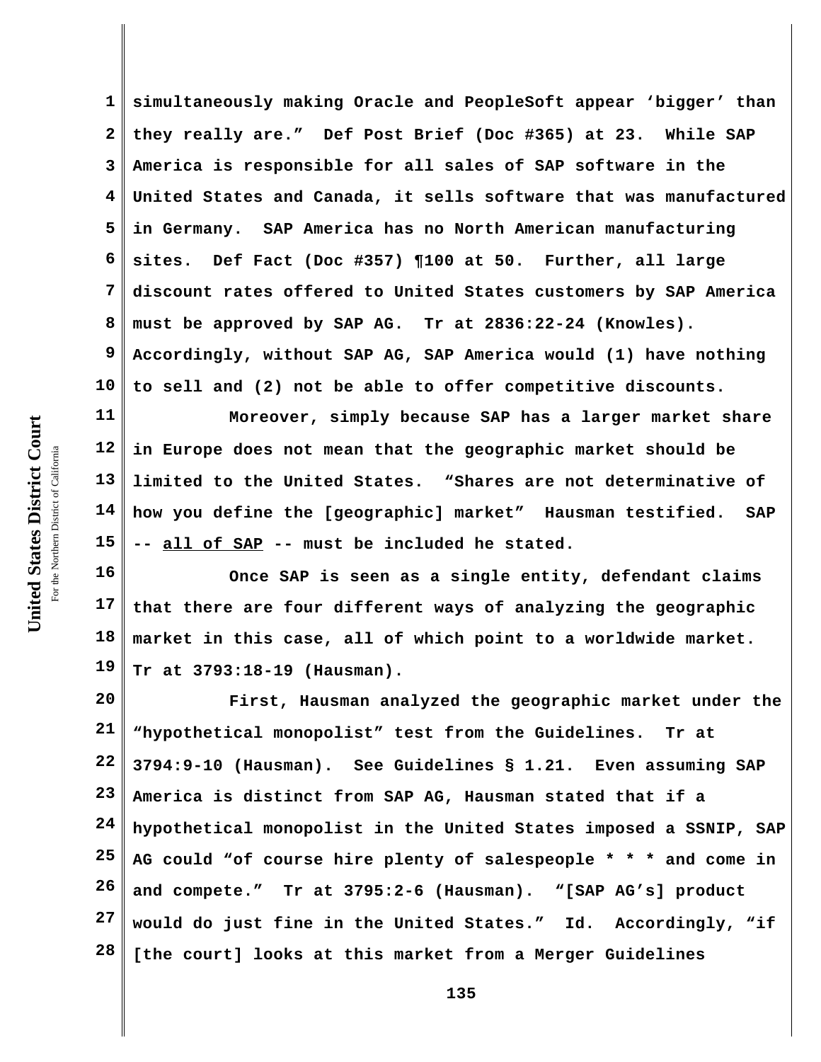simultaneously making Oracle and PeopleSoft appear 'bigger' than they really are." Def Post Brief (Doc #365) at 23. While SAP America is responsible for all sales of SAP software in the United States and Canada, it sells software that was manufactured in Germany. SAP America has no North American manufacturing sites. Def Fact (Doc #357) ¶100 at 50. Further, all large discount rates offered to United States customers by SAP America must be approved by SAP AG. Tr at 2836:22-24 (Knowles). Accordingly, without SAP AG, SAP America would (1) have nothing to sell and (2) not be able to offer competitive discounts.

Moreover, simply because SAP has a larger market share in Europe does not mean that the geographic market should be limited to the United States. "Shares are not determinative of how you define the [geographic] market" Hausman testified. SAP -- <u>all of SAP</u> -- must be included he stated.

Once SAP is seen as a single entity, defendant claims that there are four different ways of analyzing the geographic market in this case, all of which point to a worldwide market. Tr at 3793:18-19 (Hausman).

First, Hausman analyzed the geographic market under the "hypothetical monopolist" test from the Guidelines. Tr at 3794:9-10 (Hausman). See Guidelines § 1.21. Even assuming SAP America is distinct from SAP AG, Hausman stated that if a hypothetical monopolist in the United States imposed a SSNIP, SAP AG could "of course hire plenty of salespeople * * * and come in and compete." Tr at 3795:2-6 (Hausman). "[SAP AG's] product would do just fine in the United States." Id. Accordingly, "if [the court] looks at this market from a Merger Guidelines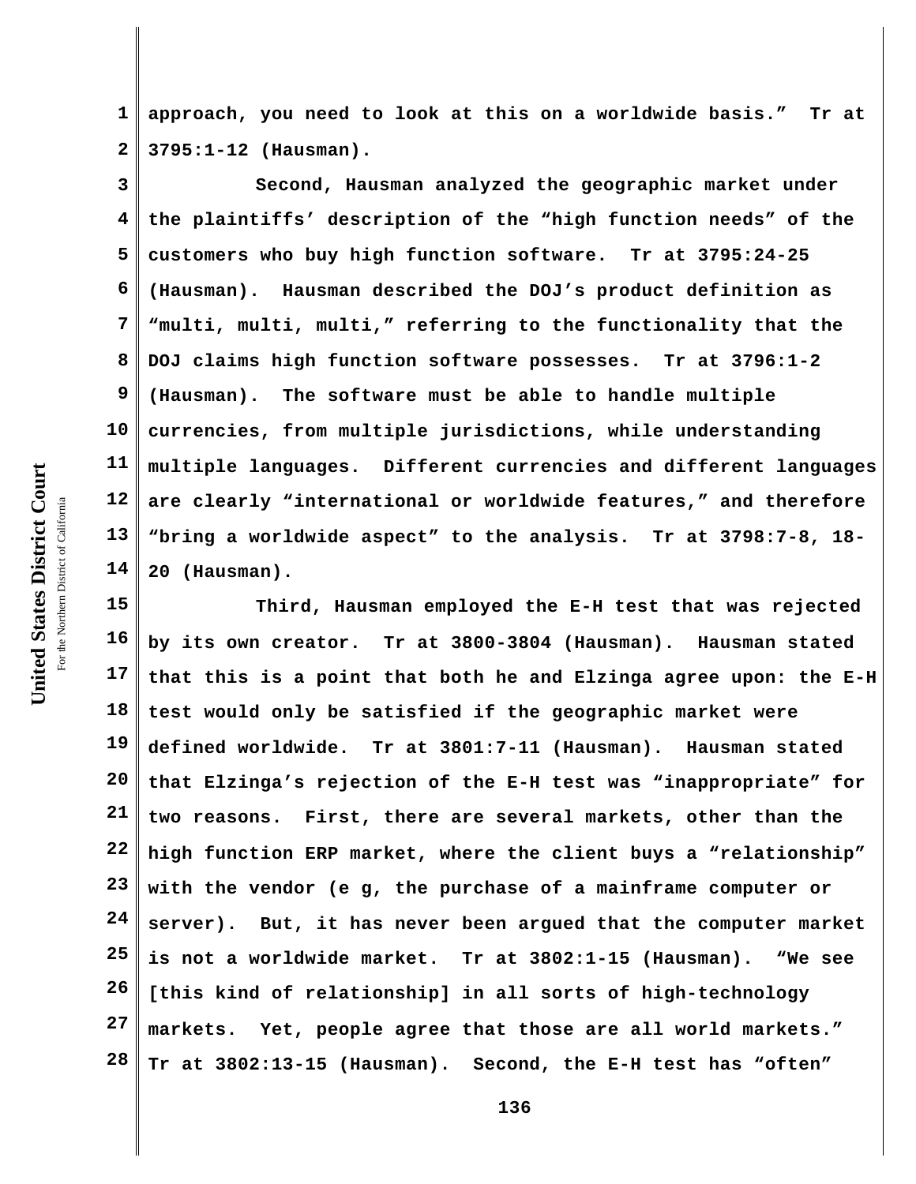approach, you need to look at this on a worldwide basis." Tr at 3795:1-12 (Hausman).

Second, Hausman analyzed the geographic market under the plaintiffs' description of the "high function needs" of the customers who buy high function software. Tr at 3795:24-25 (Hausman). Hausman described the DOJ's product definition as "multi, multi, multi," referring to the functionality that the DOJ claims high function software possesses. Tr at 3796:1-2 (Hausman). The software must be able to handle multiple currencies, from multiple jurisdictions, while understanding multiple languages. Different currencies and different languages are clearly "international or worldwide features," and therefore "bring a worldwide aspect" to the analysis. Tr at 3798:7-8, 18-20 (Hausman).

Third, Hausman employed the E-H test that was rejected by its own creator. Tr at 3800-3804 (Hausman). Hausman stated that this is a point that both he and Elzinga agree upon: the E-H test would only be satisfied if the geographic market were defined worldwide. Tr at 3801:7-11 (Hausman). Hausman stated that Elzinga's rejection of the E-H test was "inappropriate" for two reasons. First, there are several markets, other than the high function ERP market, where the client buys a "relationship" with the vendor (e g, the purchase of a mainframe computer or server). But, it has never been argued that the computer market is not a worldwide market. Tr at 3802:1-15 (Hausman). "We see [this kind of relationship] in all sorts of high-technology markets. Yet, people agree that those are all world markets." Tr at 3802:13-15 (Hausman). Second, the E-H test has "often"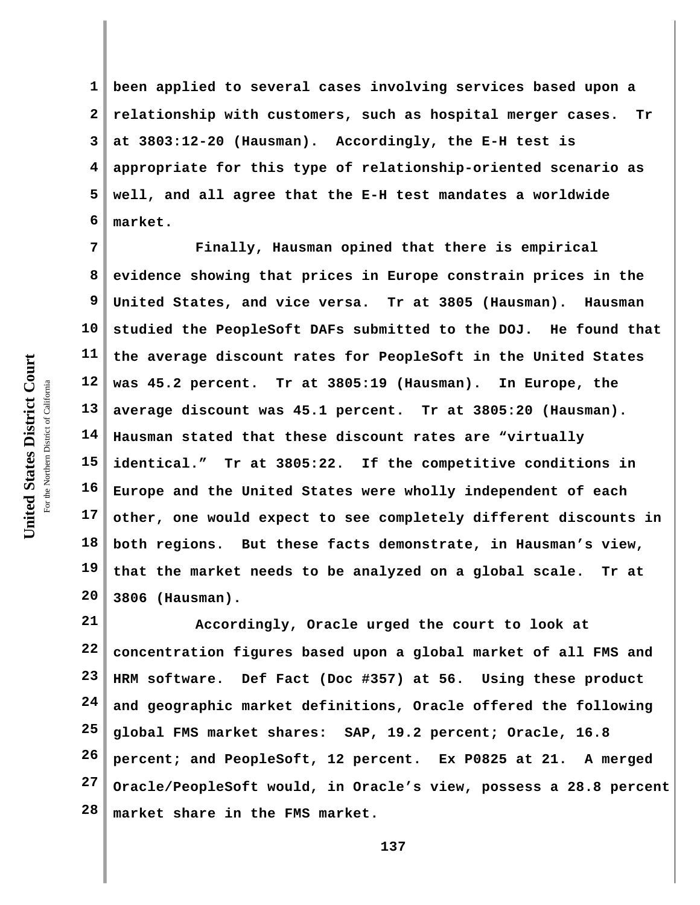been applied to several cases involving services based upon a relationship with customers, such as hospital merger cases. Tr at 3803:12-20 (Hausman). Accordingly, the E-H test is appropriate for this type of relationship-oriented scenario as well, and all agree that the E-H test mandates a worldwide market.

Finally, Hausman opined that there is empirical evidence showing that prices in Europe constrain prices in the United States, and vice versa. Tr at 3805 (Hausman). Hausman studied the PeopleSoft DAFs submitted to the DOJ. He found that the average discount rates for PeopleSoft in the United States was 45.2 percent. Tr at 3805:19 (Hausman). In Europe, the average discount was 45.1 percent. Tr at 3805:20 (Hausman). Hausman stated that these discount rates are "virtually identical." Tr at 3805:22. If the competitive conditions in Europe and the United States were wholly independent of each other, one would expect to see completely different discounts in both regions. But these facts demonstrate, in Hausman's view, that the market needs to be analyzed on a global scale. Tr at 3806 (Hausman).

Accordingly, Oracle urged the court to look at concentration figures based upon a global market of all FMS and HRM software. Def Fact (Doc #357) at 56. Using these product and geographic market definitions, Oracle offered the following global FMS market shares: SAP, 19.2 percent; Oracle, 16.8 percent; and PeopleSoft, 12 percent. Ex P0825 at 21. A merged Oracle/PeopleSoft would, in Oracle's view, possess a 28.8 percent market share in the FMS market.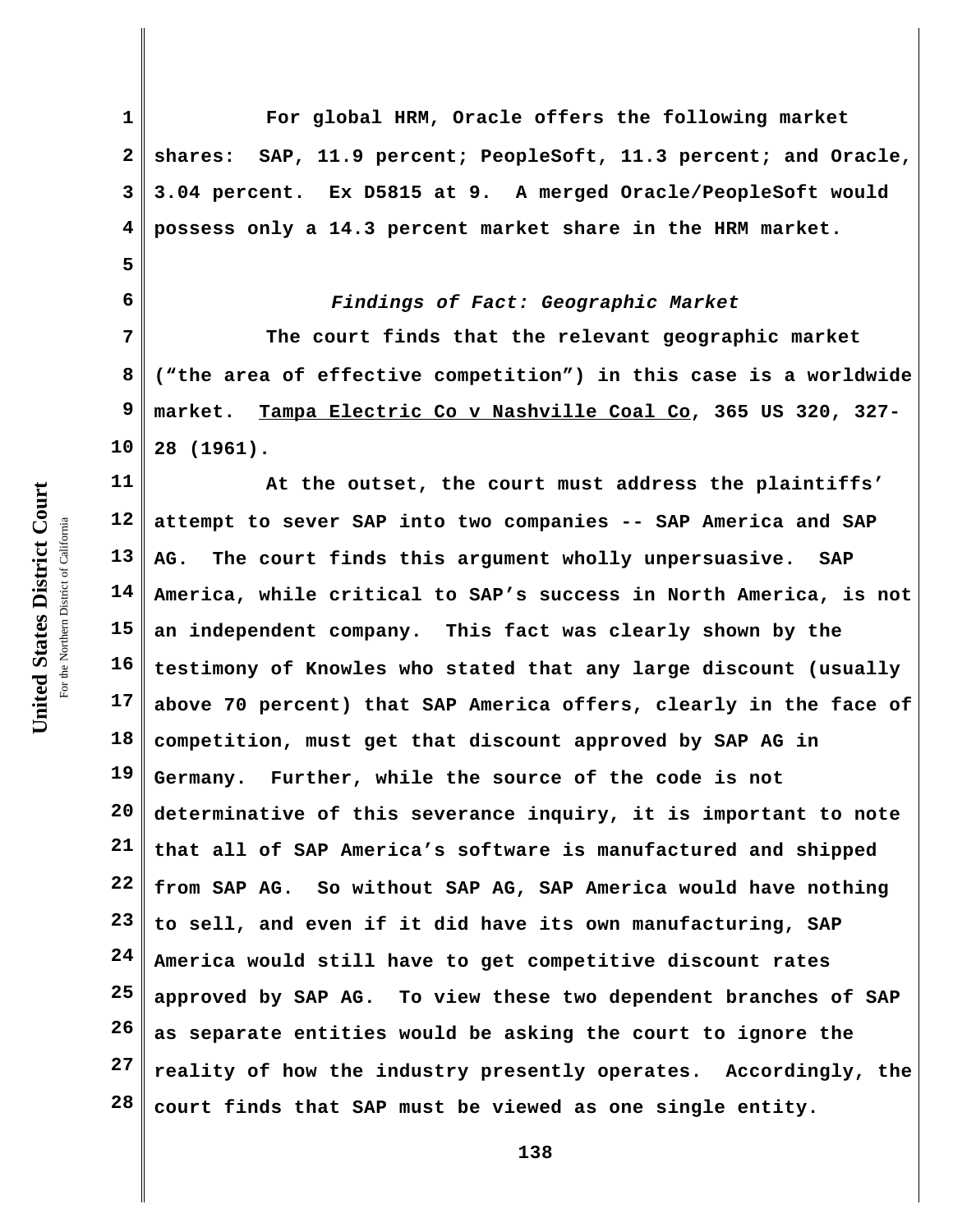For global HRM, Oracle offers the following market shares: SAP, 11.9 percent; PeopleSoft, 11.3 percent; and Oracle, 3.04 percent. Ex D5815 at 9. A merged Oracle/PeopleSoft would possess only a 14.3 percent market share in the HRM market.

*Findings of Fact: Geographic Market*

The court finds that the relevant geographic market ("the area of effective competition") in this case is a worldwide market. Tampa Electric Co v Nashville Coal Co, 365 US 320, 327-28 (1961).

At the outset, the court must address the plaintiffs' attempt to sever SAP into two companies -- SAP America and SAP AG. The court finds this argument wholly unpersuasive. SAP America, while critical to SAP's success in North America, is not an independent company. This fact was clearly shown by the testimony of Knowles who stated that any large discount (usually above 70 percent) that SAP America offers, clearly in the face of competition, must get that discount approved by SAP AG in Germany. Further, while the source of the code is not determinative of this severance inquiry, it is important to note that all of SAP America's software is manufactured and shipped from SAP AG. So without SAP AG, SAP America would have nothing to sell, and even if it did have its own manufacturing, SAP America would still have to get competitive discount rates approved by SAP AG. To view these two dependent branches of SAP as separate entities would be asking the court to ignore the reality of how the industry presently operates. Accordingly, the court finds that SAP must be viewed as one single entity.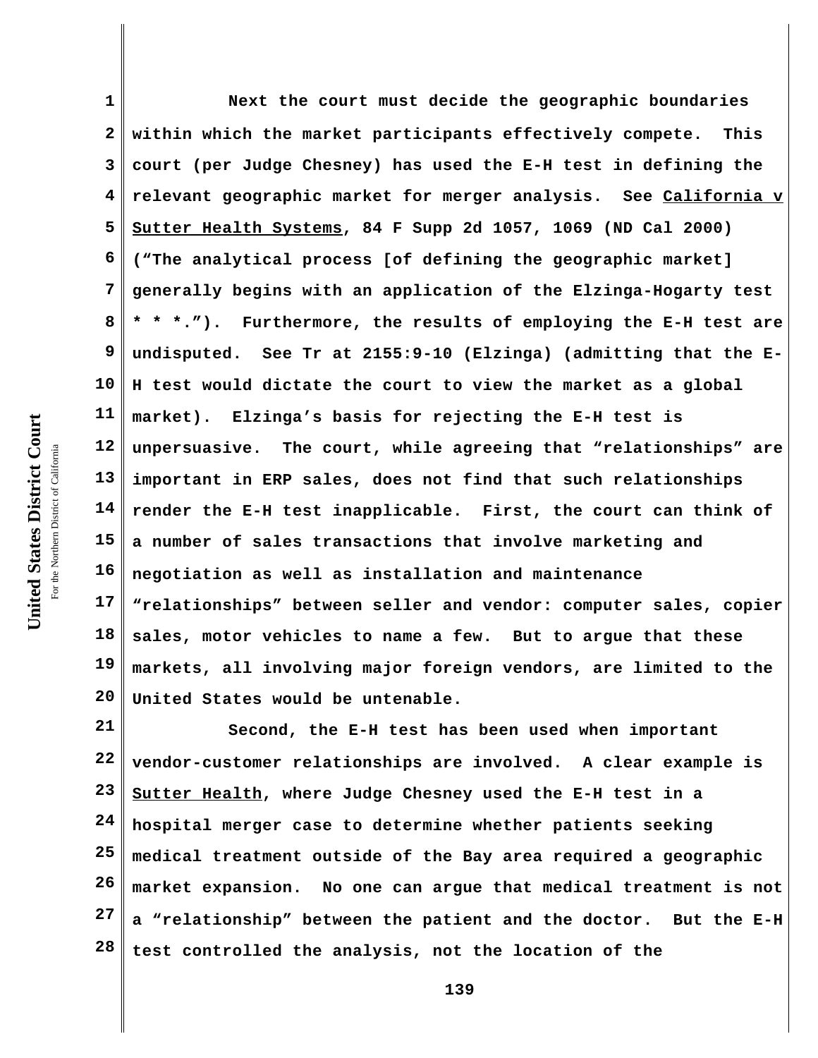Next the court must decide the geographic boundaries within which the market participants effectively compete. This court (per Judge Chesney) has used the E-H test in defining the relevant geographic market for merger analysis. See California v Sutter Health Systems, 84 F Supp 2d 1057, 1069 (ND Cal 2000) ("The analytical process [of defining the geographic market] generally begins with an application of the Elzinga-Hogarty test * * *."). Furthermore, the results of employing the E-H test are undisputed. See Tr at 2155:9-10 (Elzinga) (admitting that the E-H test would dictate the court to view the market as a global market). Elzinga's basis for rejecting the E-H test is unpersuasive. The court, while agreeing that "relationships" are important in ERP sales, does not find that such relationships render the E-H test inapplicable. First, the court can think of a number of sales transactions that involve marketing and negotiation as well as installation and maintenance "relationships" between seller and vendor: computer sales, copier sales, motor vehicles to name a few. But to argue that these markets, all involving major foreign vendors, are limited to the United States would be untenable.

Second, the E-H test has been used when important vendor-customer relationships are involved. A clear example is Sutter Health, where Judge Chesney used the E-H test in a hospital merger case to determine whether patients seeking medical treatment outside of the Bay area required a geographic market expansion. No one can argue that medical treatment is not a "relationship" between the patient and the doctor. But the E-H test controlled the analysis, not the location of the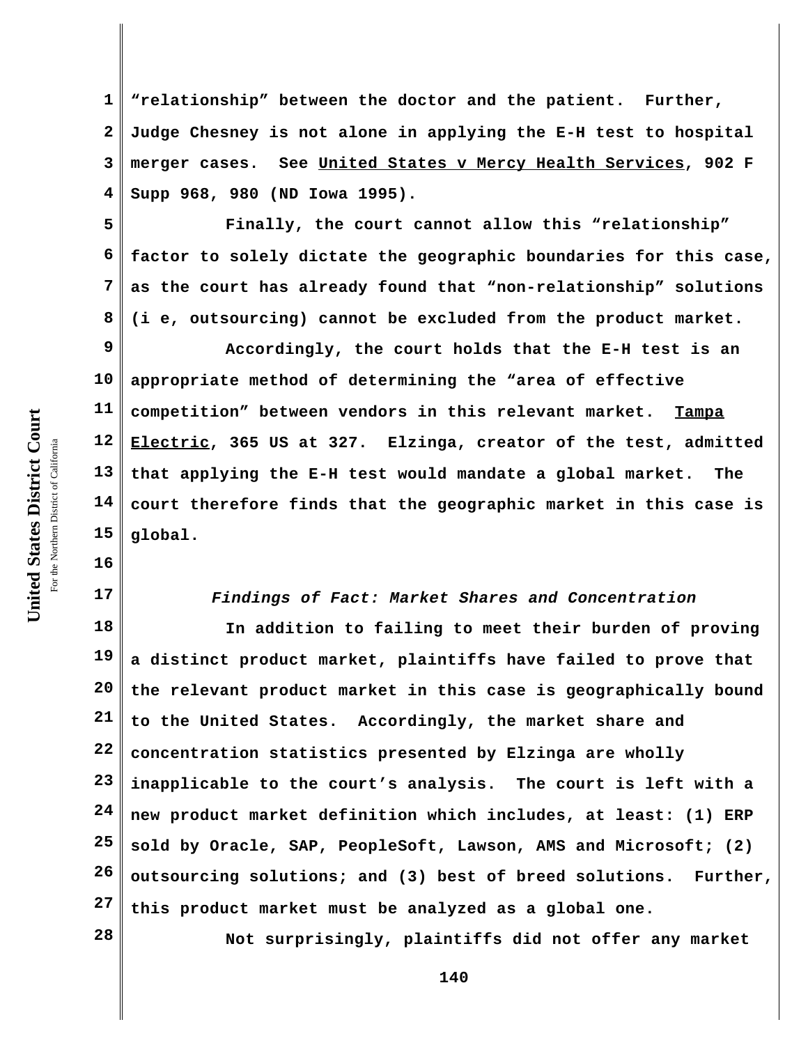"relationship" between the doctor and the patient. Further, Judge Chesney is not alone in applying the E-H test to hospital merger cases. See United States v Mercy Health Services, 902 F Supp 968, 980 (ND Iowa 1995).

Finally, the court cannot allow this "relationship" factor to solely dictate the geographic boundaries for this case, as the court has already found that "non-relationship" solutions (i e, outsourcing) cannot be excluded from the product market.

Accordingly, the court holds that the E-H test is an appropriate method of determining the "area of effective competition" between vendors in this relevant market. Tampa Electric, 365 US at 327. Elzinga, creator of the test, admitted that applying the E-H test would mandate a global market. The court therefore finds that the geographic market in this case is global.

*Findings of Fact: Market Shares and Concentration*

In addition to failing to meet their burden of proving a distinct product market, plaintiffs have failed to prove that the relevant product market in this case is geographically bound to the United States. Accordingly, the market share and concentration statistics presented by Elzinga are wholly inapplicable to the court's analysis. The court is left with a new product market definition which includes, at least: (1) ERP sold by Oracle, SAP, PeopleSoft, Lawson, AMS and Microsoft; (2) outsourcing solutions; and (3) best of breed solutions. Further, this product market must be analyzed as a global one.

Not surprisingly, plaintiffs did not offer any market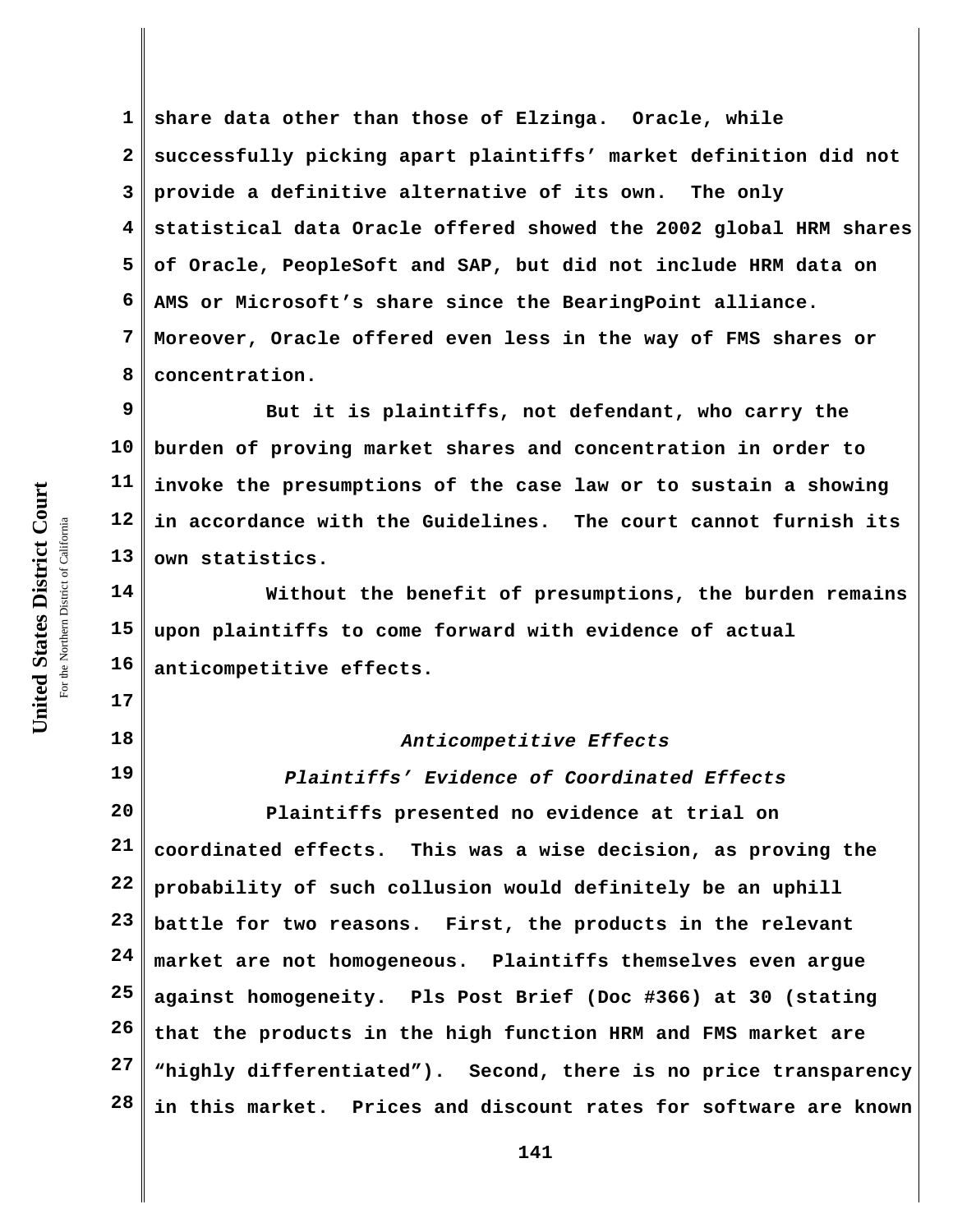share data other than those of Elzinga. Oracle, while successfully picking apart plaintiffs' market definition did not provide a definitive alternative of its own. The only statistical data Oracle offered showed the 2002 global HRM shares of Oracle, PeopleSoft and SAP, but did not include HRM data on AMS or Microsoft's share since the BearingPoint alliance. Moreover, Oracle offered even less in the way of FMS shares or concentration.

But it is plaintiffs, not defendant, who carry the burden of proving market shares and concentration in order to invoke the presumptions of the case law or to sustain a showing in accordance with the Guidelines. The court cannot furnish its own statistics.

Without the benefit of presumptions, the burden remains upon plaintiffs to come forward with evidence of actual anticompetitive effects.

### *Anticompetitive Effects*

#### *Plaintiffs' Evidence of Coordinated Effects*

Plaintiffs presented no evidence at trial on coordinated effects. This was a wise decision, as proving the probability of such collusion would definitely be an uphill battle for two reasons. First, the products in the relevant market are not homogeneous. Plaintiffs themselves even argue against homogeneity. Pls Post Brief (Doc #366) at 30 (stating that the products in the high function HRM and FMS market are "highly differentiated"). Second, there is no price transparency in this market. Prices and discount rates for software are known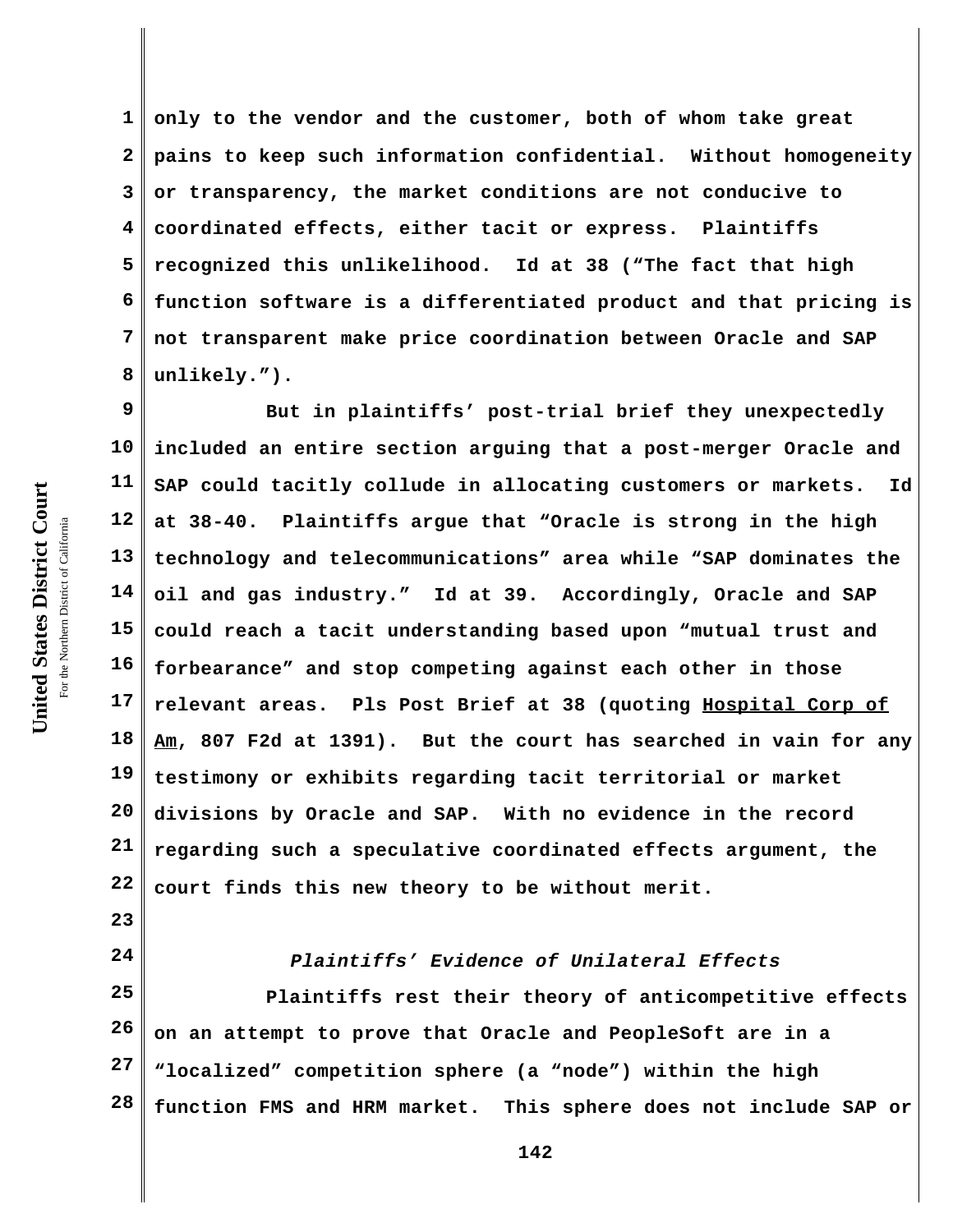only to the vendor and the customer, both of whom take great pains to keep such information confidential. Without homogeneity or transparency, the market conditions are not conducive to coordinated effects, either tacit or express. Plaintiffs recognized this unlikelihood. Id at 38 ("The fact that high function software is a differentiated product and that pricing is not transparent make price coordination between Oracle and SAP unlikely.").

But in plaintiffs' post-trial brief they unexpectedly included an entire section arguing that a post-merger Oracle and SAP could tacitly collude in allocating customers or markets. Id at 38-40. Plaintiffs argue that "Oracle is strong in the high technology and telecommunications" area while "SAP dominates the oil and gas industry." Id at 39. Accordingly, Oracle and SAP could reach a tacit understanding based upon "mutual trust and forbearance" and stop competing against each other in those relevant areas. Pls Post Brief at 38 (quoting Hospital Corp of Am, 807 F2d at 1391). But the court has searched in vain for any testimony or exhibits regarding tacit territorial or market divisions by Oracle and SAP. With no evidence in the record regarding such a speculative coordinated effects argument, the court finds this new theory to be without merit.

*Plaintiffs' Evidence of Unilateral Effects*

Plaintiffs rest their theory of anticompetitive effects on an attempt to prove that Oracle and PeopleSoft are in a "localized" competition sphere (a "node") within the high function FMS and HRM market. This sphere does not include SAP or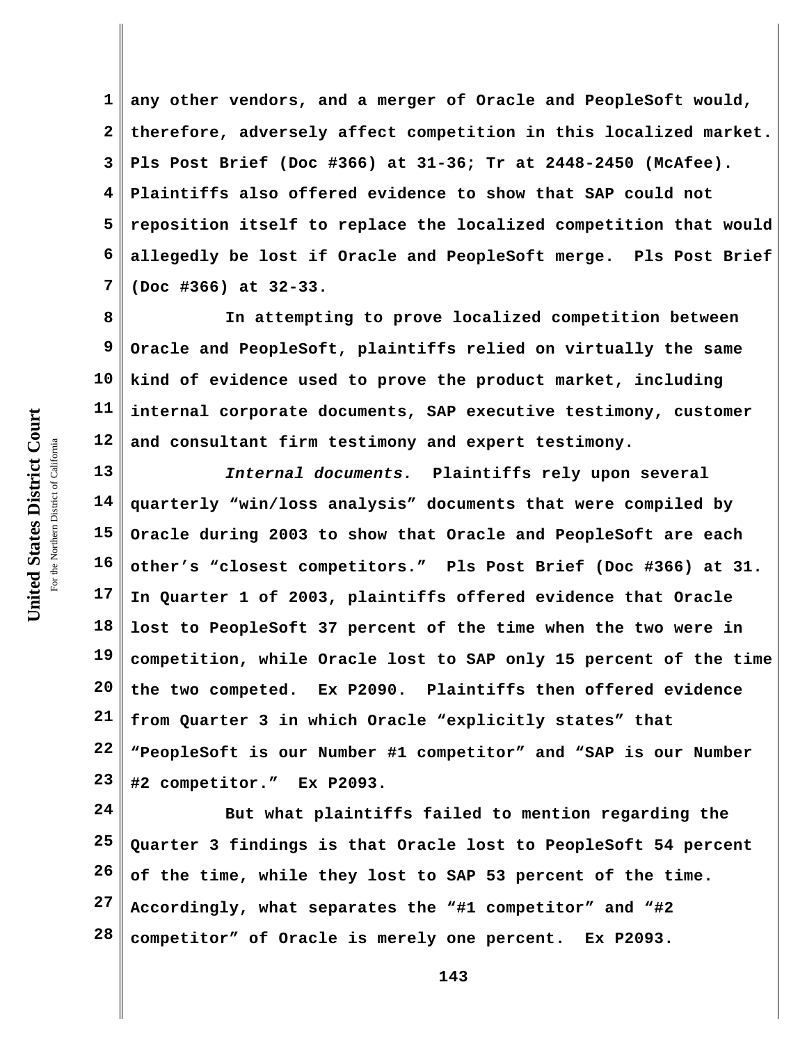any other vendors, and a merger of Oracle and PeopleSoft would, therefore, adversely affect competition in this localized market. Pls Post Brief (Doc #366) at 31-36; Tr at 2448-2450 (McAfee). Plaintiffs also offered evidence to show that SAP could not reposition itself to replace the localized competition that would allegedly be lost if Oracle and PeopleSoft merge. Pls Post Brief (Doc #366) at 32-33.

In attempting to prove localized competition between Oracle and PeopleSoft, plaintiffs relied on virtually the same kind of evidence used to prove the product market, including internal corporate documents, SAP executive testimony, customer and consultant firm testimony and expert testimony.

*Internal documents.* Plaintiffs rely upon several quarterly "win/loss analysis" documents that were compiled by Oracle during 2003 to show that Oracle and PeopleSoft are each other's "closest competitors." Pls Post Brief (Doc #366) at 31. In Quarter 1 of 2003, plaintiffs offered evidence that Oracle lost to PeopleSoft 37 percent of the time when the two were in competition, while Oracle lost to SAP only 15 percent of the time the two competed. Ex P2090. Plaintiffs then offered evidence from Quarter 3 in which Oracle "explicitly states" that "PeopleSoft is our Number #1 competitor" and "SAP is our Number #2 competitor." Ex P2093.

But what plaintiffs failed to mention regarding the Quarter 3 findings is that Oracle lost to PeopleSoft 54 percent of the time, while they lost to SAP 53 percent of the time. Accordingly, what separates the "#1 competitor" and "#2 competitor" of Oracle is merely one percent. Ex P2093.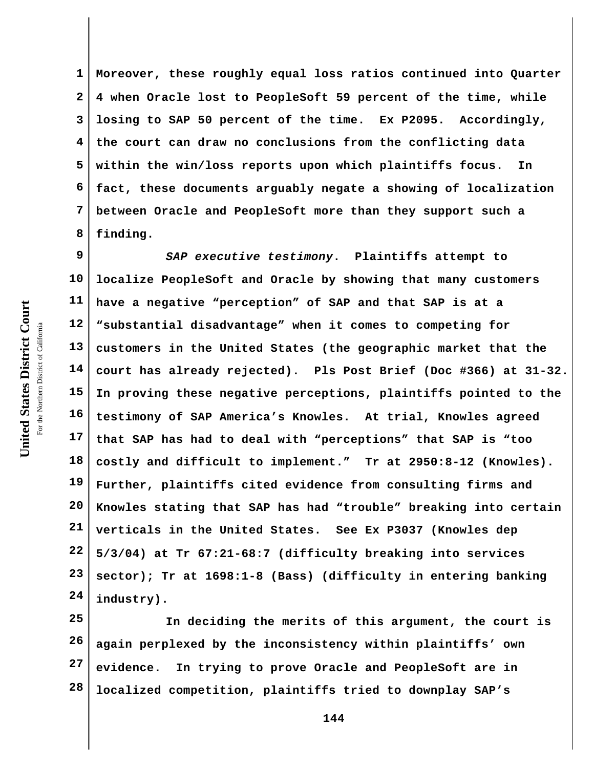Moreover, these roughly equal loss ratios continued into Quarter 4 when Oracle lost to PeopleSoft 59 percent of the time, while losing to SAP 50 percent of the time. Ex P2095. Accordingly, the court can draw no conclusions from the conflicting data within the win/loss reports upon which plaintiffs focus. In fact, these documents arguably negate a showing of localization between Oracle and PeopleSoft more than they support such a finding.

*SAP executive testimony*. Plaintiffs attempt to localize PeopleSoft and Oracle by showing that many customers have a negative "perception" of SAP and that SAP is at a "substantial disadvantage" when it comes to competing for customers in the United States (the geographic market that the court has already rejected). Pls Post Brief (Doc #366) at 31-32. In proving these negative perceptions, plaintiffs pointed to the testimony of SAP America's Knowles. At trial, Knowles agreed that SAP has had to deal with "perceptions" that SAP is "too costly and difficult to implement." Tr at 2950:8-12 (Knowles). Further, plaintiffs cited evidence from consulting firms and Knowles stating that SAP has had "trouble" breaking into certain verticals in the United States. See Ex P3037 (Knowles dep 5/3/04) at Tr 67:21-68:7 (difficulty breaking into services sector); Tr at 1698:1-8 (Bass) (difficulty in entering banking industry).

In deciding the merits of this argument, the court is again perplexed by the inconsistency within plaintiffs' own evidence. In trying to prove Oracle and PeopleSoft are in localized competition, plaintiffs tried to downplay SAP's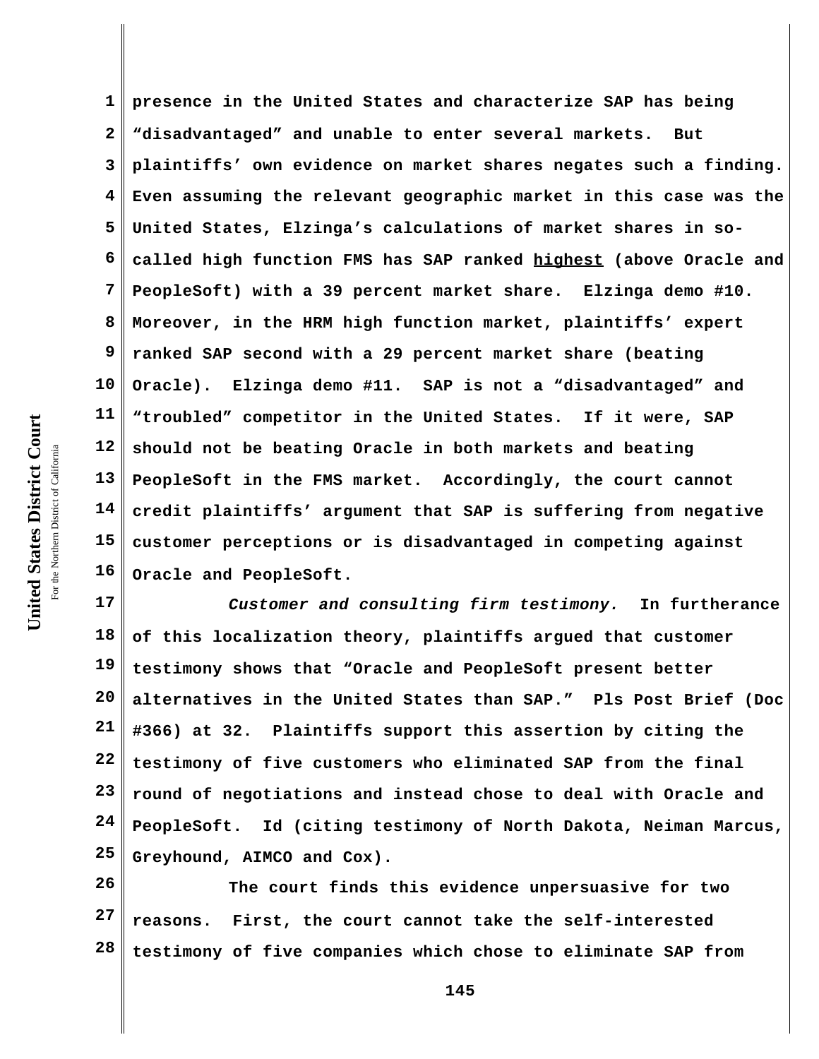presence in the United States and characterize SAP has being "disadvantaged" and unable to enter several markets. But plaintiffs' own evidence on market shares negates such a finding. Even assuming the relevant geographic market in this case was the United States, Elzinga's calculations of market shares in so-called high function FMS has SAP ranked <u>highest</u> (above Oracle and PeopleSoft) with a 39 percent market share. Elzinga demo #10. Moreover, in the HRM high function market, plaintiffs' expert ranked SAP second with a 29 percent market share (beating Oracle). Elzinga demo #11. SAP is not a "disadvantaged" and "troubled" competitor in the United States. If it were, SAP should not be beating Oracle in both markets and beating PeopleSoft in the FMS market. Accordingly, the court cannot credit plaintiffs' argument that SAP is suffering from negative customer perceptions or is disadvantaged in competing against Oracle and PeopleSoft.

*Customer and consulting firm testimony.* In furtherance of this localization theory, plaintiffs argued that customer testimony shows that "Oracle and PeopleSoft present better alternatives in the United States than SAP." Pls Post Brief (Doc #366) at 32. Plaintiffs support this assertion by citing the testimony of five customers who eliminated SAP from the final round of negotiations and instead chose to deal with Oracle and PeopleSoft. Id (citing testimony of North Dakota, Neiman Marcus, Greyhound, AIMCO and Cox).

The court finds this evidence unpersuasive for two reasons. First, the court cannot take the self-interested testimony of five companies which chose to eliminate SAP from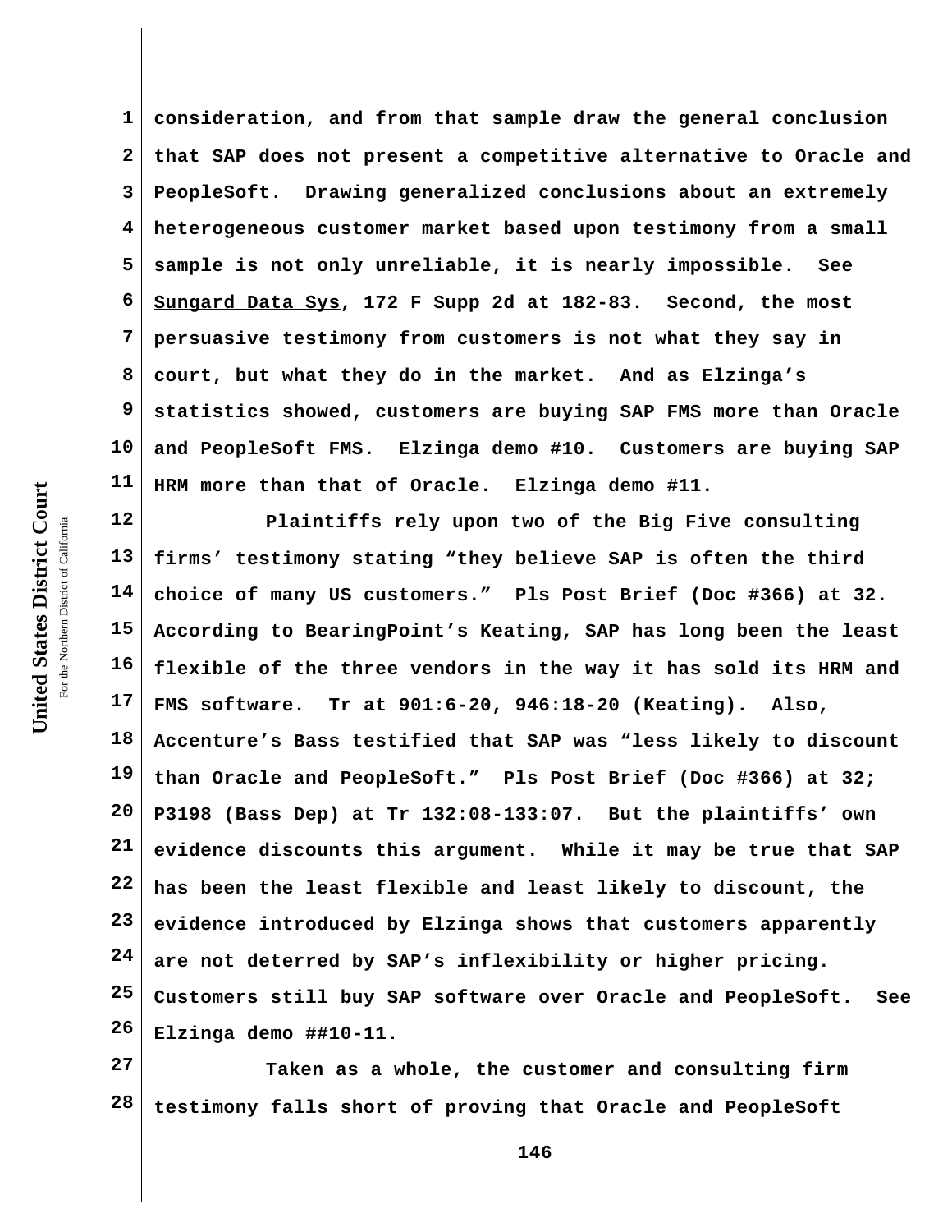consideration, and from that sample draw the general conclusion that SAP does not present a competitive alternative to Oracle and PeopleSoft. Drawing generalized conclusions about an extremely heterogeneous customer market based upon testimony from a small sample is not only unreliable, it is nearly impossible. See Sungard Data Sys, 172 F Supp 2d at 182-83. Second, the most persuasive testimony from customers is not what they say in court, but what they do in the market. And as Elzinga's statistics showed, customers are buying SAP FMS more than Oracle and PeopleSoft FMS. Elzinga demo #10. Customers are buying SAP HRM more than that of Oracle. Elzinga demo #11.

Plaintiffs rely upon two of the Big Five consulting firms' testimony stating "they believe SAP is often the third choice of many US customers." Pls Post Brief (Doc #366) at 32. According to BearingPoint's Keating, SAP has long been the least flexible of the three vendors in the way it has sold its HRM and FMS software. Tr at 901:6-20, 946:18-20 (Keating). Also, Accenture's Bass testified that SAP was "less likely to discount than Oracle and PeopleSoft." Pls Post Brief (Doc #366) at 32; P3198 (Bass Dep) at Tr 132:08-133:07. But the plaintiffs' own evidence discounts this argument. While it may be true that SAP has been the least flexible and least likely to discount, the evidence introduced by Elzinga shows that customers apparently are not deterred by SAP's inflexibility or higher pricing. Customers still buy SAP software over Oracle and PeopleSoft. See Elzinga demo ##10-11.

Taken as a whole, the customer and consulting firm testimony falls short of proving that Oracle and PeopleSoft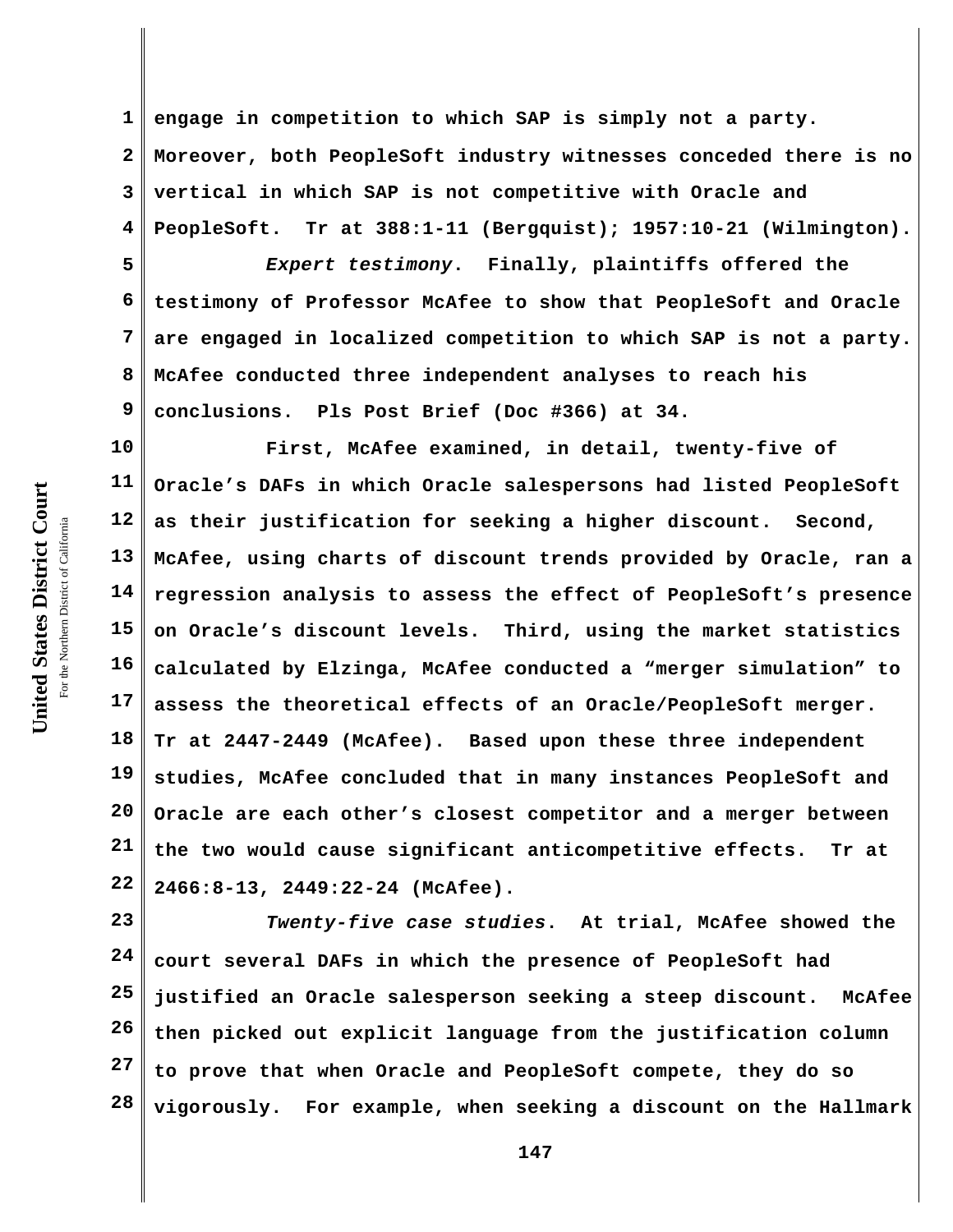engage in competition to which SAP is simply not a party. Moreover, both PeopleSoft industry witnesses conceded there is no vertical in which SAP is not competitive with Oracle and PeopleSoft. Tr at 388:1-11 (Bergquist); 1957:10-21 (Wilmington).

*Expert testimony*. Finally, plaintiffs offered the testimony of Professor McAfee to show that PeopleSoft and Oracle are engaged in localized competition to which SAP is not a party. McAfee conducted three independent analyses to reach his conclusions. Pls Post Brief (Doc #366) at 34.

First, McAfee examined, in detail, twenty-five of Oracle's DAFs in which Oracle salespersons had listed PeopleSoft as their justification for seeking a higher discount. Second, McAfee, using charts of discount trends provided by Oracle, ran a regression analysis to assess the effect of PeopleSoft's presence on Oracle's discount levels. Third, using the market statistics calculated by Elzinga, McAfee conducted a "merger simulation" to assess the theoretical effects of an Oracle/PeopleSoft merger. Tr at 2447-2449 (McAfee). Based upon these three independent studies, McAfee concluded that in many instances PeopleSoft and Oracle are each other's closest competitor and a merger between the two would cause significant anticompetitive effects. Tr at 2466:8-13, 2449:22-24 (McAfee).

*Twenty-five case studies*. At trial, McAfee showed the court several DAFs in which the presence of PeopleSoft had justified an Oracle salesperson seeking a steep discount. McAfee then picked out explicit language from the justification column to prove that when Oracle and PeopleSoft compete, they do so vigorously. For example, when seeking a discount on the Hallmark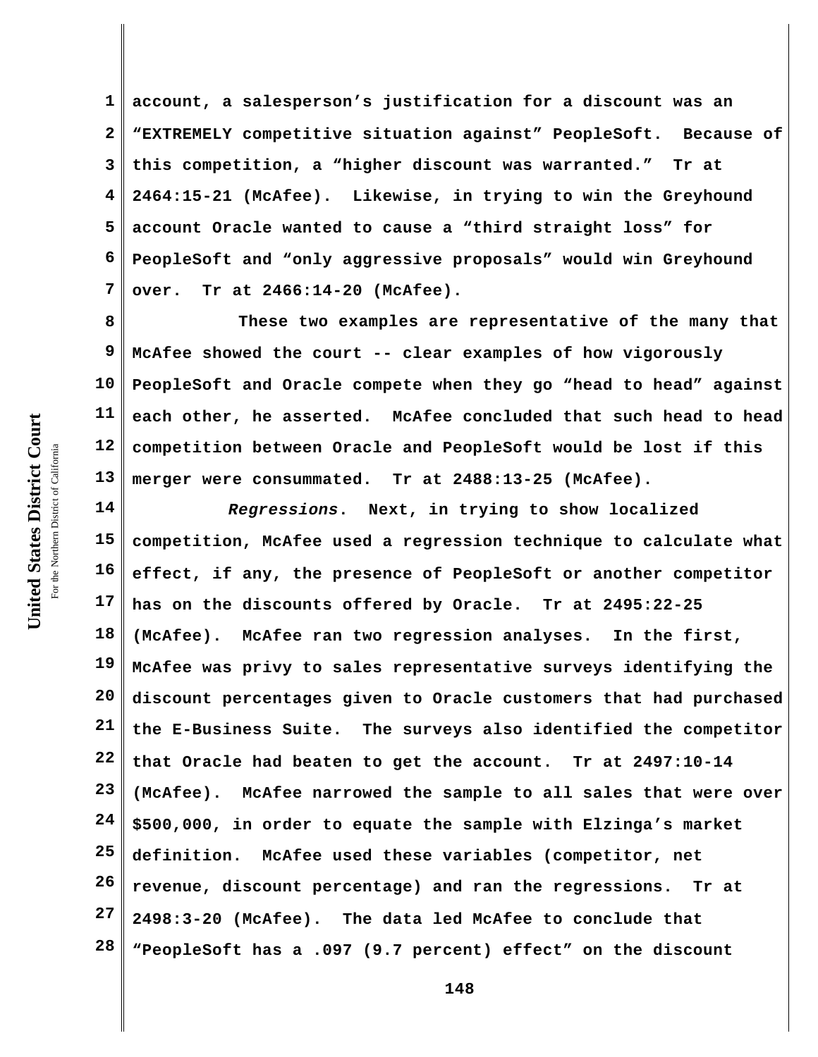account, a salesperson's justification for a discount was an "EXTREMELY competitive situation against" PeopleSoft. Because of this competition, a "higher discount was warranted." Tr at 2464:15-21 (McAfee). Likewise, in trying to win the Greyhound account Oracle wanted to cause a "third straight loss" for PeopleSoft and "only aggressive proposals" would win Greyhound over. Tr at 2466:14-20 (McAfee).

These two examples are representative of the many that McAfee showed the court -- clear examples of how vigorously PeopleSoft and Oracle compete when they go "head to head" against each other, he asserted. McAfee concluded that such head to head competition between Oracle and PeopleSoft would be lost if this merger were consummated. Tr at 2488:13-25 (McAfee).

*Regressions*. Next, in trying to show localized competition, McAfee used a regression technique to calculate what effect, if any, the presence of PeopleSoft or another competitor has on the discounts offered by Oracle. Tr at 2495:22-25 (McAfee). McAfee ran two regression analyses. In the first, McAfee was privy to sales representative surveys identifying the discount percentages given to Oracle customers that had purchased the E-Business Suite. The surveys also identified the competitor that Oracle had beaten to get the account. Tr at 2497:10-14 (McAfee). McAfee narrowed the sample to all sales that were over $500,000, in order to equate the sample with Elzinga's market definition. McAfee used these variables (competitor, net revenue, discount percentage) and ran the regressions. Tr at 2498:3-20 (McAfee). The data led McAfee to conclude that "PeopleSoft has a .097 (9.7 percent) effect" on the discount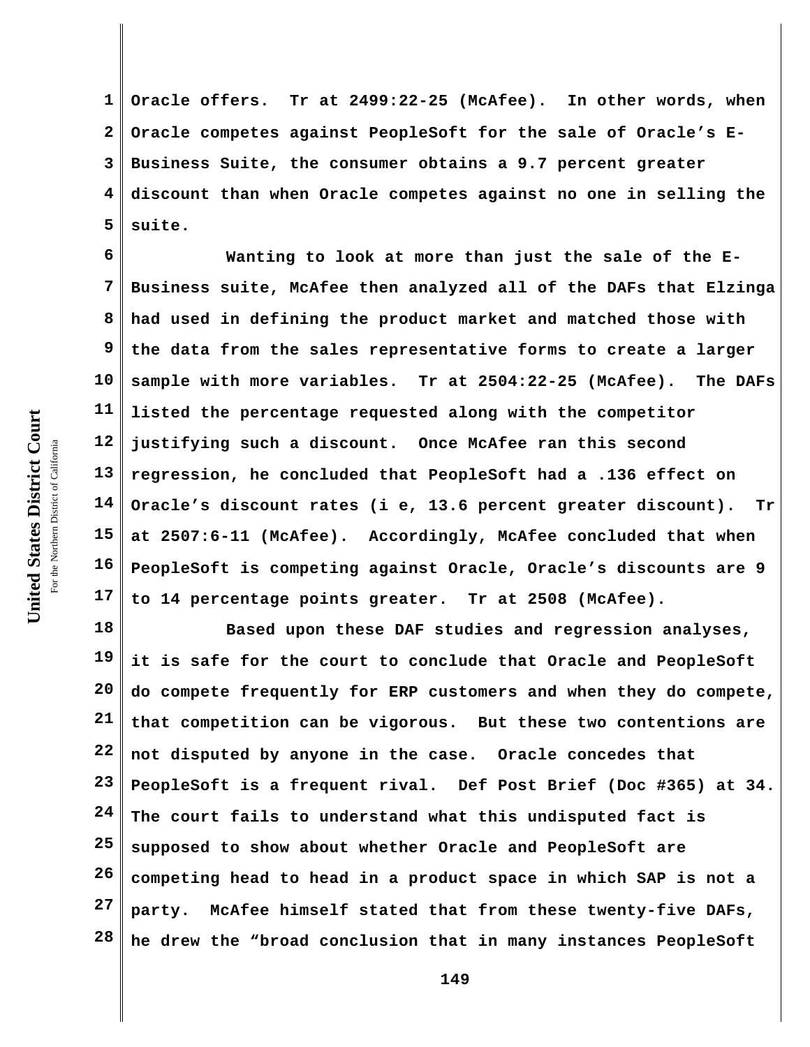Oracle offers. Tr at 2499:22-25 (McAfee). In other words, when Oracle competes against PeopleSoft for the sale of Oracle's E-Business Suite, the consumer obtains a 9.7 percent greater discount than when Oracle competes against no one in selling the suite.

Wanting to look at more than just the sale of the E-Business suite, McAfee then analyzed all of the DAFs that Elzinga had used in defining the product market and matched those with the data from the sales representative forms to create a larger sample with more variables. Tr at 2504:22-25 (McAfee). The DAFs listed the percentage requested along with the competitor justifying such a discount. Once McAfee ran this second regression, he concluded that PeopleSoft had a .136 effect on Oracle's discount rates (i e, 13.6 percent greater discount). Tr at 2507:6-11 (McAfee). Accordingly, McAfee concluded that when PeopleSoft is competing against Oracle, Oracle's discounts are 9 to 14 percentage points greater. Tr at 2508 (McAfee).

Based upon these DAF studies and regression analyses, it is safe for the court to conclude that Oracle and PeopleSoft do compete frequently for ERP customers and when they do compete, that competition can be vigorous. But these two contentions are not disputed by anyone in the case. Oracle concedes that PeopleSoft is a frequent rival. Def Post Brief (Doc #365) at 34. The court fails to understand what this undisputed fact is supposed to show about whether Oracle and PeopleSoft are competing head to head in a product space in which SAP is not a party. McAfee himself stated that from these twenty-five DAFs, he drew the "broad conclusion that in many instances PeopleSoft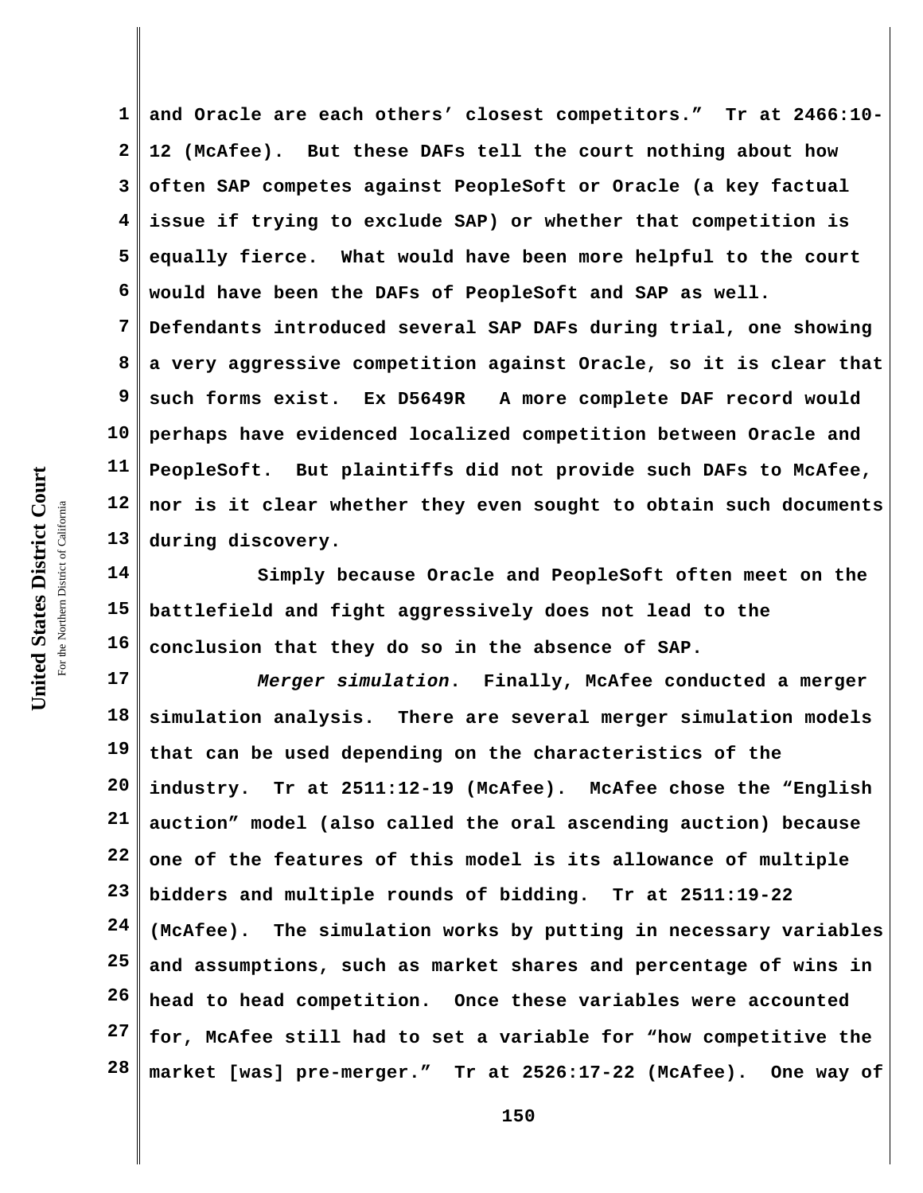and Oracle are each others' closest competitors." Tr at 2466:10-12 (McAfee). But these DAFs tell the court nothing about how often SAP competes against PeopleSoft or Oracle (a key factual issue if trying to exclude SAP) or whether that competition is equally fierce. What would have been more helpful to the court would have been the DAFs of PeopleSoft and SAP as well. Defendants introduced several SAP DAFs during trial, one showing a very aggressive competition against Oracle, so it is clear that such forms exist. Ex D5649R A more complete DAF record would perhaps have evidenced localized competition between Oracle and PeopleSoft. But plaintiffs did not provide such DAFs to McAfee, nor is it clear whether they even sought to obtain such documents during discovery.

Simply because Oracle and PeopleSoft often meet on the battlefield and fight aggressively does not lead to the conclusion that they do so in the absence of SAP.

*Merger simulation*. Finally, McAfee conducted a merger simulation analysis. There are several merger simulation models that can be used depending on the characteristics of the industry. Tr at 2511:12-19 (McAfee). McAfee chose the "English auction" model (also called the oral ascending auction) because one of the features of this model is its allowance of multiple bidders and multiple rounds of bidding. Tr at 2511:19-22 (McAfee). The simulation works by putting in necessary variables and assumptions, such as market shares and percentage of wins in head to head competition. Once these variables were accounted for, McAfee still had to set a variable for "how competitive the market [was] pre-merger." Tr at 2526:17-22 (McAfee). One way of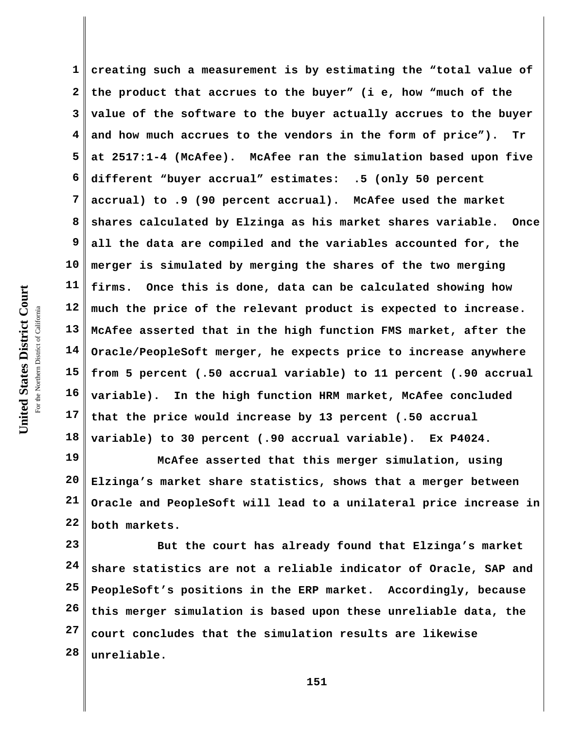creating such a measurement is by estimating the "total value of the product that accrues to the buyer" (i e, how "much of the value of the software to the buyer actually accrues to the buyer and how much accrues to the vendors in the form of price"). Tr at 2517:1-4 (McAfee). McAfee ran the simulation based upon five different "buyer accrual" estimates: .5 (only 50 percent accrual) to .9 (90 percent accrual). McAfee used the market shares calculated by Elzinga as his market shares variable. Once all the data are compiled and the variables accounted for, the merger is simulated by merging the shares of the two merging firms. Once this is done, data can be calculated showing how much the price of the relevant product is expected to increase. McAfee asserted that in the high function FMS market, after the Oracle/PeopleSoft merger, he expects price to increase anywhere from 5 percent (.50 accrual variable) to 11 percent (.90 accrual variable). In the high function HRM market, McAfee concluded that the price would increase by 13 percent (.50 accrual variable) to 30 percent (.90 accrual variable). Ex P4024.

McAfee asserted that this merger simulation, using Elzinga's market share statistics, shows that a merger between Oracle and PeopleSoft will lead to a unilateral price increase in both markets.

But the court has already found that Elzinga's market share statistics are not a reliable indicator of Oracle, SAP and PeopleSoft's positions in the ERP market. Accordingly, because this merger simulation is based upon these unreliable data, the court concludes that the simulation results are likewise unreliable.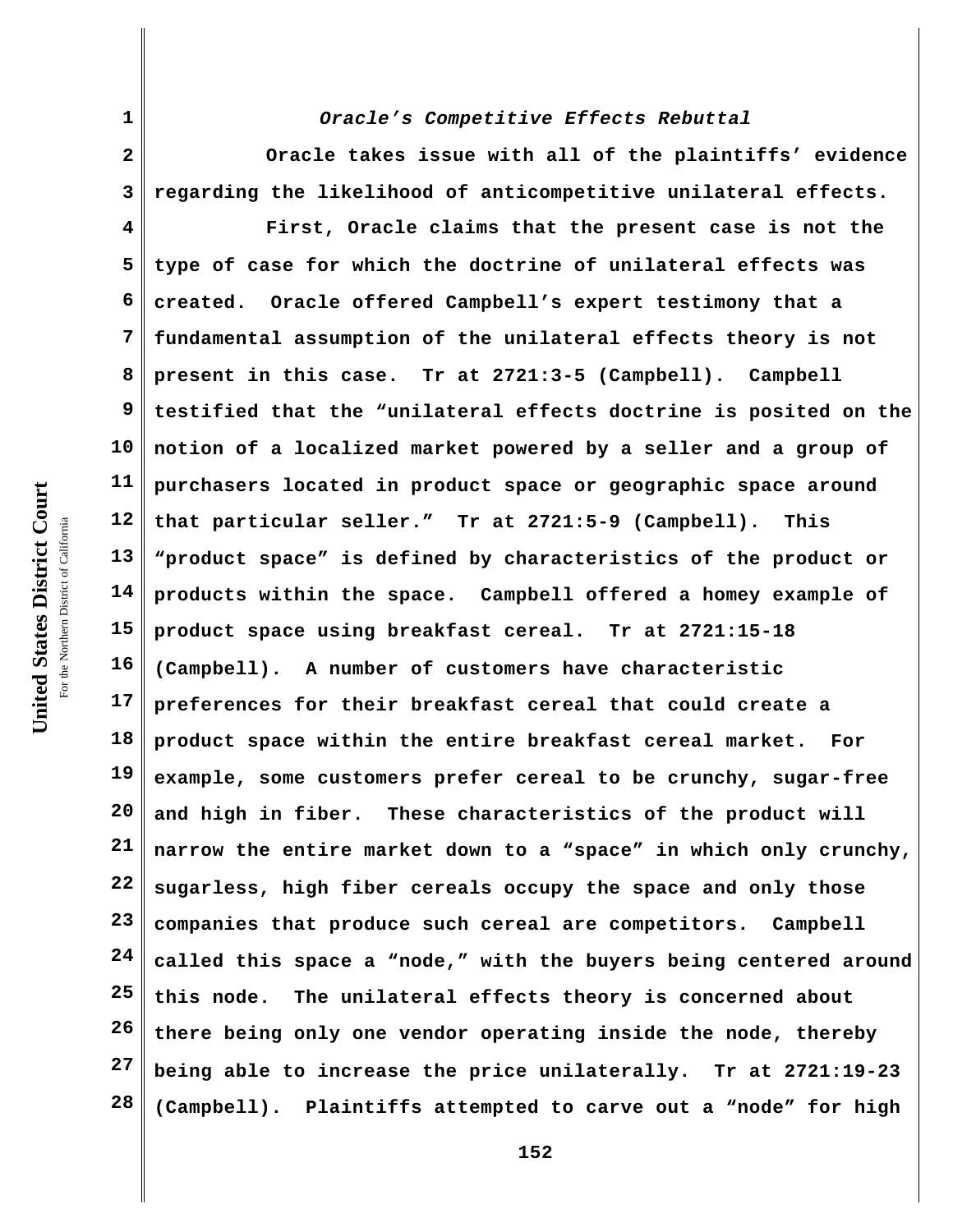*Oracle's Competitive Effects Rebuttal*

Oracle takes issue with all of the plaintiffs' evidence regarding the likelihood of anticompetitive unilateral effects.

First, Oracle claims that the present case is not the type of case for which the doctrine of unilateral effects was created. Oracle offered Campbell's expert testimony that a fundamental assumption of the unilateral effects theory is not present in this case. Tr at 2721:3-5 (Campbell). Campbell testified that the "unilateral effects doctrine is posited on the notion of a localized market powered by a seller and a group of purchasers located in product space or geographic space around that particular seller." Tr at 2721:5-9 (Campbell). This "product space" is defined by characteristics of the product or products within the space. Campbell offered a homey example of product space using breakfast cereal. Tr at 2721:15-18 (Campbell). A number of customers have characteristic preferences for their breakfast cereal that could create a product space within the entire breakfast cereal market. For example, some customers prefer cereal to be crunchy, sugar-free and high in fiber. These characteristics of the product will narrow the entire market down to a "space" in which only crunchy, sugarless, high fiber cereals occupy the space and only those companies that produce such cereal are competitors. Campbell called this space a "node," with the buyers being centered around this node. The unilateral effects theory is concerned about there being only one vendor operating inside the node, thereby being able to increase the price unilaterally. Tr at 2721:19-23 (Campbell). Plaintiffs attempted to carve out a "node" for high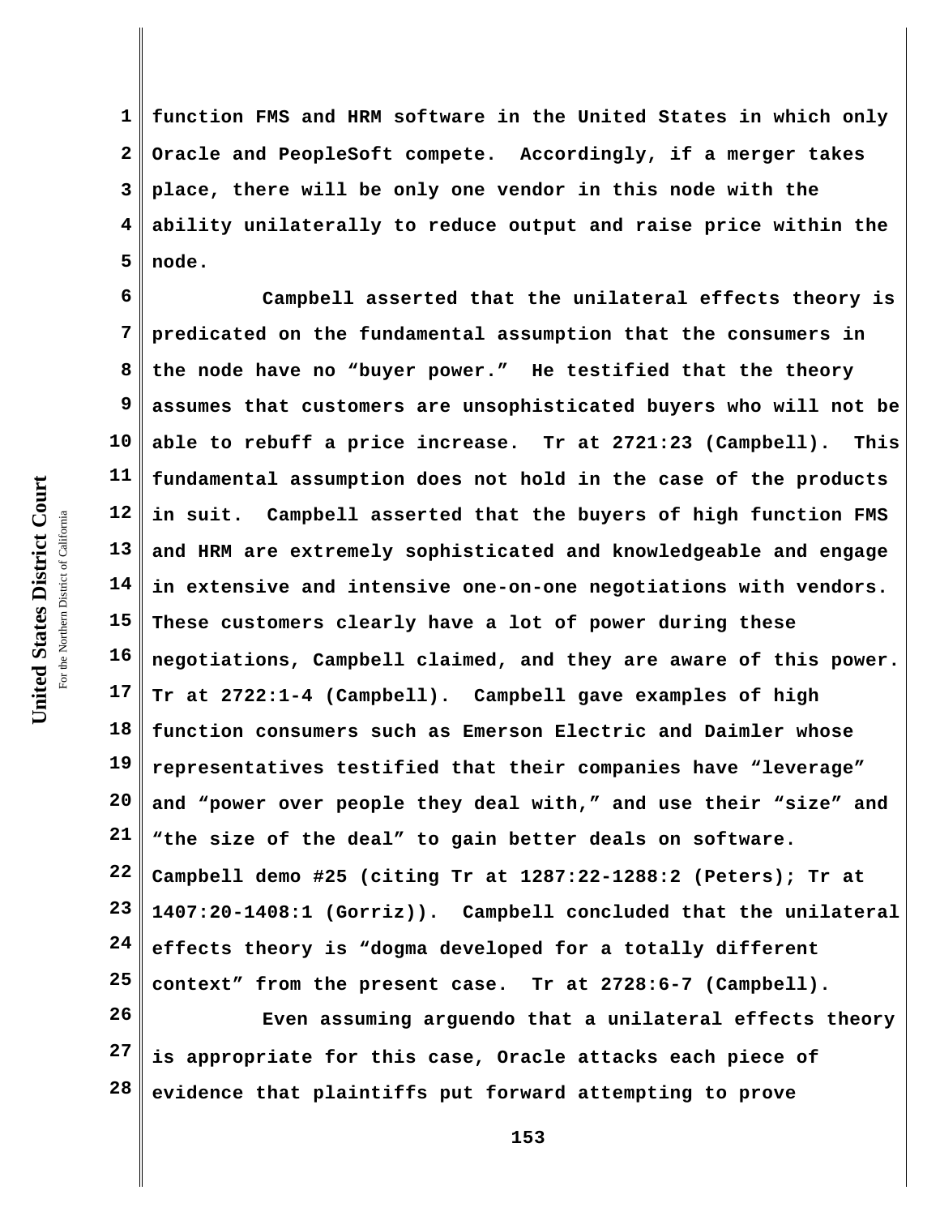function FMS and HRM software in the United States in which only Oracle and PeopleSoft compete. Accordingly, if a merger takes place, there will be only one vendor in this node with the ability unilaterally to reduce output and raise price within the node.

Campbell asserted that the unilateral effects theory is predicated on the fundamental assumption that the consumers in the node have no "buyer power." He testified that the theory assumes that customers are unsophisticated buyers who will not be able to rebuff a price increase. Tr at 2721:23 (Campbell). This fundamental assumption does not hold in the case of the products in suit. Campbell asserted that the buyers of high function FMS and HRM are extremely sophisticated and knowledgeable and engage in extensive and intensive one-on-one negotiations with vendors. These customers clearly have a lot of power during these negotiations, Campbell claimed, and they are aware of this power. Tr at 2722:1-4 (Campbell). Campbell gave examples of high function consumers such as Emerson Electric and Daimler whose representatives testified that their companies have "leverage" and "power over people they deal with," and use their "size" and "the size of the deal" to gain better deals on software. Campbell demo #25 (citing Tr at 1287:22-1288:2 (Peters); Tr at 1407:20-1408:1 (Gorriz)). Campbell concluded that the unilateral effects theory is "dogma developed for a totally different context" from the present case. Tr at 2728:6-7 (Campbell).

Even assuming arguendo that a unilateral effects theory is appropriate for this case, Oracle attacks each piece of evidence that plaintiffs put forward attempting to prove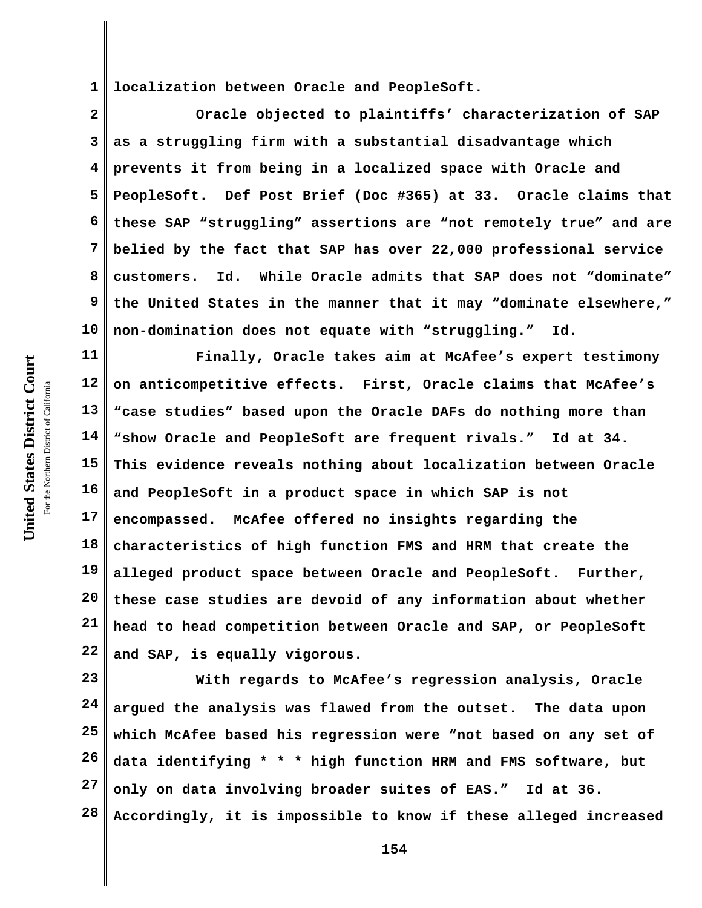localization between Oracle and PeopleSoft.

Oracle objected to plaintiffs' characterization of SAP as a struggling firm with a substantial disadvantage which prevents it from being in a localized space with Oracle and PeopleSoft. Def Post Brief (Doc #365) at 33. Oracle claims that these SAP "struggling" assertions are "not remotely true" and are belied by the fact that SAP has over 22,000 professional service customers. Id. While Oracle admits that SAP does not "dominate" the United States in the manner that it may "dominate elsewhere," non-domination does not equate with "struggling." Id.

Finally, Oracle takes aim at McAfee's expert testimony on anticompetitive effects. First, Oracle claims that McAfee's "case studies" based upon the Oracle DAFs do nothing more than "show Oracle and PeopleSoft are frequent rivals." Id at 34. This evidence reveals nothing about localization between Oracle and PeopleSoft in a product space in which SAP is not encompassed. McAfee offered no insights regarding the characteristics of high function FMS and HRM that create the alleged product space between Oracle and PeopleSoft. Further, these case studies are devoid of any information about whether head to head competition between Oracle and SAP, or PeopleSoft and SAP, is equally vigorous.

With regards to McAfee's regression analysis, Oracle argued the analysis was flawed from the outset. The data upon which McAfee based his regression were "not based on any set of data identifying * * * high function HRM and FMS software, but only on data involving broader suites of EAS." Id at 36. Accordingly, it is impossible to know if these alleged increased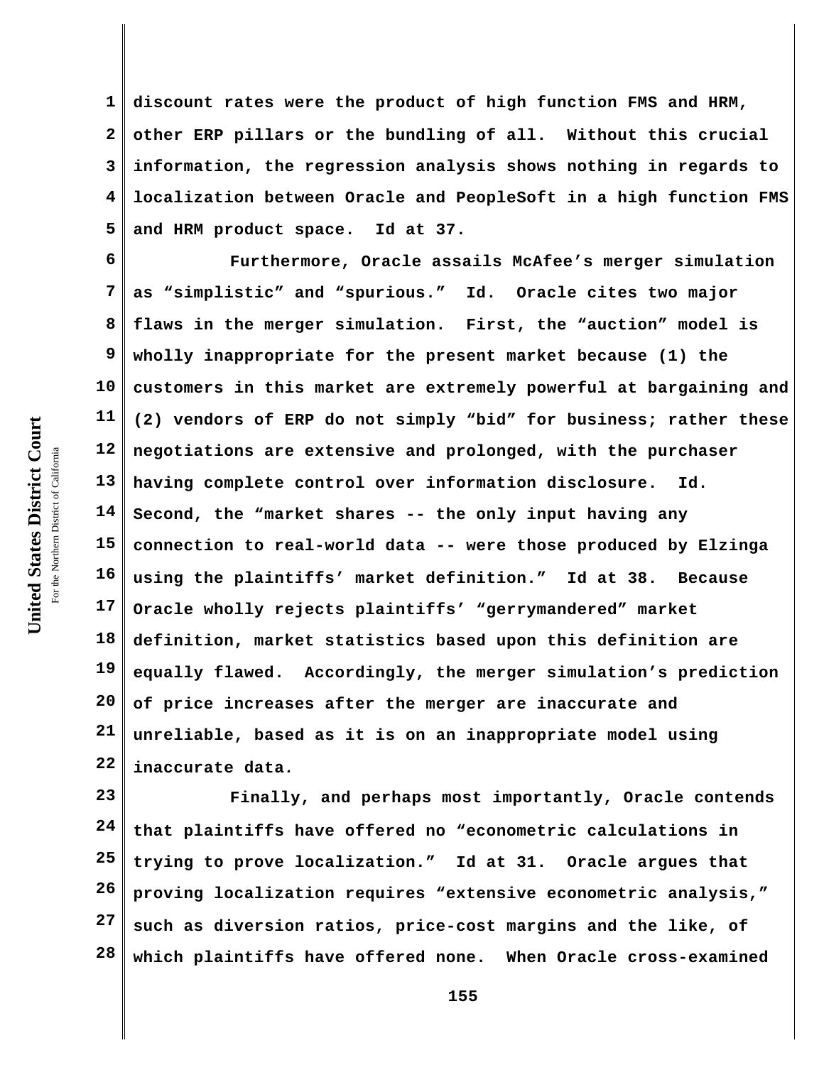discount rates were the product of high function FMS and HRM, other ERP pillars or the bundling of all. Without this crucial information, the regression analysis shows nothing in regards to localization between Oracle and PeopleSoft in a high function FMS and HRM product space. Id at 37.

Furthermore, Oracle assails McAfee's merger simulation as "simplistic" and "spurious." Id. Oracle cites two major flaws in the merger simulation. First, the "auction" model is wholly inappropriate for the present market because (1) the customers in this market are extremely powerful at bargaining and (2) vendors of ERP do not simply "bid" for business; rather these negotiations are extensive and prolonged, with the purchaser having complete control over information disclosure. Id. Second, the "market shares -- the only input having any connection to real-world data -- were those produced by Elzinga using the plaintiffs' market definition." Id at 38. Because Oracle wholly rejects plaintiffs' "gerrymandered" market definition, market statistics based upon this definition are equally flawed. Accordingly, the merger simulation's prediction of price increases after the merger are inaccurate and unreliable, based as it is on an inappropriate model using inaccurate data.

Finally, and perhaps most importantly, Oracle contends that plaintiffs have offered no "econometric calculations in trying to prove localization." Id at 31. Oracle argues that proving localization requires "extensive econometric analysis," such as diversion ratios, price-cost margins and the like, of which plaintiffs have offered none. When Oracle cross-examined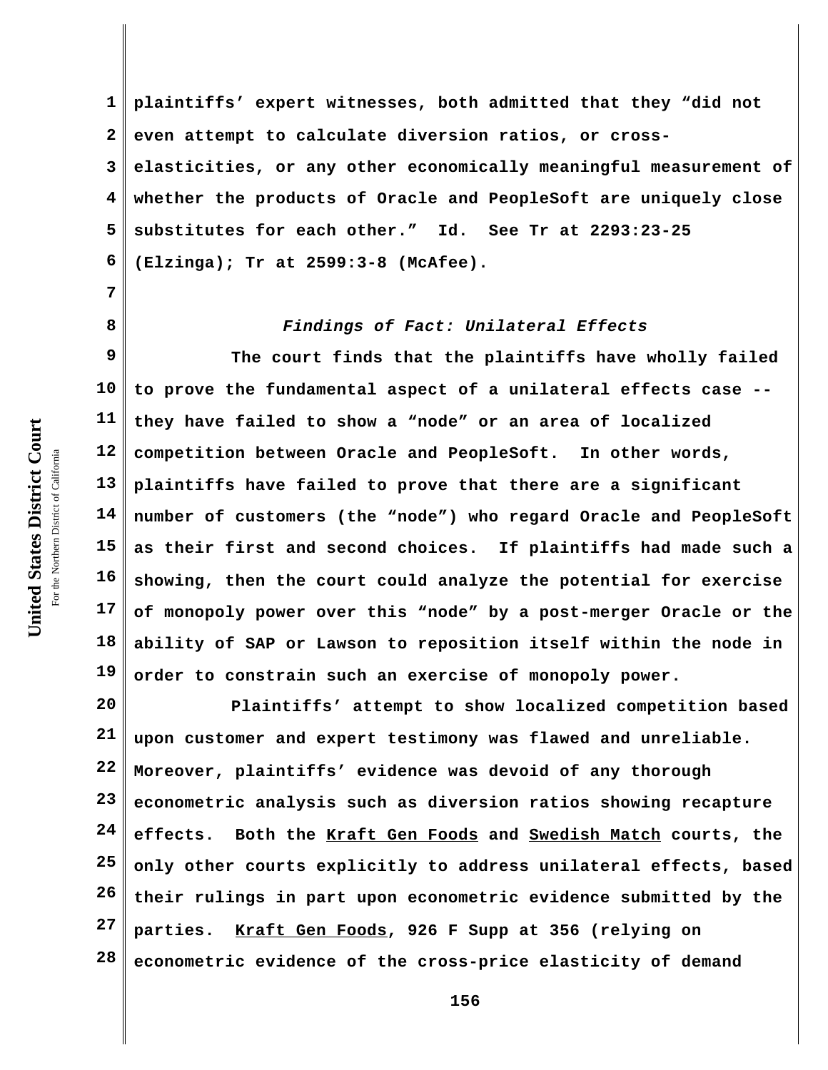plaintiffs' expert witnesses, both admitted that they "did not even attempt to calculate diversion ratios, or cross-elasticities, or any other economically meaningful measurement of whether the products of Oracle and PeopleSoft are uniquely close substitutes for each other." Id. See Tr at 2293:23-25 (Elzinga); Tr at 2599:3-8 (McAfee).

*Findings of Fact: Unilateral Effects*

The court finds that the plaintiffs have wholly failed to prove the fundamental aspect of a unilateral effects case -- they have failed to show a "node" or an area of localized competition between Oracle and PeopleSoft. In other words, plaintiffs have failed to prove that there are a significant number of customers (the "node") who regard Oracle and PeopleSoft as their first and second choices. If plaintiffs had made such a showing, then the court could analyze the potential for exercise of monopoly power over this "node" by a post-merger Oracle or the ability of SAP or Lawson to reposition itself within the node in order to constrain such an exercise of monopoly power.

Plaintiffs' attempt to show localized competition based upon customer and expert testimony was flawed and unreliable. Moreover, plaintiffs' evidence was devoid of any thorough econometric analysis such as diversion ratios showing recapture effects. Both the Kraft Gen Foods and Swedish Match courts, the only other courts explicitly to address unilateral effects, based their rulings in part upon econometric evidence submitted by the parties. Kraft Gen Foods, 926 F Supp at 356 (relying on econometric evidence of the cross-price elasticity of demand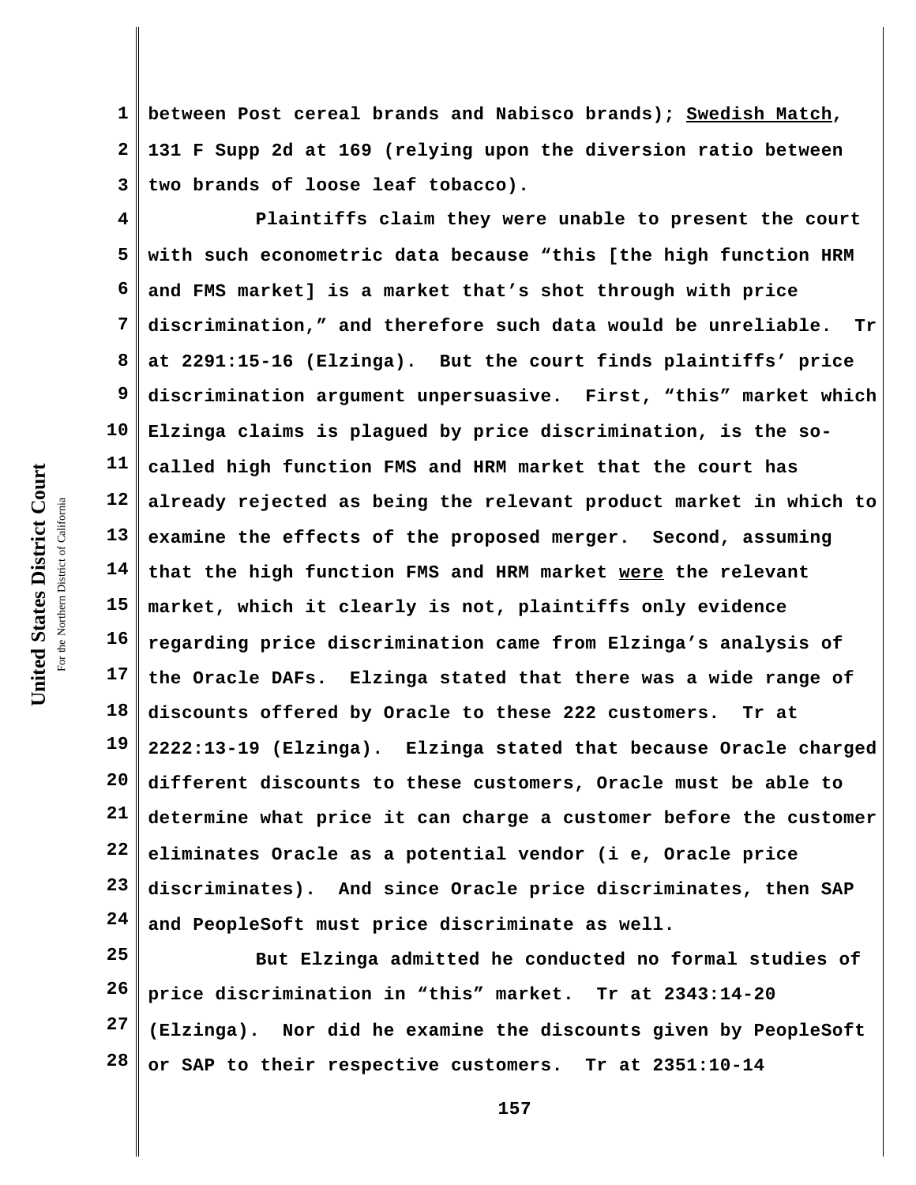between Post cereal brands and Nabisco brands); Swedish Match, 131 F Supp 2d at 169 (relying upon the diversion ratio between two brands of loose leaf tobacco).

Plaintiffs claim they were unable to present the court with such econometric data because "this [the high function HRM and FMS market] is a market that's shot through with price discrimination," and therefore such data would be unreliable. Tr at 2291:15-16 (Elzinga). But the court finds plaintiffs' price discrimination argument unpersuasive. First, "this" market which Elzinga claims is plagued by price discrimination, is the so-called high function FMS and HRM market that the court has already rejected as being the relevant product market in which to examine the effects of the proposed merger. Second, assuming that the high function FMS and HRM market were the relevant market, which it clearly is not, plaintiffs only evidence regarding price discrimination came from Elzinga's analysis of the Oracle DAFs. Elzinga stated that there was a wide range of discounts offered by Oracle to these 222 customers. Tr at 2222:13-19 (Elzinga). Elzinga stated that because Oracle charged different discounts to these customers, Oracle must be able to determine what price it can charge a customer before the customer eliminates Oracle as a potential vendor (i e, Oracle price discriminates). And since Oracle price discriminates, then SAP and PeopleSoft must price discriminate as well.

But Elzinga admitted he conducted no formal studies of price discrimination in "this" market. Tr at 2343:14-20 (Elzinga). Nor did he examine the discounts given by PeopleSoft or SAP to their respective customers. Tr at 2351:10-14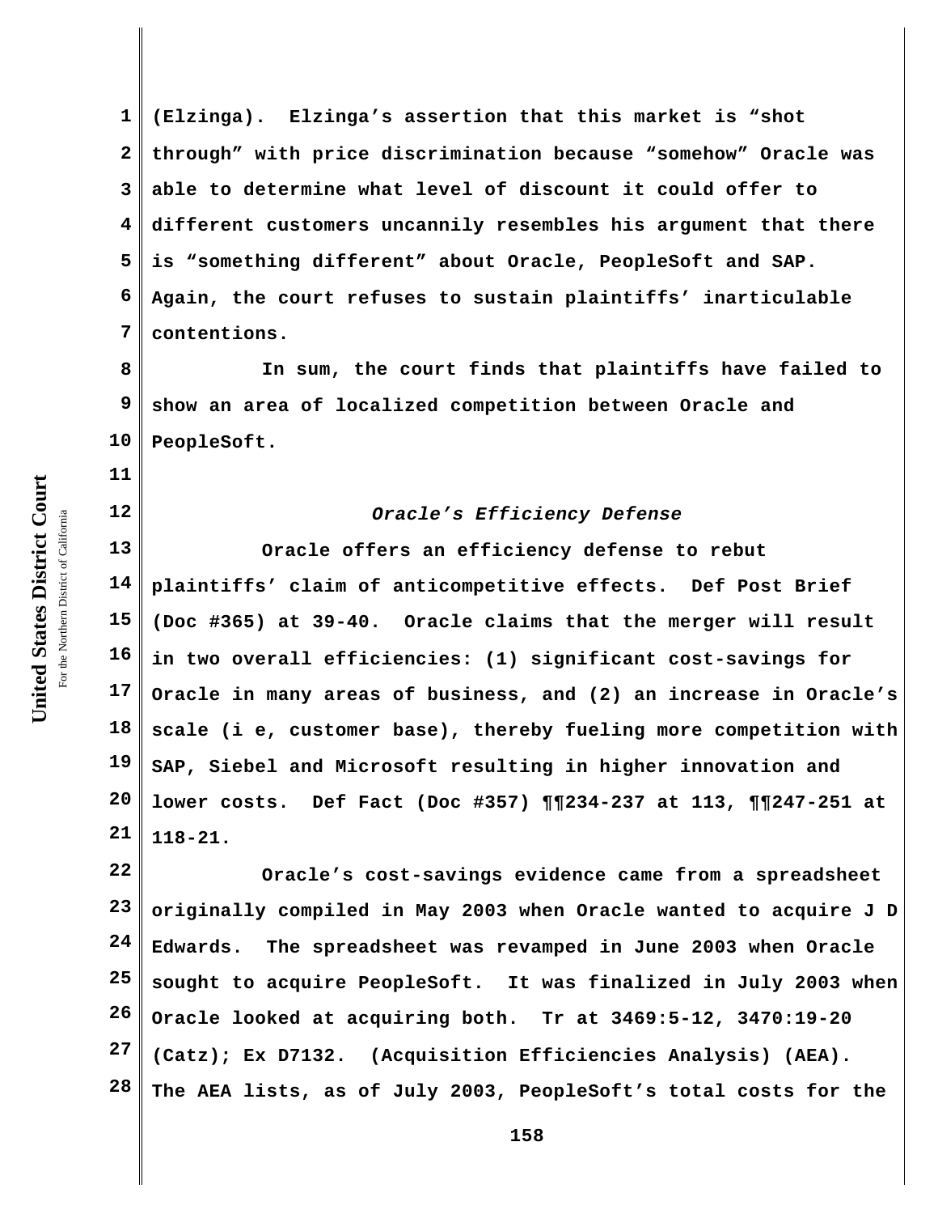(Elzinga). Elzinga's assertion that this market is "shot through" with price discrimination because "somehow" Oracle was able to determine what level of discount it could offer to different customers uncannily resembles his argument that there is "something different" about Oracle, PeopleSoft and SAP. Again, the court refuses to sustain plaintiffs' inarticulable contentions.

In sum, the court finds that plaintiffs have failed to show an area of localized competition between Oracle and PeopleSoft.

### *Oracle's Efficiency Defense*

Oracle offers an efficiency defense to rebut plaintiffs' claim of anticompetitive effects. Def Post Brief (Doc #365) at 39-40. Oracle claims that the merger will result in two overall efficiencies: (1) significant cost-savings for Oracle in many areas of business, and (2) an increase in Oracle's scale (i e, customer base), thereby fueling more competition with SAP, Siebel and Microsoft resulting in higher innovation and lower costs. Def Fact (Doc #357) ¶¶234-237 at 113, ¶¶247-251 at 118-21.

Oracle's cost-savings evidence came from a spreadsheet originally compiled in May 2003 when Oracle wanted to acquire J D Edwards. The spreadsheet was revamped in June 2003 when Oracle sought to acquire PeopleSoft. It was finalized in July 2003 when Oracle looked at acquiring both. Tr at 3469:5-12, 3470:19-20 (Catz); Ex D7132. (Acquisition Efficiencies Analysis) (AEA). The AEA lists, as of July 2003, PeopleSoft's total costs for the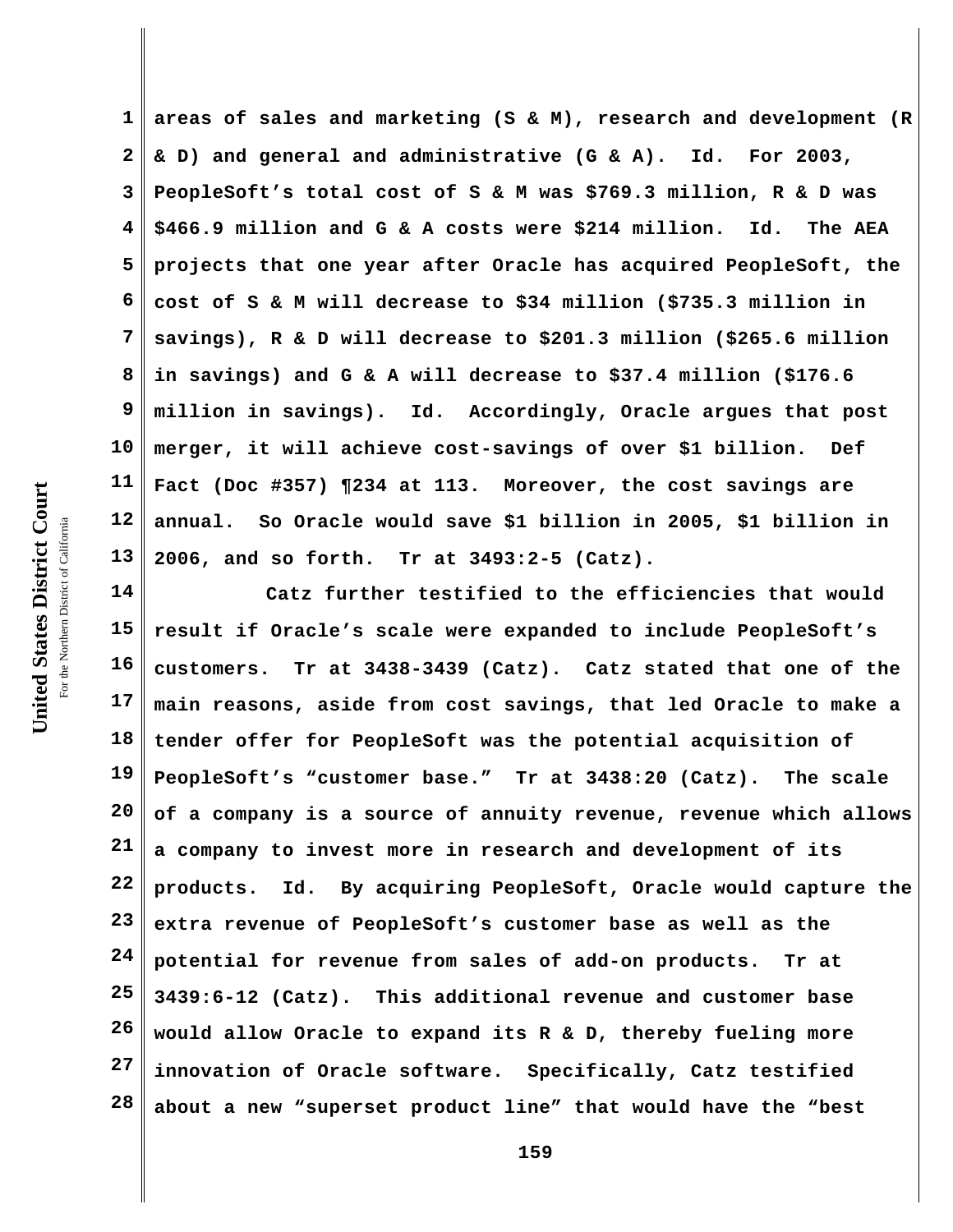areas of sales and marketing (S & M), research and development (R & D) and general and administrative (G & A). Id. For 2003, PeopleSoft's total cost of S & M was $769.3 million, R & D was $466.9 million and G & A costs were $214 million. Id. The AEA projects that one year after Oracle has acquired PeopleSoft, the cost of S & M will decrease to $34 million ($735.3 million in savings), R & D will decrease to $201.3 million ($265.6 million in savings) and G & A will decrease to $37.4 million ($176.6 million in savings). Id. Accordingly, Oracle argues that post merger, it will achieve cost-savings of over $1 billion. Def Fact (Doc #357) ¶234 at 113. Moreover, the cost savings are annual. So Oracle would save $1 billion in 2005, $1 billion in 2006, and so forth. Tr at 3493:2-5 (Catz).

Catz further testified to the efficiencies that would result if Oracle's scale were expanded to include PeopleSoft's customers. Tr at 3438-3439 (Catz). Catz stated that one of the main reasons, aside from cost savings, that led Oracle to make a tender offer for PeopleSoft was the potential acquisition of PeopleSoft's "customer base." Tr at 3438:20 (Catz). The scale of a company is a source of annuity revenue, revenue which allows a company to invest more in research and development of its products. Id. By acquiring PeopleSoft, Oracle would capture the extra revenue of PeopleSoft's customer base as well as the potential for revenue from sales of add-on products. Tr at 3439:6-12 (Catz). This additional revenue and customer base would allow Oracle to expand its R & D, thereby fueling more innovation of Oracle software. Specifically, Catz testified about a new "superset product line" that would have the "best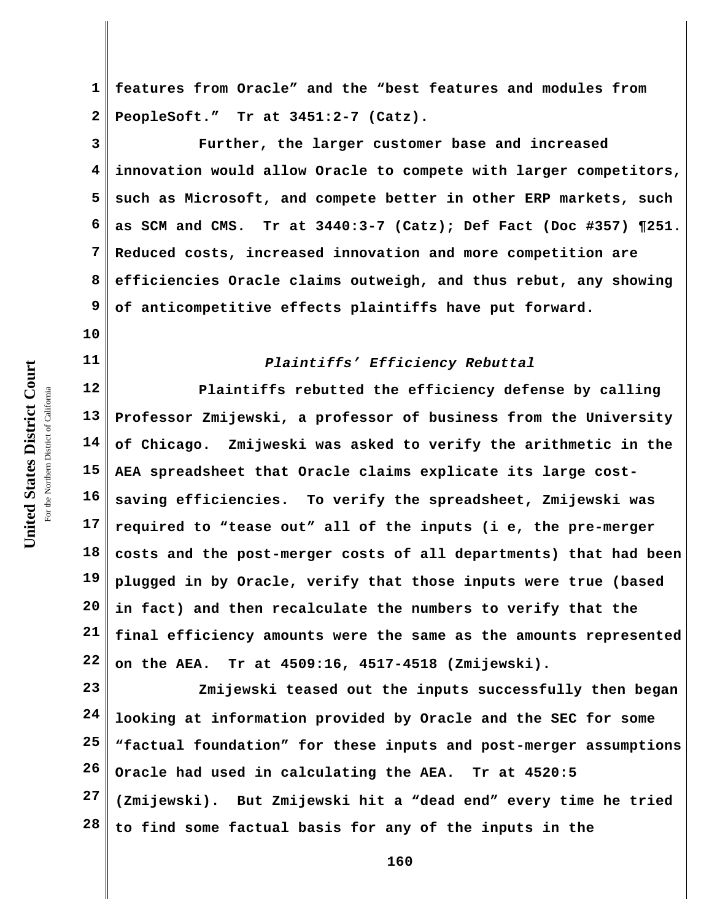features from Oracle" and the "best features and modules from PeopleSoft." Tr at 3451:2-7 (Catz).

Further, the larger customer base and increased innovation would allow Oracle to compete with larger competitors, such as Microsoft, and compete better in other ERP markets, such as SCM and CMS. Tr at 3440:3-7 (Catz); Def Fact (Doc #357) ¶251. Reduced costs, increased innovation and more competition are efficiencies Oracle claims outweigh, and thus rebut, any showing of anticompetitive effects plaintiffs have put forward.

*Plaintiffs' Efficiency Rebuttal*

Plaintiffs rebutted the efficiency defense by calling Professor Zmijewski, a professor of business from the University of Chicago. Zmijweski was asked to verify the arithmetic in the AEA spreadsheet that Oracle claims explicate its large cost-saving efficiencies. To verify the spreadsheet, Zmijewski was required to "tease out" all of the inputs (i e, the pre-merger costs and the post-merger costs of all departments) that had been plugged in by Oracle, verify that those inputs were true (based in fact) and then recalculate the numbers to verify that the final efficiency amounts were the same as the amounts represented on the AEA. Tr at 4509:16, 4517-4518 (Zmijewski).

Zmijewski teased out the inputs successfully then began looking at information provided by Oracle and the SEC for some "factual foundation" for these inputs and post-merger assumptions Oracle had used in calculating the AEA. Tr at 4520:5 (Zmijewski). But Zmijewski hit a "dead end" every time he tried to find some factual basis for any of the inputs in the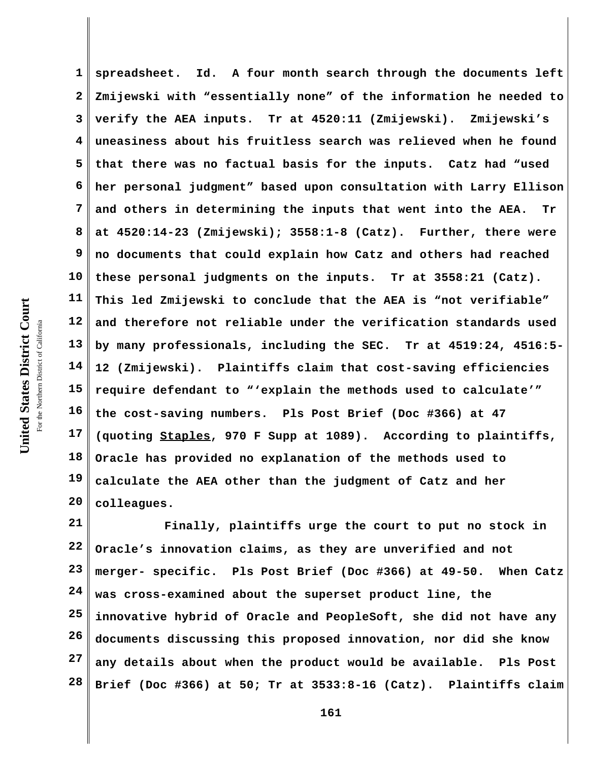spreadsheet. Id. A four month search through the documents left Zmijewski with "essentially none" of the information he needed to verify the AEA inputs. Tr at 4520:11 (Zmijewski). Zmijewski's uneasiness about his fruitless search was relieved when he found that there was no factual basis for the inputs. Catz had "used her personal judgment" based upon consultation with Larry Ellison and others in determining the inputs that went into the AEA. Tr at 4520:14-23 (Zmijewski); 3558:1-8 (Catz). Further, there were no documents that could explain how Catz and others had reached these personal judgments on the inputs. Tr at 3558:21 (Catz). This led Zmijewski to conclude that the AEA is "not verifiable" and therefore not reliable under the verification standards used by many professionals, including the SEC. Tr at 4519:24, 4516:5-12 (Zmijewski). Plaintiffs claim that cost-saving efficiencies require defendant to "'explain the methods used to calculate'" the cost-saving numbers. Pls Post Brief (Doc #366) at 47 (quoting <u>Staples</u>, 970 F Supp at 1089). According to plaintiffs, Oracle has provided no explanation of the methods used to calculate the AEA other than the judgment of Catz and her colleagues.

Finally, plaintiffs urge the court to put no stock in Oracle's innovation claims, as they are unverified and not merger- specific. Pls Post Brief (Doc #366) at 49-50. When Catz was cross-examined about the superset product line, the innovative hybrid of Oracle and PeopleSoft, she did not have any documents discussing this proposed innovation, nor did she know any details about when the product would be available. Pls Post Brief (Doc #366) at 50; Tr at 3533:8-16 (Catz). Plaintiffs claim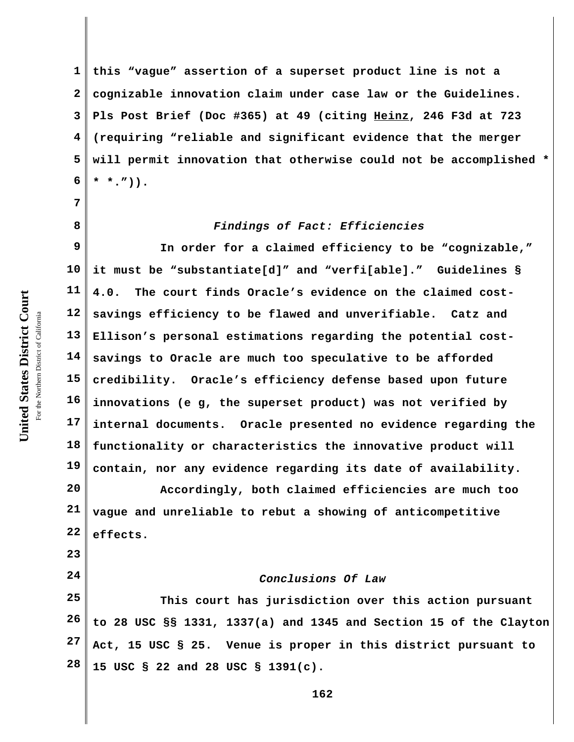this “vague” assertion of a superset product line is not a cognizable innovation claim under case law or the Guidelines. Pls Post Brief (Doc #365) at 49 (citing Heinz, 246 F3d at 723 (requiring “reliable and significant evidence that the merger will permit innovation that otherwise could not be accomplished * * *.”)).

*Findings of Fact: Efficiencies*

In order for a claimed efficiency to be “cognizable,” it must be “substantiate[d]” and “verfi[able].” Guidelines § 4.0. The court finds Oracle’s evidence on the claimed cost-savings efficiency to be flawed and unverifiable. Catz and Ellison’s personal estimations regarding the potential cost-savings to Oracle are much too speculative to be afforded credibility. Oracle’s efficiency defense based upon future innovations (e g, the superset product) was not verified by internal documents. Oracle presented no evidence regarding the functionality or characteristics the innovative product will contain, nor any evidence regarding its date of availability.

Accordingly, both claimed efficiencies are much too vague and unreliable to rebut a showing of anticompetitive effects.

*Conclusions Of Law*

This court has jurisdiction over this action pursuant to 28 USC §§ 1331, 1337(a) and 1345 and Section 15 of the Clayton Act, 15 USC § 25. Venue is proper in this district pursuant to 15 USC § 22 and 28 USC § 1391(c).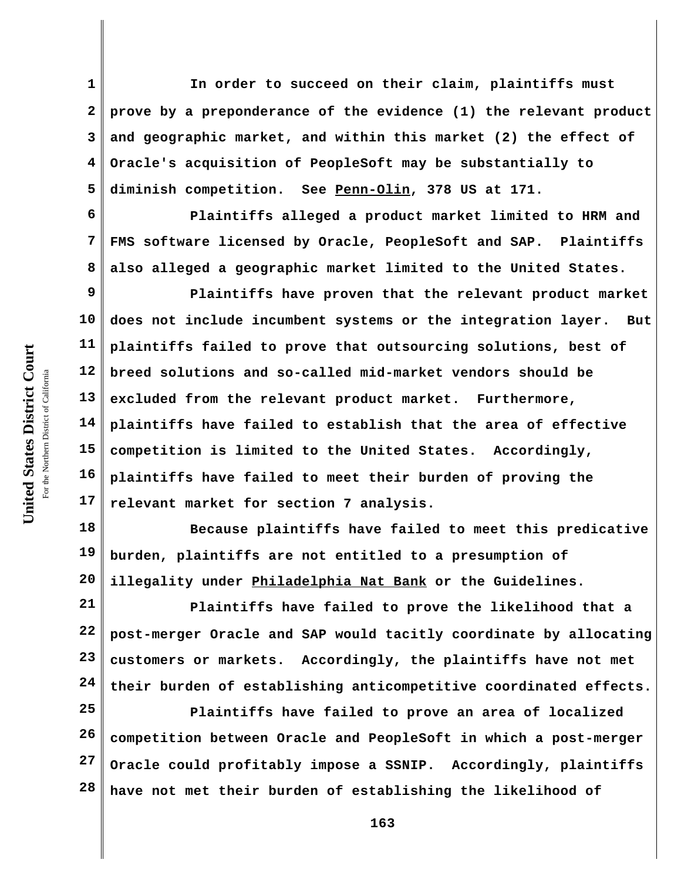In order to succeed on their claim, plaintiffs must prove by a preponderance of the evidence (1) the relevant product and geographic market, and within this market (2) the effect of Oracle's acquisition of PeopleSoft may be substantially to diminish competition. See Penn-Olin, 378 US at 171.

Plaintiffs alleged a product market limited to HRM and FMS software licensed by Oracle, PeopleSoft and SAP. Plaintiffs also alleged a geographic market limited to the United States.

Plaintiffs have proven that the relevant product market does not include incumbent systems or the integration layer. But plaintiffs failed to prove that outsourcing solutions, best of breed solutions and so-called mid-market vendors should be excluded from the relevant product market. Furthermore, plaintiffs have failed to establish that the area of effective competition is limited to the United States. Accordingly, plaintiffs have failed to meet their burden of proving the relevant market for section 7 analysis.

Because plaintiffs have failed to meet this predicative burden, plaintiffs are not entitled to a presumption of illegality under Philadelphia Nat Bank or the Guidelines.

Plaintiffs have failed to prove the likelihood that a post-merger Oracle and SAP would tacitly coordinate by allocating customers or markets. Accordingly, the plaintiffs have not met their burden of establishing anticompetitive coordinated effects.

Plaintiffs have failed to prove an area of localized competition between Oracle and PeopleSoft in which a post-merger Oracle could profitably impose a SSNIP. Accordingly, plaintiffs have not met their burden of establishing the likelihood of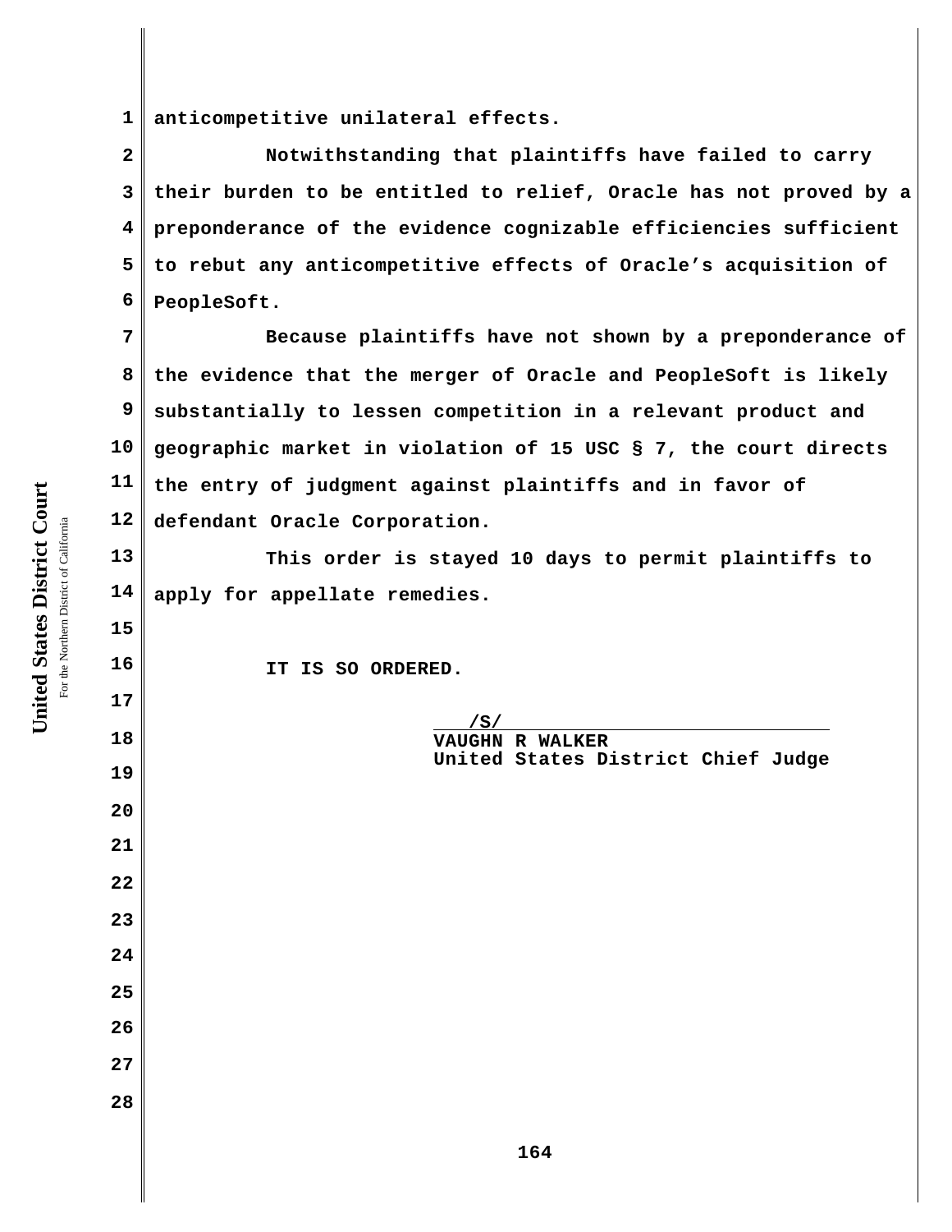anticompetitive unilateral effects.

Notwithstanding that plaintiffs have failed to carry their burden to be entitled to relief, Oracle has not proved by a preponderance of the evidence cognizable efficiencies sufficient to rebut any anticompetitive effects of Oracle's acquisition of PeopleSoft.

Because plaintiffs have not shown by a preponderance of the evidence that the merger of Oracle and PeopleSoft is likely substantially to lessen competition in a relevant product and geographic market in violation of 15 USC § 7, the court directs the entry of judgment against plaintiffs and in favor of defendant Oracle Corporation.

This order is stayed 10 days to permit plaintiffs to apply for appellate remedies.

IT IS SO ORDERED.

/S/
VAUGHN R WALKER
United States District Chief Judge